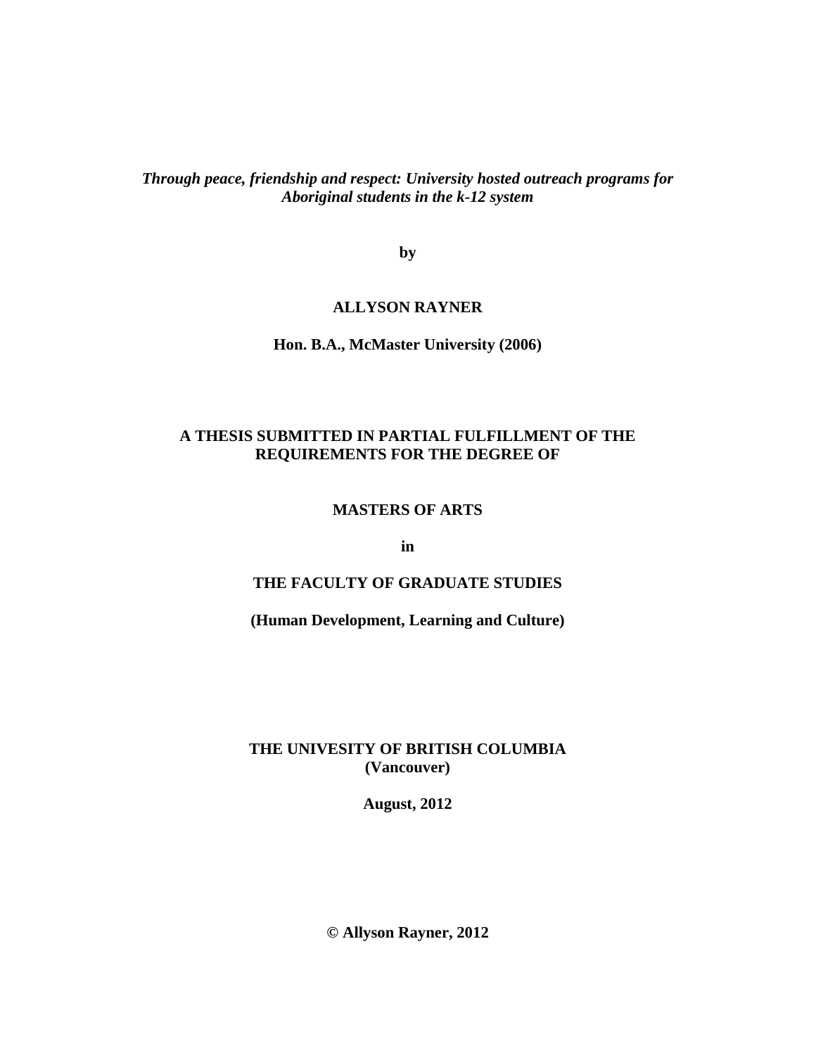***Through peace, friendship and respect: University hosted outreach programs for Aboriginal students in the k-12 system***

**by**

**ALLYSON RAYNER**

**Hon. B.A., McMaster University (2006)**

**A THESIS SUBMITTED IN PARTIAL FULFILLMENT OF THE REQUIREMENTS FOR THE DEGREE OF**

**MASTERS OF ARTS**

**in**

**THE FACULTY OF GRADUATE STUDIES**

**(Human Development, Learning and Culture)**

**THE UNIVESITY OF BRITISH COLUMBIA (Vancouver)**

**August, 2012**

**© Allyson Rayner, 2012**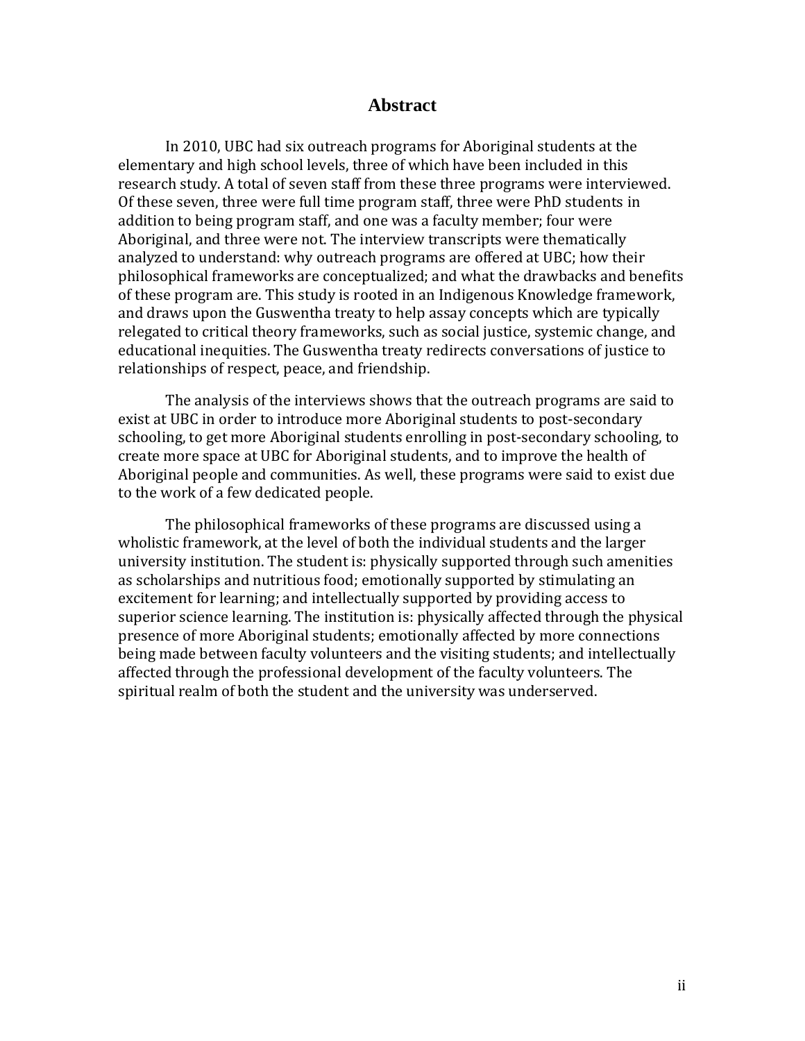# Abstract

In 2010, UBC had six outreach programs for Aboriginal students at the elementary and high school levels, three of which have been included in this research study. A total of seven staff from these three programs were interviewed. Of these seven, three were full time program staff, three were PhD students in addition to being program staff, and one was a faculty member; four were Aboriginal, and three were not. The interview transcripts were thematically analyzed to understand: why outreach programs are offered at UBC; how their philosophical frameworks are conceptualized; and what the drawbacks and benefits of these program are. This study is rooted in an Indigenous Knowledge framework, and draws upon the Guswentha treaty to help assay concepts which are typically relegated to critical theory frameworks, such as social justice, systemic change, and educational inequities. The Guswentha treaty redirects conversations of justice to relationships of respect, peace, and friendship.

The analysis of the interviews shows that the outreach programs are said to exist at UBC in order to introduce more Aboriginal students to post-secondary schooling, to get more Aboriginal students enrolling in post-secondary schooling, to create more space at UBC for Aboriginal students, and to improve the health of Aboriginal people and communities. As well, these programs were said to exist due to the work of a few dedicated people.

The philosophical frameworks of these programs are discussed using a wholistic framework, at the level of both the individual students and the larger university institution. The student is: physically supported through such amenities as scholarships and nutritious food; emotionally supported by stimulating an excitement for learning; and intellectually supported by providing access to superior science learning. The institution is: physically affected through the physical presence of more Aboriginal students; emotionally affected by more connections being made between faculty volunteers and the visiting students; and intellectually affected through the professional development of the faculty volunteers. The spiritual realm of both the student and the university was underserved.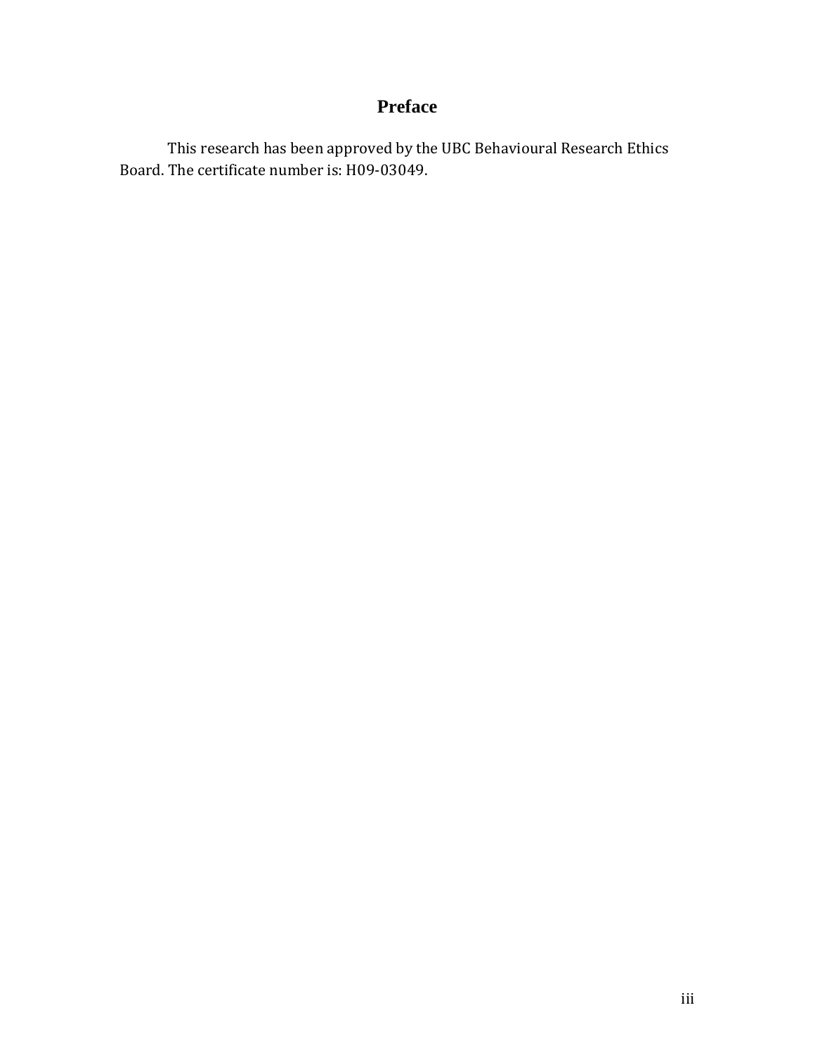# Preface

This research has been approved by the UBC Behavioural Research Ethics Board. The certificate number is: H09-03049.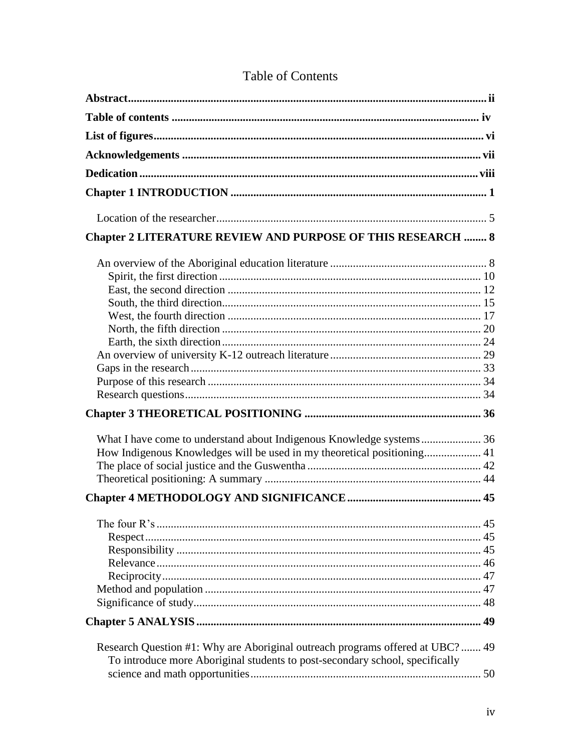# Table of Contents

**Abstract** ... ii

**Table of contents** ... iv

**List of figures** ... vi

**Acknowledgements** ... vii

**Dedication** ... viii

**Chapter 1 INTRODUCTION** ... 1

- Location of the researcher ... 5

**Chapter 2 LITERATURE REVIEW AND PURPOSE OF THIS RESEARCH** ... 8

- An overview of the Aboriginal education literature ... 8
  - Spirit, the first direction ... 10
  - East, the second direction ... 12
  - South, the third direction ... 15
  - West, the fourth direction ... 17
  - North, the fifth direction ... 20
  - Earth, the sixth direction ... 24
- An overview of university K-12 outreach literature ... 29
- Gaps in the research ... 33
- Purpose of this research ... 34
- Research questions ... 34

**Chapter 3 THEORETICAL POSITIONING** ... 36

- What I have come to understand about Indigenous Knowledge systems ... 36
- How Indigenous Knowledges will be used in my theoretical positioning ... 41
- The place of social justice and the Guswentha ... 42
- Theoretical positioning: A summary ... 44

**Chapter 4 METHODOLOGY AND SIGNIFICANCE** ... 45

- The four R's ... 45
  - Respect ... 45
  - Responsibility ... 45
  - Relevance ... 46
  - Reciprocity ... 47
- Method and population ... 47
- Significance of study ... 48

**Chapter 5 ANALYSIS** ... 49

- Research Question #1: Why are Aboriginal outreach programs offered at UBC? ... 49
  - To introduce more Aboriginal students to post-secondary school, specifically science and math opportunities ... 50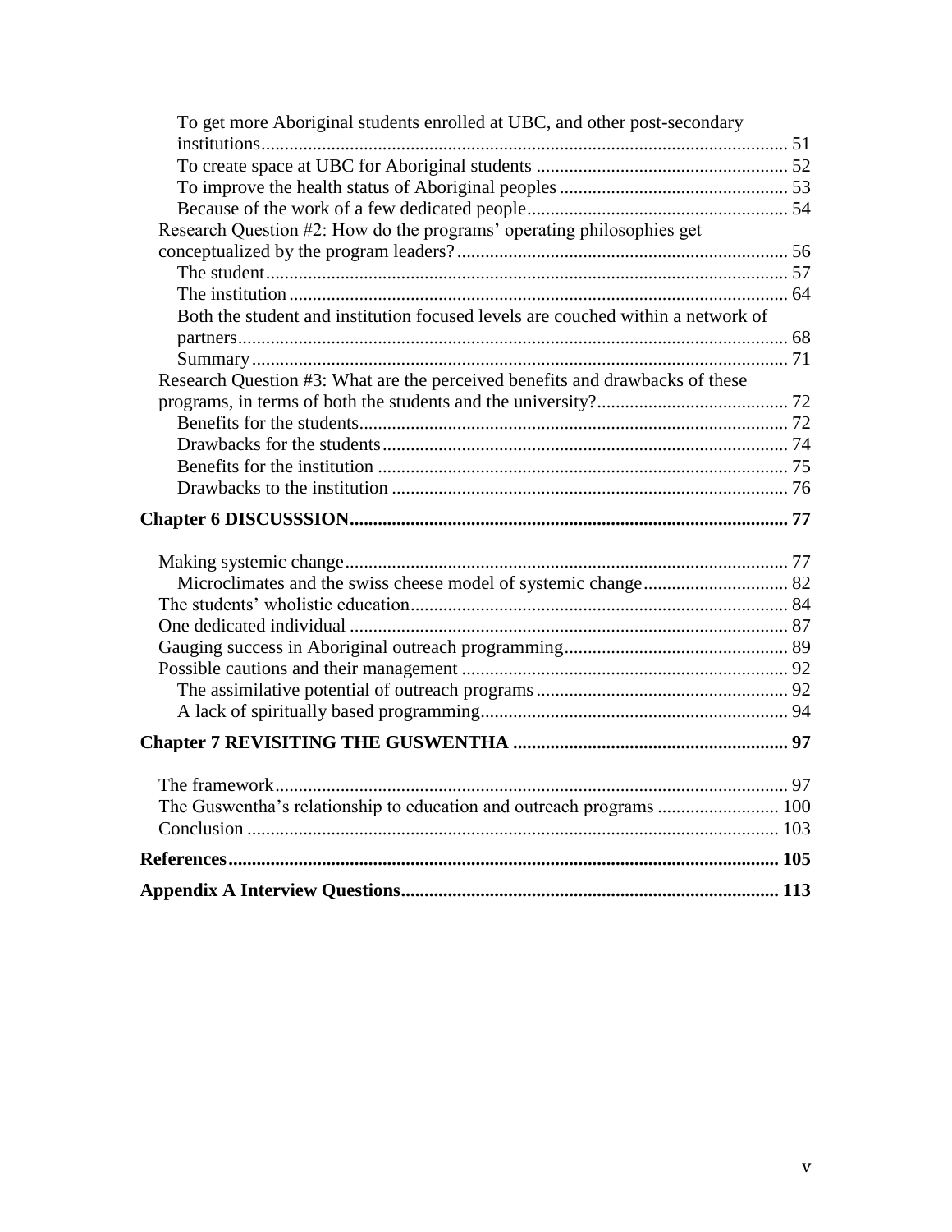To get more Aboriginal students enrolled at UBC, and other post-secondary institutions ........ 51
To create space at UBC for Aboriginal students ........ 52
To improve the health status of Aboriginal peoples ........ 53
Because of the work of a few dedicated people ........ 54
Research Question #2: How do the programs' operating philosophies get conceptualized by the program leaders? ........ 56
The student ........ 57
The institution ........ 64
Both the student and institution focused levels are couched within a network of partners ........ 68
Summary ........ 71
Research Question #3: What are the perceived benefits and drawbacks of these programs, in terms of both the students and the university? ........ 72
Benefits for the students ........ 72
Drawbacks for the students ........ 74
Benefits for the institution ........ 75
Drawbacks to the institution ........ 76

**Chapter 6 DISCUSSSION ........ 77**

Making systemic change ........ 77
Microclimates and the swiss cheese model of systemic change ........ 82
The students' wholistic education ........ 84
One dedicated individual ........ 87
Gauging success in Aboriginal outreach programming ........ 89
Possible cautions and their management ........ 92
The assimilative potential of outreach programs ........ 92
A lack of spiritually based programming ........ 94

**Chapter 7 REVISITING THE GUSWENTHA ........ 97**

The framework ........ 97
The Guswentha's relationship to education and outreach programs ........ 100
Conclusion ........ 103

**References ........ 105**

**Appendix A Interview Questions ........ 113**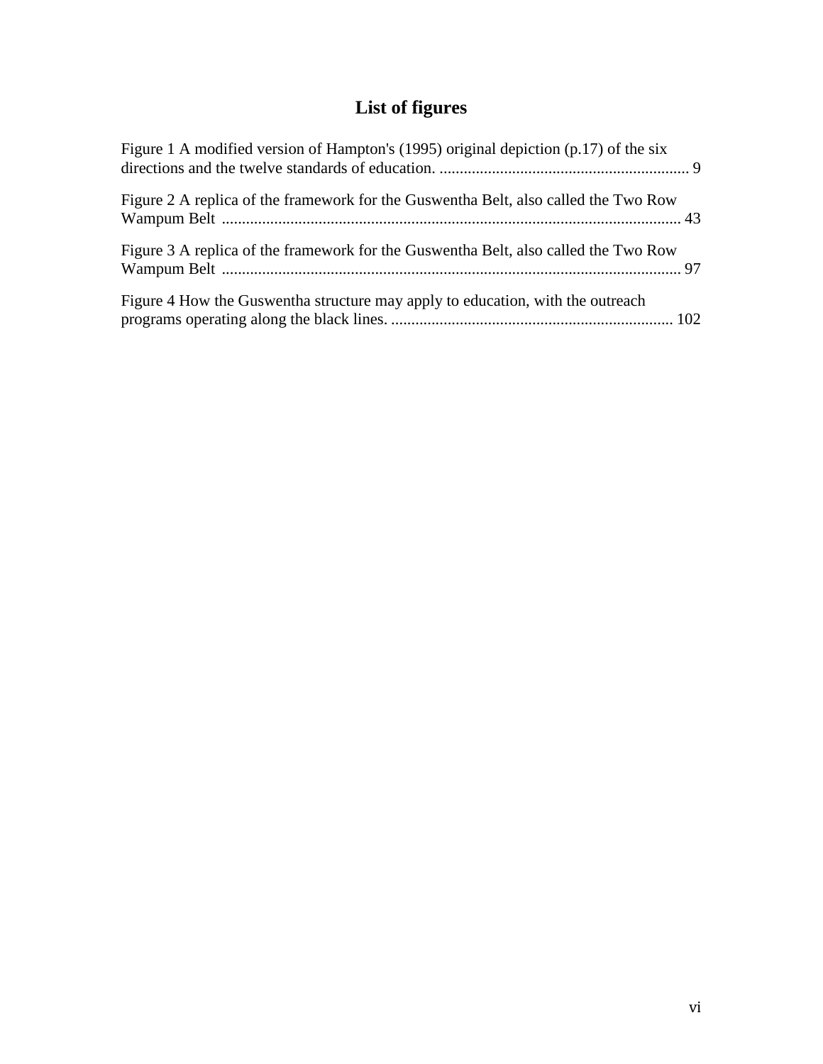# List of figures

Figure 1 A modified version of Hampton's (1995) original depiction (p.17) of the six directions and the twelve standards of education. .............................................................. 9

Figure 2 A replica of the framework for the Guswentha Belt, also called the Two Row Wampum Belt ................................................................................................................. 43

Figure 3 A replica of the framework for the Guswentha Belt, also called the Two Row Wampum Belt ................................................................................................................. 97

Figure 4 How the Guswentha structure may apply to education, with the outreach programs operating along the black lines. ...................................................................... 102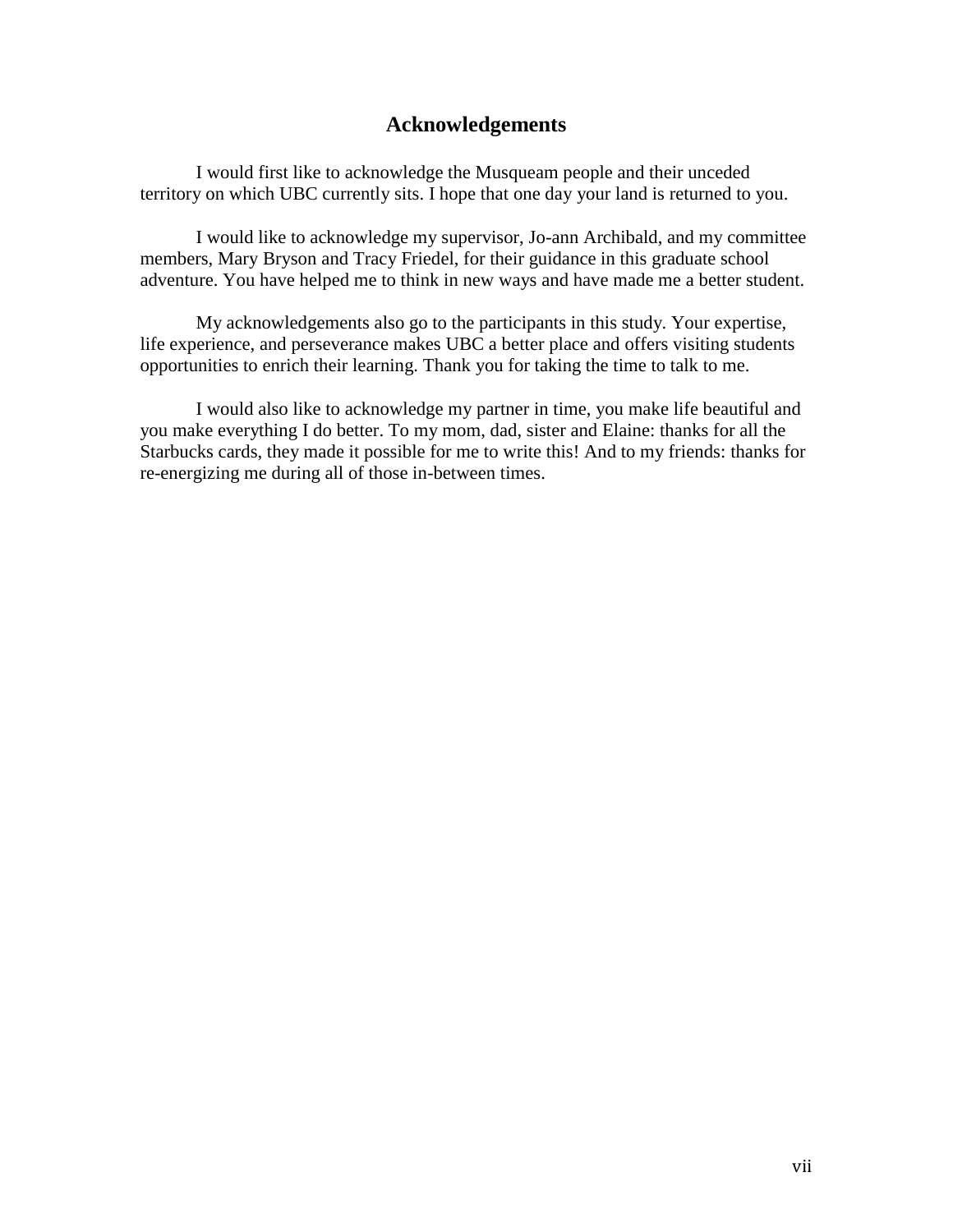# Acknowledgements

I would first like to acknowledge the Musqueam people and their unceded territory on which UBC currently sits. I hope that one day your land is returned to you.

I would like to acknowledge my supervisor, Jo-ann Archibald, and my committee members, Mary Bryson and Tracy Friedel, for their guidance in this graduate school adventure. You have helped me to think in new ways and have made me a better student.

My acknowledgements also go to the participants in this study. Your expertise, life experience, and perseverance makes UBC a better place and offers visiting students opportunities to enrich their learning. Thank you for taking the time to talk to me.

I would also like to acknowledge my partner in time, you make life beautiful and you make everything I do better. To my mom, dad, sister and Elaine: thanks for all the Starbucks cards, they made it possible for me to write this! And to my friends: thanks for re-energizing me during all of those in-between times.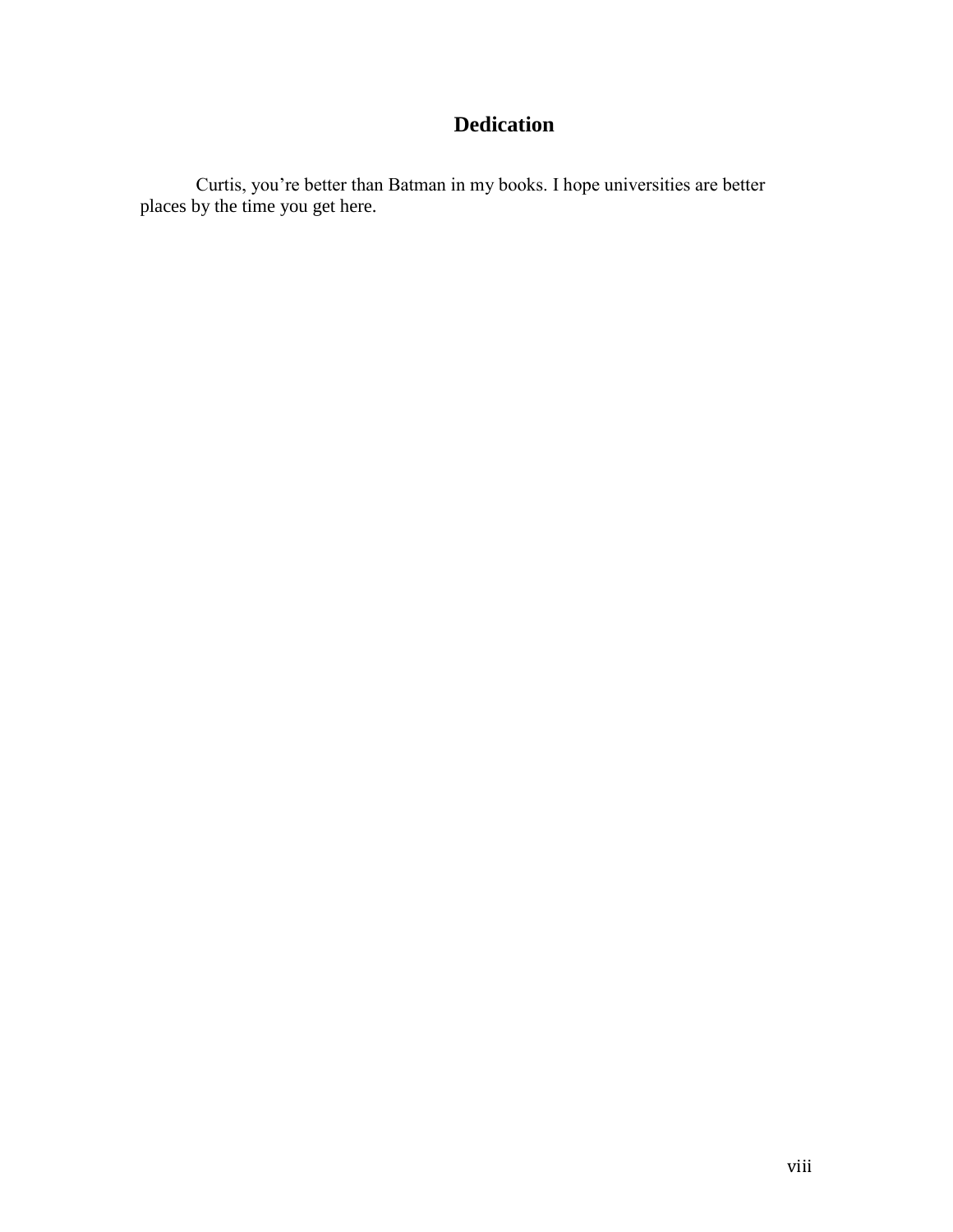# Dedication

Curtis, you’re better than Batman in my books. I hope universities are better places by the time you get here.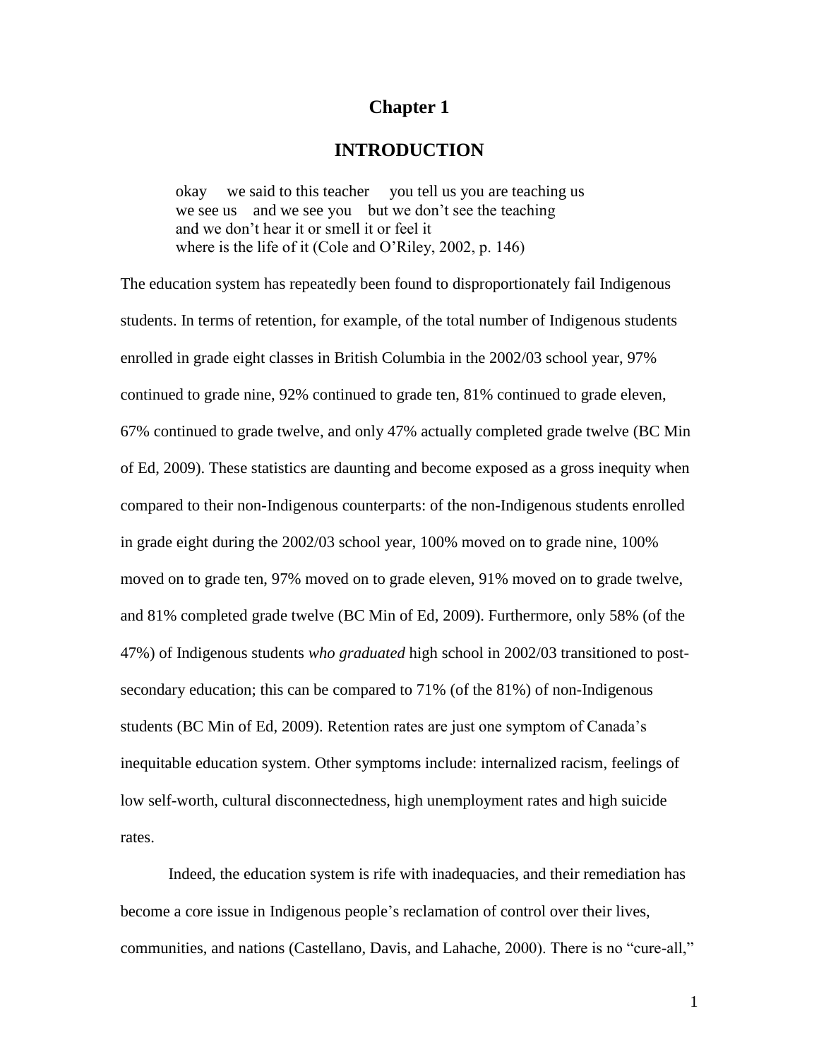# Chapter 1

## INTRODUCTION

> okay    we said to this teacher    you tell us you are teaching us
> we see us    and we see you    but we don't see the teaching
> and we don't hear it or smell it or feel it
> where is the life of it (Cole and O'Riley, 2002, p. 146)

The education system has repeatedly been found to disproportionately fail Indigenous students. In terms of retention, for example, of the total number of Indigenous students enrolled in grade eight classes in British Columbia in the 2002/03 school year, 97% continued to grade nine, 92% continued to grade ten, 81% continued to grade eleven, 67% continued to grade twelve, and only 47% actually completed grade twelve (BC Min of Ed, 2009). These statistics are daunting and become exposed as a gross inequity when compared to their non-Indigenous counterparts: of the non-Indigenous students enrolled in grade eight during the 2002/03 school year, 100% moved on to grade nine, 100% moved on to grade ten, 97% moved on to grade eleven, 91% moved on to grade twelve, and 81% completed grade twelve (BC Min of Ed, 2009). Furthermore, only 58% (of the 47%) of Indigenous students *who graduated* high school in 2002/03 transitioned to post-secondary education; this can be compared to 71% (of the 81%) of non-Indigenous students (BC Min of Ed, 2009). Retention rates are just one symptom of Canada's inequitable education system. Other symptoms include: internalized racism, feelings of low self-worth, cultural disconnectedness, high unemployment rates and high suicide rates.

Indeed, the education system is rife with inadequacies, and their remediation has become a core issue in Indigenous people's reclamation of control over their lives, communities, and nations (Castellano, Davis, and Lahache, 2000). There is no "cure-all,"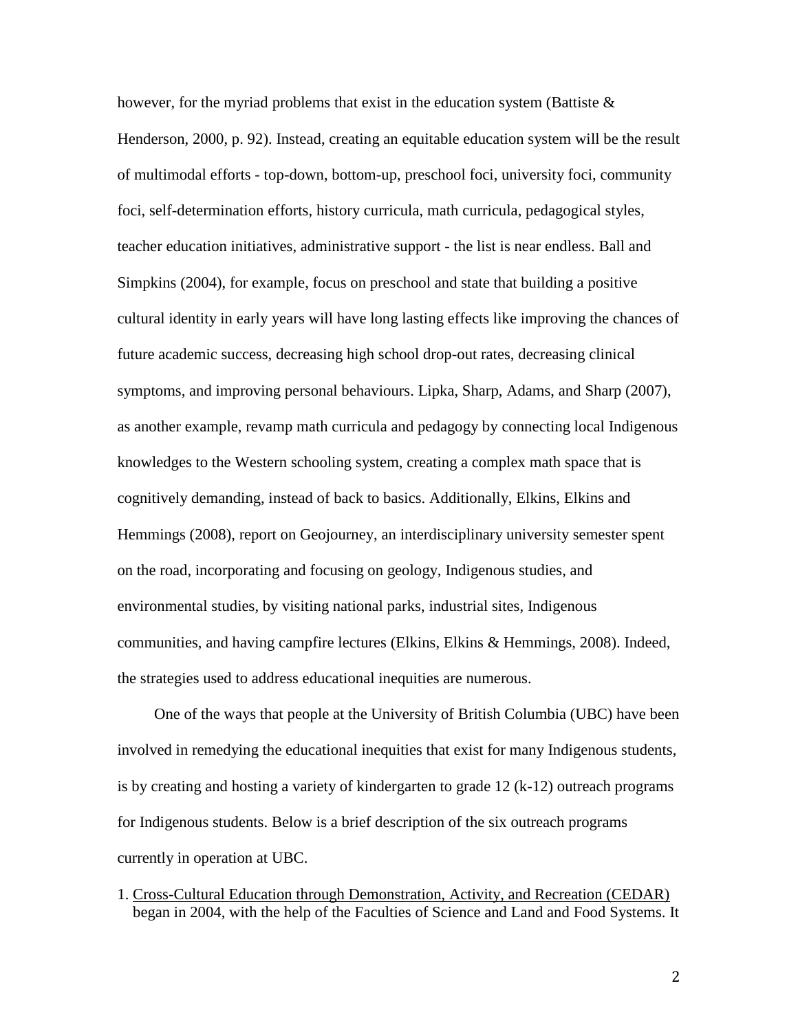however, for the myriad problems that exist in the education system (Battiste & Henderson, 2000, p. 92). Instead, creating an equitable education system will be the result of multimodal efforts - top-down, bottom-up, preschool foci, university foci, community foci, self-determination efforts, history curricula, math curricula, pedagogical styles, teacher education initiatives, administrative support - the list is near endless. Ball and Simpkins (2004), for example, focus on preschool and state that building a positive cultural identity in early years will have long lasting effects like improving the chances of future academic success, decreasing high school drop-out rates, decreasing clinical symptoms, and improving personal behaviours. Lipka, Sharp, Adams, and Sharp (2007), as another example, revamp math curricula and pedagogy by connecting local Indigenous knowledges to the Western schooling system, creating a complex math space that is cognitively demanding, instead of back to basics. Additionally, Elkins, Elkins and Hemmings (2008), report on Geojourney, an interdisciplinary university semester spent on the road, incorporating and focusing on geology, Indigenous studies, and environmental studies, by visiting national parks, industrial sites, Indigenous communities, and having campfire lectures (Elkins, Elkins & Hemmings, 2008). Indeed, the strategies used to address educational inequities are numerous.

One of the ways that people at the University of British Columbia (UBC) have been involved in remedying the educational inequities that exist for many Indigenous students, is by creating and hosting a variety of kindergarten to grade 12 (k-12) outreach programs for Indigenous students. Below is a brief description of the six outreach programs currently in operation at UBC.

1. Cross-Cultural Education through Demonstration, Activity, and Recreation (CEDAR) began in 2004, with the help of the Faculties of Science and Land and Food Systems. It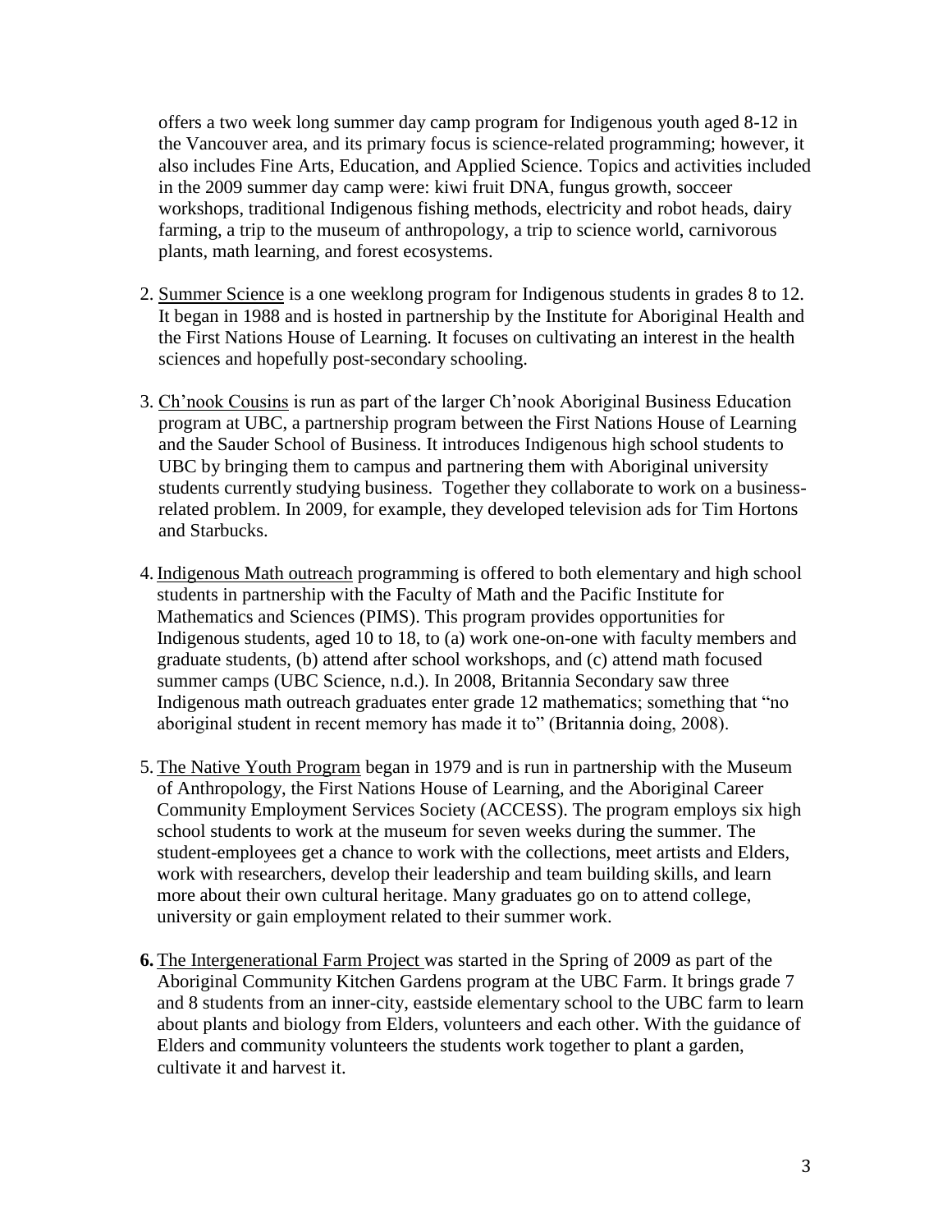offers a two week long summer day camp program for Indigenous youth aged 8-12 in the Vancouver area, and its primary focus is science-related programming; however, it also includes Fine Arts, Education, and Applied Science. Topics and activities included in the 2009 summer day camp were: kiwi fruit DNA, fungus growth, socceer workshops, traditional Indigenous fishing methods, electricity and robot heads, dairy farming, a trip to the museum of anthropology, a trip to science world, carnivorous plants, math learning, and forest ecosystems.

2. Summer Science is a one weeklong program for Indigenous students in grades 8 to 12. It began in 1988 and is hosted in partnership by the Institute for Aboriginal Health and the First Nations House of Learning. It focuses on cultivating an interest in the health sciences and hopefully post-secondary schooling.

3. Ch'nook Cousins is run as part of the larger Ch'nook Aboriginal Business Education program at UBC, a partnership program between the First Nations House of Learning and the Sauder School of Business. It introduces Indigenous high school students to UBC by bringing them to campus and partnering them with Aboriginal university students currently studying business. Together they collaborate to work on a business-related problem. In 2009, for example, they developed television ads for Tim Hortons and Starbucks.

4. Indigenous Math outreach programming is offered to both elementary and high school students in partnership with the Faculty of Math and the Pacific Institute for Mathematics and Sciences (PIMS). This program provides opportunities for Indigenous students, aged 10 to 18, to (a) work one-on-one with faculty members and graduate students, (b) attend after school workshops, and (c) attend math focused summer camps (UBC Science, n.d.). In 2008, Britannia Secondary saw three Indigenous math outreach graduates enter grade 12 mathematics; something that "no aboriginal student in recent memory has made it to" (Britannia doing, 2008).

5. The Native Youth Program began in 1979 and is run in partnership with the Museum of Anthropology, the First Nations House of Learning, and the Aboriginal Career Community Employment Services Society (ACCESS). The program employs six high school students to work at the museum for seven weeks during the summer. The student-employees get a chance to work with the collections, meet artists and Elders, work with researchers, develop their leadership and team building skills, and learn more about their own cultural heritage. Many graduates go on to attend college, university or gain employment related to their summer work.

6. The Intergenerational Farm Project was started in the Spring of 2009 as part of the Aboriginal Community Kitchen Gardens program at the UBC Farm. It brings grade 7 and 8 students from an inner-city, eastside elementary school to the UBC farm to learn about plants and biology from Elders, volunteers and each other. With the guidance of Elders and community volunteers the students work together to plant a garden, cultivate it and harvest it.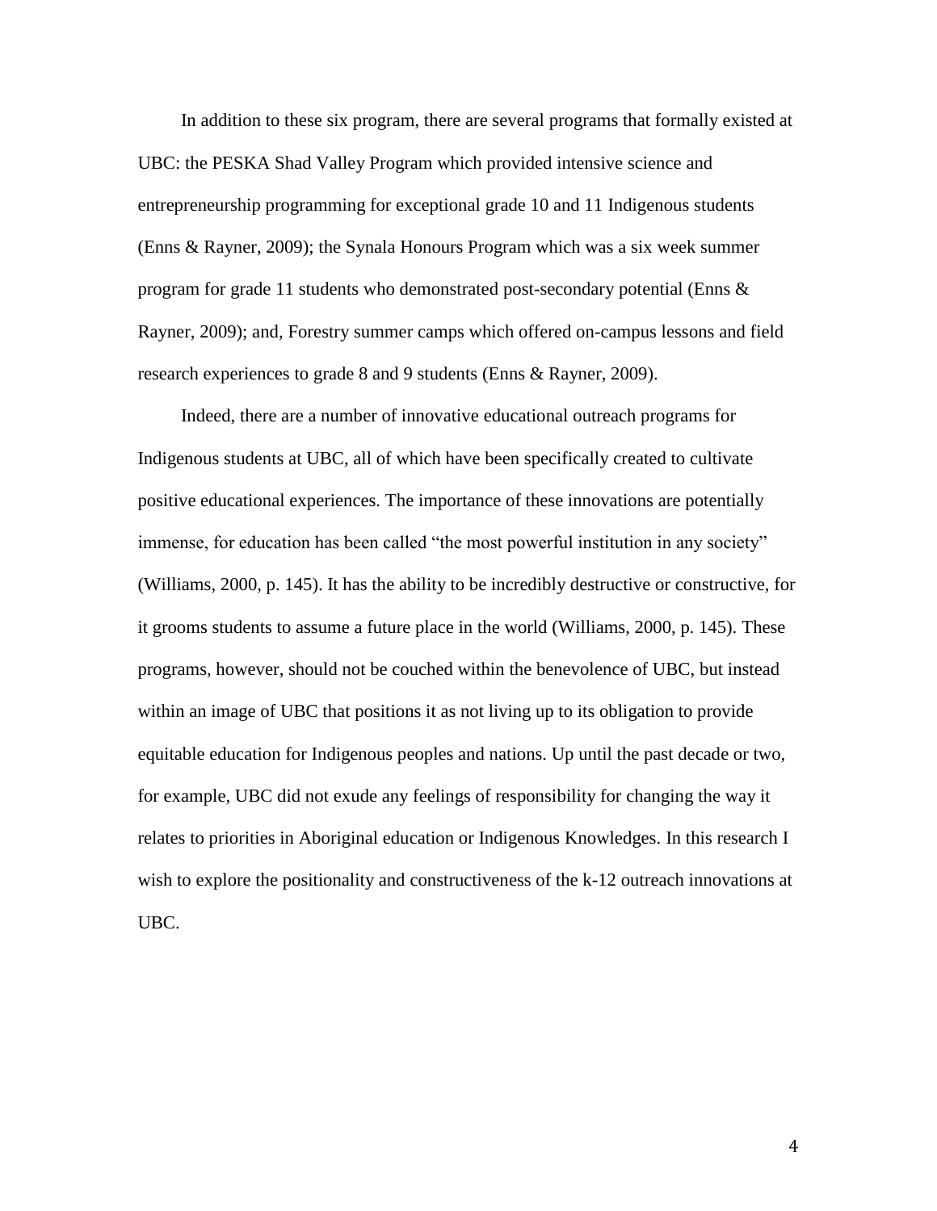In addition to these six program, there are several programs that formally existed at UBC: the PESKA Shad Valley Program which provided intensive science and entrepreneurship programming for exceptional grade 10 and 11 Indigenous students (Enns & Rayner, 2009); the Synala Honours Program which was a six week summer program for grade 11 students who demonstrated post-secondary potential (Enns & Rayner, 2009); and, Forestry summer camps which offered on-campus lessons and field research experiences to grade 8 and 9 students (Enns & Rayner, 2009).

Indeed, there are a number of innovative educational outreach programs for Indigenous students at UBC, all of which have been specifically created to cultivate positive educational experiences. The importance of these innovations are potentially immense, for education has been called "the most powerful institution in any society" (Williams, 2000, p. 145). It has the ability to be incredibly destructive or constructive, for it grooms students to assume a future place in the world (Williams, 2000, p. 145). These programs, however, should not be couched within the benevolence of UBC, but instead within an image of UBC that positions it as not living up to its obligation to provide equitable education for Indigenous peoples and nations. Up until the past decade or two, for example, UBC did not exude any feelings of responsibility for changing the way it relates to priorities in Aboriginal education or Indigenous Knowledges. In this research I wish to explore the positionality and constructiveness of the k-12 outreach innovations at UBC.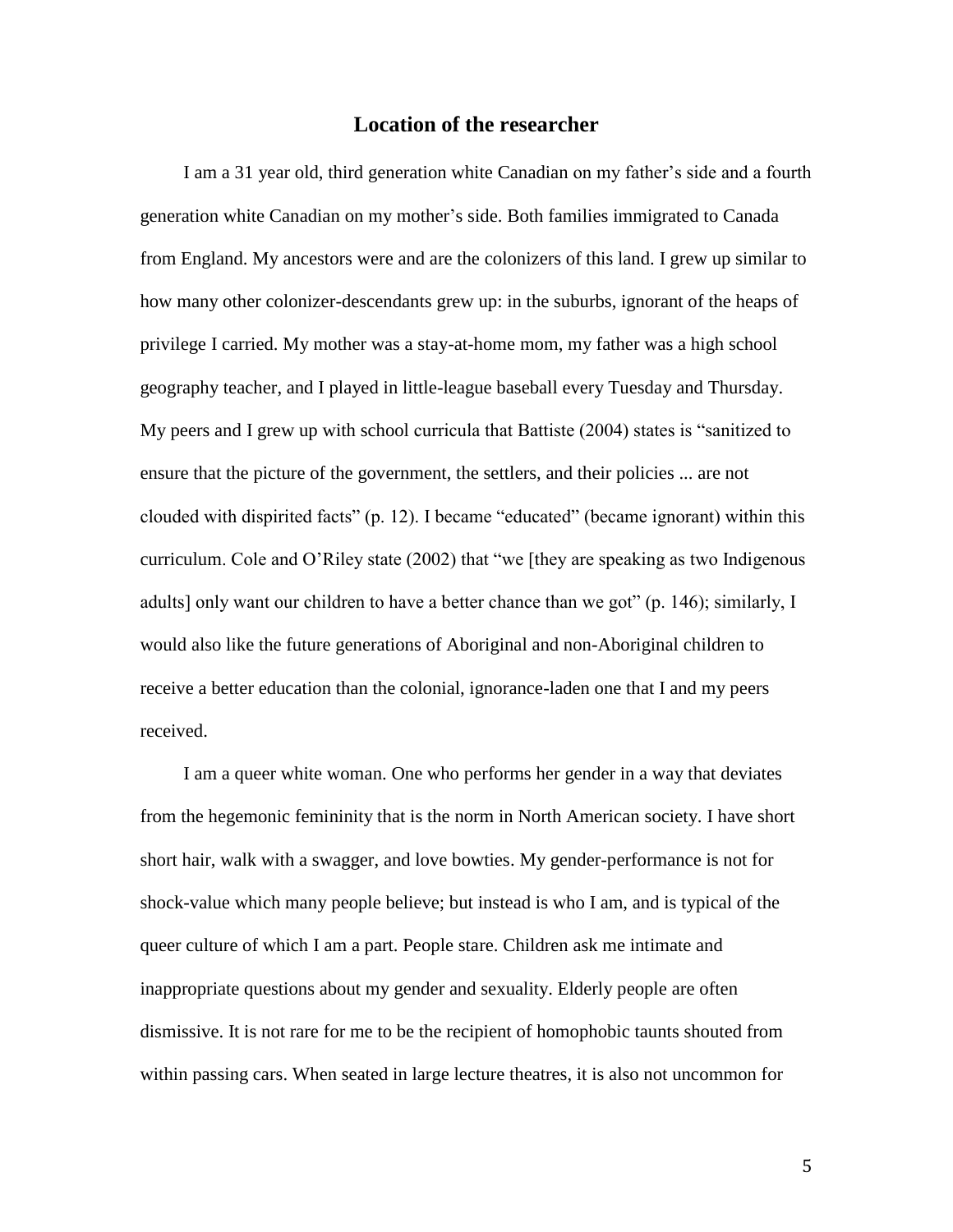## Location of the researcher

I am a 31 year old, third generation white Canadian on my father's side and a fourth generation white Canadian on my mother's side. Both families immigrated to Canada from England. My ancestors were and are the colonizers of this land. I grew up similar to how many other colonizer-descendants grew up: in the suburbs, ignorant of the heaps of privilege I carried. My mother was a stay-at-home mom, my father was a high school geography teacher, and I played in little-league baseball every Tuesday and Thursday. My peers and I grew up with school curricula that Battiste (2004) states is "sanitized to ensure that the picture of the government, the settlers, and their policies ... are not clouded with dispirited facts" (p. 12). I became "educated" (became ignorant) within this curriculum. Cole and O'Riley state (2002) that "we [they are speaking as two Indigenous adults] only want our children to have a better chance than we got" (p. 146); similarly, I would also like the future generations of Aboriginal and non-Aboriginal children to receive a better education than the colonial, ignorance-laden one that I and my peers received.

I am a queer white woman. One who performs her gender in a way that deviates from the hegemonic femininity that is the norm in North American society. I have short short hair, walk with a swagger, and love bowties. My gender-performance is not for shock-value which many people believe; but instead is who I am, and is typical of the queer culture of which I am a part. People stare. Children ask me intimate and inappropriate questions about my gender and sexuality. Elderly people are often dismissive. It is not rare for me to be the recipient of homophobic taunts shouted from within passing cars. When seated in large lecture theatres, it is also not uncommon for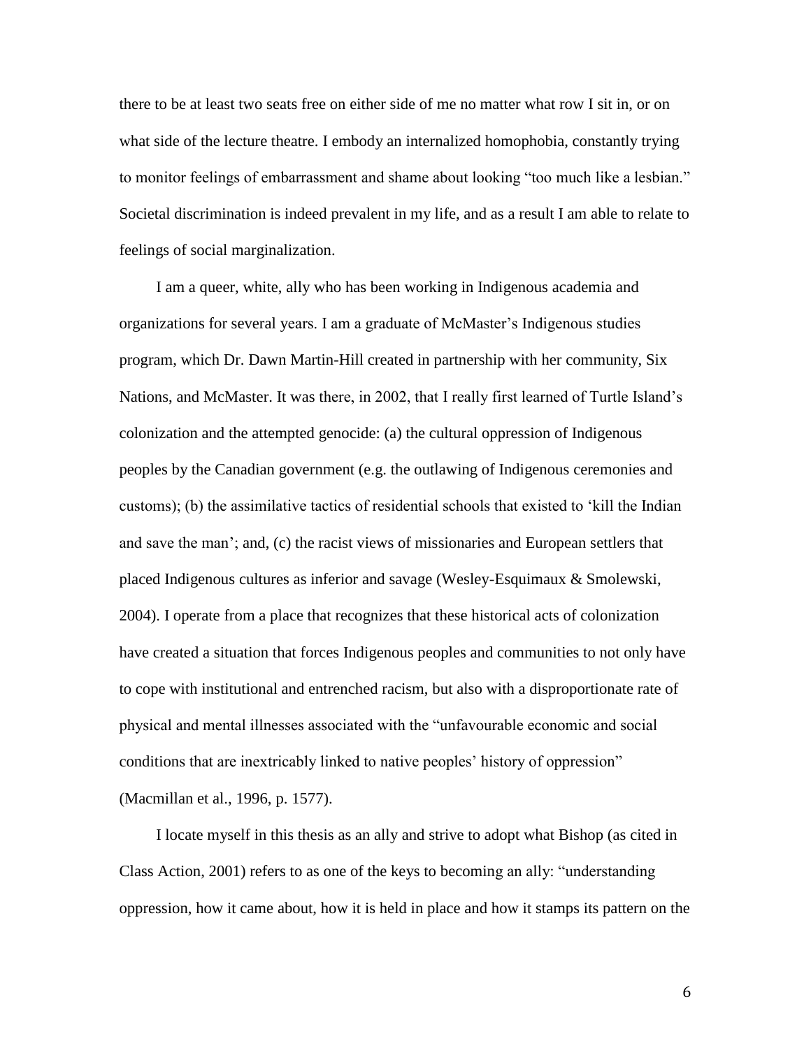there to be at least two seats free on either side of me no matter what row I sit in, or on what side of the lecture theatre. I embody an internalized homophobia, constantly trying to monitor feelings of embarrassment and shame about looking "too much like a lesbian." Societal discrimination is indeed prevalent in my life, and as a result I am able to relate to feelings of social marginalization.

I am a queer, white, ally who has been working in Indigenous academia and organizations for several years. I am a graduate of McMaster's Indigenous studies program, which Dr. Dawn Martin-Hill created in partnership with her community, Six Nations, and McMaster. It was there, in 2002, that I really first learned of Turtle Island's colonization and the attempted genocide: (a) the cultural oppression of Indigenous peoples by the Canadian government (e.g. the outlawing of Indigenous ceremonies and customs); (b) the assimilative tactics of residential schools that existed to 'kill the Indian and save the man'; and, (c) the racist views of missionaries and European settlers that placed Indigenous cultures as inferior and savage (Wesley-Esquimaux & Smolewski, 2004). I operate from a place that recognizes that these historical acts of colonization have created a situation that forces Indigenous peoples and communities to not only have to cope with institutional and entrenched racism, but also with a disproportionate rate of physical and mental illnesses associated with the "unfavourable economic and social conditions that are inextricably linked to native peoples' history of oppression" (Macmillan et al., 1996, p. 1577).

I locate myself in this thesis as an ally and strive to adopt what Bishop (as cited in Class Action, 2001) refers to as one of the keys to becoming an ally: "understanding oppression, how it came about, how it is held in place and how it stamps its pattern on the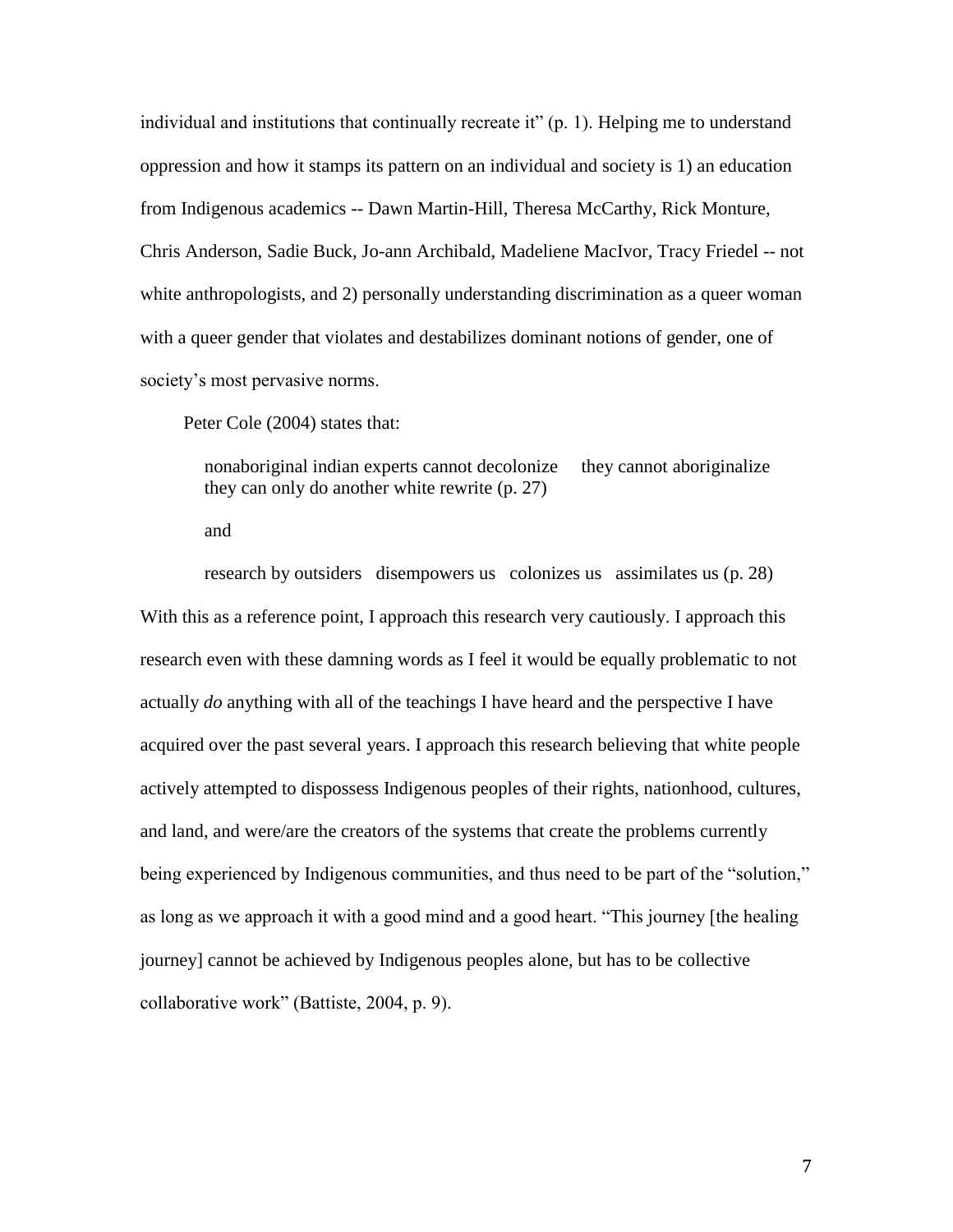individual and institutions that continually recreate it" (p. 1). Helping me to understand oppression and how it stamps its pattern on an individual and society is 1) an education from Indigenous academics -- Dawn Martin-Hill, Theresa McCarthy, Rick Monture, Chris Anderson, Sadie Buck, Jo-ann Archibald, Madeliene MacIvor, Tracy Friedel -- not white anthropologists, and 2) personally understanding discrimination as a queer woman with a queer gender that violates and destabilizes dominant notions of gender, one of society's most pervasive norms.

Peter Cole (2004) states that:

> nonaboriginal indian experts cannot decolonize     they cannot aboriginalize
> they can only do another white rewrite (p. 27)
>
> and
>
> research by outsiders   disempowers us   colonizes us   assimilates us (p. 28)

With this as a reference point, I approach this research very cautiously. I approach this research even with these damning words as I feel it would be equally problematic to not actually *do* anything with all of the teachings I have heard and the perspective I have acquired over the past several years. I approach this research believing that white people actively attempted to dispossess Indigenous peoples of their rights, nationhood, cultures, and land, and were/are the creators of the systems that create the problems currently being experienced by Indigenous communities, and thus need to be part of the "solution," as long as we approach it with a good mind and a good heart. "This journey [the healing journey] cannot be achieved by Indigenous peoples alone, but has to be collective collaborative work" (Battiste, 2004, p. 9).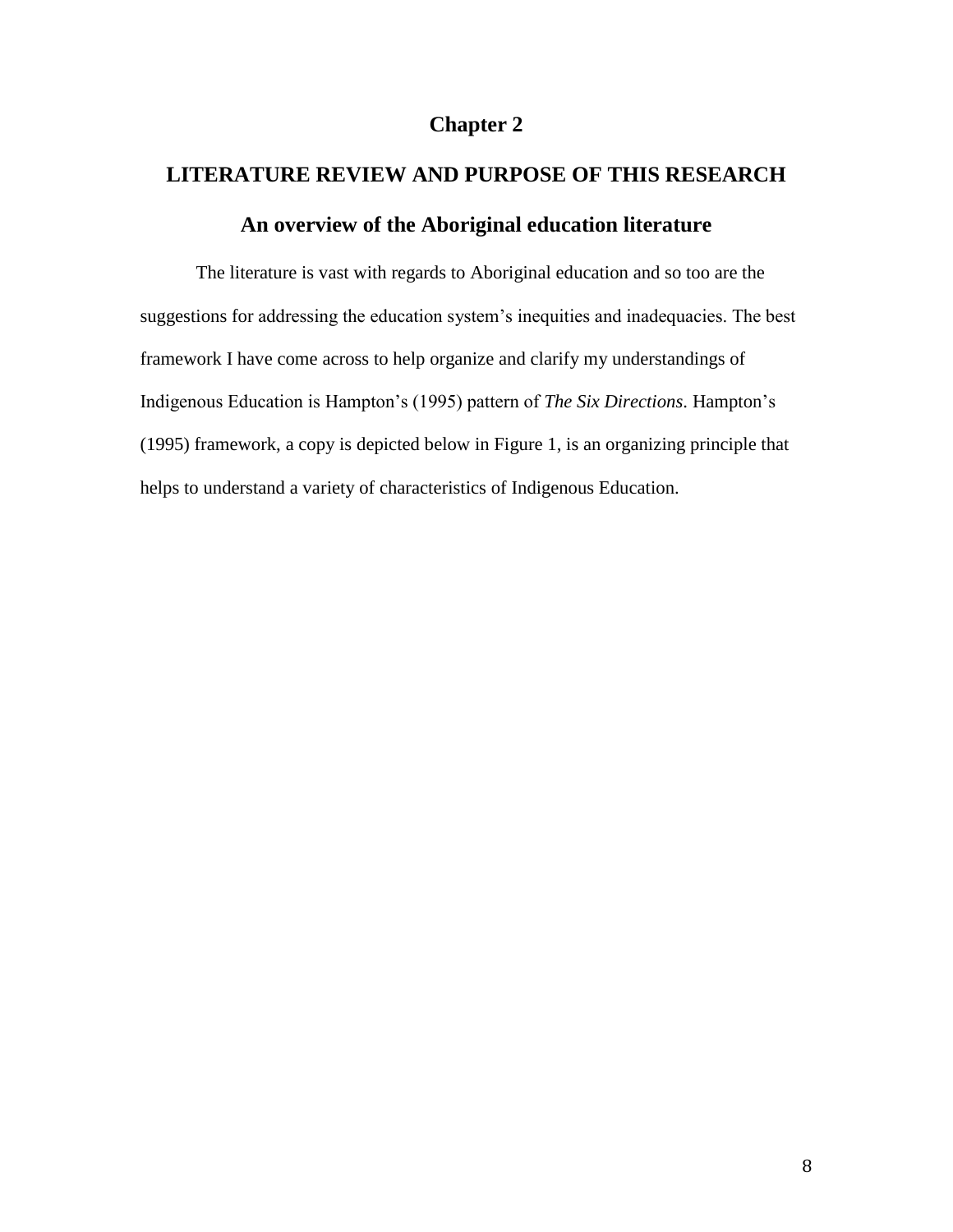# Chapter 2

## LITERATURE REVIEW AND PURPOSE OF THIS RESEARCH

### An overview of the Aboriginal education literature

The literature is vast with regards to Aboriginal education and so too are the suggestions for addressing the education system's inequities and inadequacies. The best framework I have come across to help organize and clarify my understandings of Indigenous Education is Hampton's (1995) pattern of *The Six Directions*. Hampton's (1995) framework, a copy is depicted below in Figure 1, is an organizing principle that helps to understand a variety of characteristics of Indigenous Education.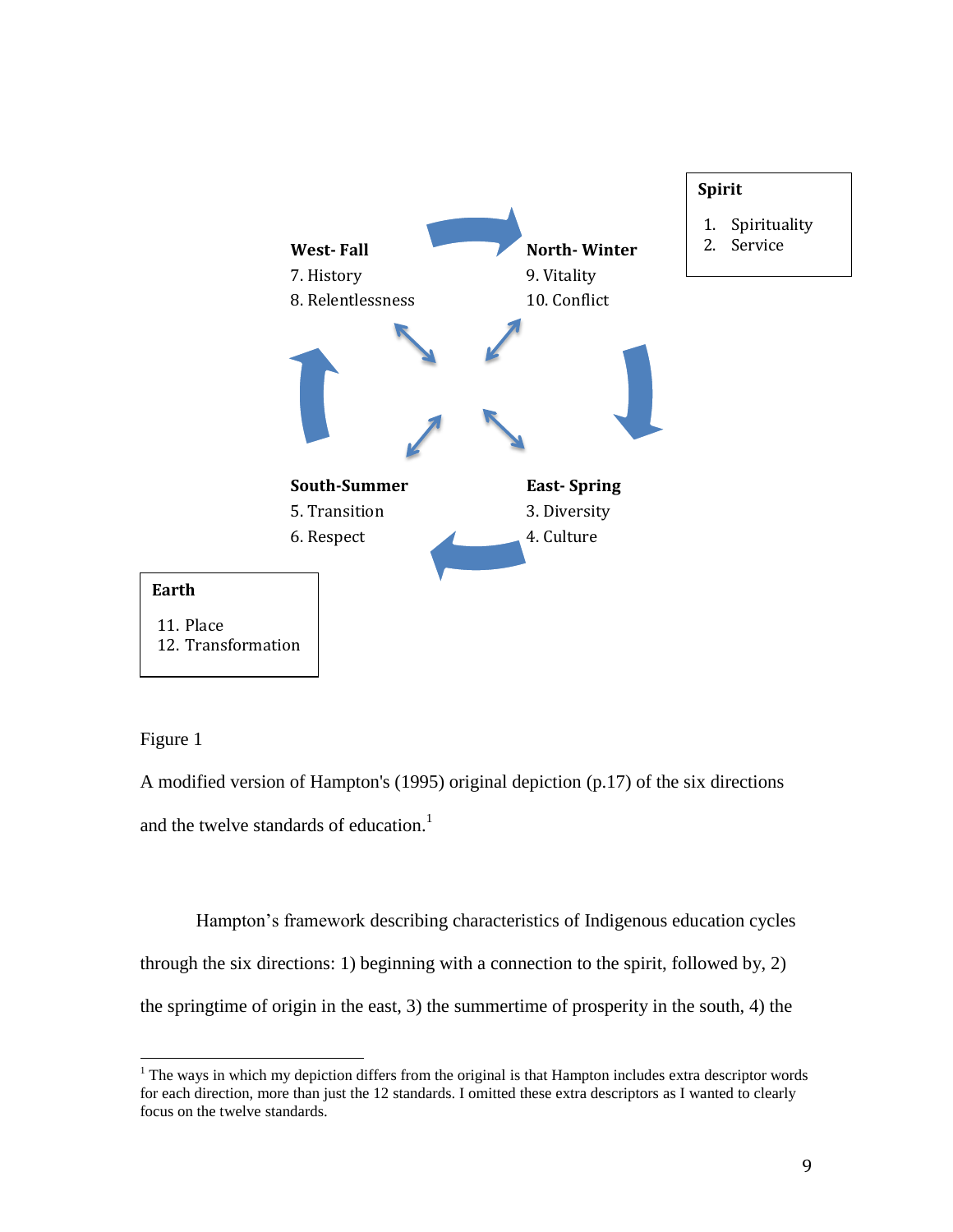**Spirit**

1. Spirituality
2. Service

**West- Fall**
7. History
8. Relentlessness

**North- Winter**
9. Vitality
10. Conflict

**South-Summer**
5. Transition
6. Respect

**East- Spring**
3. Diversity
4. Culture

**Earth**

11. Place
12. Transformation

Figure 1

A modified version of Hampton's (1995) original depiction (p.17) of the six directions and the twelve standards of education.[1]

Hampton's framework describing characteristics of Indigenous education cycles through the six directions: 1) beginning with a connection to the spirit, followed by, 2) the springtime of origin in the east, 3) the summertime of prosperity in the south, 4) the

[1] The ways in which my depiction differs from the original is that Hampton includes extra descriptor words for each direction, more than just the 12 standards. I omitted these extra descriptors as I wanted to clearly focus on the twelve standards.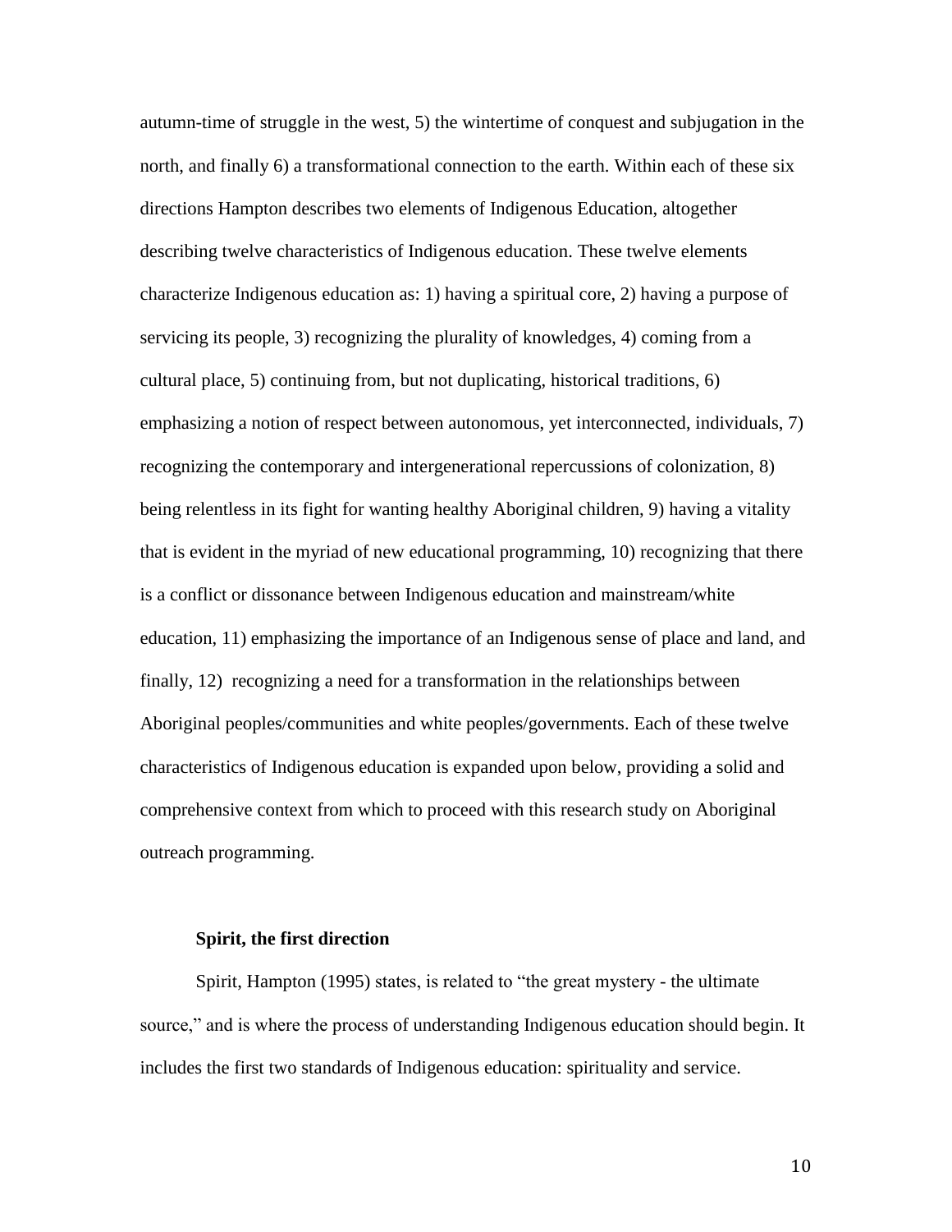autumn-time of struggle in the west, 5) the wintertime of conquest and subjugation in the north, and finally 6) a transformational connection to the earth. Within each of these six directions Hampton describes two elements of Indigenous Education, altogether describing twelve characteristics of Indigenous education. These twelve elements characterize Indigenous education as: 1) having a spiritual core, 2) having a purpose of servicing its people, 3) recognizing the plurality of knowledges, 4) coming from a cultural place, 5) continuing from, but not duplicating, historical traditions, 6) emphasizing a notion of respect between autonomous, yet interconnected, individuals, 7) recognizing the contemporary and intergenerational repercussions of colonization, 8) being relentless in its fight for wanting healthy Aboriginal children, 9) having a vitality that is evident in the myriad of new educational programming, 10) recognizing that there is a conflict or dissonance between Indigenous education and mainstream/white education, 11) emphasizing the importance of an Indigenous sense of place and land, and finally, 12) recognizing a need for a transformation in the relationships between Aboriginal peoples/communities and white peoples/governments. Each of these twelve characteristics of Indigenous education is expanded upon below, providing a solid and comprehensive context from which to proceed with this research study on Aboriginal outreach programming.

### Spirit, the first direction

Spirit, Hampton (1995) states, is related to "the great mystery - the ultimate source," and is where the process of understanding Indigenous education should begin. It includes the first two standards of Indigenous education: spirituality and service.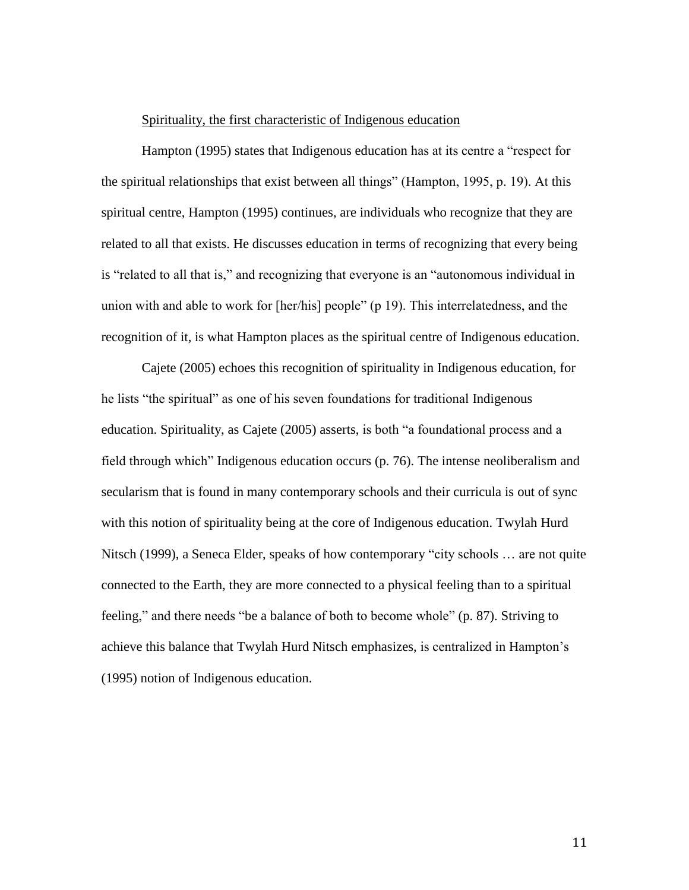<u>Spirituality, the first characteristic of Indigenous education</u>

Hampton (1995) states that Indigenous education has at its centre a "respect for the spiritual relationships that exist between all things" (Hampton, 1995, p. 19). At this spiritual centre, Hampton (1995) continues, are individuals who recognize that they are related to all that exists. He discusses education in terms of recognizing that every being is "related to all that is," and recognizing that everyone is an "autonomous individual in union with and able to work for [her/his] people" (p 19). This interrelatedness, and the recognition of it, is what Hampton places as the spiritual centre of Indigenous education.

Cajete (2005) echoes this recognition of spirituality in Indigenous education, for he lists "the spiritual" as one of his seven foundations for traditional Indigenous education. Spirituality, as Cajete (2005) asserts, is both "a foundational process and a field through which" Indigenous education occurs (p. 76). The intense neoliberalism and secularism that is found in many contemporary schools and their curricula is out of sync with this notion of spirituality being at the core of Indigenous education. Twylah Hurd Nitsch (1999), a Seneca Elder, speaks of how contemporary "city schools … are not quite connected to the Earth, they are more connected to a physical feeling than to a spiritual feeling," and there needs "be a balance of both to become whole" (p. 87). Striving to achieve this balance that Twylah Hurd Nitsch emphasizes, is centralized in Hampton's (1995) notion of Indigenous education.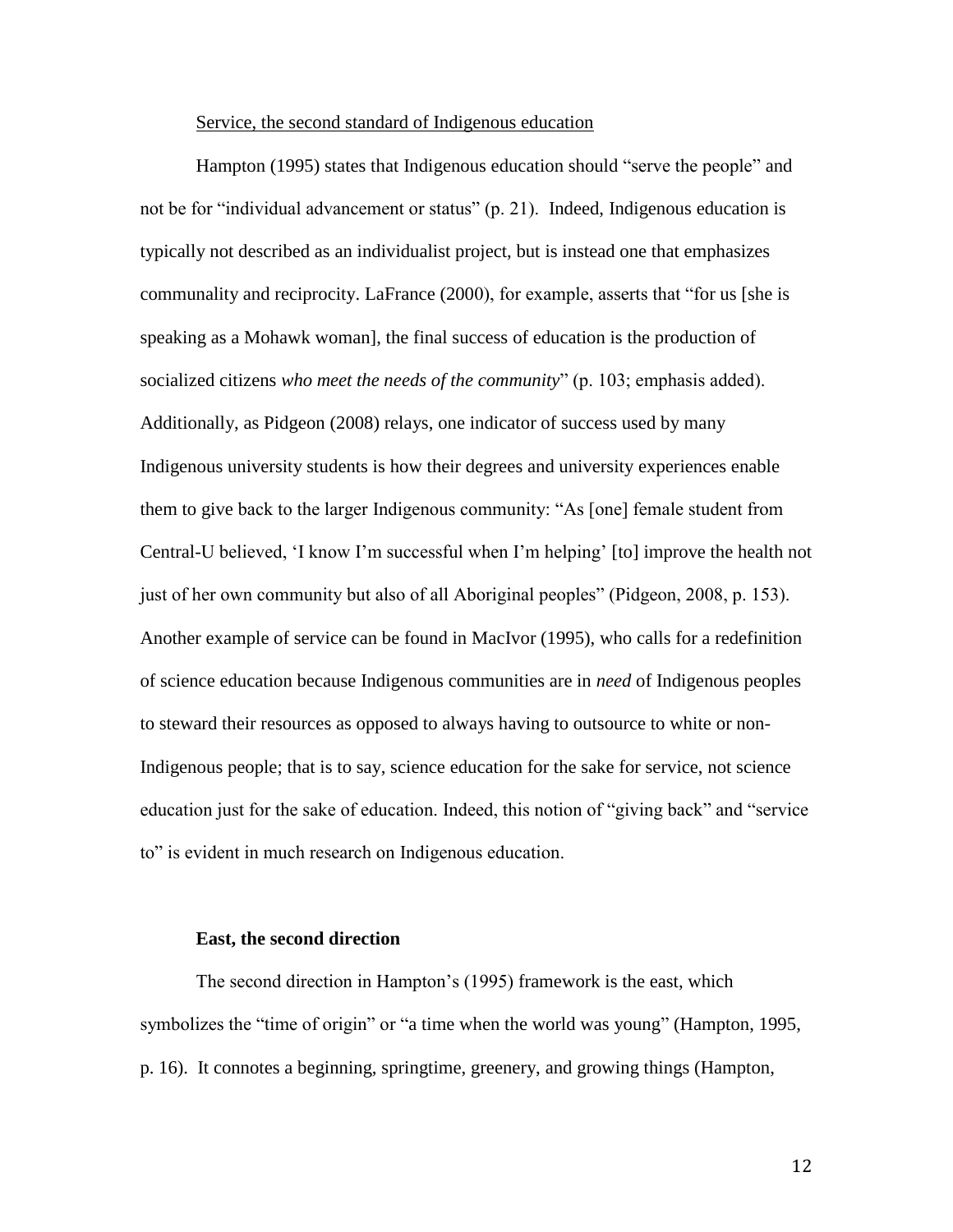Service, the second standard of Indigenous education

Hampton (1995) states that Indigenous education should "serve the people" and not be for "individual advancement or status" (p. 21). Indeed, Indigenous education is typically not described as an individualist project, but is instead one that emphasizes communality and reciprocity. LaFrance (2000), for example, asserts that "for us [she is speaking as a Mohawk woman], the final success of education is the production of socialized citizens *who meet the needs of the community*" (p. 103; emphasis added). Additionally, as Pidgeon (2008) relays, one indicator of success used by many Indigenous university students is how their degrees and university experiences enable them to give back to the larger Indigenous community: "As [one] female student from Central-U believed, 'I know I'm successful when I'm helping' [to] improve the health not just of her own community but also of all Aboriginal peoples" (Pidgeon, 2008, p. 153). Another example of service can be found in MacIvor (1995), who calls for a redefinition of science education because Indigenous communities are in *need* of Indigenous peoples to steward their resources as opposed to always having to outsource to white or non-Indigenous people; that is to say, science education for the sake for service, not science education just for the sake of education. Indeed, this notion of "giving back" and "service to" is evident in much research on Indigenous education.

**East, the second direction**

The second direction in Hampton's (1995) framework is the east, which symbolizes the "time of origin" or "a time when the world was young" (Hampton, 1995, p. 16). It connotes a beginning, springtime, greenery, and growing things (Hampton,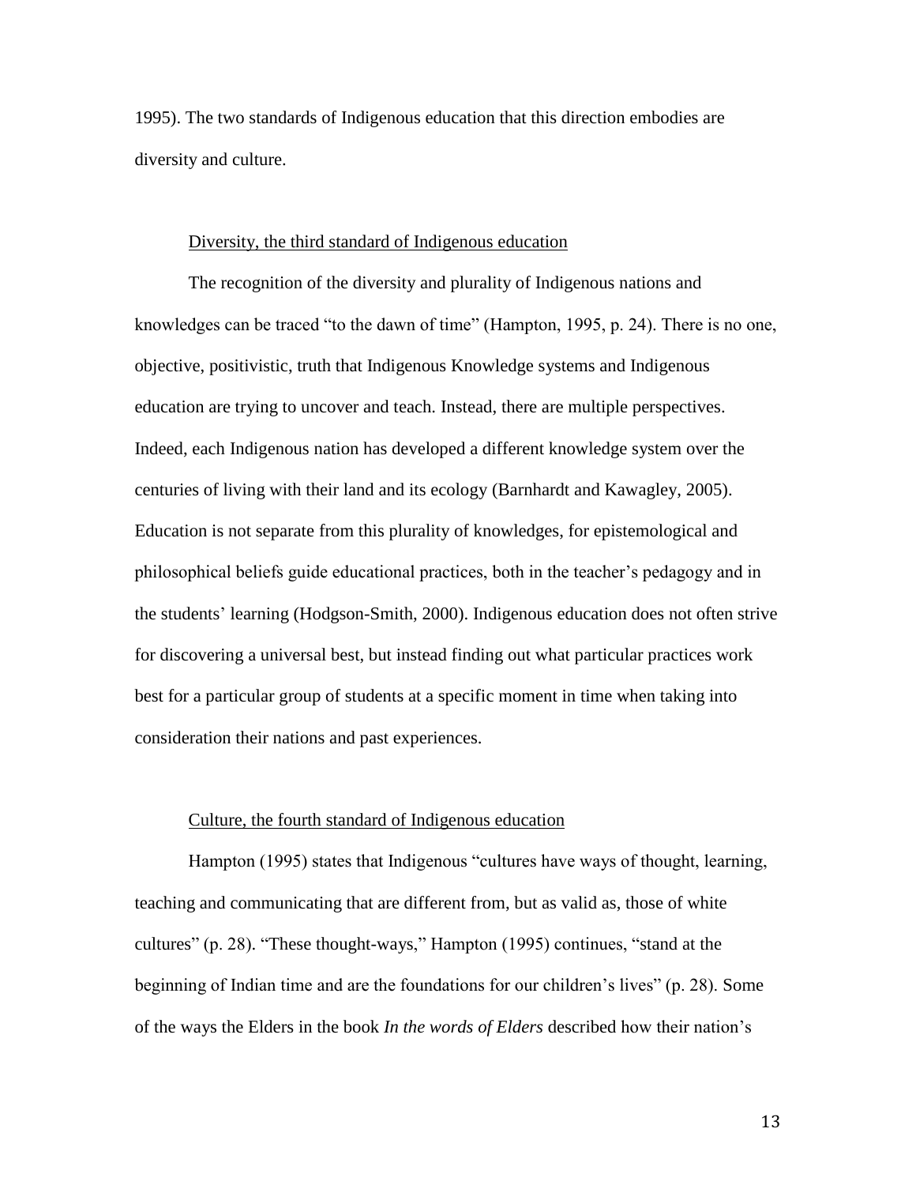1995). The two standards of Indigenous education that this direction embodies are diversity and culture.

Diversity, the third standard of Indigenous education

The recognition of the diversity and plurality of Indigenous nations and knowledges can be traced "to the dawn of time" (Hampton, 1995, p. 24). There is no one, objective, positivistic, truth that Indigenous Knowledge systems and Indigenous education are trying to uncover and teach. Instead, there are multiple perspectives. Indeed, each Indigenous nation has developed a different knowledge system over the centuries of living with their land and its ecology (Barnhardt and Kawagley, 2005). Education is not separate from this plurality of knowledges, for epistemological and philosophical beliefs guide educational practices, both in the teacher's pedagogy and in the students' learning (Hodgson-Smith, 2000). Indigenous education does not often strive for discovering a universal best, but instead finding out what particular practices work best for a particular group of students at a specific moment in time when taking into consideration their nations and past experiences.

Culture, the fourth standard of Indigenous education

Hampton (1995) states that Indigenous "cultures have ways of thought, learning, teaching and communicating that are different from, but as valid as, those of white cultures" (p. 28). "These thought-ways," Hampton (1995) continues, "stand at the beginning of Indian time and are the foundations for our children's lives" (p. 28). Some of the ways the Elders in the book *In the words of Elders* described how their nation's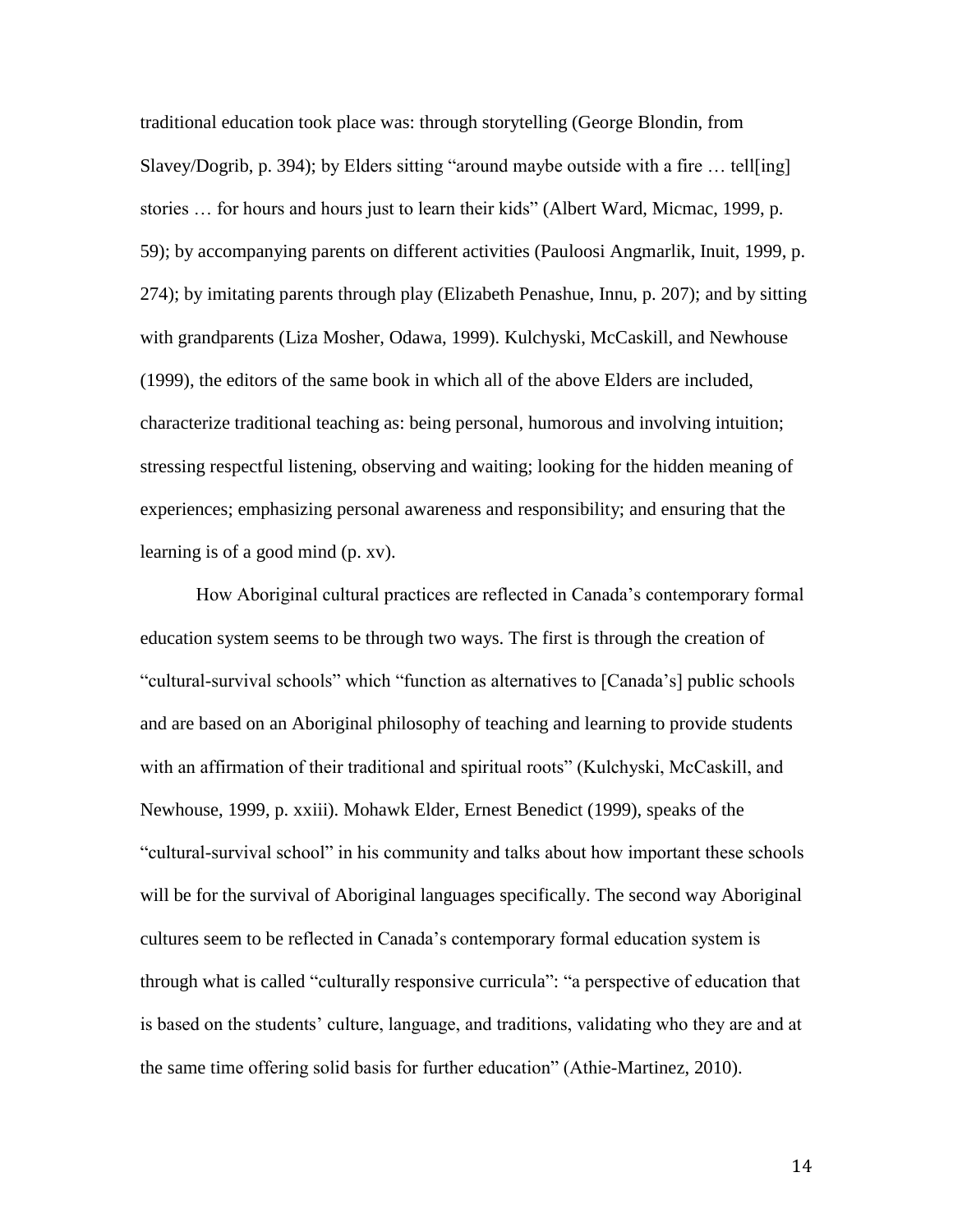traditional education took place was: through storytelling (George Blondin, from Slavey/Dogrib, p. 394); by Elders sitting "around maybe outside with a fire … tell[ing] stories … for hours and hours just to learn their kids" (Albert Ward, Micmac, 1999, p. 59); by accompanying parents on different activities (Pauloosi Angmarlik, Inuit, 1999, p. 274); by imitating parents through play (Elizabeth Penashue, Innu, p. 207); and by sitting with grandparents (Liza Mosher, Odawa, 1999). Kulchyski, McCaskill, and Newhouse (1999), the editors of the same book in which all of the above Elders are included, characterize traditional teaching as: being personal, humorous and involving intuition; stressing respectful listening, observing and waiting; looking for the hidden meaning of experiences; emphasizing personal awareness and responsibility; and ensuring that the learning is of a good mind (p. xv).

How Aboriginal cultural practices are reflected in Canada's contemporary formal education system seems to be through two ways. The first is through the creation of "cultural-survival schools" which "function as alternatives to [Canada's] public schools and are based on an Aboriginal philosophy of teaching and learning to provide students with an affirmation of their traditional and spiritual roots" (Kulchyski, McCaskill, and Newhouse, 1999, p. xxiii). Mohawk Elder, Ernest Benedict (1999), speaks of the "cultural-survival school" in his community and talks about how important these schools will be for the survival of Aboriginal languages specifically. The second way Aboriginal cultures seem to be reflected in Canada's contemporary formal education system is through what is called "culturally responsive curricula": "a perspective of education that is based on the students' culture, language, and traditions, validating who they are and at the same time offering solid basis for further education" (Athie-Martinez, 2010).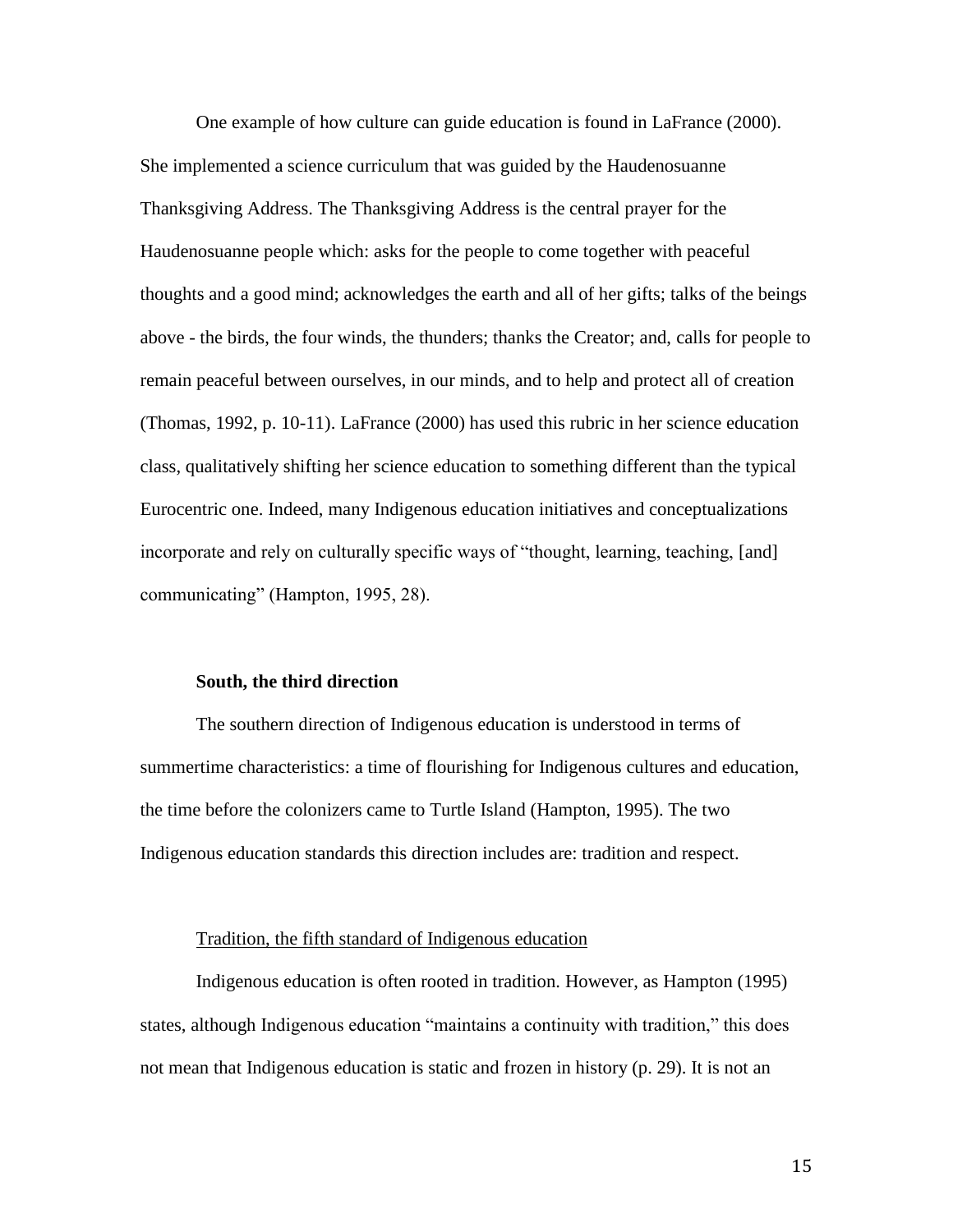One example of how culture can guide education is found in LaFrance (2000). She implemented a science curriculum that was guided by the Haudenosuanne Thanksgiving Address. The Thanksgiving Address is the central prayer for the Haudenosuanne people which: asks for the people to come together with peaceful thoughts and a good mind; acknowledges the earth and all of her gifts; talks of the beings above - the birds, the four winds, the thunders; thanks the Creator; and, calls for people to remain peaceful between ourselves, in our minds, and to help and protect all of creation (Thomas, 1992, p. 10-11). LaFrance (2000) has used this rubric in her science education class, qualitatively shifting her science education to something different than the typical Eurocentric one. Indeed, many Indigenous education initiatives and conceptualizations incorporate and rely on culturally specific ways of "thought, learning, teaching, [and] communicating" (Hampton, 1995, 28).

### South, the third direction

The southern direction of Indigenous education is understood in terms of summertime characteristics: a time of flourishing for Indigenous cultures and education, the time before the colonizers came to Turtle Island (Hampton, 1995). The two Indigenous education standards this direction includes are: tradition and respect.

#### Tradition, the fifth standard of Indigenous education

Indigenous education is often rooted in tradition. However, as Hampton (1995) states, although Indigenous education "maintains a continuity with tradition," this does not mean that Indigenous education is static and frozen in history (p. 29). It is not an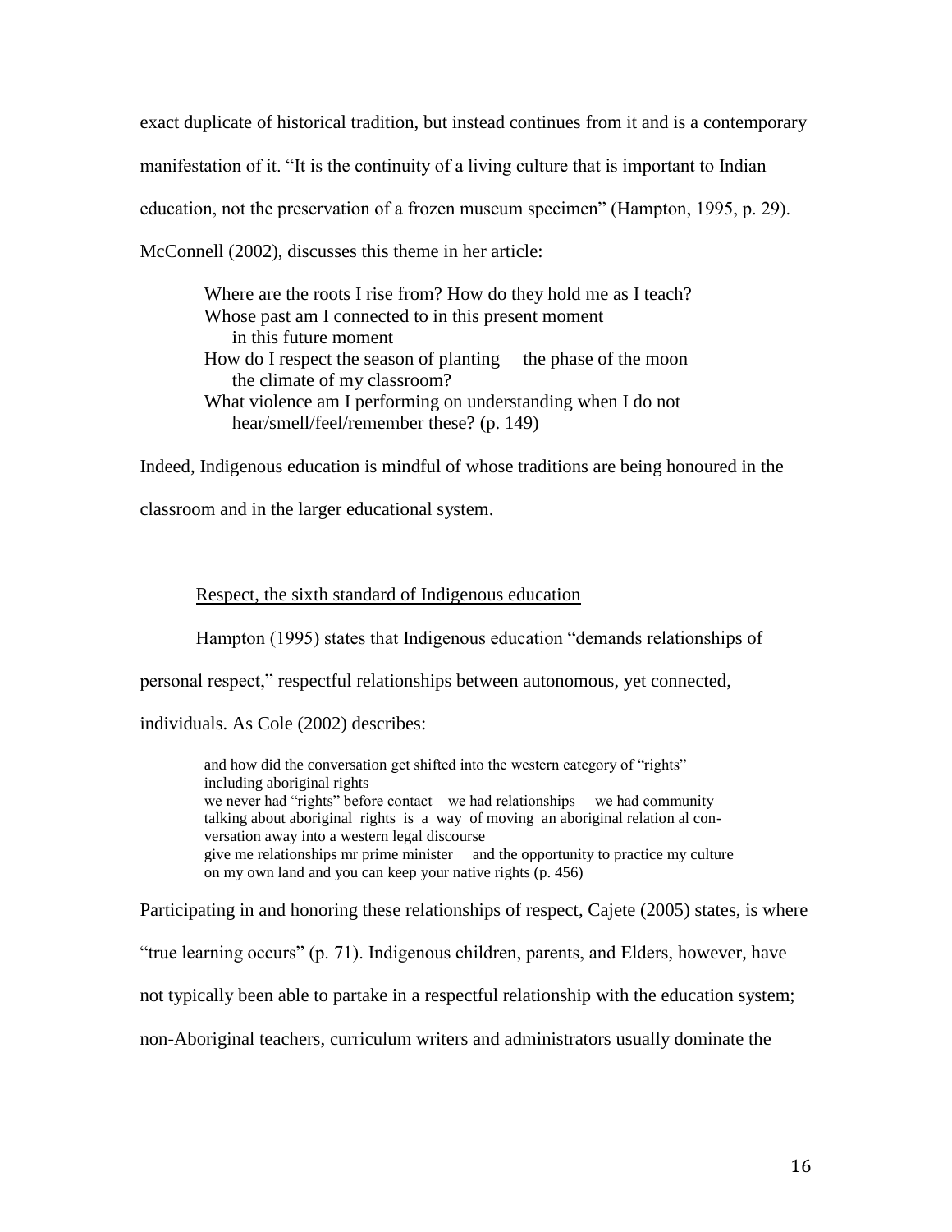exact duplicate of historical tradition, but instead continues from it and is a contemporary manifestation of it. "It is the continuity of a living culture that is important to Indian education, not the preservation of a frozen museum specimen" (Hampton, 1995, p. 29). McConnell (2002), discusses this theme in her article:

> Where are the roots I rise from? How do they hold me as I teach?
> Whose past am I connected to in this present moment
>     in this future moment
> How do I respect the season of planting     the phase of the moon
>     the climate of my classroom?
> What violence am I performing on understanding when I do not
>     hear/smell/feel/remember these? (p. 149)

Indeed, Indigenous education is mindful of whose traditions are being honoured in the classroom and in the larger educational system.

### Respect, the sixth standard of Indigenous education

Hampton (1995) states that Indigenous education "demands relationships of personal respect," respectful relationships between autonomous, yet connected, individuals. As Cole (2002) describes:

> and how did the conversation get shifted into the western category of "rights"
> including aboriginal rights
> we never had "rights" before contact    we had relationships     we had community
> talking about aboriginal rights is a way of moving an aboriginal relation al con-
> versation away into a western legal discourse
> give me relationships mr prime minister     and the opportunity to practice my culture
> on my own land and you can keep your native rights (p. 456)

Participating in and honoring these relationships of respect, Cajete (2005) states, is where "true learning occurs" (p. 71). Indigenous children, parents, and Elders, however, have not typically been able to partake in a respectful relationship with the education system; non-Aboriginal teachers, curriculum writers and administrators usually dominate the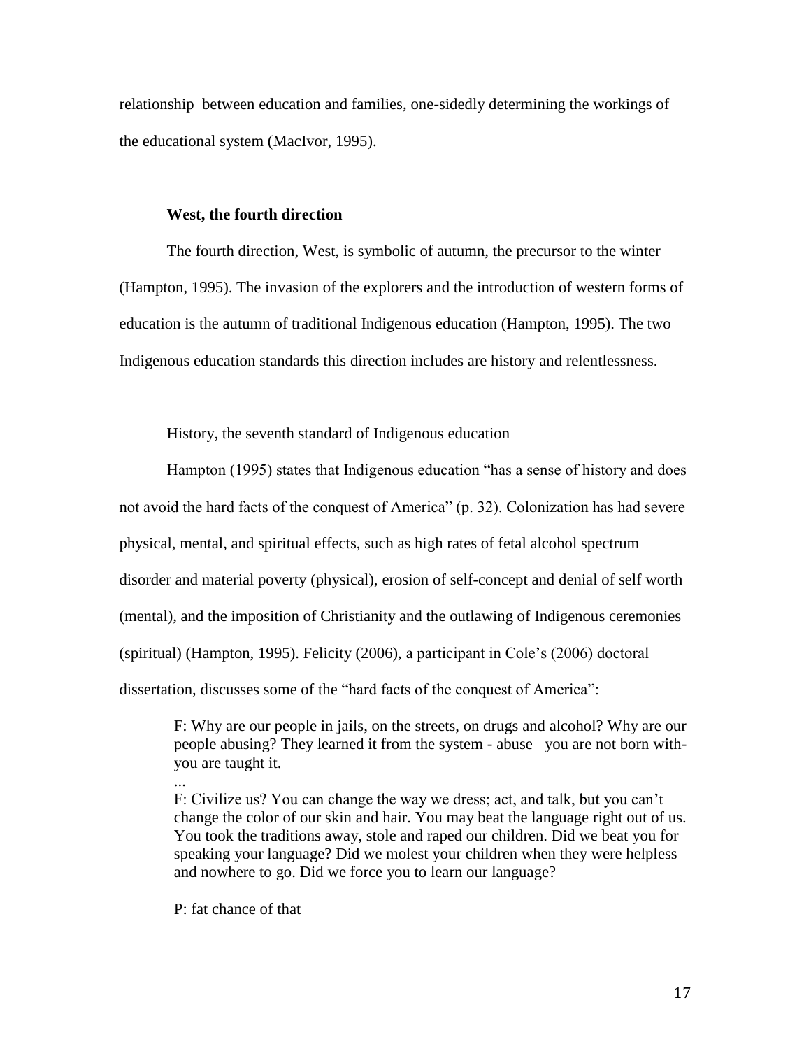relationship between education and families, one-sidedly determining the workings of the educational system (MacIvor, 1995).

### West, the fourth direction

The fourth direction, West, is symbolic of autumn, the precursor to the winter (Hampton, 1995). The invasion of the explorers and the introduction of western forms of education is the autumn of traditional Indigenous education (Hampton, 1995). The two Indigenous education standards this direction includes are history and relentlessness.

#### History, the seventh standard of Indigenous education

Hampton (1995) states that Indigenous education "has a sense of history and does not avoid the hard facts of the conquest of America" (p. 32). Colonization has had severe physical, mental, and spiritual effects, such as high rates of fetal alcohol spectrum disorder and material poverty (physical), erosion of self-concept and denial of self worth (mental), and the imposition of Christianity and the outlawing of Indigenous ceremonies (spiritual) (Hampton, 1995). Felicity (2006), a participant in Cole's (2006) doctoral dissertation, discusses some of the "hard facts of the conquest of America":

> F: Why are our people in jails, on the streets, on drugs and alcohol? Why are our people abusing? They learned it from the system - abuse you are not born with- you are taught it.
>
> ...
>
> F: Civilize us? You can change the way we dress; act, and talk, but you can't change the color of our skin and hair. You may beat the language right out of us. You took the traditions away, stole and raped our children. Did we beat you for speaking your language? Did we molest your children when they were helpless and nowhere to go. Did we force you to learn our language?
>
> P: fat chance of that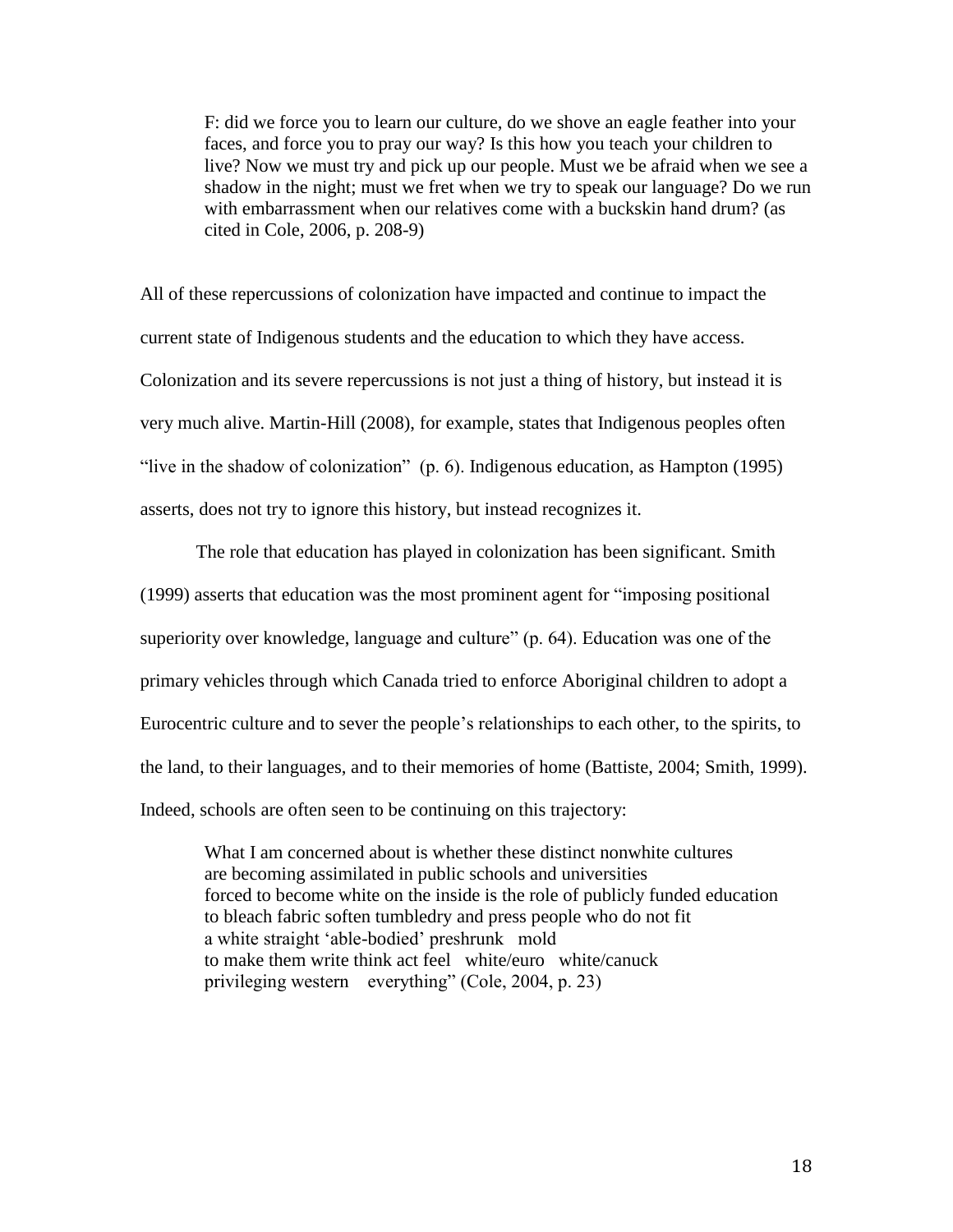> F: did we force you to learn our culture, do we shove an eagle feather into your faces, and force you to pray our way? Is this how you teach your children to live? Now we must try and pick up our people. Must we be afraid when we see a shadow in the night; must we fret when we try to speak our language? Do we run with embarrassment when our relatives come with a buckskin hand drum? (as cited in Cole, 2006, p. 208-9)

All of these repercussions of colonization have impacted and continue to impact the current state of Indigenous students and the education to which they have access. Colonization and its severe repercussions is not just a thing of history, but instead it is very much alive. Martin-Hill (2008), for example, states that Indigenous peoples often "live in the shadow of colonization" (p. 6). Indigenous education, as Hampton (1995) asserts, does not try to ignore this history, but instead recognizes it.

The role that education has played in colonization has been significant. Smith (1999) asserts that education was the most prominent agent for "imposing positional superiority over knowledge, language and culture" (p. 64). Education was one of the primary vehicles through which Canada tried to enforce Aboriginal children to adopt a Eurocentric culture and to sever the people's relationships to each other, to the spirits, to the land, to their languages, and to their memories of home (Battiste, 2004; Smith, 1999). Indeed, schools are often seen to be continuing on this trajectory:

> What I am concerned about is whether these distinct nonwhite cultures
> are becoming assimilated in public schools and universities
> forced to become white on the inside is the role of publicly funded education
> to bleach fabric soften tumbledry and press people who do not fit
> a white straight 'able-bodied' preshrunk mold
> to make them write think act feel white/euro white/canuck
> privileging western everything" (Cole, 2004, p. 23)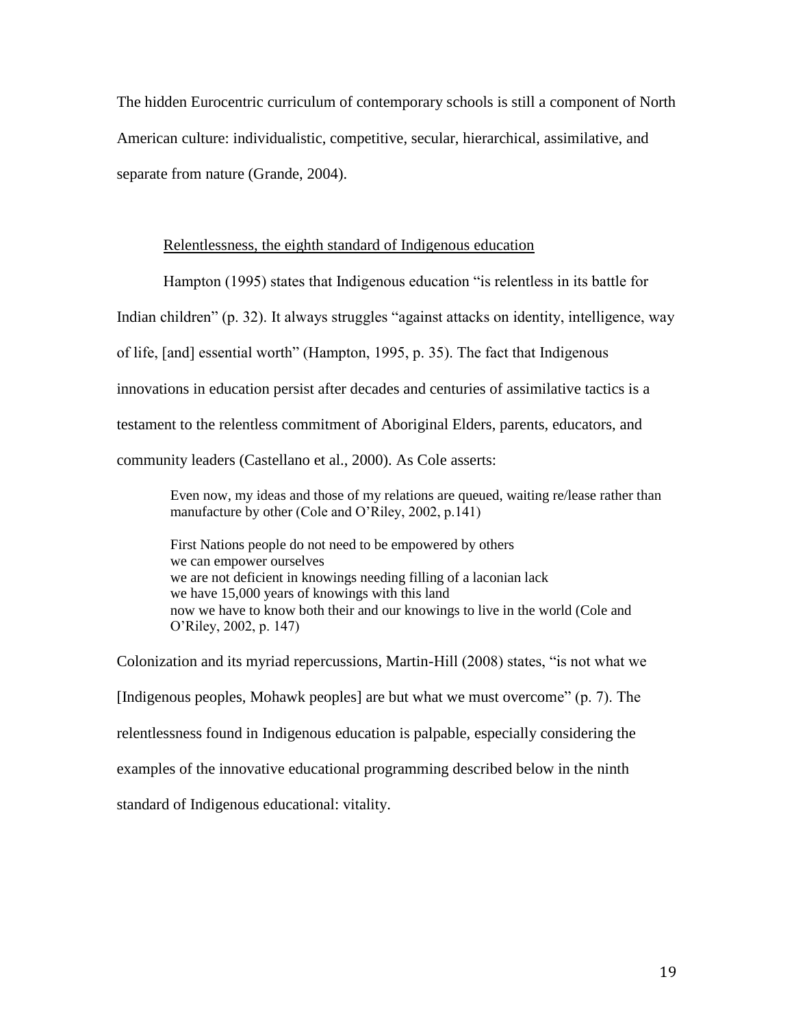The hidden Eurocentric curriculum of contemporary schools is still a component of North American culture: individualistic, competitive, secular, hierarchical, assimilative, and separate from nature (Grande, 2004).

<u>Relentlessness, the eighth standard of Indigenous education</u>

Hampton (1995) states that Indigenous education "is relentless in its battle for Indian children" (p. 32). It always struggles "against attacks on identity, intelligence, way of life, [and] essential worth" (Hampton, 1995, p. 35). The fact that Indigenous innovations in education persist after decades and centuries of assimilative tactics is a testament to the relentless commitment of Aboriginal Elders, parents, educators, and community leaders (Castellano et al., 2000). As Cole asserts:

> Even now, my ideas and those of my relations are queued, waiting re/lease rather than manufacture by other (Cole and O'Riley, 2002, p.141)
>
> First Nations people do not need to be empowered by others
> we can empower ourselves
> we are not deficient in knowings needing filling of a laconian lack
> we have 15,000 years of knowings with this land
> now we have to know both their and our knowings to live in the world (Cole and O'Riley, 2002, p. 147)

Colonization and its myriad repercussions, Martin-Hill (2008) states, "is not what we [Indigenous peoples, Mohawk peoples] are but what we must overcome" (p. 7). The relentlessness found in Indigenous education is palpable, especially considering the examples of the innovative educational programming described below in the ninth standard of Indigenous educational: vitality.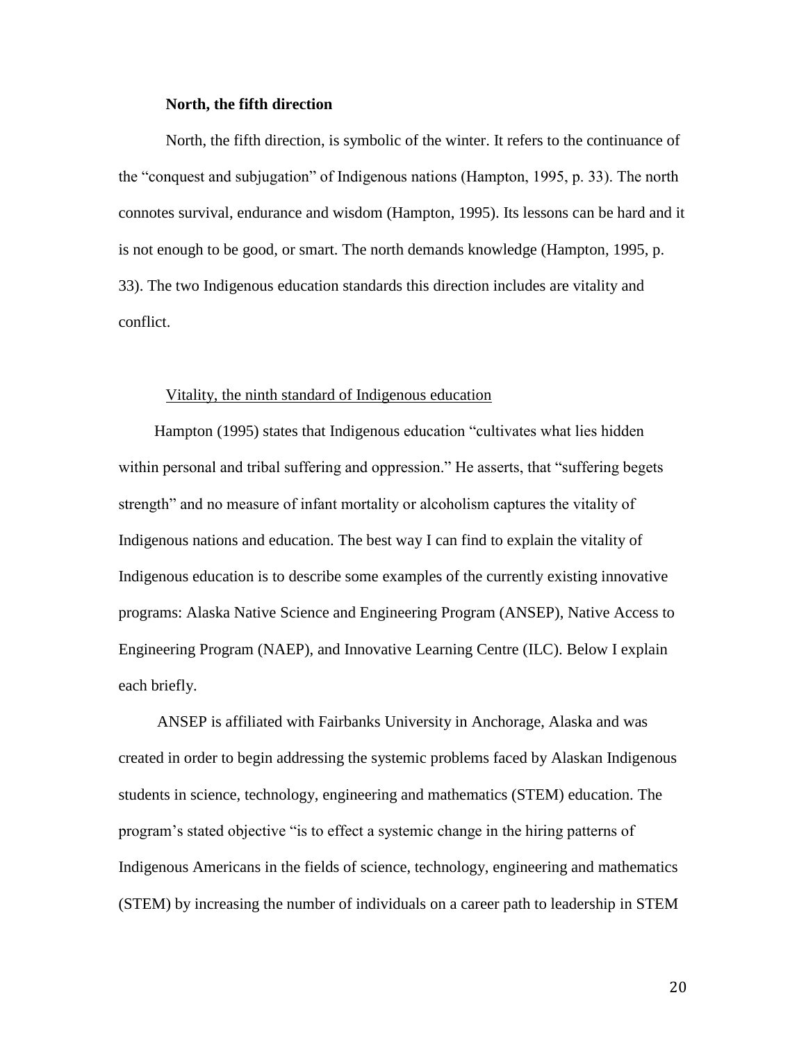**North, the fifth direction**

North, the fifth direction, is symbolic of the winter. It refers to the continuance of the "conquest and subjugation" of Indigenous nations (Hampton, 1995, p. 33). The north connotes survival, endurance and wisdom (Hampton, 1995). Its lessons can be hard and it is not enough to be good, or smart. The north demands knowledge (Hampton, 1995, p. 33). The two Indigenous education standards this direction includes are vitality and conflict.

<u>Vitality, the ninth standard of Indigenous education</u>

Hampton (1995) states that Indigenous education "cultivates what lies hidden within personal and tribal suffering and oppression." He asserts, that "suffering begets strength" and no measure of infant mortality or alcoholism captures the vitality of Indigenous nations and education. The best way I can find to explain the vitality of Indigenous education is to describe some examples of the currently existing innovative programs: Alaska Native Science and Engineering Program (ANSEP), Native Access to Engineering Program (NAEP), and Innovative Learning Centre (ILC). Below I explain each briefly.

ANSEP is affiliated with Fairbanks University in Anchorage, Alaska and was created in order to begin addressing the systemic problems faced by Alaskan Indigenous students in science, technology, engineering and mathematics (STEM) education. The program's stated objective "is to effect a systemic change in the hiring patterns of Indigenous Americans in the fields of science, technology, engineering and mathematics (STEM) by increasing the number of individuals on a career path to leadership in STEM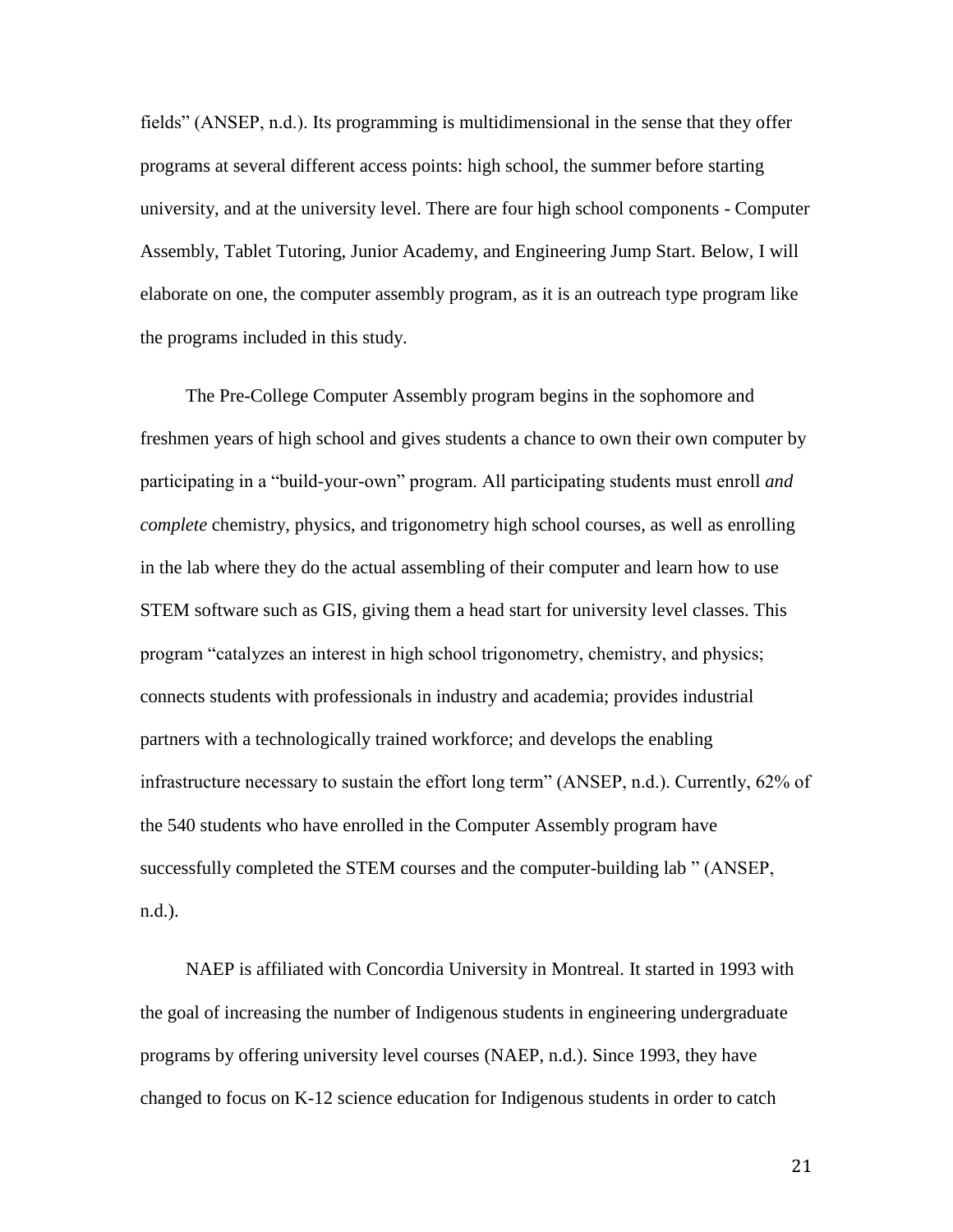fields" (ANSEP, n.d.). Its programming is multidimensional in the sense that they offer programs at several different access points: high school, the summer before starting university, and at the university level. There are four high school components - Computer Assembly, Tablet Tutoring, Junior Academy, and Engineering Jump Start. Below, I will elaborate on one, the computer assembly program, as it is an outreach type program like the programs included in this study.

The Pre-College Computer Assembly program begins in the sophomore and freshmen years of high school and gives students a chance to own their own computer by participating in a "build-your-own" program. All participating students must enroll *and complete* chemistry, physics, and trigonometry high school courses, as well as enrolling in the lab where they do the actual assembling of their computer and learn how to use STEM software such as GIS, giving them a head start for university level classes. This program "catalyzes an interest in high school trigonometry, chemistry, and physics; connects students with professionals in industry and academia; provides industrial partners with a technologically trained workforce; and develops the enabling infrastructure necessary to sustain the effort long term" (ANSEP, n.d.). Currently, 62% of the 540 students who have enrolled in the Computer Assembly program have successfully completed the STEM courses and the computer-building lab " (ANSEP, n.d.).

NAEP is affiliated with Concordia University in Montreal. It started in 1993 with the goal of increasing the number of Indigenous students in engineering undergraduate programs by offering university level courses (NAEP, n.d.). Since 1993, they have changed to focus on K-12 science education for Indigenous students in order to catch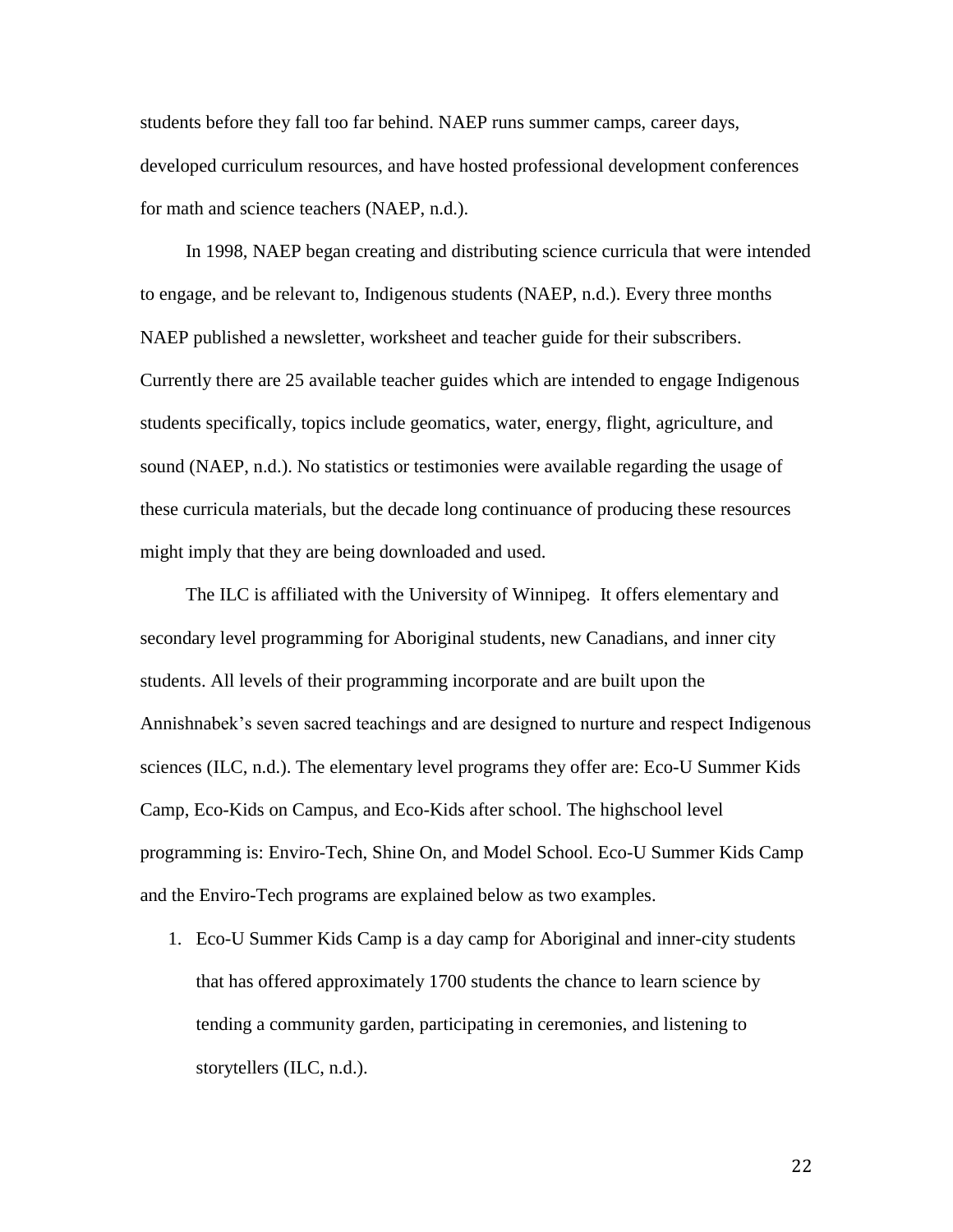students before they fall too far behind. NAEP runs summer camps, career days, developed curriculum resources, and have hosted professional development conferences for math and science teachers (NAEP, n.d.).

In 1998, NAEP began creating and distributing science curricula that were intended to engage, and be relevant to, Indigenous students (NAEP, n.d.). Every three months NAEP published a newsletter, worksheet and teacher guide for their subscribers. Currently there are 25 available teacher guides which are intended to engage Indigenous students specifically, topics include geomatics, water, energy, flight, agriculture, and sound (NAEP, n.d.). No statistics or testimonies were available regarding the usage of these curricula materials, but the decade long continuance of producing these resources might imply that they are being downloaded and used.

The ILC is affiliated with the University of Winnipeg. It offers elementary and secondary level programming for Aboriginal students, new Canadians, and inner city students. All levels of their programming incorporate and are built upon the Annishnabek's seven sacred teachings and are designed to nurture and respect Indigenous sciences (ILC, n.d.). The elementary level programs they offer are: Eco-U Summer Kids Camp, Eco-Kids on Campus, and Eco-Kids after school. The highschool level programming is: Enviro-Tech, Shine On, and Model School. Eco-U Summer Kids Camp and the Enviro-Tech programs are explained below as two examples.

1. Eco-U Summer Kids Camp is a day camp for Aboriginal and inner-city students that has offered approximately 1700 students the chance to learn science by tending a community garden, participating in ceremonies, and listening to storytellers (ILC, n.d.).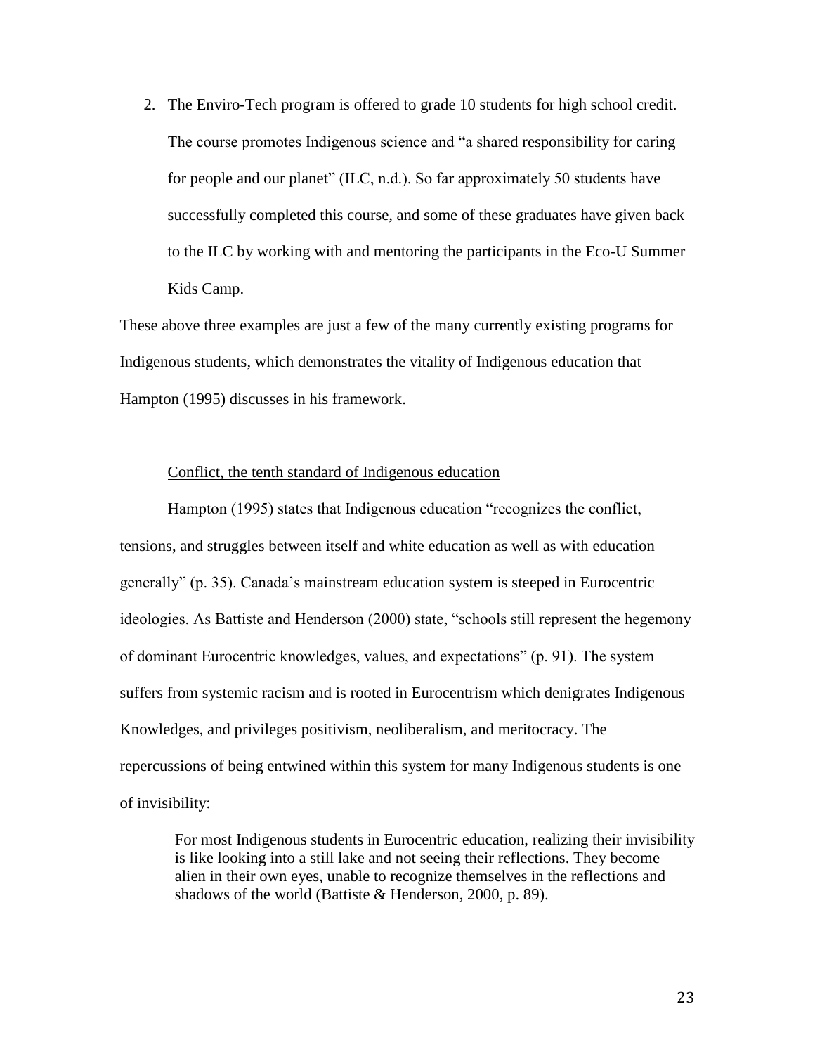2. The Enviro-Tech program is offered to grade 10 students for high school credit. The course promotes Indigenous science and "a shared responsibility for caring for people and our planet" (ILC, n.d.). So far approximately 50 students have successfully completed this course, and some of these graduates have given back to the ILC by working with and mentoring the participants in the Eco-U Summer Kids Camp.

These above three examples are just a few of the many currently existing programs for Indigenous students, which demonstrates the vitality of Indigenous education that Hampton (1995) discusses in his framework.

<u>Conflict, the tenth standard of Indigenous education</u>

Hampton (1995) states that Indigenous education "recognizes the conflict, tensions, and struggles between itself and white education as well as with education generally" (p. 35). Canada's mainstream education system is steeped in Eurocentric ideologies. As Battiste and Henderson (2000) state, "schools still represent the hegemony of dominant Eurocentric knowledges, values, and expectations" (p. 91). The system suffers from systemic racism and is rooted in Eurocentrism which denigrates Indigenous Knowledges, and privileges positivism, neoliberalism, and meritocracy. The repercussions of being entwined within this system for many Indigenous students is one of invisibility:

> For most Indigenous students in Eurocentric education, realizing their invisibility is like looking into a still lake and not seeing their reflections. They become alien in their own eyes, unable to recognize themselves in the reflections and shadows of the world (Battiste & Henderson, 2000, p. 89).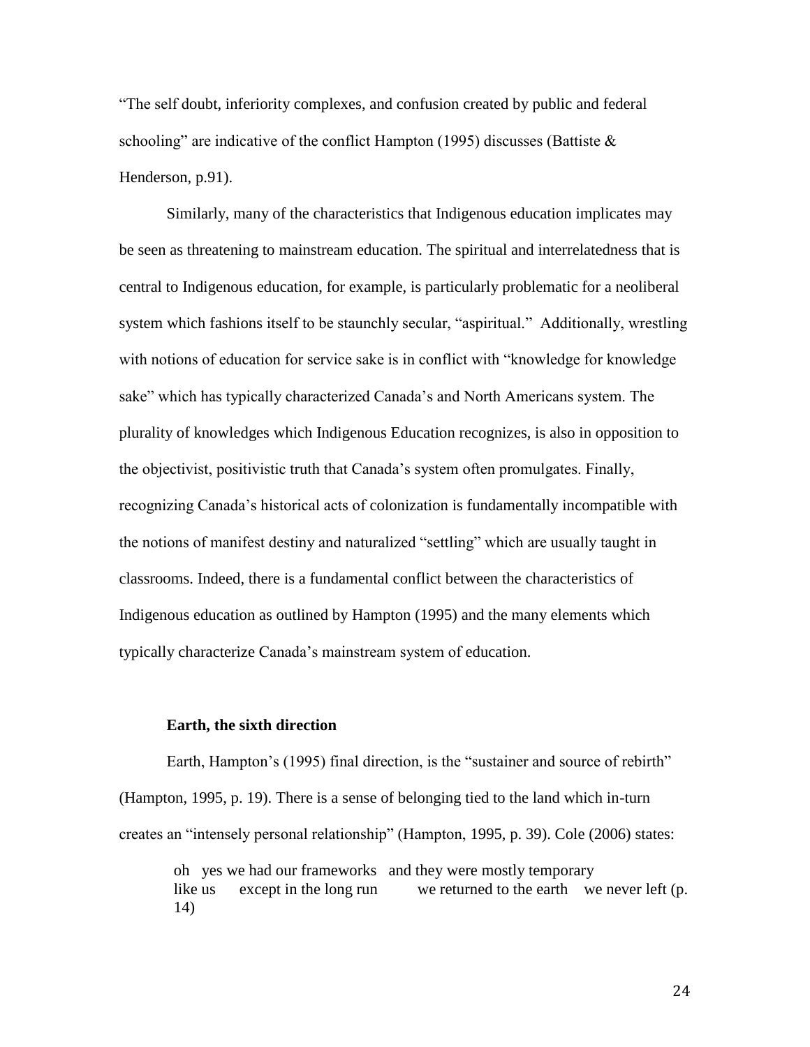"The self doubt, inferiority complexes, and confusion created by public and federal schooling" are indicative of the conflict Hampton (1995) discusses (Battiste & Henderson, p.91).

Similarly, many of the characteristics that Indigenous education implicates may be seen as threatening to mainstream education. The spiritual and interrelatedness that is central to Indigenous education, for example, is particularly problematic for a neoliberal system which fashions itself to be staunchly secular, "aspiritual." Additionally, wrestling with notions of education for service sake is in conflict with "knowledge for knowledge sake" which has typically characterized Canada's and North Americans system. The plurality of knowledges which Indigenous Education recognizes, is also in opposition to the objectivist, positivistic truth that Canada's system often promulgates. Finally, recognizing Canada's historical acts of colonization is fundamentally incompatible with the notions of manifest destiny and naturalized "settling" which are usually taught in classrooms. Indeed, there is a fundamental conflict between the characteristics of Indigenous education as outlined by Hampton (1995) and the many elements which typically characterize Canada's mainstream system of education.

**Earth, the sixth direction**

Earth, Hampton's (1995) final direction, is the "sustainer and source of rebirth" (Hampton, 1995, p. 19). There is a sense of belonging tied to the land which in-turn creates an "intensely personal relationship" (Hampton, 1995, p. 39). Cole (2006) states:

> oh yes we had our frameworks and they were mostly temporary
> like us except in the long run we returned to the earth we never left (p. 14)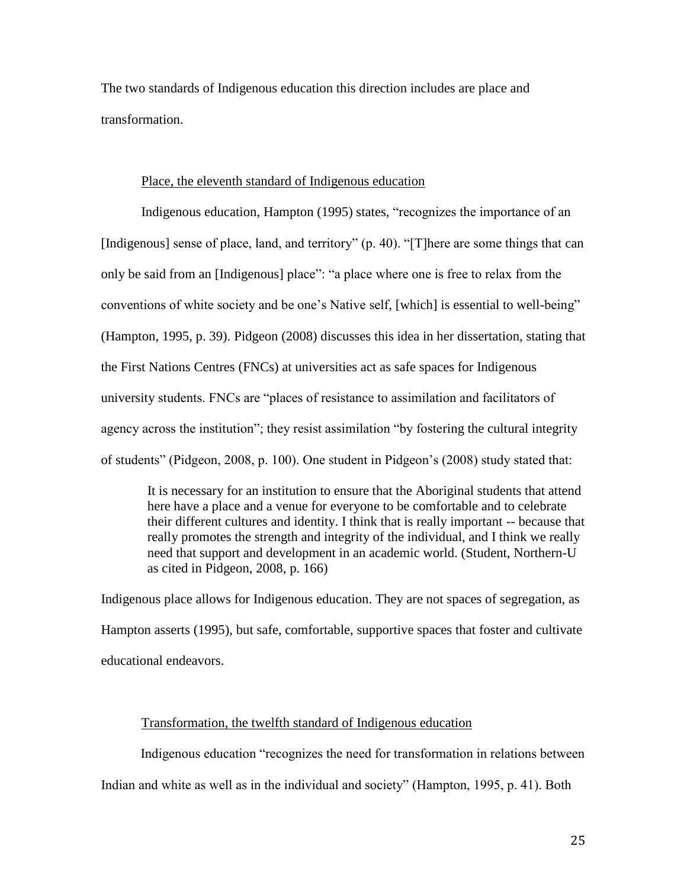The two standards of Indigenous education this direction includes are place and transformation.

### Place, the eleventh standard of Indigenous education

Indigenous education, Hampton (1995) states, "recognizes the importance of an [Indigenous] sense of place, land, and territory" (p. 40). "[T]here are some things that can only be said from an [Indigenous] place": "a place where one is free to relax from the conventions of white society and be one's Native self, [which] is essential to well-being" (Hampton, 1995, p. 39). Pidgeon (2008) discusses this idea in her dissertation, stating that the First Nations Centres (FNCs) at universities act as safe spaces for Indigenous university students. FNCs are "places of resistance to assimilation and facilitators of agency across the institution"; they resist assimilation "by fostering the cultural integrity of students" (Pidgeon, 2008, p. 100). One student in Pidgeon's (2008) study stated that:

> It is necessary for an institution to ensure that the Aboriginal students that attend here have a place and a venue for everyone to be comfortable and to celebrate their different cultures and identity. I think that is really important -- because that really promotes the strength and integrity of the individual, and I think we really need that support and development in an academic world. (Student, Northern-U as cited in Pidgeon, 2008, p. 166)

Indigenous place allows for Indigenous education. They are not spaces of segregation, as Hampton asserts (1995), but safe, comfortable, supportive spaces that foster and cultivate educational endeavors.

### Transformation, the twelfth standard of Indigenous education

Indigenous education "recognizes the need for transformation in relations between Indian and white as well as in the individual and society" (Hampton, 1995, p. 41). Both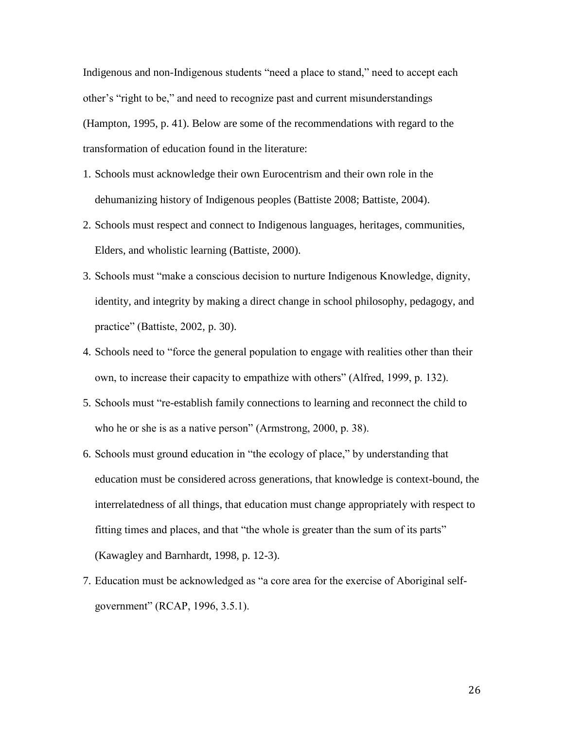Indigenous and non-Indigenous students "need a place to stand," need to accept each other's "right to be," and need to recognize past and current misunderstandings (Hampton, 1995, p. 41). Below are some of the recommendations with regard to the transformation of education found in the literature:

1. Schools must acknowledge their own Eurocentrism and their own role in the dehumanizing history of Indigenous peoples (Battiste 2008; Battiste, 2004).
2. Schools must respect and connect to Indigenous languages, heritages, communities, Elders, and wholistic learning (Battiste, 2000).
3. Schools must "make a conscious decision to nurture Indigenous Knowledge, dignity, identity, and integrity by making a direct change in school philosophy, pedagogy, and practice" (Battiste, 2002, p. 30).
4. Schools need to "force the general population to engage with realities other than their own, to increase their capacity to empathize with others" (Alfred, 1999, p. 132).
5. Schools must "re-establish family connections to learning and reconnect the child to who he or she is as a native person" (Armstrong, 2000, p. 38).
6. Schools must ground education in "the ecology of place," by understanding that education must be considered across generations, that knowledge is context-bound, the interrelatedness of all things, that education must change appropriately with respect to fitting times and places, and that "the whole is greater than the sum of its parts" (Kawagley and Barnhardt, 1998, p. 12-3).
7. Education must be acknowledged as "a core area for the exercise of Aboriginal self-government" (RCAP, 1996, 3.5.1).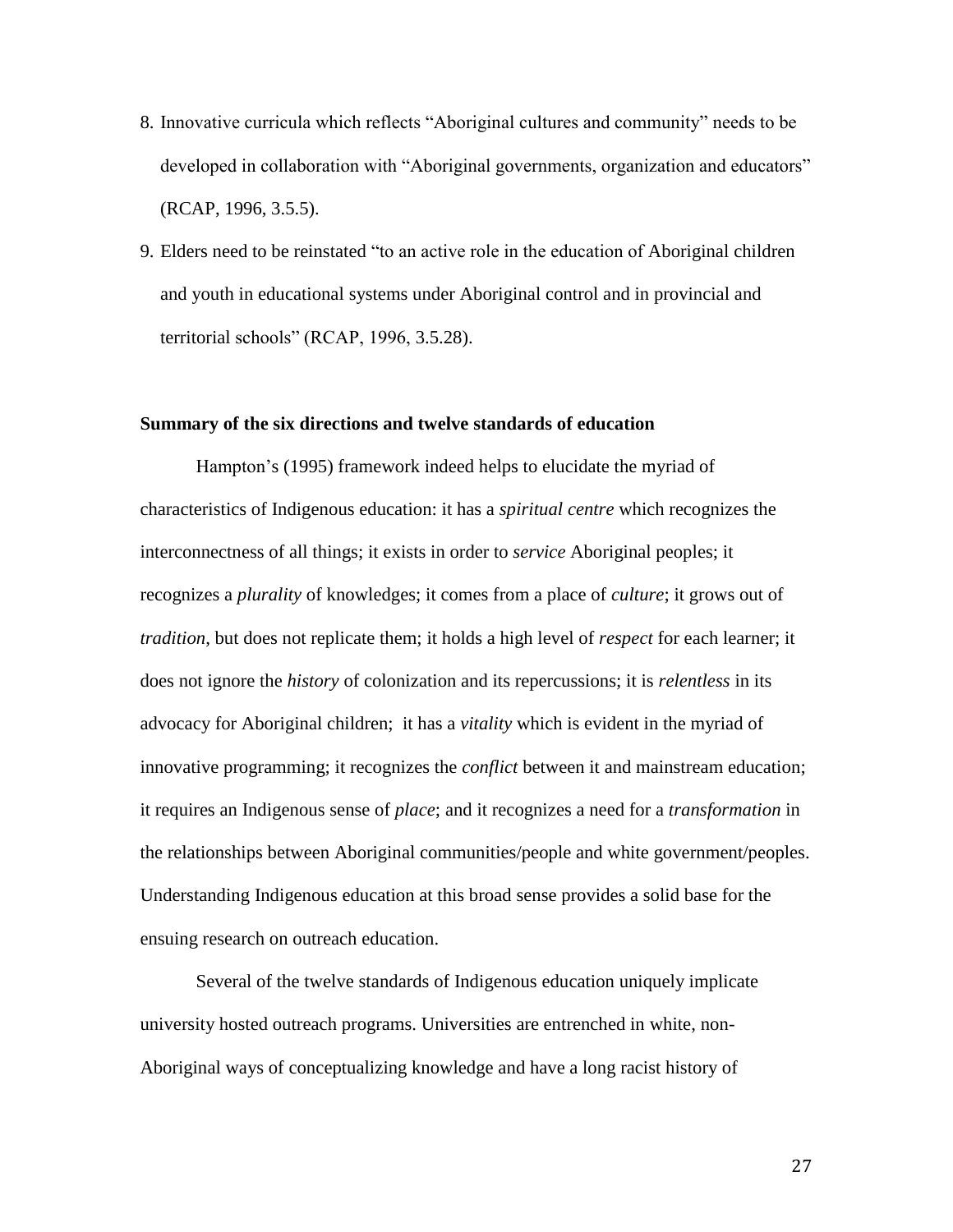8. Innovative curricula which reflects "Aboriginal cultures and community" needs to be developed in collaboration with "Aboriginal governments, organization and educators" (RCAP, 1996, 3.5.5).
9. Elders need to be reinstated "to an active role in the education of Aboriginal children and youth in educational systems under Aboriginal control and in provincial and territorial schools" (RCAP, 1996, 3.5.28).

**Summary of the six directions and twelve standards of education**

Hampton's (1995) framework indeed helps to elucidate the myriad of characteristics of Indigenous education: it has a *spiritual centre* which recognizes the interconnectness of all things; it exists in order to *service* Aboriginal peoples; it recognizes a *plurality* of knowledges; it comes from a place of *culture*; it grows out of *tradition*, but does not replicate them; it holds a high level of *respect* for each learner; it does not ignore the *history* of colonization and its repercussions; it is *relentless* in its advocacy for Aboriginal children; it has a *vitality* which is evident in the myriad of innovative programming; it recognizes the *conflict* between it and mainstream education; it requires an Indigenous sense of *place*; and it recognizes a need for a *transformation* in the relationships between Aboriginal communities/people and white government/peoples. Understanding Indigenous education at this broad sense provides a solid base for the ensuing research on outreach education.

Several of the twelve standards of Indigenous education uniquely implicate university hosted outreach programs. Universities are entrenched in white, non-Aboriginal ways of conceptualizing knowledge and have a long racist history of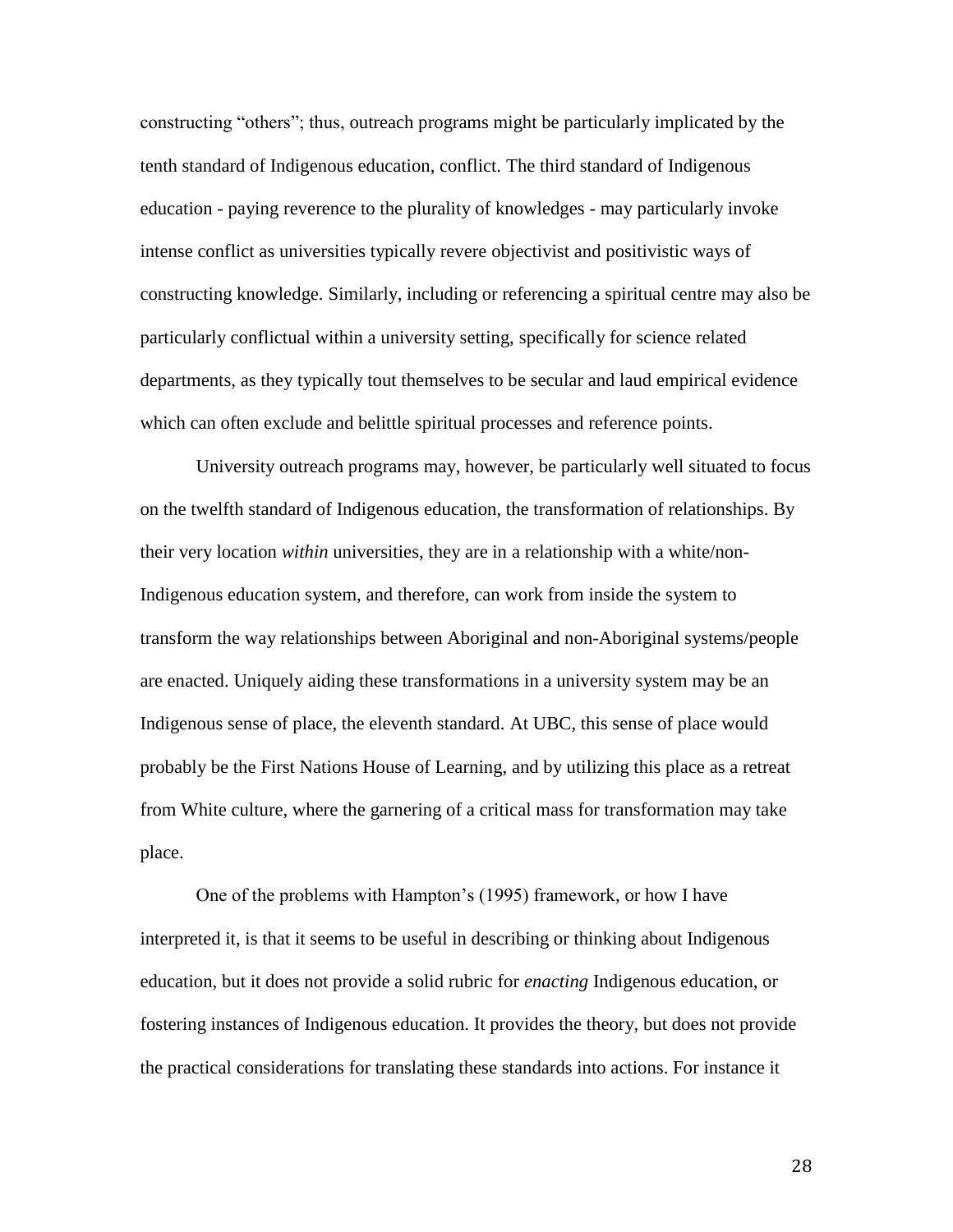constructing "others"; thus, outreach programs might be particularly implicated by the tenth standard of Indigenous education, conflict. The third standard of Indigenous education - paying reverence to the plurality of knowledges - may particularly invoke intense conflict as universities typically revere objectivist and positivistic ways of constructing knowledge. Similarly, including or referencing a spiritual centre may also be particularly conflictual within a university setting, specifically for science related departments, as they typically tout themselves to be secular and laud empirical evidence which can often exclude and belittle spiritual processes and reference points.

University outreach programs may, however, be particularly well situated to focus on the twelfth standard of Indigenous education, the transformation of relationships. By their very location *within* universities, they are in a relationship with a white/non-Indigenous education system, and therefore, can work from inside the system to transform the way relationships between Aboriginal and non-Aboriginal systems/people are enacted. Uniquely aiding these transformations in a university system may be an Indigenous sense of place, the eleventh standard. At UBC, this sense of place would probably be the First Nations House of Learning, and by utilizing this place as a retreat from White culture, where the garnering of a critical mass for transformation may take place.

One of the problems with Hampton's (1995) framework, or how I have interpreted it, is that it seems to be useful in describing or thinking about Indigenous education, but it does not provide a solid rubric for *enacting* Indigenous education, or fostering instances of Indigenous education. It provides the theory, but does not provide the practical considerations for translating these standards into actions. For instance it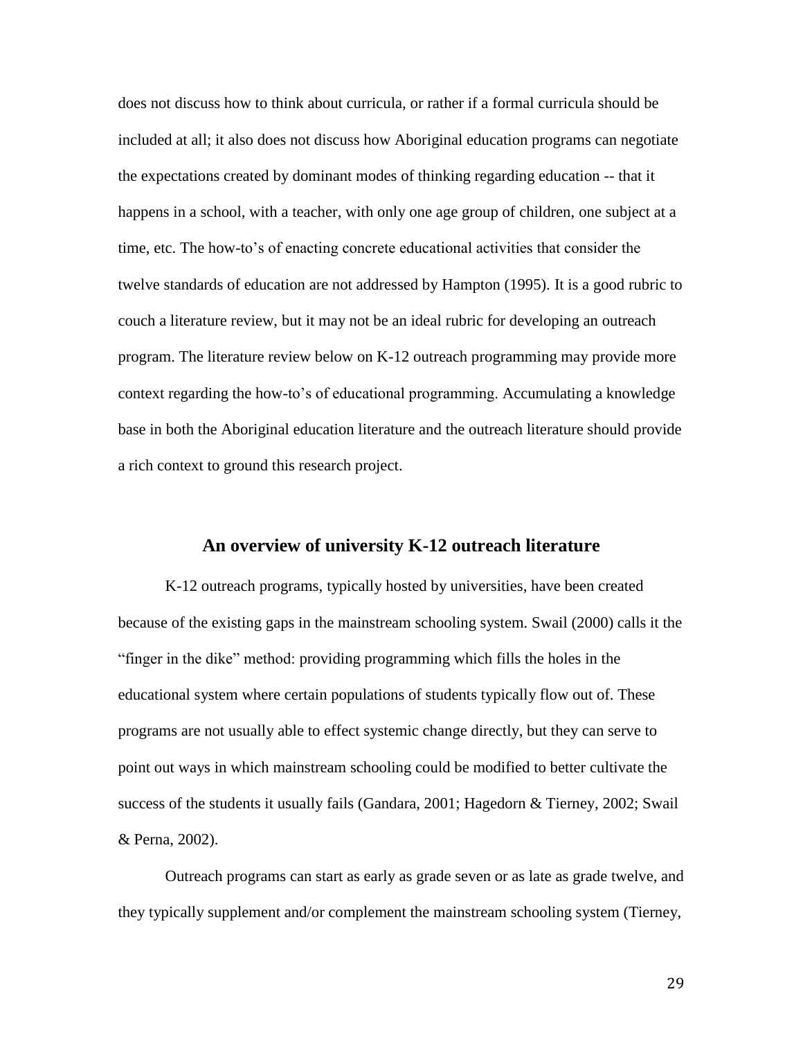does not discuss how to think about curricula, or rather if a formal curricula should be included at all; it also does not discuss how Aboriginal education programs can negotiate the expectations created by dominant modes of thinking regarding education -- that it happens in a school, with a teacher, with only one age group of children, one subject at a time, etc. The how-to's of enacting concrete educational activities that consider the twelve standards of education are not addressed by Hampton (1995). It is a good rubric to couch a literature review, but it may not be an ideal rubric for developing an outreach program. The literature review below on K-12 outreach programming may provide more context regarding the how-to's of educational programming. Accumulating a knowledge base in both the Aboriginal education literature and the outreach literature should provide a rich context to ground this research project.

## An overview of university K-12 outreach literature

K-12 outreach programs, typically hosted by universities, have been created because of the existing gaps in the mainstream schooling system. Swail (2000) calls it the "finger in the dike" method: providing programming which fills the holes in the educational system where certain populations of students typically flow out of. These programs are not usually able to effect systemic change directly, but they can serve to point out ways in which mainstream schooling could be modified to better cultivate the success of the students it usually fails (Gandara, 2001; Hagedorn & Tierney, 2002; Swail & Perna, 2002).

Outreach programs can start as early as grade seven or as late as grade twelve, and they typically supplement and/or complement the mainstream schooling system (Tierney,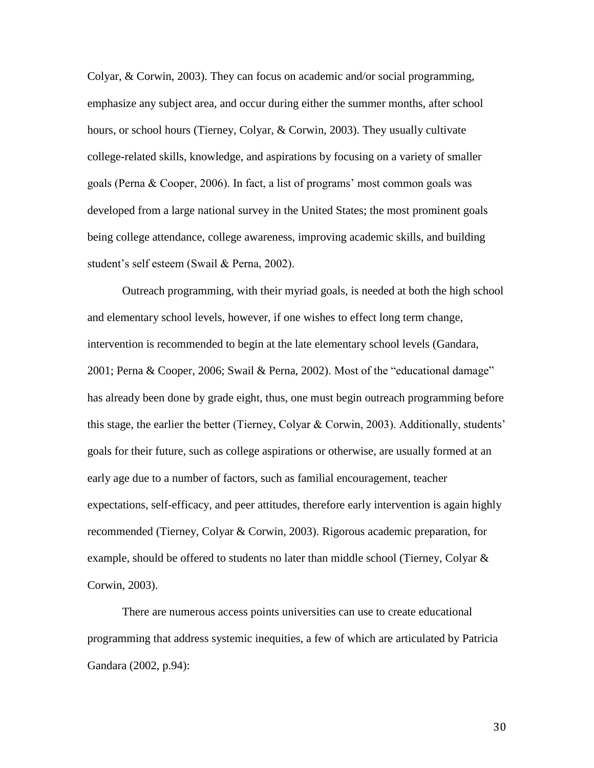Colyar, & Corwin, 2003). They can focus on academic and/or social programming, emphasize any subject area, and occur during either the summer months, after school hours, or school hours (Tierney, Colyar, & Corwin, 2003). They usually cultivate college-related skills, knowledge, and aspirations by focusing on a variety of smaller goals (Perna & Cooper, 2006). In fact, a list of programs' most common goals was developed from a large national survey in the United States; the most prominent goals being college attendance, college awareness, improving academic skills, and building student's self esteem (Swail & Perna, 2002).

Outreach programming, with their myriad goals, is needed at both the high school and elementary school levels, however, if one wishes to effect long term change, intervention is recommended to begin at the late elementary school levels (Gandara, 2001; Perna & Cooper, 2006; Swail & Perna, 2002). Most of the "educational damage" has already been done by grade eight, thus, one must begin outreach programming before this stage, the earlier the better (Tierney, Colyar & Corwin, 2003). Additionally, students' goals for their future, such as college aspirations or otherwise, are usually formed at an early age due to a number of factors, such as familial encouragement, teacher expectations, self-efficacy, and peer attitudes, therefore early intervention is again highly recommended (Tierney, Colyar & Corwin, 2003). Rigorous academic preparation, for example, should be offered to students no later than middle school (Tierney, Colyar & Corwin, 2003).

There are numerous access points universities can use to create educational programming that address systemic inequities, a few of which are articulated by Patricia Gandara (2002, p.94):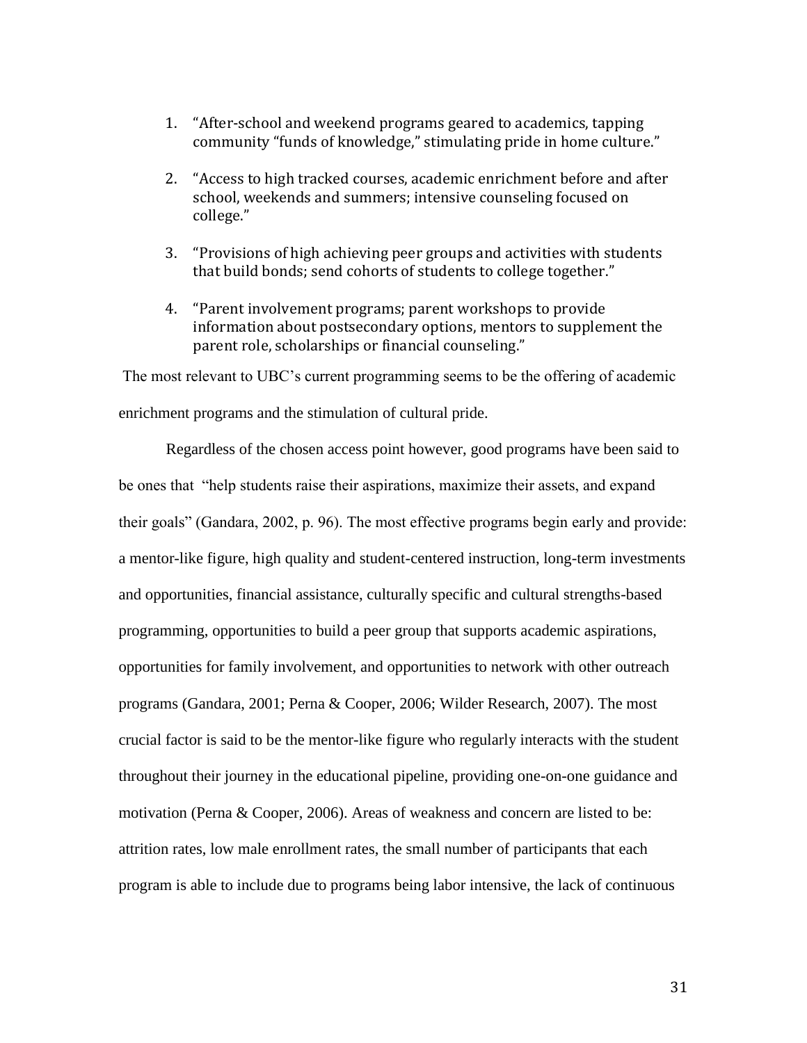1. "After-school and weekend programs geared to academics, tapping community "funds of knowledge," stimulating pride in home culture."

2. "Access to high tracked courses, academic enrichment before and after school, weekends and summers; intensive counseling focused on college."

3. "Provisions of high achieving peer groups and activities with students that build bonds; send cohorts of students to college together."

4. "Parent involvement programs; parent workshops to provide information about postsecondary options, mentors to supplement the parent role, scholarships or financial counseling."

The most relevant to UBC's current programming seems to be the offering of academic enrichment programs and the stimulation of cultural pride.

Regardless of the chosen access point however, good programs have been said to be ones that "help students raise their aspirations, maximize their assets, and expand their goals" (Gandara, 2002, p. 96). The most effective programs begin early and provide: a mentor-like figure, high quality and student-centered instruction, long-term investments and opportunities, financial assistance, culturally specific and cultural strengths-based programming, opportunities to build a peer group that supports academic aspirations, opportunities for family involvement, and opportunities to network with other outreach programs (Gandara, 2001; Perna & Cooper, 2006; Wilder Research, 2007). The most crucial factor is said to be the mentor-like figure who regularly interacts with the student throughout their journey in the educational pipeline, providing one-on-one guidance and motivation (Perna & Cooper, 2006). Areas of weakness and concern are listed to be: attrition rates, low male enrollment rates, the small number of participants that each program is able to include due to programs being labor intensive, the lack of continuous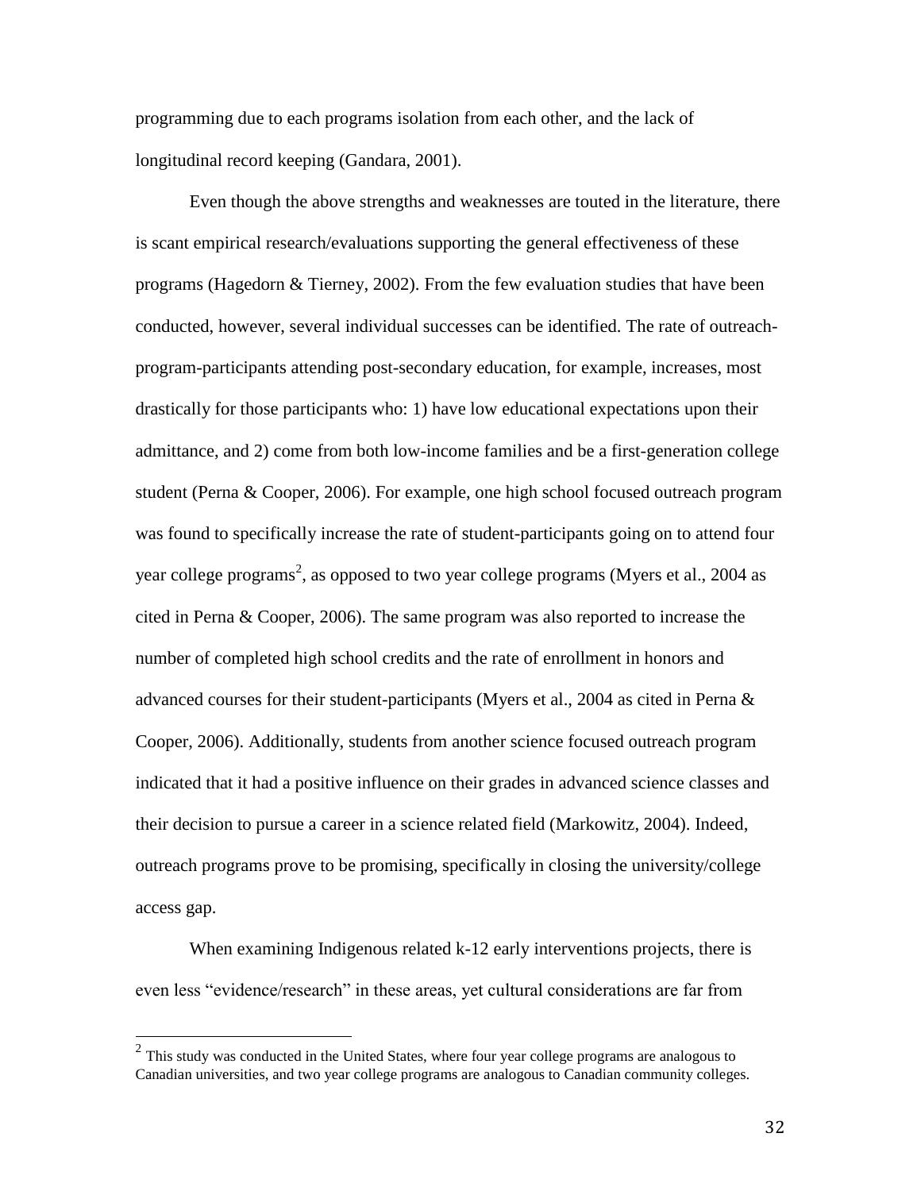programming due to each programs isolation from each other, and the lack of longitudinal record keeping (Gandara, 2001).

Even though the above strengths and weaknesses are touted in the literature, there is scant empirical research/evaluations supporting the general effectiveness of these programs (Hagedorn & Tierney, 2002). From the few evaluation studies that have been conducted, however, several individual successes can be identified. The rate of outreach-program-participants attending post-secondary education, for example, increases, most drastically for those participants who: 1) have low educational expectations upon their admittance, and 2) come from both low-income families and be a first-generation college student (Perna & Cooper, 2006). For example, one high school focused outreach program was found to specifically increase the rate of student-participants going on to attend four year college programs[2], as opposed to two year college programs (Myers et al., 2004 as cited in Perna & Cooper, 2006). The same program was also reported to increase the number of completed high school credits and the rate of enrollment in honors and advanced courses for their student-participants (Myers et al., 2004 as cited in Perna & Cooper, 2006). Additionally, students from another science focused outreach program indicated that it had a positive influence on their grades in advanced science classes and their decision to pursue a career in a science related field (Markowitz, 2004). Indeed, outreach programs prove to be promising, specifically in closing the university/college access gap.

When examining Indigenous related k-12 early interventions projects, there is even less "evidence/research" in these areas, yet cultural considerations are far from

[2] This study was conducted in the United States, where four year college programs are analogous to Canadian universities, and two year college programs are analogous to Canadian community colleges.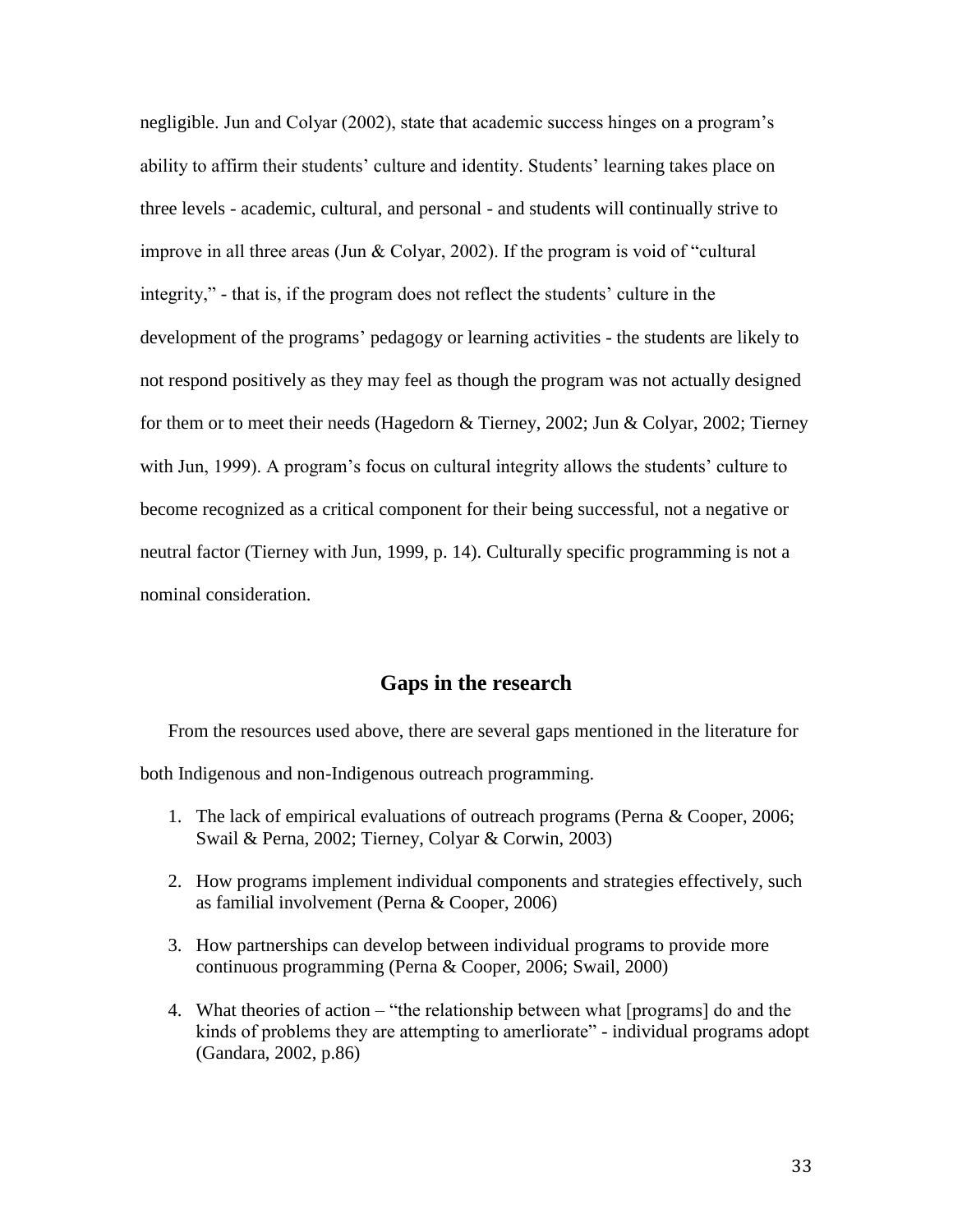negligible. Jun and Colyar (2002), state that academic success hinges on a program's ability to affirm their students' culture and identity. Students' learning takes place on three levels - academic, cultural, and personal - and students will continually strive to improve in all three areas (Jun & Colyar, 2002). If the program is void of "cultural integrity," - that is, if the program does not reflect the students' culture in the development of the programs' pedagogy or learning activities - the students are likely to not respond positively as they may feel as though the program was not actually designed for them or to meet their needs (Hagedorn & Tierney, 2002; Jun & Colyar, 2002; Tierney with Jun, 1999). A program's focus on cultural integrity allows the students' culture to become recognized as a critical component for their being successful, not a negative or neutral factor (Tierney with Jun, 1999, p. 14). Culturally specific programming is not a nominal consideration.

## Gaps in the research

From the resources used above, there are several gaps mentioned in the literature for both Indigenous and non-Indigenous outreach programming.

1. The lack of empirical evaluations of outreach programs (Perna & Cooper, 2006; Swail & Perna, 2002; Tierney, Colyar & Corwin, 2003)
2. How programs implement individual components and strategies effectively, such as familial involvement (Perna & Cooper, 2006)
3. How partnerships can develop between individual programs to provide more continuous programming (Perna & Cooper, 2006; Swail, 2000)
4. What theories of action – "the relationship between what [programs] do and the kinds of problems they are attempting to amerliorate" - individual programs adopt (Gandara, 2002, p.86)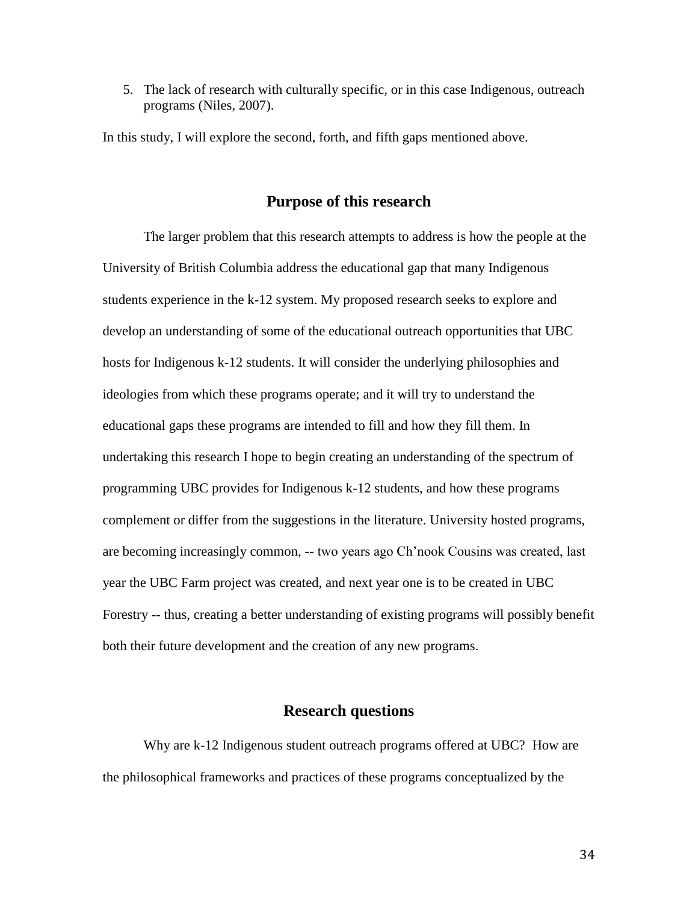5. The lack of research with culturally specific, or in this case Indigenous, outreach programs (Niles, 2007).

In this study, I will explore the second, forth, and fifth gaps mentioned above.

## Purpose of this research

The larger problem that this research attempts to address is how the people at the University of British Columbia address the educational gap that many Indigenous students experience in the k-12 system. My proposed research seeks to explore and develop an understanding of some of the educational outreach opportunities that UBC hosts for Indigenous k-12 students. It will consider the underlying philosophies and ideologies from which these programs operate; and it will try to understand the educational gaps these programs are intended to fill and how they fill them. In undertaking this research I hope to begin creating an understanding of the spectrum of programming UBC provides for Indigenous k-12 students, and how these programs complement or differ from the suggestions in the literature. University hosted programs, are becoming increasingly common, -- two years ago Ch'nook Cousins was created, last year the UBC Farm project was created, and next year one is to be created in UBC Forestry -- thus, creating a better understanding of existing programs will possibly benefit both their future development and the creation of any new programs.

## Research questions

Why are k-12 Indigenous student outreach programs offered at UBC? How are the philosophical frameworks and practices of these programs conceptualized by the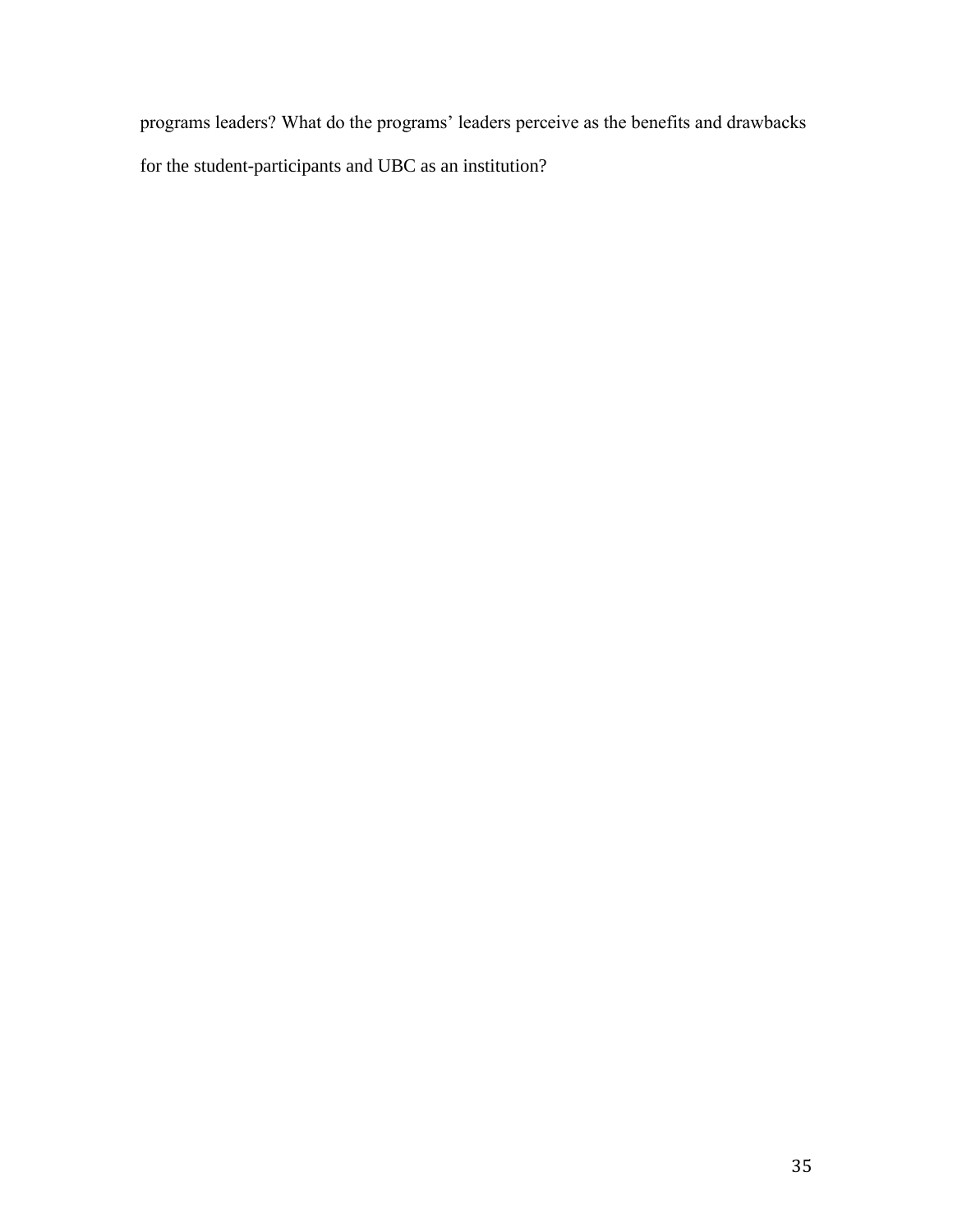programs leaders? What do the programs' leaders perceive as the benefits and drawbacks for the student-participants and UBC as an institution?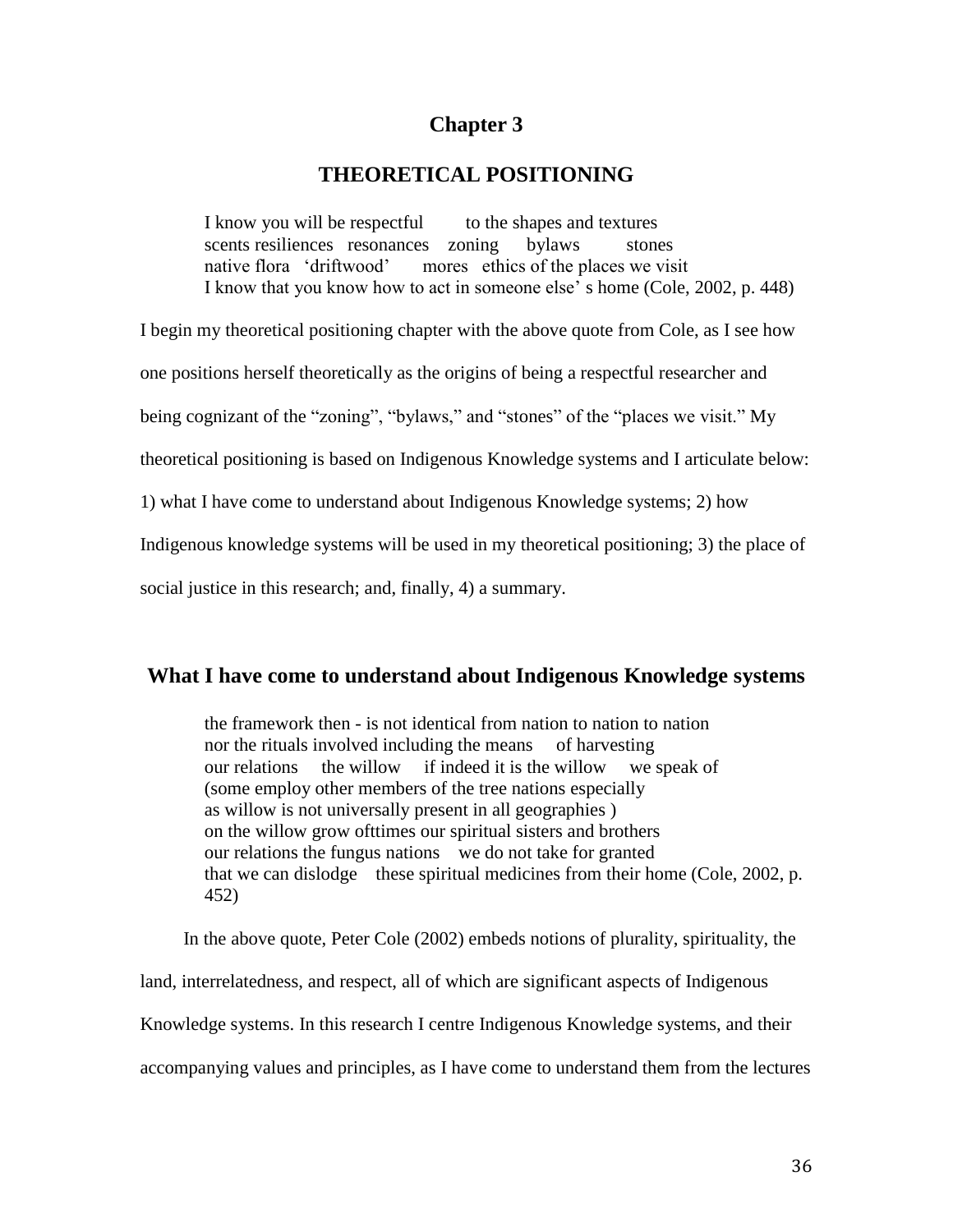# Chapter 3

## THEORETICAL POSITIONING

> I know you will be respectful to the shapes and textures
> scents resiliences resonances zoning bylaws stones
> native flora 'driftwood' mores ethics of the places we visit
> I know that you know how to act in someone else' s home (Cole, 2002, p. 448)

I begin my theoretical positioning chapter with the above quote from Cole, as I see how one positions herself theoretically as the origins of being a respectful researcher and being cognizant of the "zoning", "bylaws," and "stones" of the "places we visit." My theoretical positioning is based on Indigenous Knowledge systems and I articulate below: 1) what I have come to understand about Indigenous Knowledge systems; 2) how Indigenous knowledge systems will be used in my theoretical positioning; 3) the place of social justice in this research; and, finally, 4) a summary.

### What I have come to understand about Indigenous Knowledge systems

> the framework then - is not identical from nation to nation to nation
> nor the rituals involved including the means of harvesting
> our relations the willow if indeed it is the willow we speak of
> (some employ other members of the tree nations especially
> as willow is not universally present in all geographies )
> on the willow grow ofttimes our spiritual sisters and brothers
> our relations the fungus nations we do not take for granted
> that we can dislodge these spiritual medicines from their home (Cole, 2002, p. 452)

In the above quote, Peter Cole (2002) embeds notions of plurality, spirituality, the land, interrelatedness, and respect, all of which are significant aspects of Indigenous Knowledge systems. In this research I centre Indigenous Knowledge systems, and their accompanying values and principles, as I have come to understand them from the lectures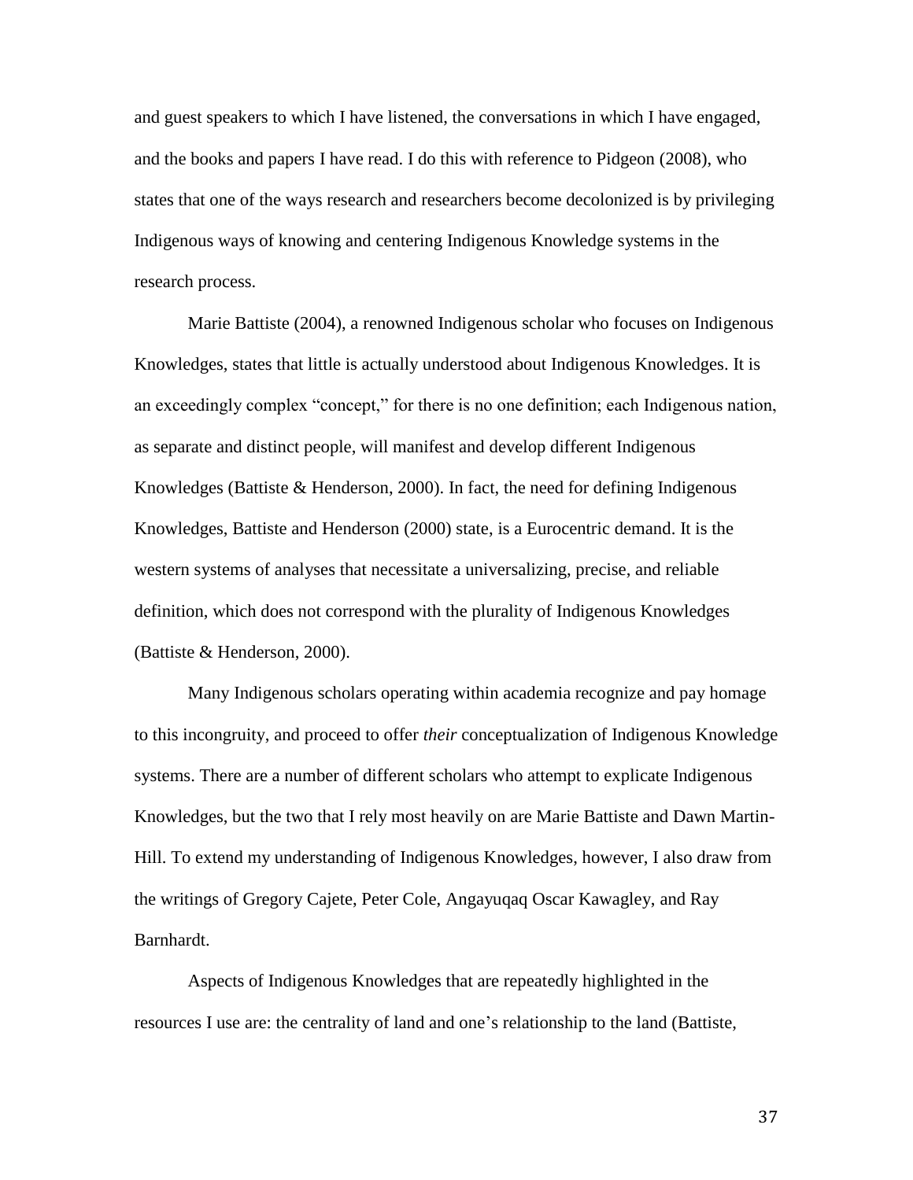and guest speakers to which I have listened, the conversations in which I have engaged, and the books and papers I have read. I do this with reference to Pidgeon (2008), who states that one of the ways research and researchers become decolonized is by privileging Indigenous ways of knowing and centering Indigenous Knowledge systems in the research process.

Marie Battiste (2004), a renowned Indigenous scholar who focuses on Indigenous Knowledges, states that little is actually understood about Indigenous Knowledges. It is an exceedingly complex "concept," for there is no one definition; each Indigenous nation, as separate and distinct people, will manifest and develop different Indigenous Knowledges (Battiste & Henderson, 2000). In fact, the need for defining Indigenous Knowledges, Battiste and Henderson (2000) state, is a Eurocentric demand. It is the western systems of analyses that necessitate a universalizing, precise, and reliable definition, which does not correspond with the plurality of Indigenous Knowledges (Battiste & Henderson, 2000).

Many Indigenous scholars operating within academia recognize and pay homage to this incongruity, and proceed to offer *their* conceptualization of Indigenous Knowledge systems. There are a number of different scholars who attempt to explicate Indigenous Knowledges, but the two that I rely most heavily on are Marie Battiste and Dawn Martin-Hill. To extend my understanding of Indigenous Knowledges, however, I also draw from the writings of Gregory Cajete, Peter Cole, Angayuqaq Oscar Kawagley, and Ray Barnhardt.

Aspects of Indigenous Knowledges that are repeatedly highlighted in the resources I use are: the centrality of land and one's relationship to the land (Battiste,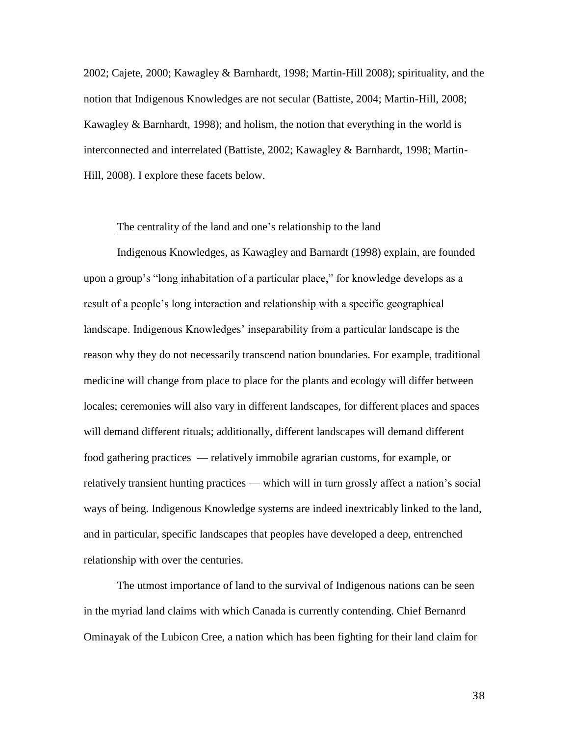2002; Cajete, 2000; Kawagley & Barnhardt, 1998; Martin-Hill 2008); spirituality, and the notion that Indigenous Knowledges are not secular (Battiste, 2004; Martin-Hill, 2008; Kawagley & Barnhardt, 1998); and holism, the notion that everything in the world is interconnected and interrelated (Battiste, 2002; Kawagley & Barnhardt, 1998; Martin-Hill, 2008). I explore these facets below.

<u>The centrality of the land and one's relationship to the land</u>

Indigenous Knowledges, as Kawagley and Barnardt (1998) explain, are founded upon a group's "long inhabitation of a particular place," for knowledge develops as a result of a people's long interaction and relationship with a specific geographical landscape. Indigenous Knowledges' inseparability from a particular landscape is the reason why they do not necessarily transcend nation boundaries. For example, traditional medicine will change from place to place for the plants and ecology will differ between locales; ceremonies will also vary in different landscapes, for different places and spaces will demand different rituals; additionally, different landscapes will demand different food gathering practices — relatively immobile agrarian customs, for example, or relatively transient hunting practices — which will in turn grossly affect a nation's social ways of being. Indigenous Knowledge systems are indeed inextricably linked to the land, and in particular, specific landscapes that peoples have developed a deep, entrenched relationship with over the centuries.

The utmost importance of land to the survival of Indigenous nations can be seen in the myriad land claims with which Canada is currently contending. Chief Bernanrd Ominayak of the Lubicon Cree, a nation which has been fighting for their land claim for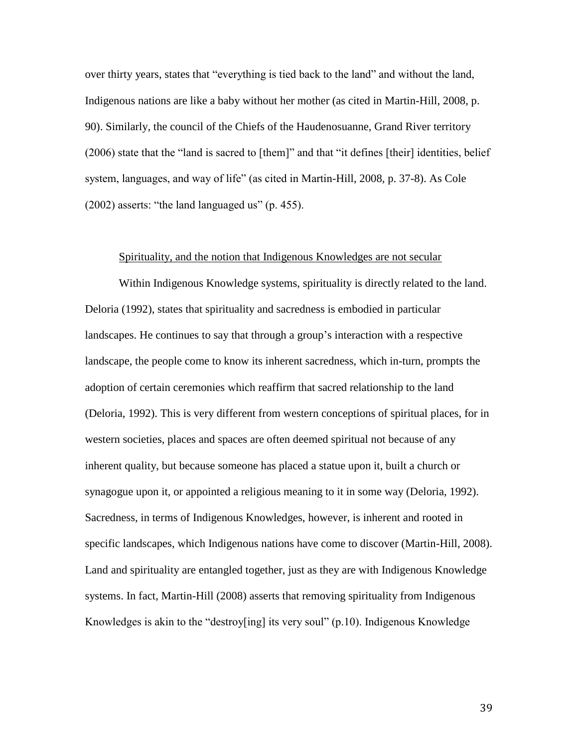over thirty years, states that "everything is tied back to the land" and without the land, Indigenous nations are like a baby without her mother (as cited in Martin-Hill, 2008, p. 90). Similarly, the council of the Chiefs of the Haudenosuanne, Grand River territory (2006) state that the "land is sacred to [them]" and that "it defines [their] identities, belief system, languages, and way of life" (as cited in Martin-Hill, 2008, p. 37-8). As Cole (2002) asserts: "the land languaged us" (p. 455).

<u>Spirituality, and the notion that Indigenous Knowledges are not secular</u>

Within Indigenous Knowledge systems, spirituality is directly related to the land. Deloria (1992), states that spirituality and sacredness is embodied in particular landscapes. He continues to say that through a group's interaction with a respective landscape, the people come to know its inherent sacredness, which in-turn, prompts the adoption of certain ceremonies which reaffirm that sacred relationship to the land (Deloria, 1992). This is very different from western conceptions of spiritual places, for in western societies, places and spaces are often deemed spiritual not because of any inherent quality, but because someone has placed a statue upon it, built a church or synagogue upon it, or appointed a religious meaning to it in some way (Deloria, 1992). Sacredness, in terms of Indigenous Knowledges, however, is inherent and rooted in specific landscapes, which Indigenous nations have come to discover (Martin-Hill, 2008). Land and spirituality are entangled together, just as they are with Indigenous Knowledge systems. In fact, Martin-Hill (2008) asserts that removing spirituality from Indigenous Knowledges is akin to the "destroy[ing] its very soul" (p.10). Indigenous Knowledge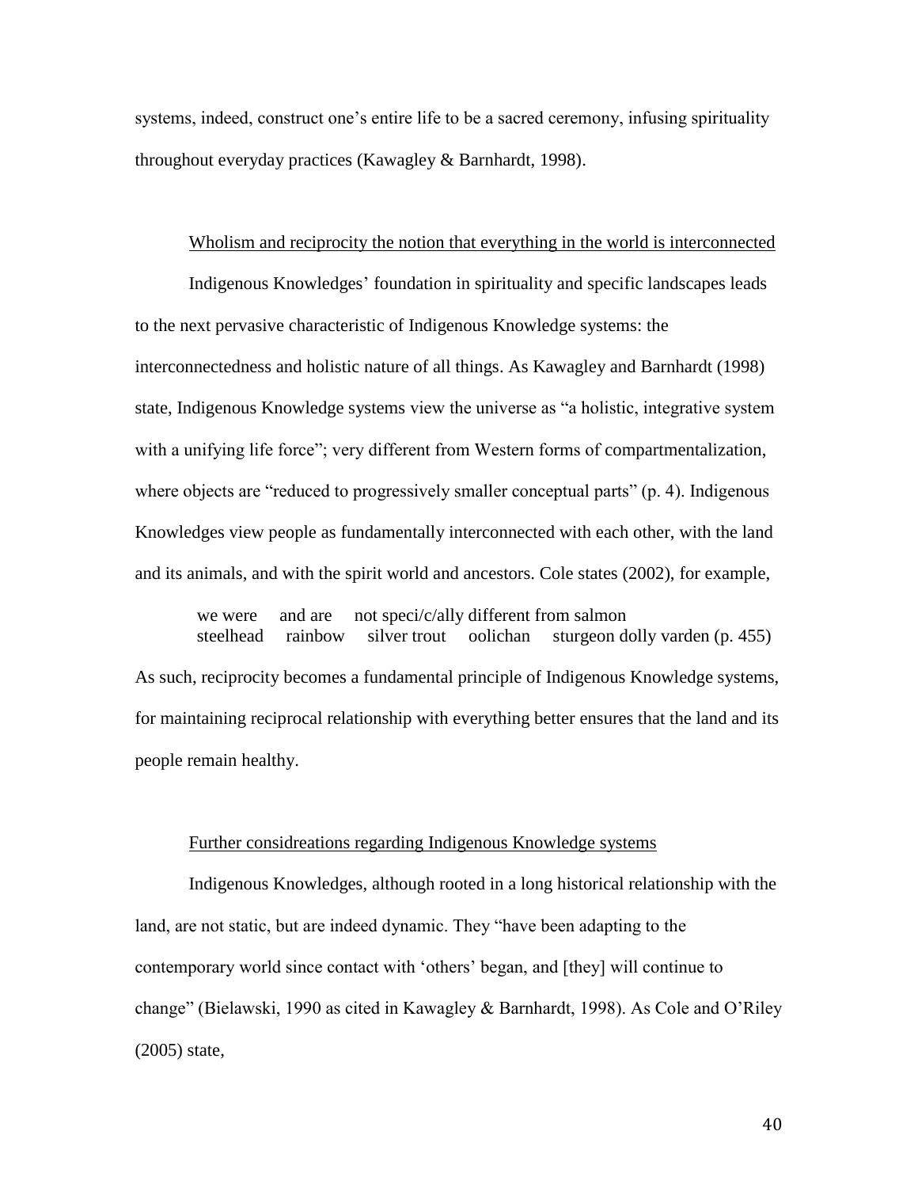systems, indeed, construct one's entire life to be a sacred ceremony, infusing spirituality throughout everyday practices (Kawagley & Barnhardt, 1998).

<u>Wholism and reciprocity the notion that everything in the world is interconnected</u>

Indigenous Knowledges' foundation in spirituality and specific landscapes leads to the next pervasive characteristic of Indigenous Knowledge systems: the interconnectedness and holistic nature of all things. As Kawagley and Barnhardt (1998) state, Indigenous Knowledge systems view the universe as "a holistic, integrative system with a unifying life force"; very different from Western forms of compartmentalization, where objects are "reduced to progressively smaller conceptual parts" (p. 4). Indigenous Knowledges view people as fundamentally interconnected with each other, with the land and its animals, and with the spirit world and ancestors. Cole states (2002), for example,

> we were     and are     not speci/c/ally different from salmon
> steelhead     rainbow     silver trout     oolichan     sturgeon dolly varden (p. 455)

As such, reciprocity becomes a fundamental principle of Indigenous Knowledge systems, for maintaining reciprocal relationship with everything better ensures that the land and its people remain healthy.

<u>Further considreations regarding Indigenous Knowledge systems</u>

Indigenous Knowledges, although rooted in a long historical relationship with the land, are not static, but are indeed dynamic. They "have been adapting to the contemporary world since contact with 'others' began, and [they] will continue to change" (Bielawski, 1990 as cited in Kawagley & Barnhardt, 1998). As Cole and O'Riley (2005) state,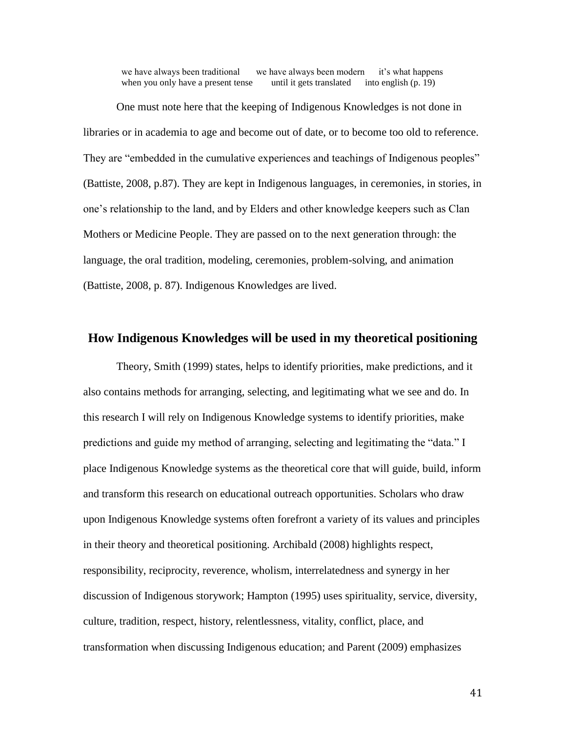> we have always been traditional   we have always been modern   it's what happens
> when you only have a present tense   until it gets translated   into english (p. 19)

One must note here that the keeping of Indigenous Knowledges is not done in libraries or in academia to age and become out of date, or to become too old to reference. They are "embedded in the cumulative experiences and teachings of Indigenous peoples" (Battiste, 2008, p.87). They are kept in Indigenous languages, in ceremonies, in stories, in one's relationship to the land, and by Elders and other knowledge keepers such as Clan Mothers or Medicine People. They are passed on to the next generation through: the language, the oral tradition, modeling, ceremonies, problem-solving, and animation (Battiste, 2008, p. 87). Indigenous Knowledges are lived.

## How Indigenous Knowledges will be used in my theoretical positioning

Theory, Smith (1999) states, helps to identify priorities, make predictions, and it also contains methods for arranging, selecting, and legitimating what we see and do. In this research I will rely on Indigenous Knowledge systems to identify priorities, make predictions and guide my method of arranging, selecting and legitimating the "data." I place Indigenous Knowledge systems as the theoretical core that will guide, build, inform and transform this research on educational outreach opportunities. Scholars who draw upon Indigenous Knowledge systems often forefront a variety of its values and principles in their theory and theoretical positioning. Archibald (2008) highlights respect, responsibility, reciprocity, reverence, wholism, interrelatedness and synergy in her discussion of Indigenous storywork; Hampton (1995) uses spirituality, service, diversity, culture, tradition, respect, history, relentlessness, vitality, conflict, place, and transformation when discussing Indigenous education; and Parent (2009) emphasizes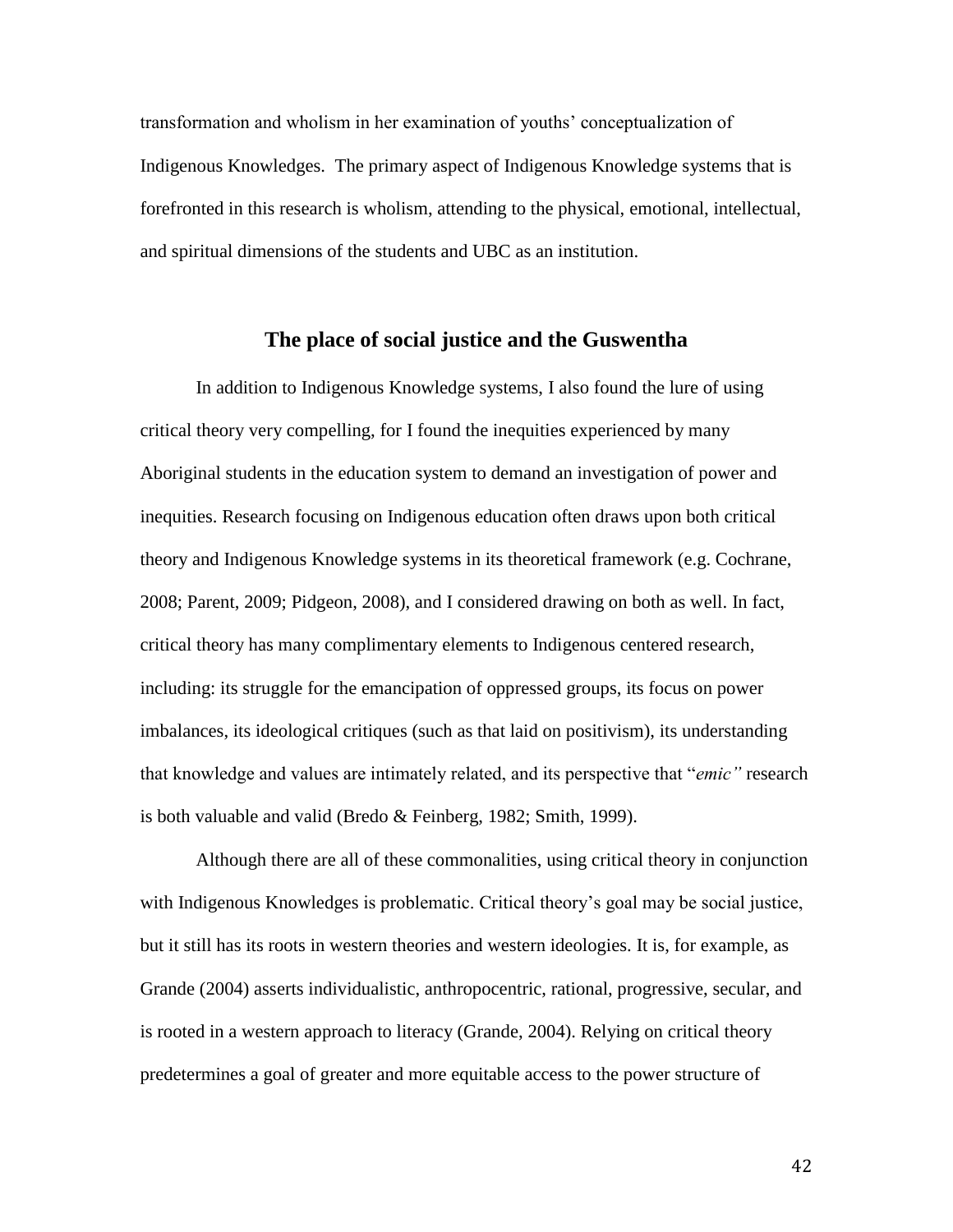transformation and wholism in her examination of youths' conceptualization of Indigenous Knowledges. The primary aspect of Indigenous Knowledge systems that is forefronted in this research is wholism, attending to the physical, emotional, intellectual, and spiritual dimensions of the students and UBC as an institution.

## The place of social justice and the Guswentha

In addition to Indigenous Knowledge systems, I also found the lure of using critical theory very compelling, for I found the inequities experienced by many Aboriginal students in the education system to demand an investigation of power and inequities. Research focusing on Indigenous education often draws upon both critical theory and Indigenous Knowledge systems in its theoretical framework (e.g. Cochrane, 2008; Parent, 2009; Pidgeon, 2008), and I considered drawing on both as well. In fact, critical theory has many complimentary elements to Indigenous centered research, including: its struggle for the emancipation of oppressed groups, its focus on power imbalances, its ideological critiques (such as that laid on positivism), its understanding that knowledge and values are intimately related, and its perspective that "*emic"* research is both valuable and valid (Bredo & Feinberg, 1982; Smith, 1999).

Although there are all of these commonalities, using critical theory in conjunction with Indigenous Knowledges is problematic. Critical theory's goal may be social justice, but it still has its roots in western theories and western ideologies. It is, for example, as Grande (2004) asserts individualistic, anthropocentric, rational, progressive, secular, and is rooted in a western approach to literacy (Grande, 2004). Relying on critical theory predetermines a goal of greater and more equitable access to the power structure of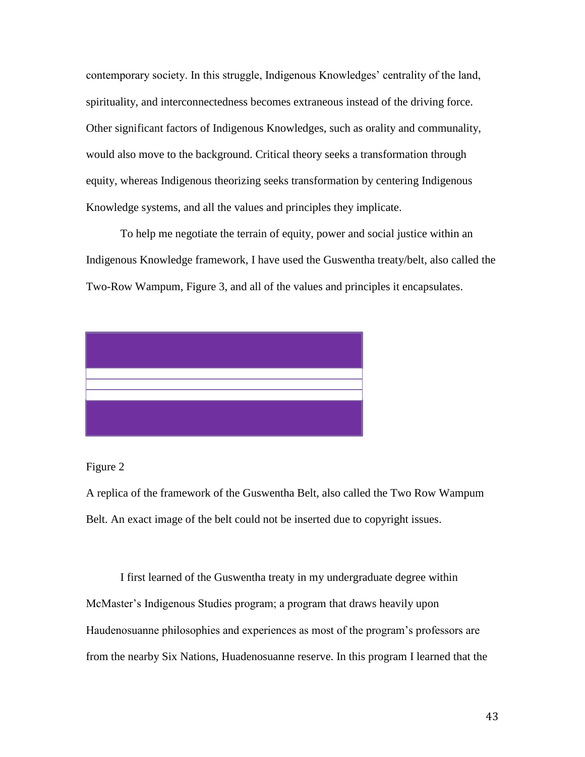contemporary society. In this struggle, Indigenous Knowledges' centrality of the land, spirituality, and interconnectedness becomes extraneous instead of the driving force. Other significant factors of Indigenous Knowledges, such as orality and communality, would also move to the background. Critical theory seeks a transformation through equity, whereas Indigenous theorizing seeks transformation by centering Indigenous Knowledge systems, and all the values and principles they implicate.

To help me negotiate the terrain of equity, power and social justice within an Indigenous Knowledge framework, I have used the Guswentha treaty/belt, also called the Two-Row Wampum, Figure 3, and all of the values and principles it encapsulates.

Figure 2

A replica of the framework of the Guswentha Belt, also called the Two Row Wampum Belt. An exact image of the belt could not be inserted due to copyright issues.

I first learned of the Guswentha treaty in my undergraduate degree within McMaster's Indigenous Studies program; a program that draws heavily upon Haudenosuanne philosophies and experiences as most of the program's professors are from the nearby Six Nations, Huadenosuanne reserve. In this program I learned that the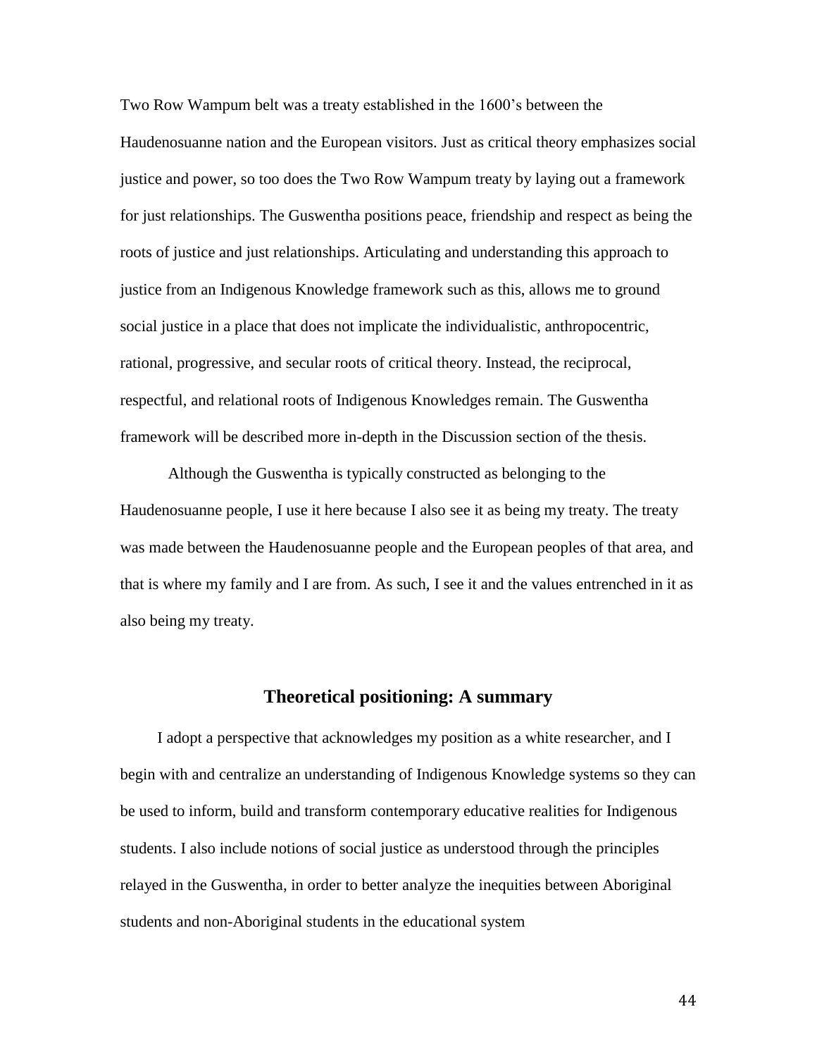Two Row Wampum belt was a treaty established in the 1600's between the Haudenosuanne nation and the European visitors. Just as critical theory emphasizes social justice and power, so too does the Two Row Wampum treaty by laying out a framework for just relationships. The Guswentha positions peace, friendship and respect as being the roots of justice and just relationships. Articulating and understanding this approach to justice from an Indigenous Knowledge framework such as this, allows me to ground social justice in a place that does not implicate the individualistic, anthropocentric, rational, progressive, and secular roots of critical theory. Instead, the reciprocal, respectful, and relational roots of Indigenous Knowledges remain. The Guswentha framework will be described more in-depth in the Discussion section of the thesis.

Although the Guswentha is typically constructed as belonging to the Haudenosuanne people, I use it here because I also see it as being my treaty. The treaty was made between the Haudenosuanne people and the European peoples of that area, and that is where my family and I are from. As such, I see it and the values entrenched in it as also being my treaty.

## Theoretical positioning: A summary

I adopt a perspective that acknowledges my position as a white researcher, and I begin with and centralize an understanding of Indigenous Knowledge systems so they can be used to inform, build and transform contemporary educative realities for Indigenous students. I also include notions of social justice as understood through the principles relayed in the Guswentha, in order to better analyze the inequities between Aboriginal students and non-Aboriginal students in the educational system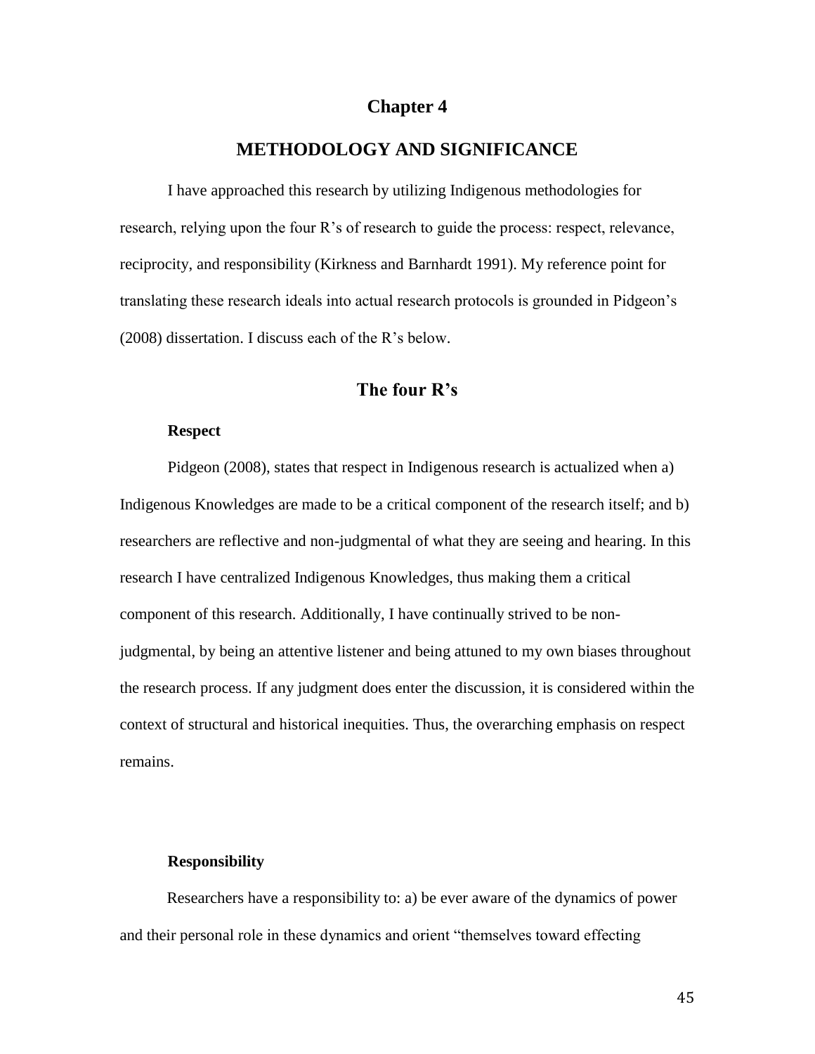# Chapter 4

## METHODOLOGY AND SIGNIFICANCE

I have approached this research by utilizing Indigenous methodologies for research, relying upon the four R's of research to guide the process: respect, relevance, reciprocity, and responsibility (Kirkness and Barnhardt 1991). My reference point for translating these research ideals into actual research protocols is grounded in Pidgeon's (2008) dissertation. I discuss each of the R's below.

## The four R's

### Respect

Pidgeon (2008), states that respect in Indigenous research is actualized when a) Indigenous Knowledges are made to be a critical component of the research itself; and b) researchers are reflective and non-judgmental of what they are seeing and hearing. In this research I have centralized Indigenous Knowledges, thus making them a critical component of this research. Additionally, I have continually strived to be non-judgmental, by being an attentive listener and being attuned to my own biases throughout the research process. If any judgment does enter the discussion, it is considered within the context of structural and historical inequities. Thus, the overarching emphasis on respect remains.

### Responsibility

Researchers have a responsibility to: a) be ever aware of the dynamics of power and their personal role in these dynamics and orient "themselves toward effecting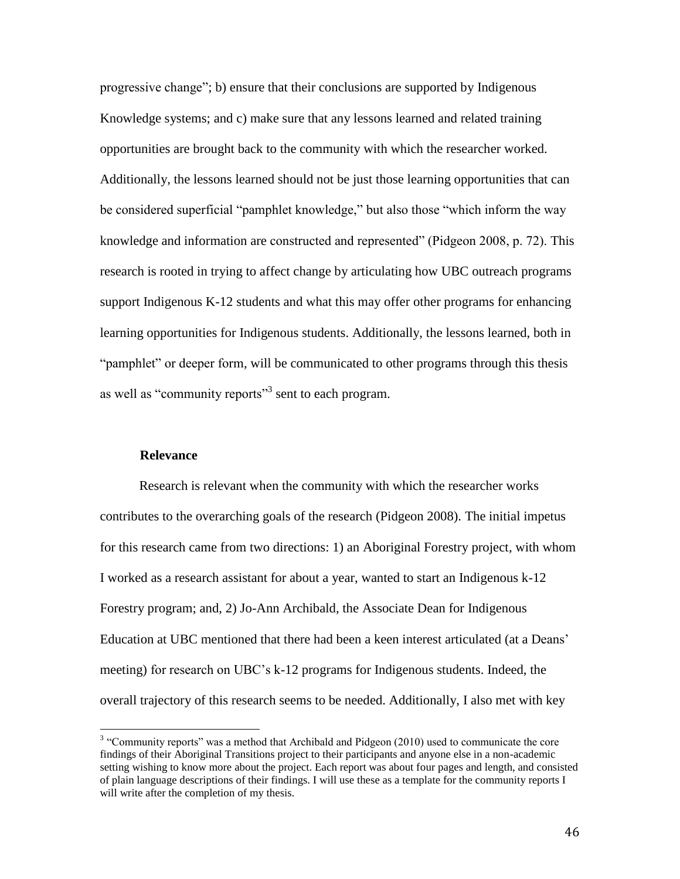progressive change"; b) ensure that their conclusions are supported by Indigenous Knowledge systems; and c) make sure that any lessons learned and related training opportunities are brought back to the community with which the researcher worked. Additionally, the lessons learned should not be just those learning opportunities that can be considered superficial "pamphlet knowledge," but also those "which inform the way knowledge and information are constructed and represented" (Pidgeon 2008, p. 72). This research is rooted in trying to affect change by articulating how UBC outreach programs support Indigenous K-12 students and what this may offer other programs for enhancing learning opportunities for Indigenous students. Additionally, the lessons learned, both in "pamphlet" or deeper form, will be communicated to other programs through this thesis as well as "community reports"[3] sent to each program.

### Relevance

Research is relevant when the community with which the researcher works contributes to the overarching goals of the research (Pidgeon 2008). The initial impetus for this research came from two directions: 1) an Aboriginal Forestry project, with whom I worked as a research assistant for about a year, wanted to start an Indigenous k-12 Forestry program; and, 2) Jo-Ann Archibald, the Associate Dean for Indigenous Education at UBC mentioned that there had been a keen interest articulated (at a Deans' meeting) for research on UBC's k-12 programs for Indigenous students. Indeed, the overall trajectory of this research seems to be needed. Additionally, I also met with key

[3] "Community reports" was a method that Archibald and Pidgeon (2010) used to communicate the core findings of their Aboriginal Transitions project to their participants and anyone else in a non-academic setting wishing to know more about the project. Each report was about four pages and length, and consisted of plain language descriptions of their findings. I will use these as a template for the community reports I will write after the completion of my thesis.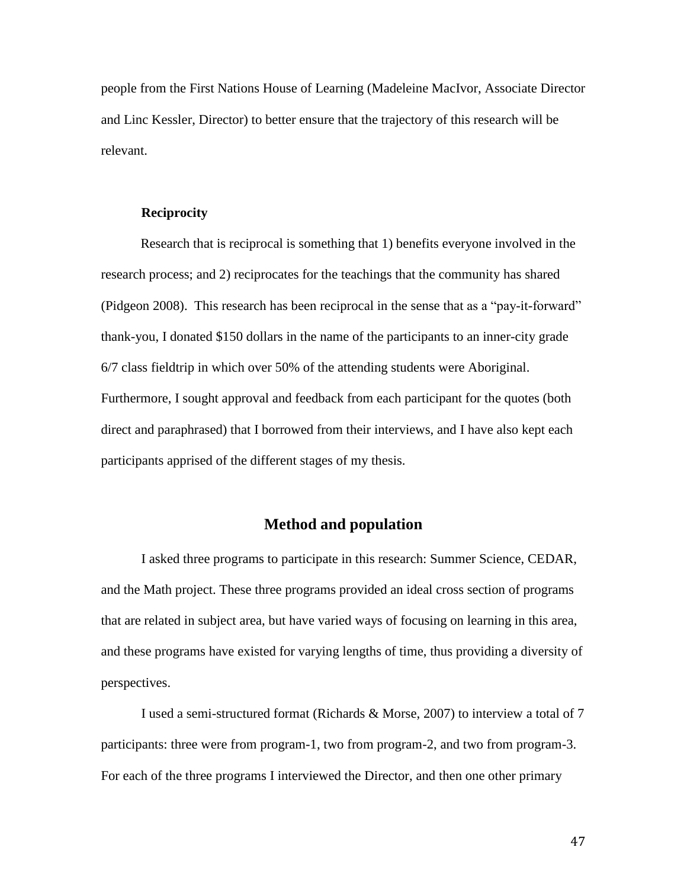people from the First Nations House of Learning (Madeleine MacIvor, Associate Director and Linc Kessler, Director) to better ensure that the trajectory of this research will be relevant.

### Reciprocity

Research that is reciprocal is something that 1) benefits everyone involved in the research process; and 2) reciprocates for the teachings that the community has shared (Pidgeon 2008). This research has been reciprocal in the sense that as a "pay-it-forward" thank-you, I donated $150 dollars in the name of the participants to an inner-city grade 6/7 class fieldtrip in which over 50% of the attending students were Aboriginal. Furthermore, I sought approval and feedback from each participant for the quotes (both direct and paraphrased) that I borrowed from their interviews, and I have also kept each participants apprised of the different stages of my thesis.

## Method and population

I asked three programs to participate in this research: Summer Science, CEDAR, and the Math project. These three programs provided an ideal cross section of programs that are related in subject area, but have varied ways of focusing on learning in this area, and these programs have existed for varying lengths of time, thus providing a diversity of perspectives.

I used a semi-structured format (Richards & Morse, 2007) to interview a total of 7 participants: three were from program-1, two from program-2, and two from program-3. For each of the three programs I interviewed the Director, and then one other primary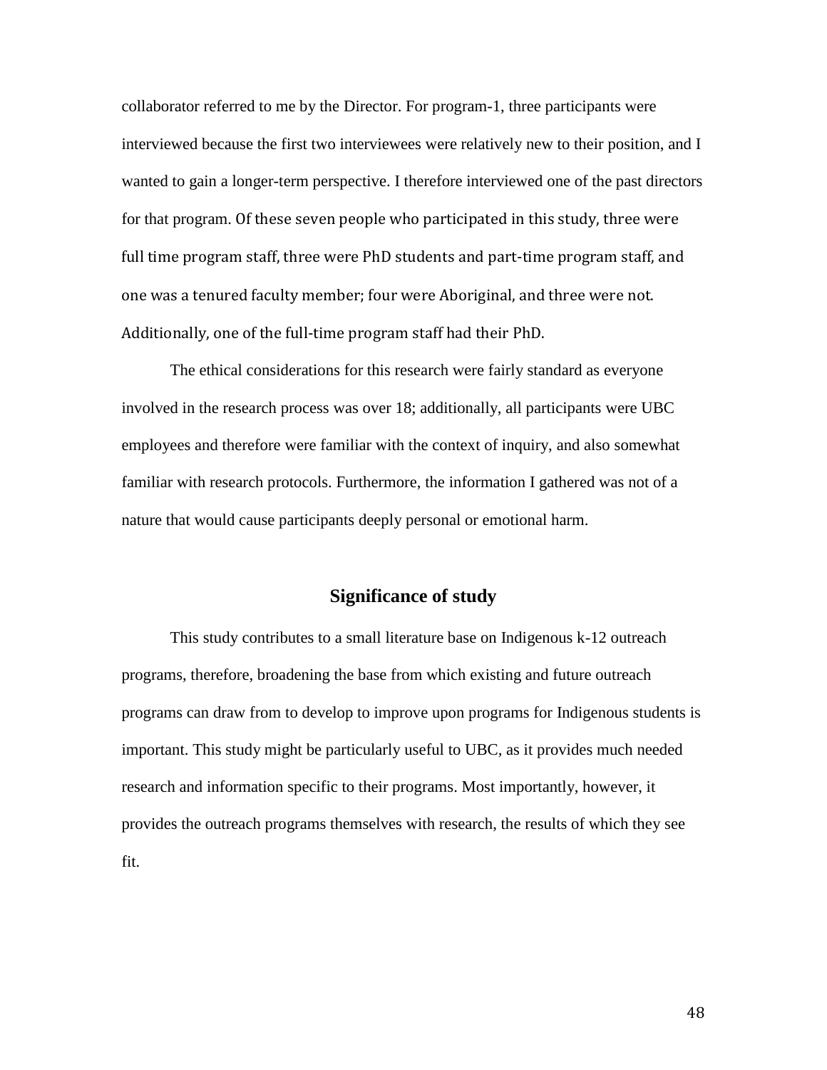collaborator referred to me by the Director. For program-1, three participants were interviewed because the first two interviewees were relatively new to their position, and I wanted to gain a longer-term perspective. I therefore interviewed one of the past directors for that program. Of these seven people who participated in this study, three were full time program staff, three were PhD students and part-time program staff, and one was a tenured faculty member; four were Aboriginal, and three were not. Additionally, one of the full-time program staff had their PhD.

The ethical considerations for this research were fairly standard as everyone involved in the research process was over 18; additionally, all participants were UBC employees and therefore were familiar with the context of inquiry, and also somewhat familiar with research protocols. Furthermore, the information I gathered was not of a nature that would cause participants deeply personal or emotional harm.

## Significance of study

This study contributes to a small literature base on Indigenous k-12 outreach programs, therefore, broadening the base from which existing and future outreach programs can draw from to develop to improve upon programs for Indigenous students is important. This study might be particularly useful to UBC, as it provides much needed research and information specific to their programs. Most importantly, however, it provides the outreach programs themselves with research, the results of which they see fit.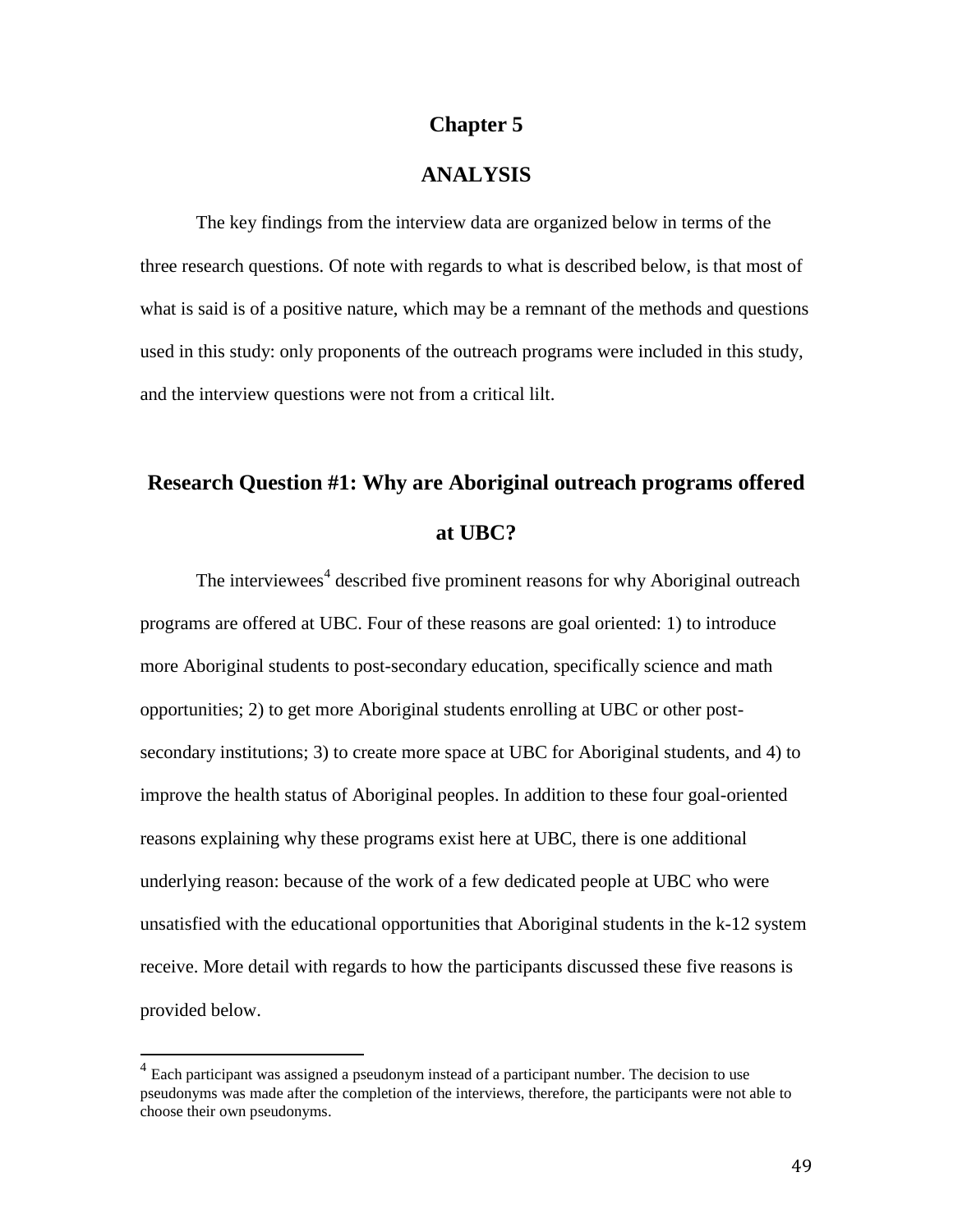# Chapter 5

# ANALYSIS

The key findings from the interview data are organized below in terms of the three research questions. Of note with regards to what is described below, is that most of what is said is of a positive nature, which may be a remnant of the methods and questions used in this study: only proponents of the outreach programs were included in this study, and the interview questions were not from a critical lilt.

## Research Question #1: Why are Aboriginal outreach programs offered at UBC?

The interviewees[4] described five prominent reasons for why Aboriginal outreach programs are offered at UBC. Four of these reasons are goal oriented: 1) to introduce more Aboriginal students to post-secondary education, specifically science and math opportunities; 2) to get more Aboriginal students enrolling at UBC or other post-secondary institutions; 3) to create more space at UBC for Aboriginal students, and 4) to improve the health status of Aboriginal peoples. In addition to these four goal-oriented reasons explaining why these programs exist here at UBC, there is one additional underlying reason: because of the work of a few dedicated people at UBC who were unsatisfied with the educational opportunities that Aboriginal students in the k-12 system receive. More detail with regards to how the participants discussed these five reasons is provided below.

[4] Each participant was assigned a pseudonym instead of a participant number. The decision to use pseudonyms was made after the completion of the interviews, therefore, the participants were not able to choose their own pseudonyms.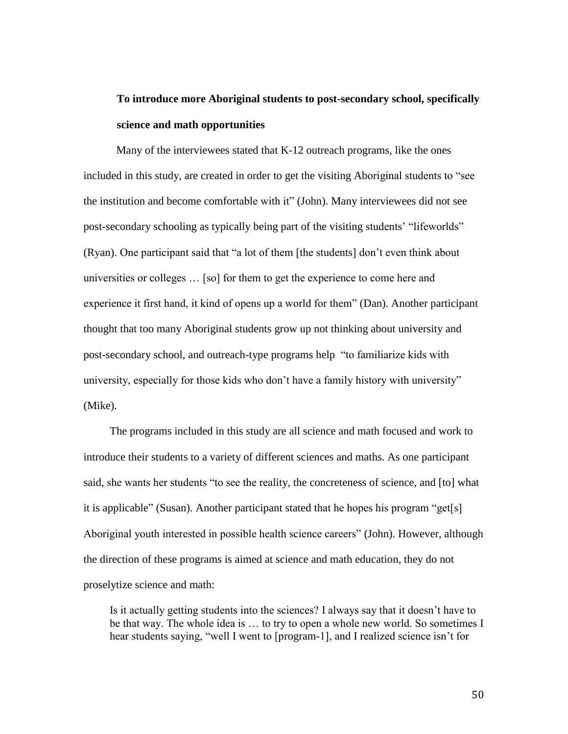### To introduce more Aboriginal students to post-secondary school, specifically science and math opportunities

Many of the interviewees stated that K-12 outreach programs, like the ones included in this study, are created in order to get the visiting Aboriginal students to "see the institution and become comfortable with it" (John). Many interviewees did not see post-secondary schooling as typically being part of the visiting students' "lifeworlds" (Ryan). One participant said that "a lot of them [the students] don't even think about universities or colleges … [so] for them to get the experience to come here and experience it first hand, it kind of opens up a world for them" (Dan). Another participant thought that too many Aboriginal students grow up not thinking about university and post-secondary school, and outreach-type programs help "to familiarize kids with university, especially for those kids who don't have a family history with university" (Mike).

The programs included in this study are all science and math focused and work to introduce their students to a variety of different sciences and maths. As one participant said, she wants her students "to see the reality, the concreteness of science, and [to] what it is applicable" (Susan). Another participant stated that he hopes his program "get[s] Aboriginal youth interested in possible health science careers" (John). However, although the direction of these programs is aimed at science and math education, they do not proselytize science and math:

> Is it actually getting students into the sciences? I always say that it doesn't have to be that way. The whole idea is … to try to open a whole new world. So sometimes I hear students saying, "well I went to [program-1], and I realized science isn't for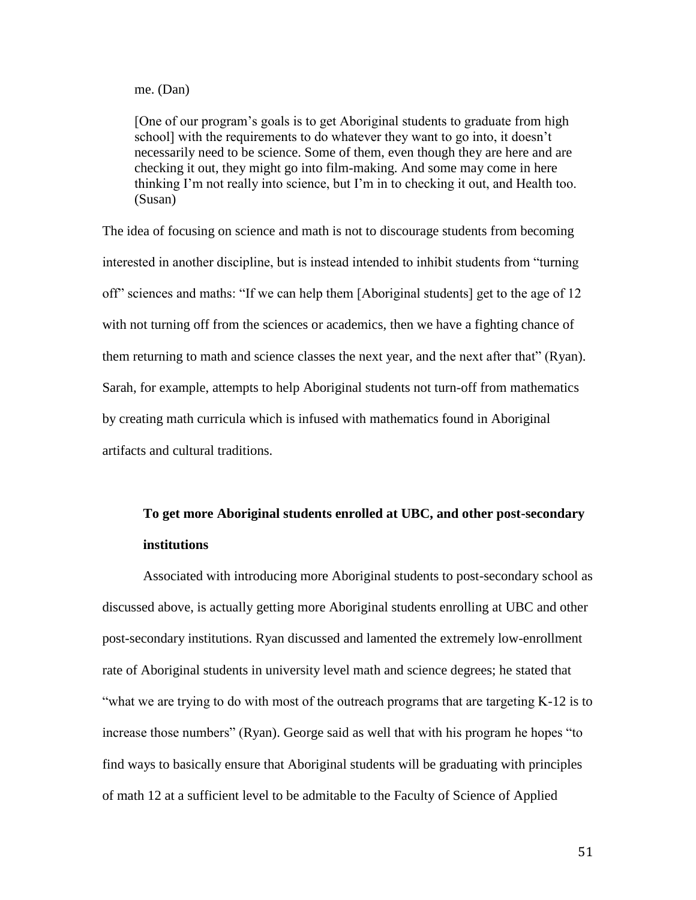me. (Dan)

> [One of our program's goals is to get Aboriginal students to graduate from high school] with the requirements to do whatever they want to go into, it doesn't necessarily need to be science. Some of them, even though they are here and are checking it out, they might go into film-making. And some may come in here thinking I'm not really into science, but I'm in to checking it out, and Health too. (Susan)

The idea of focusing on science and math is not to discourage students from becoming interested in another discipline, but is instead intended to inhibit students from "turning off" sciences and maths: "If we can help them [Aboriginal students] get to the age of 12 with not turning off from the sciences or academics, then we have a fighting chance of them returning to math and science classes the next year, and the next after that" (Ryan). Sarah, for example, attempts to help Aboriginal students not turn-off from mathematics by creating math curricula which is infused with mathematics found in Aboriginal artifacts and cultural traditions.

**To get more Aboriginal students enrolled at UBC, and other post-secondary institutions**

Associated with introducing more Aboriginal students to post-secondary school as discussed above, is actually getting more Aboriginal students enrolling at UBC and other post-secondary institutions. Ryan discussed and lamented the extremely low-enrollment rate of Aboriginal students in university level math and science degrees; he stated that "what we are trying to do with most of the outreach programs that are targeting K-12 is to increase those numbers" (Ryan). George said as well that with his program he hopes "to find ways to basically ensure that Aboriginal students will be graduating with principles of math 12 at a sufficient level to be admitable to the Faculty of Science of Applied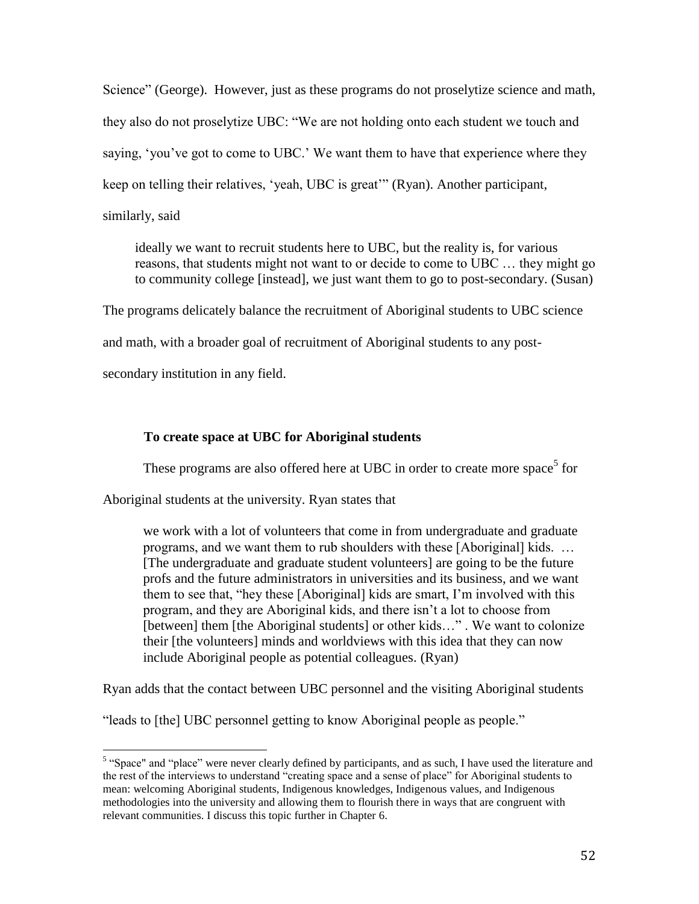Science" (George). However, just as these programs do not proselytize science and math, they also do not proselytize UBC: "We are not holding onto each student we touch and saying, 'you've got to come to UBC.' We want them to have that experience where they keep on telling their relatives, 'yeah, UBC is great'" (Ryan). Another participant, similarly, said

> ideally we want to recruit students here to UBC, but the reality is, for various reasons, that students might not want to or decide to come to UBC … they might go to community college [instead], we just want them to go to post-secondary. (Susan)

The programs delicately balance the recruitment of Aboriginal students to UBC science and math, with a broader goal of recruitment of Aboriginal students to any post-secondary institution in any field.

### To create space at UBC for Aboriginal students

These programs are also offered here at UBC in order to create more space[5] for Aboriginal students at the university. Ryan states that

> we work with a lot of volunteers that come in from undergraduate and graduate programs, and we want them to rub shoulders with these [Aboriginal] kids. … [The undergraduate and graduate student volunteers] are going to be the future profs and the future administrators in universities and its business, and we want them to see that, "hey these [Aboriginal] kids are smart, I'm involved with this program, and they are Aboriginal kids, and there isn't a lot to choose from [between] them [the Aboriginal students] or other kids…" . We want to colonize their [the volunteers] minds and worldviews with this idea that they can now include Aboriginal people as potential colleagues. (Ryan)

Ryan adds that the contact between UBC personnel and the visiting Aboriginal students "leads to [the] UBC personnel getting to know Aboriginal people as people."

---

[5] "Space" and "place" were never clearly defined by participants, and as such, I have used the literature and the rest of the interviews to understand "creating space and a sense of place" for Aboriginal students to mean: welcoming Aboriginal students, Indigenous knowledges, Indigenous values, and Indigenous methodologies into the university and allowing them to flourish there in ways that are congruent with relevant communities. I discuss this topic further in Chapter 6.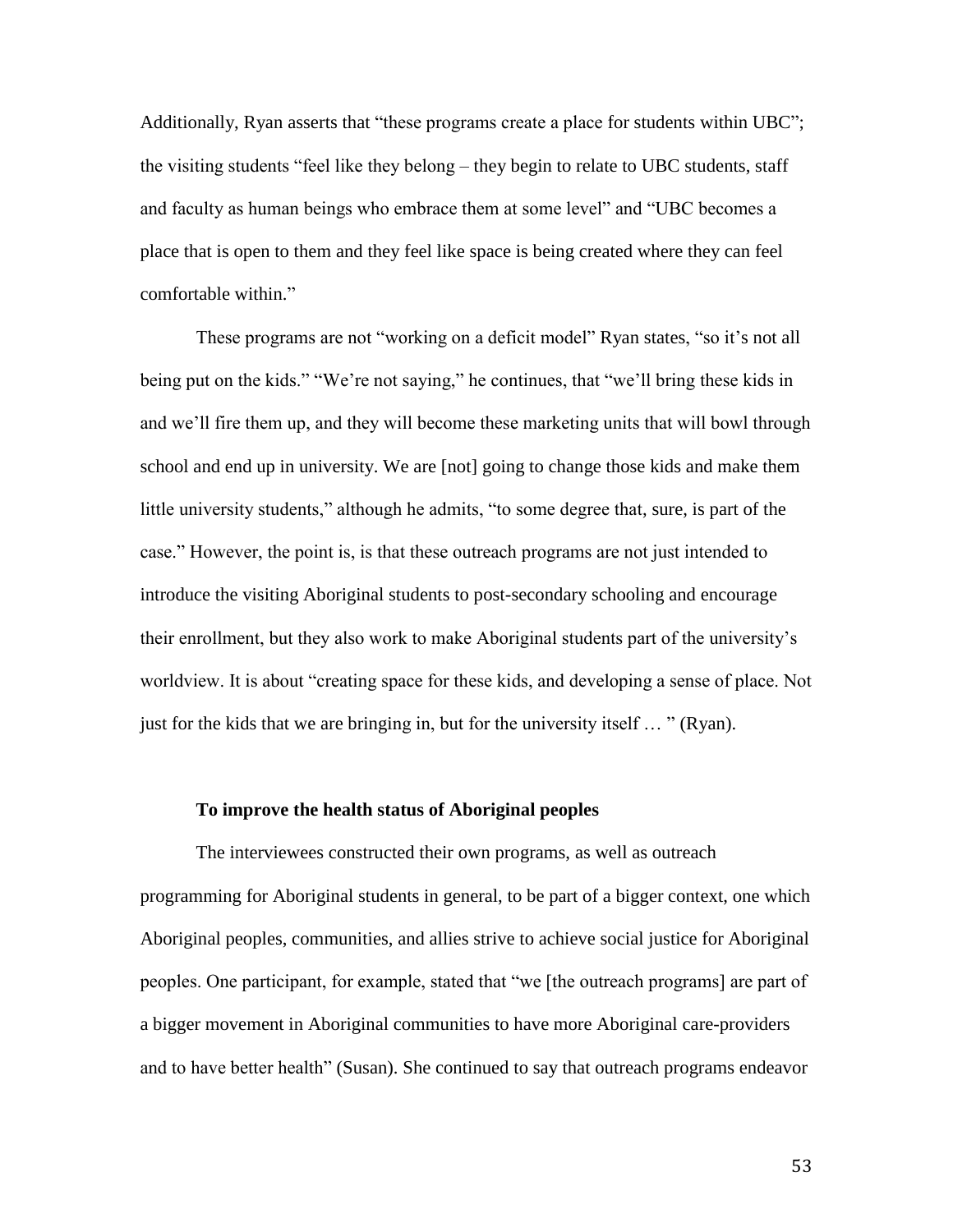Additionally, Ryan asserts that "these programs create a place for students within UBC"; the visiting students "feel like they belong – they begin to relate to UBC students, staff and faculty as human beings who embrace them at some level" and "UBC becomes a place that is open to them and they feel like space is being created where they can feel comfortable within."

These programs are not "working on a deficit model" Ryan states, "so it's not all being put on the kids." "We're not saying," he continues, that "we'll bring these kids in and we'll fire them up, and they will become these marketing units that will bowl through school and end up in university. We are [not] going to change those kids and make them little university students," although he admits, "to some degree that, sure, is part of the case." However, the point is, is that these outreach programs are not just intended to introduce the visiting Aboriginal students to post-secondary schooling and encourage their enrollment, but they also work to make Aboriginal students part of the university's worldview. It is about "creating space for these kids, and developing a sense of place. Not just for the kids that we are bringing in, but for the university itself … " (Ryan).

### To improve the health status of Aboriginal peoples

The interviewees constructed their own programs, as well as outreach programming for Aboriginal students in general, to be part of a bigger context, one which Aboriginal peoples, communities, and allies strive to achieve social justice for Aboriginal peoples. One participant, for example, stated that "we [the outreach programs] are part of a bigger movement in Aboriginal communities to have more Aboriginal care-providers and to have better health" (Susan). She continued to say that outreach programs endeavor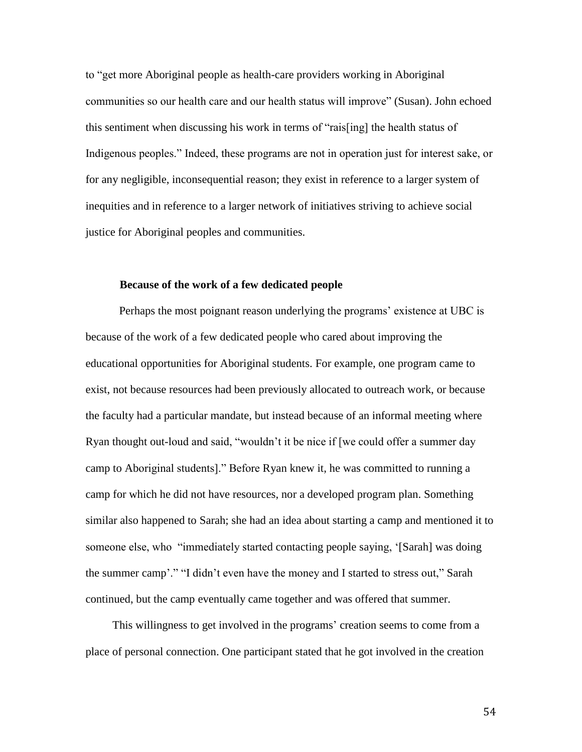to “get more Aboriginal people as health-care providers working in Aboriginal communities so our health care and our health status will improve” (Susan). John echoed this sentiment when discussing his work in terms of “rais[ing] the health status of Indigenous peoples.” Indeed, these programs are not in operation just for interest sake, or for any negligible, inconsequential reason; they exist in reference to a larger system of inequities and in reference to a larger network of initiatives striving to achieve social justice for Aboriginal peoples and communities.

### Because of the work of a few dedicated people

Perhaps the most poignant reason underlying the programs’ existence at UBC is because of the work of a few dedicated people who cared about improving the educational opportunities for Aboriginal students. For example, one program came to exist, not because resources had been previously allocated to outreach work, or because the faculty had a particular mandate, but instead because of an informal meeting where Ryan thought out-loud and said, “wouldn’t it be nice if [we could offer a summer day camp to Aboriginal students].” Before Ryan knew it, he was committed to running a camp for which he did not have resources, nor a developed program plan. Something similar also happened to Sarah; she had an idea about starting a camp and mentioned it to someone else, who “immediately started contacting people saying, ‘[Sarah] was doing the summer camp’.” “I didn’t even have the money and I started to stress out,” Sarah continued, but the camp eventually came together and was offered that summer.

This willingness to get involved in the programs’ creation seems to come from a place of personal connection. One participant stated that he got involved in the creation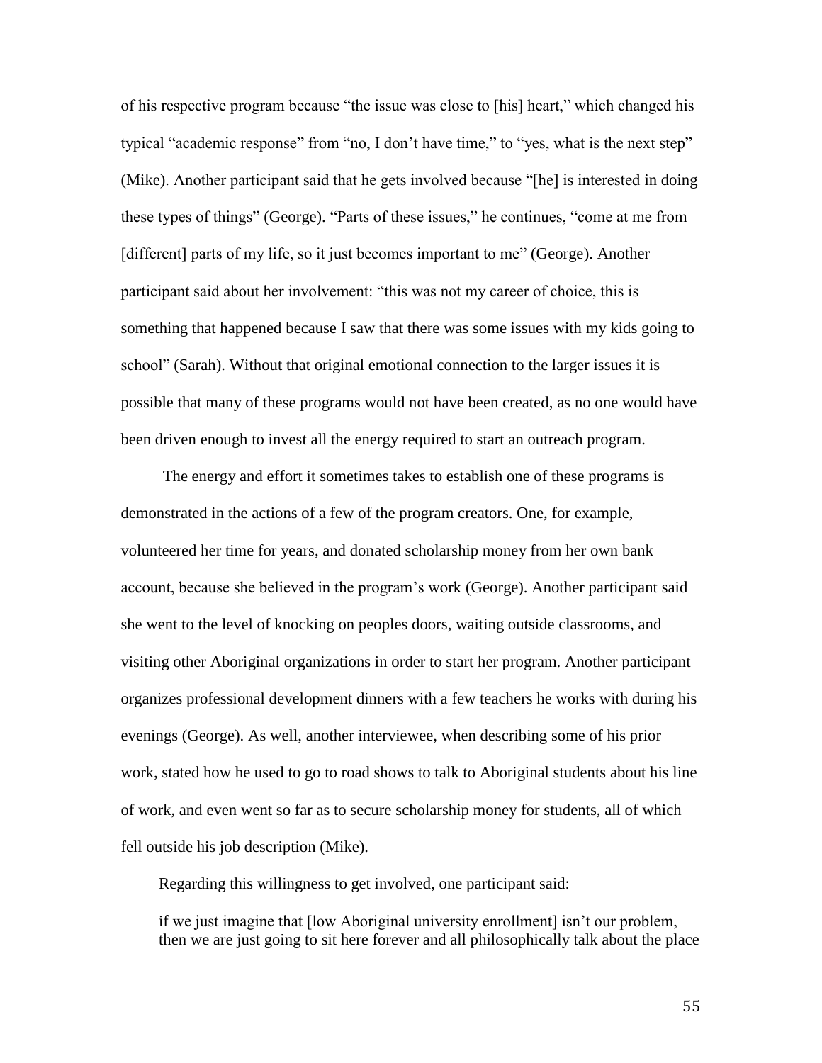of his respective program because "the issue was close to [his] heart," which changed his typical "academic response" from "no, I don't have time," to "yes, what is the next step" (Mike). Another participant said that he gets involved because "[he] is interested in doing these types of things" (George). "Parts of these issues," he continues, "come at me from [different] parts of my life, so it just becomes important to me" (George). Another participant said about her involvement: "this was not my career of choice, this is something that happened because I saw that there was some issues with my kids going to school" (Sarah). Without that original emotional connection to the larger issues it is possible that many of these programs would not have been created, as no one would have been driven enough to invest all the energy required to start an outreach program.

The energy and effort it sometimes takes to establish one of these programs is demonstrated in the actions of a few of the program creators. One, for example, volunteered her time for years, and donated scholarship money from her own bank account, because she believed in the program's work (George). Another participant said she went to the level of knocking on peoples doors, waiting outside classrooms, and visiting other Aboriginal organizations in order to start her program. Another participant organizes professional development dinners with a few teachers he works with during his evenings (George). As well, another interviewee, when describing some of his prior work, stated how he used to go to road shows to talk to Aboriginal students about his line of work, and even went so far as to secure scholarship money for students, all of which fell outside his job description (Mike).

Regarding this willingness to get involved, one participant said:

> if we just imagine that [low Aboriginal university enrollment] isn't our problem, then we are just going to sit here forever and all philosophically talk about the place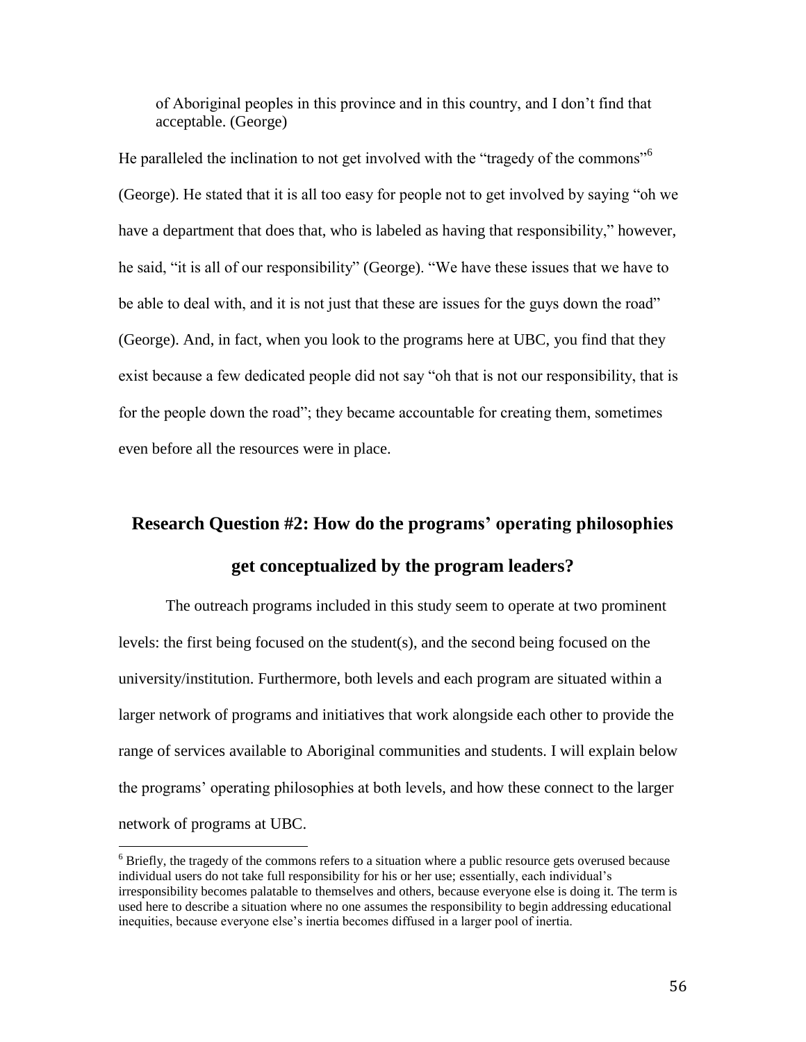> of Aboriginal peoples in this province and in this country, and I don't find that acceptable. (George)

He paralleled the inclination to not get involved with the "tragedy of the commons"[6] (George). He stated that it is all too easy for people not to get involved by saying "oh we have a department that does that, who is labeled as having that responsibility," however, he said, "it is all of our responsibility" (George). "We have these issues that we have to be able to deal with, and it is not just that these are issues for the guys down the road" (George). And, in fact, when you look to the programs here at UBC, you find that they exist because a few dedicated people did not say "oh that is not our responsibility, that is for the people down the road"; they became accountable for creating them, sometimes even before all the resources were in place.

## Research Question #2: How do the programs' operating philosophies get conceptualized by the program leaders?

The outreach programs included in this study seem to operate at two prominent levels: the first being focused on the student(s), and the second being focused on the university/institution. Furthermore, both levels and each program are situated within a larger network of programs and initiatives that work alongside each other to provide the range of services available to Aboriginal communities and students. I will explain below the programs' operating philosophies at both levels, and how these connect to the larger network of programs at UBC.

---

[6] Briefly, the tragedy of the commons refers to a situation where a public resource gets overused because individual users do not take full responsibility for his or her use; essentially, each individual's irresponsibility becomes palatable to themselves and others, because everyone else is doing it. The term is used here to describe a situation where no one assumes the responsibility to begin addressing educational inequities, because everyone else's inertia becomes diffused in a larger pool of inertia.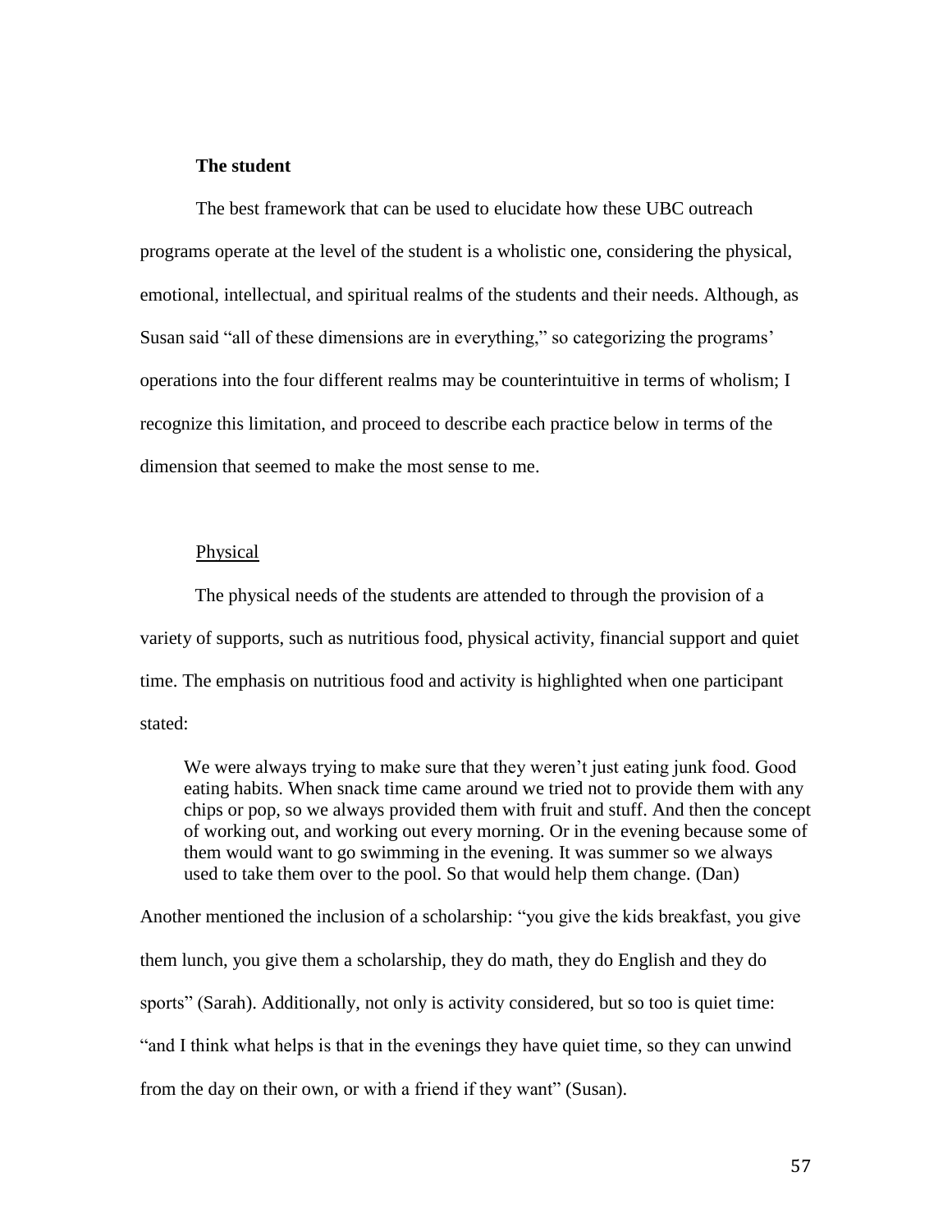### The student

The best framework that can be used to elucidate how these UBC outreach programs operate at the level of the student is a wholistic one, considering the physical, emotional, intellectual, and spiritual realms of the students and their needs. Although, as Susan said "all of these dimensions are in everything," so categorizing the programs' operations into the four different realms may be counterintuitive in terms of wholism; I recognize this limitation, and proceed to describe each practice below in terms of the dimension that seemed to make the most sense to me.

#### Physical

The physical needs of the students are attended to through the provision of a variety of supports, such as nutritious food, physical activity, financial support and quiet time. The emphasis on nutritious food and activity is highlighted when one participant stated:

> We were always trying to make sure that they weren't just eating junk food. Good eating habits. When snack time came around we tried not to provide them with any chips or pop, so we always provided them with fruit and stuff. And then the concept of working out, and working out every morning. Or in the evening because some of them would want to go swimming in the evening. It was summer so we always used to take them over to the pool. So that would help them change. (Dan)

Another mentioned the inclusion of a scholarship: "you give the kids breakfast, you give them lunch, you give them a scholarship, they do math, they do English and they do sports" (Sarah). Additionally, not only is activity considered, but so too is quiet time: "and I think what helps is that in the evenings they have quiet time, so they can unwind from the day on their own, or with a friend if they want" (Susan).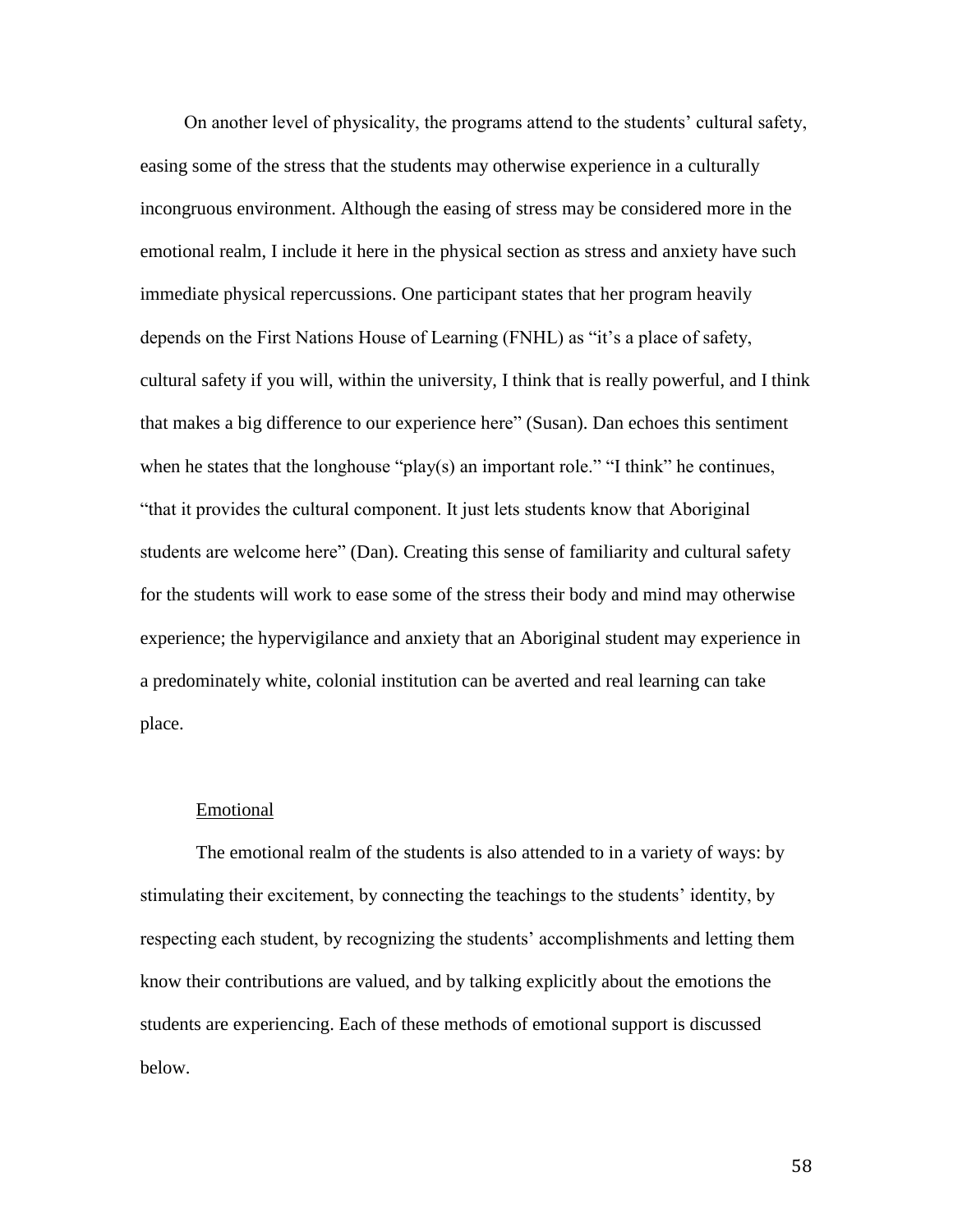On another level of physicality, the programs attend to the students' cultural safety, easing some of the stress that the students may otherwise experience in a culturally incongruous environment. Although the easing of stress may be considered more in the emotional realm, I include it here in the physical section as stress and anxiety have such immediate physical repercussions. One participant states that her program heavily depends on the First Nations House of Learning (FNHL) as "it's a place of safety, cultural safety if you will, within the university, I think that is really powerful, and I think that makes a big difference to our experience here" (Susan). Dan echoes this sentiment when he states that the longhouse "play(s) an important role." "I think" he continues, "that it provides the cultural component. It just lets students know that Aboriginal students are welcome here" (Dan). Creating this sense of familiarity and cultural safety for the students will work to ease some of the stress their body and mind may otherwise experience; the hypervigilance and anxiety that an Aboriginal student may experience in a predominately white, colonial institution can be averted and real learning can take place.

### Emotional

The emotional realm of the students is also attended to in a variety of ways: by stimulating their excitement, by connecting the teachings to the students' identity, by respecting each student, by recognizing the students' accomplishments and letting them know their contributions are valued, and by talking explicitly about the emotions the students are experiencing. Each of these methods of emotional support is discussed below.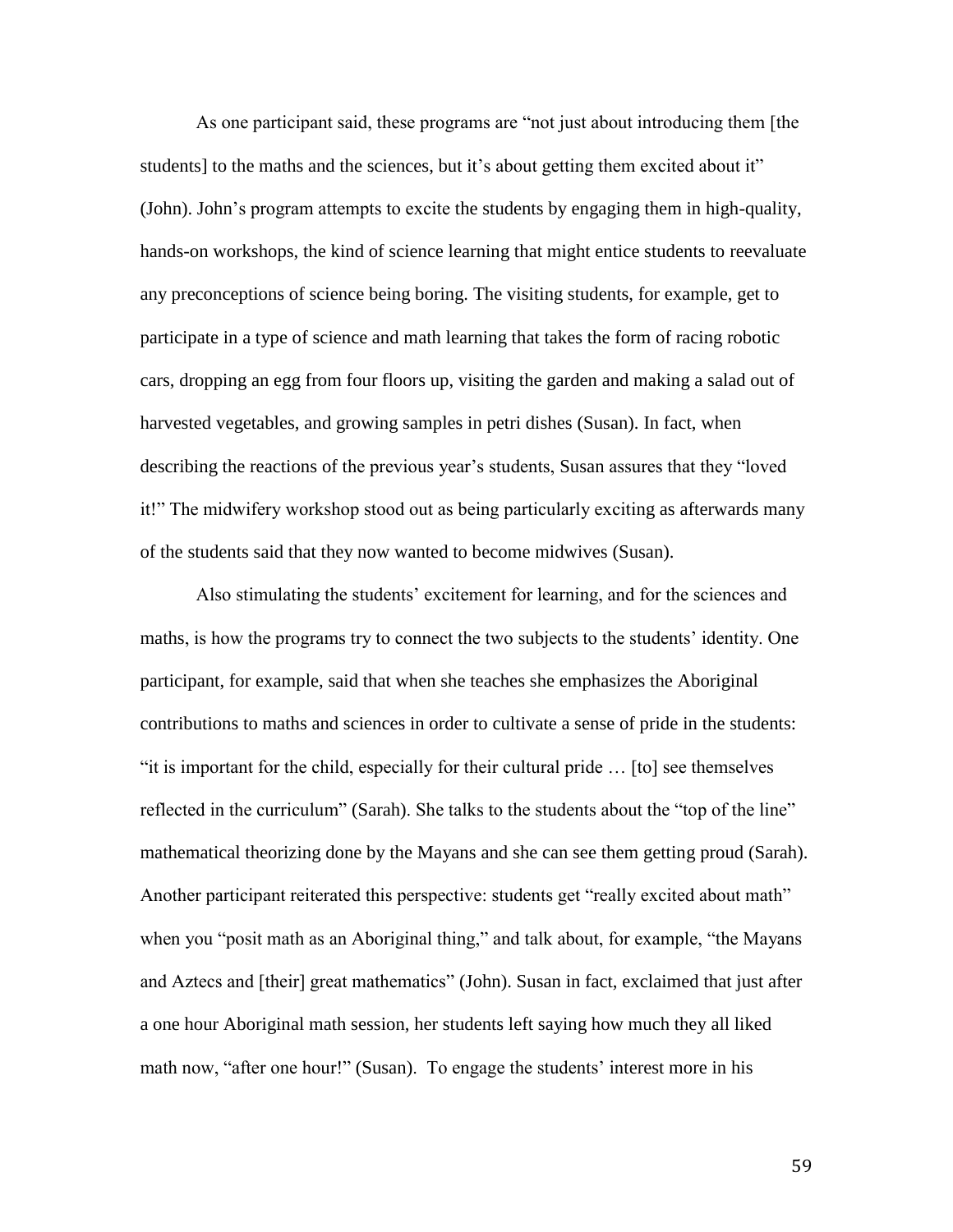As one participant said, these programs are "not just about introducing them [the students] to the maths and the sciences, but it's about getting them excited about it" (John). John's program attempts to excite the students by engaging them in high-quality, hands-on workshops, the kind of science learning that might entice students to reevaluate any preconceptions of science being boring. The visiting students, for example, get to participate in a type of science and math learning that takes the form of racing robotic cars, dropping an egg from four floors up, visiting the garden and making a salad out of harvested vegetables, and growing samples in petri dishes (Susan). In fact, when describing the reactions of the previous year's students, Susan assures that they "loved it!" The midwifery workshop stood out as being particularly exciting as afterwards many of the students said that they now wanted to become midwives (Susan).

Also stimulating the students' excitement for learning, and for the sciences and maths, is how the programs try to connect the two subjects to the students' identity. One participant, for example, said that when she teaches she emphasizes the Aboriginal contributions to maths and sciences in order to cultivate a sense of pride in the students: "it is important for the child, especially for their cultural pride … [to] see themselves reflected in the curriculum" (Sarah). She talks to the students about the "top of the line" mathematical theorizing done by the Mayans and she can see them getting proud (Sarah). Another participant reiterated this perspective: students get "really excited about math" when you "posit math as an Aboriginal thing," and talk about, for example, "the Mayans and Aztecs and [their] great mathematics" (John). Susan in fact, exclaimed that just after a one hour Aboriginal math session, her students left saying how much they all liked math now, "after one hour!" (Susan). To engage the students' interest more in his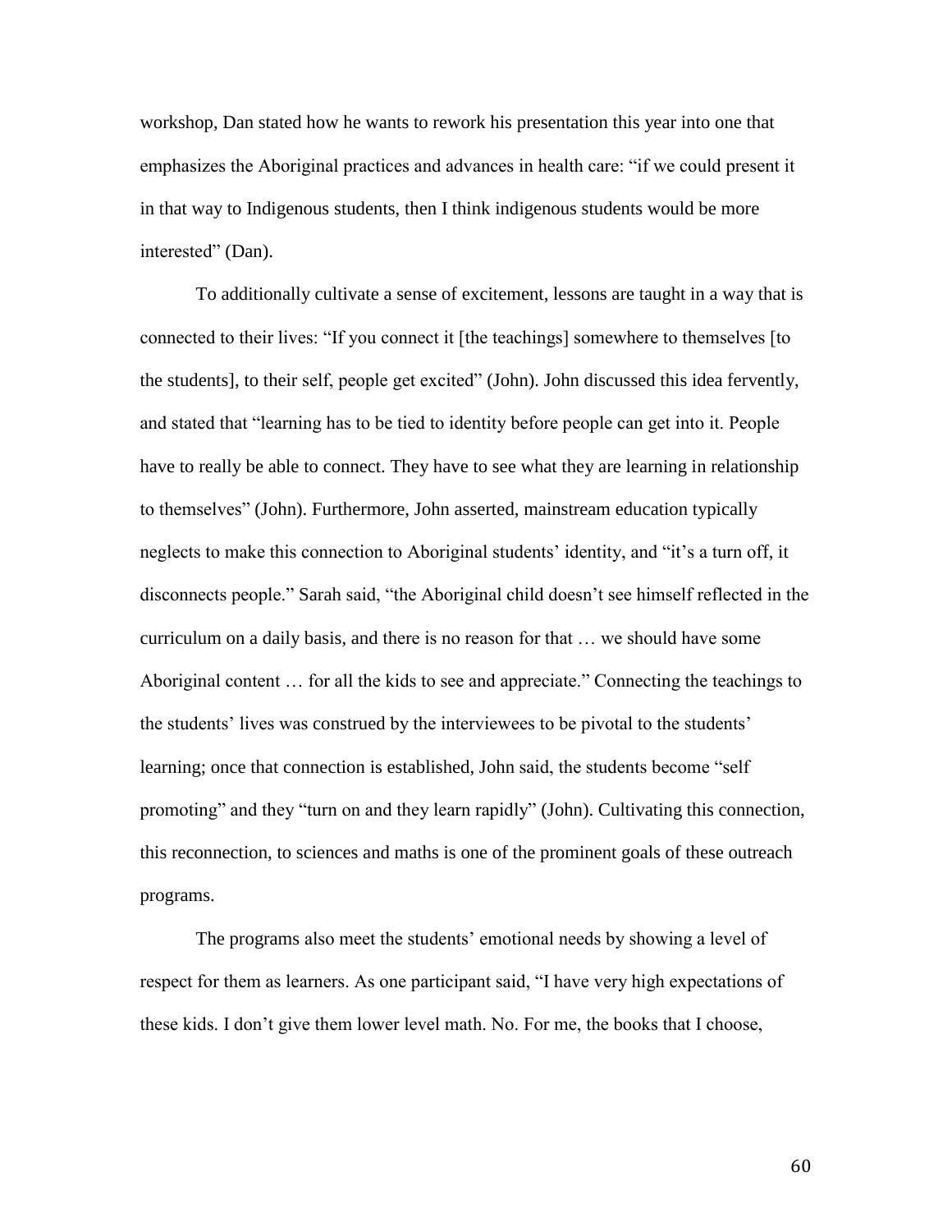workshop, Dan stated how he wants to rework his presentation this year into one that emphasizes the Aboriginal practices and advances in health care: "if we could present it in that way to Indigenous students, then I think indigenous students would be more interested" (Dan).

To additionally cultivate a sense of excitement, lessons are taught in a way that is connected to their lives: "If you connect it [the teachings] somewhere to themselves [to the students], to their self, people get excited" (John). John discussed this idea fervently, and stated that "learning has to be tied to identity before people can get into it. People have to really be able to connect. They have to see what they are learning in relationship to themselves" (John). Furthermore, John asserted, mainstream education typically neglects to make this connection to Aboriginal students' identity, and "it's a turn off, it disconnects people." Sarah said, "the Aboriginal child doesn't see himself reflected in the curriculum on a daily basis, and there is no reason for that … we should have some Aboriginal content … for all the kids to see and appreciate." Connecting the teachings to the students' lives was construed by the interviewees to be pivotal to the students' learning; once that connection is established, John said, the students become "self promoting" and they "turn on and they learn rapidly" (John). Cultivating this connection, this reconnection, to sciences and maths is one of the prominent goals of these outreach programs.

The programs also meet the students' emotional needs by showing a level of respect for them as learners. As one participant said, "I have very high expectations of these kids. I don't give them lower level math. No. For me, the books that I choose,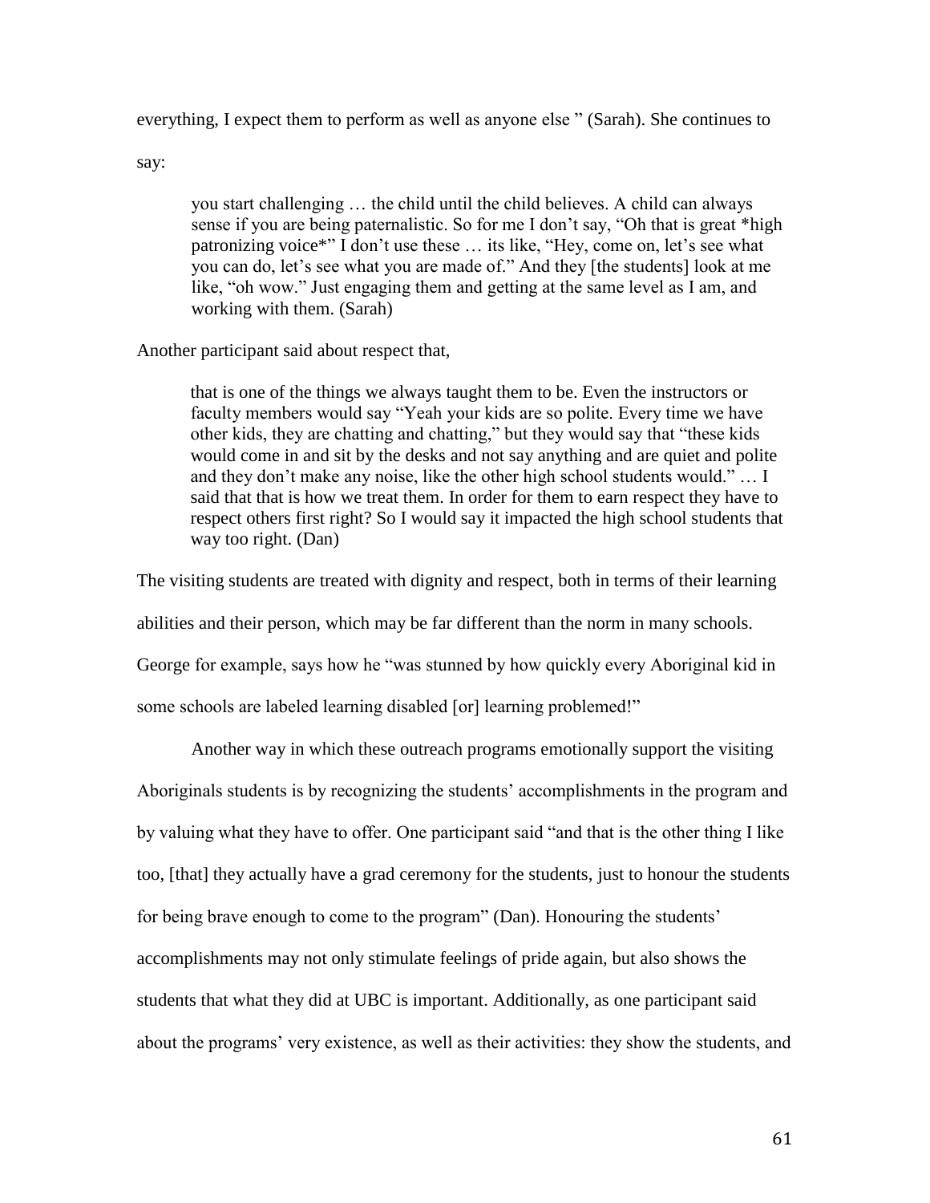everything, I expect them to perform as well as anyone else " (Sarah). She continues to say:

> you start challenging … the child until the child believes. A child can always sense if you are being paternalistic. So for me I don't say, "Oh that is great *high patronizing voice*" I don't use these … its like, "Hey, come on, let's see what you can do, let's see what you are made of." And they [the students] look at me like, "oh wow." Just engaging them and getting at the same level as I am, and working with them. (Sarah)

Another participant said about respect that,

> that is one of the things we always taught them to be. Even the instructors or faculty members would say "Yeah your kids are so polite. Every time we have other kids, they are chatting and chatting," but they would say that "these kids would come in and sit by the desks and not say anything and are quiet and polite and they don't make any noise, like the other high school students would." … I said that that is how we treat them. In order for them to earn respect they have to respect others first right? So I would say it impacted the high school students that way too right. (Dan)

The visiting students are treated with dignity and respect, both in terms of their learning abilities and their person, which may be far different than the norm in many schools. George for example, says how he "was stunned by how quickly every Aboriginal kid in some schools are labeled learning disabled [or] learning problemed!"

Another way in which these outreach programs emotionally support the visiting Aboriginals students is by recognizing the students' accomplishments in the program and by valuing what they have to offer. One participant said "and that is the other thing I like too, [that] they actually have a grad ceremony for the students, just to honour the students for being brave enough to come to the program" (Dan). Honouring the students' accomplishments may not only stimulate feelings of pride again, but also shows the students that what they did at UBC is important. Additionally, as one participant said about the programs' very existence, as well as their activities: they show the students, and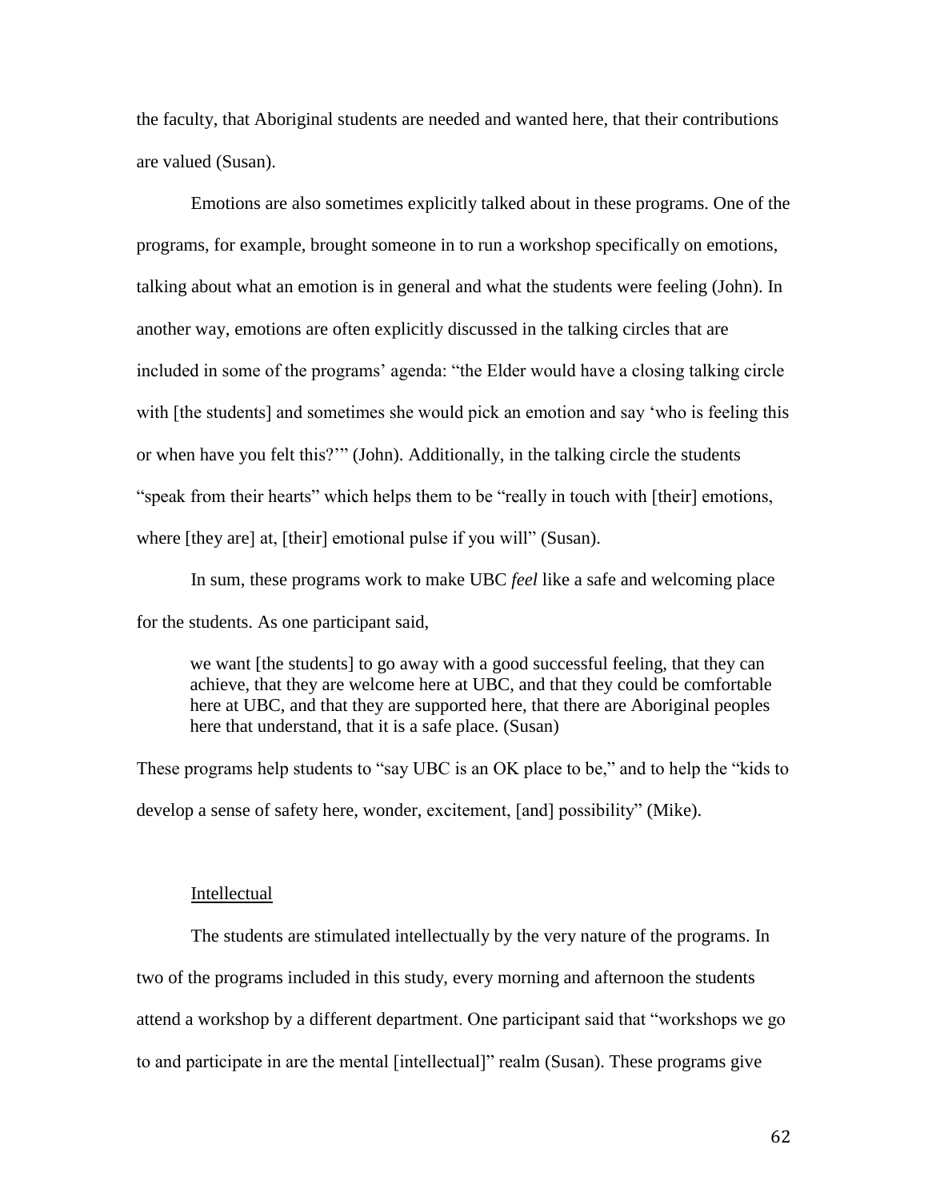the faculty, that Aboriginal students are needed and wanted here, that their contributions are valued (Susan).

Emotions are also sometimes explicitly talked about in these programs. One of the programs, for example, brought someone in to run a workshop specifically on emotions, talking about what an emotion is in general and what the students were feeling (John). In another way, emotions are often explicitly discussed in the talking circles that are included in some of the programs' agenda: "the Elder would have a closing talking circle with [the students] and sometimes she would pick an emotion and say 'who is feeling this or when have you felt this?'" (John). Additionally, in the talking circle the students "speak from their hearts" which helps them to be "really in touch with [their] emotions, where [they are] at, [their] emotional pulse if you will" (Susan).

In sum, these programs work to make UBC *feel* like a safe and welcoming place for the students. As one participant said,

> we want [the students] to go away with a good successful feeling, that they can achieve, that they are welcome here at UBC, and that they could be comfortable here at UBC, and that they are supported here, that there are Aboriginal peoples here that understand, that it is a safe place. (Susan)

These programs help students to "say UBC is an OK place to be," and to help the "kids to develop a sense of safety here, wonder, excitement, [and] possibility" (Mike).

### Intellectual

The students are stimulated intellectually by the very nature of the programs. In two of the programs included in this study, every morning and afternoon the students attend a workshop by a different department. One participant said that "workshops we go to and participate in are the mental [intellectual]" realm (Susan). These programs give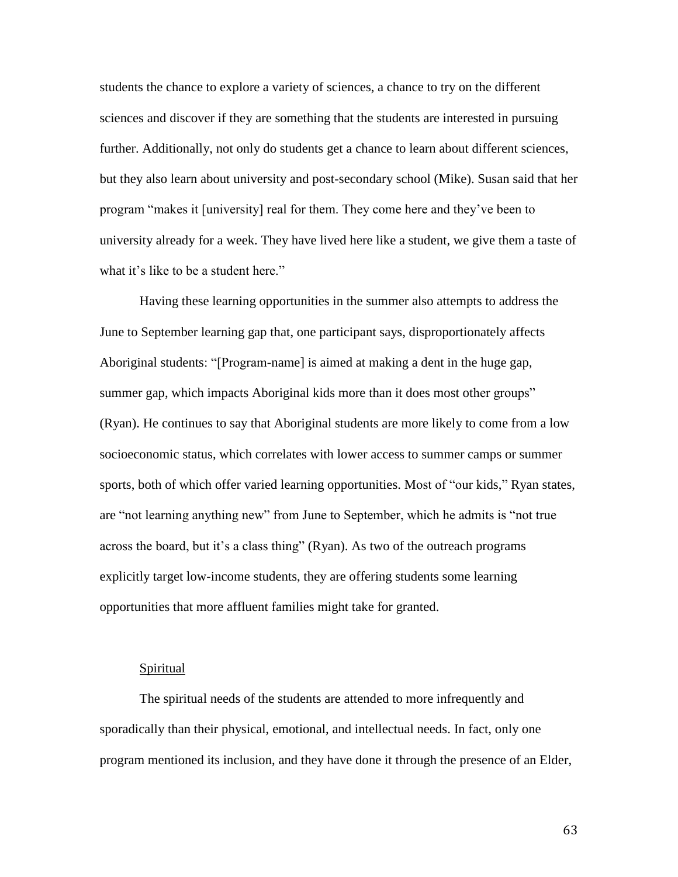students the chance to explore a variety of sciences, a chance to try on the different sciences and discover if they are something that the students are interested in pursuing further. Additionally, not only do students get a chance to learn about different sciences, but they also learn about university and post-secondary school (Mike). Susan said that her program "makes it [university] real for them. They come here and they've been to university already for a week. They have lived here like a student, we give them a taste of what it's like to be a student here."

Having these learning opportunities in the summer also attempts to address the June to September learning gap that, one participant says, disproportionately affects Aboriginal students: "[Program-name] is aimed at making a dent in the huge gap, summer gap, which impacts Aboriginal kids more than it does most other groups" (Ryan). He continues to say that Aboriginal students are more likely to come from a low socioeconomic status, which correlates with lower access to summer camps or summer sports, both of which offer varied learning opportunities. Most of "our kids," Ryan states, are "not learning anything new" from June to September, which he admits is "not true across the board, but it's a class thing" (Ryan). As two of the outreach programs explicitly target low-income students, they are offering students some learning opportunities that more affluent families might take for granted.

### Spiritual

The spiritual needs of the students are attended to more infrequently and sporadically than their physical, emotional, and intellectual needs. In fact, only one program mentioned its inclusion, and they have done it through the presence of an Elder,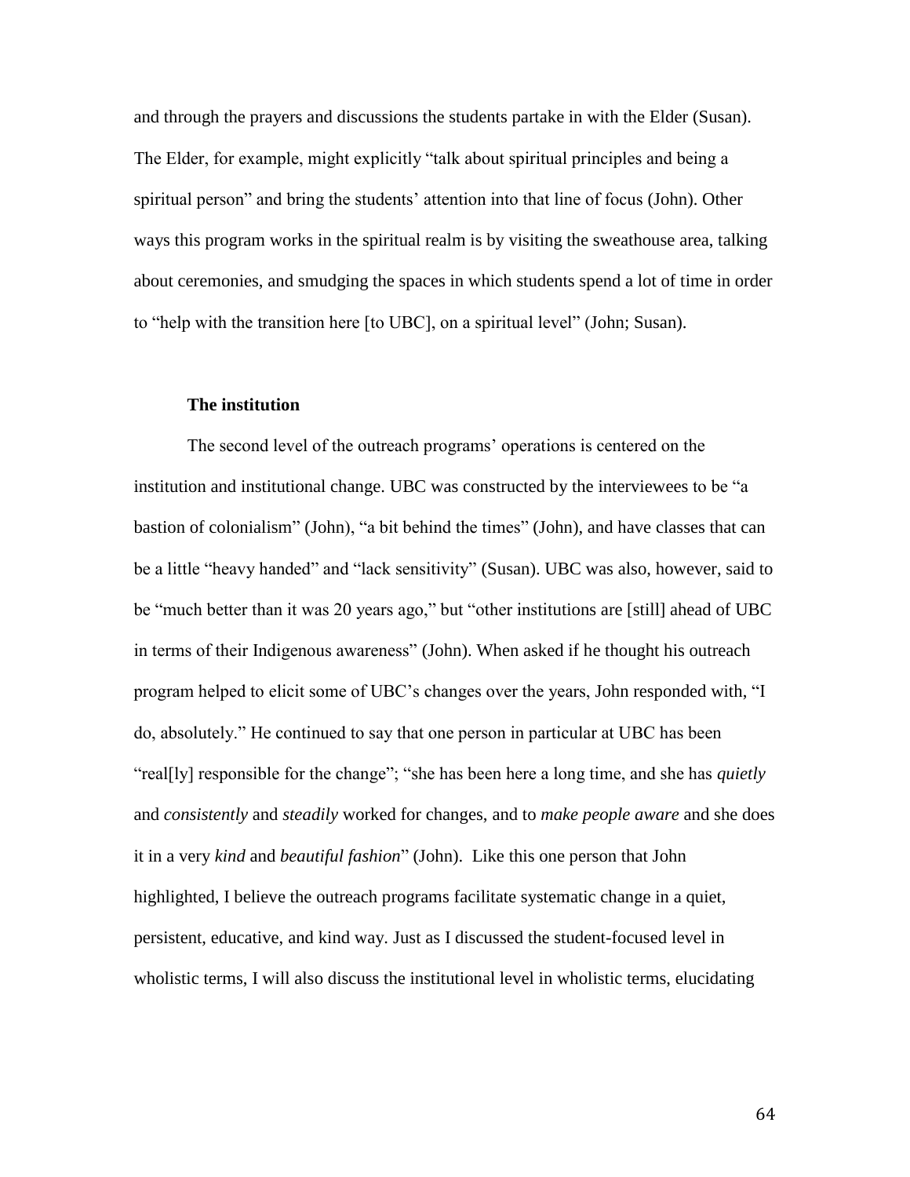and through the prayers and discussions the students partake in with the Elder (Susan). The Elder, for example, might explicitly "talk about spiritual principles and being a spiritual person" and bring the students' attention into that line of focus (John). Other ways this program works in the spiritual realm is by visiting the sweathouse area, talking about ceremonies, and smudging the spaces in which students spend a lot of time in order to "help with the transition here [to UBC], on a spiritual level" (John; Susan).

### The institution

The second level of the outreach programs' operations is centered on the institution and institutional change. UBC was constructed by the interviewees to be "a bastion of colonialism" (John), "a bit behind the times" (John), and have classes that can be a little "heavy handed" and "lack sensitivity" (Susan). UBC was also, however, said to be "much better than it was 20 years ago," but "other institutions are [still] ahead of UBC in terms of their Indigenous awareness" (John). When asked if he thought his outreach program helped to elicit some of UBC's changes over the years, John responded with, "I do, absolutely." He continued to say that one person in particular at UBC has been "real[ly] responsible for the change"; "she has been here a long time, and she has *quietly* and *consistently* and *steadily* worked for changes, and to *make people aware* and she does it in a very *kind* and *beautiful fashion*" (John). Like this one person that John highlighted, I believe the outreach programs facilitate systematic change in a quiet, persistent, educative, and kind way. Just as I discussed the student-focused level in wholistic terms, I will also discuss the institutional level in wholistic terms, elucidating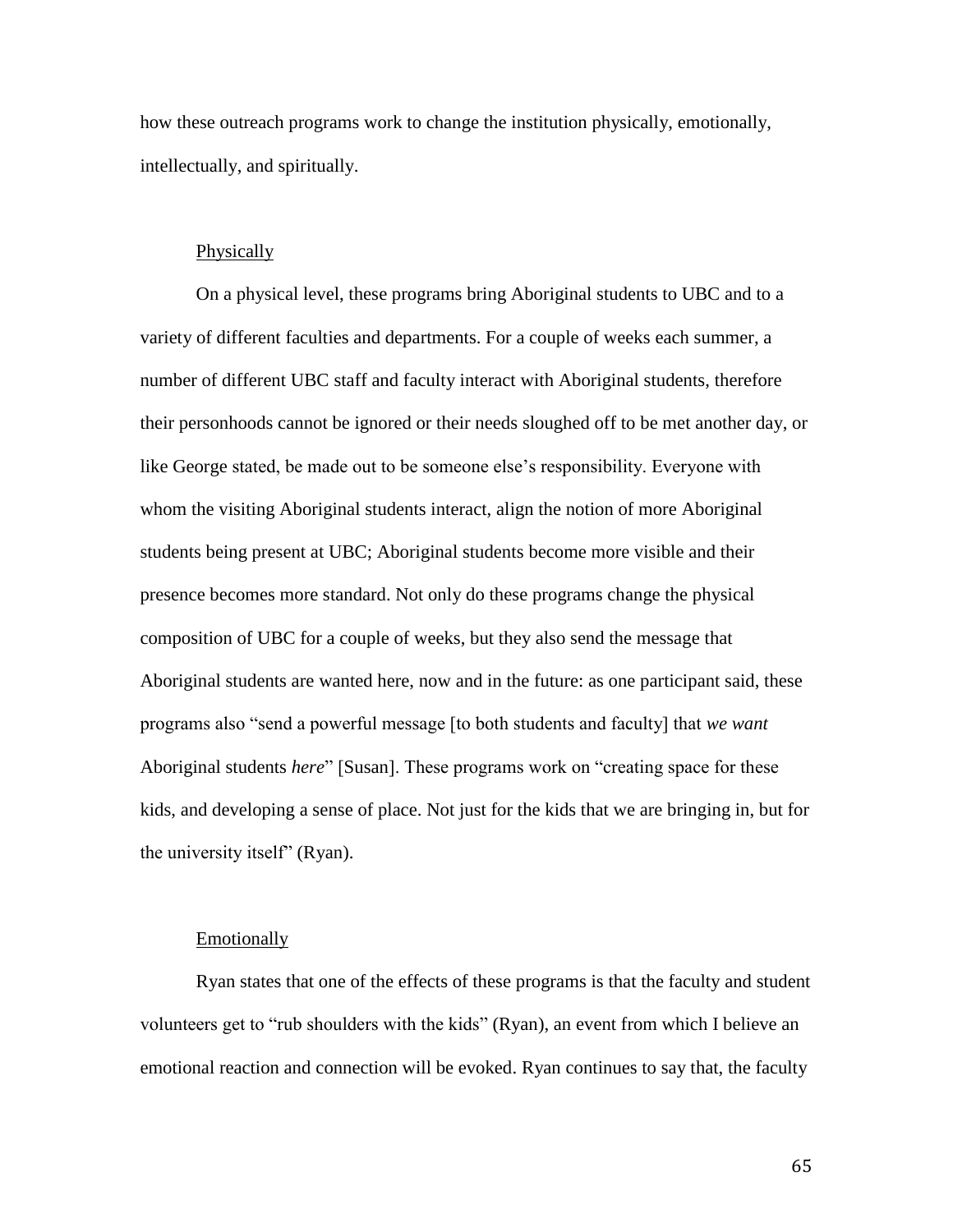how these outreach programs work to change the institution physically, emotionally, intellectually, and spiritually.

### Physically

On a physical level, these programs bring Aboriginal students to UBC and to a variety of different faculties and departments. For a couple of weeks each summer, a number of different UBC staff and faculty interact with Aboriginal students, therefore their personhoods cannot be ignored or their needs sloughed off to be met another day, or like George stated, be made out to be someone else's responsibility. Everyone with whom the visiting Aboriginal students interact, align the notion of more Aboriginal students being present at UBC; Aboriginal students become more visible and their presence becomes more standard. Not only do these programs change the physical composition of UBC for a couple of weeks, but they also send the message that Aboriginal students are wanted here, now and in the future: as one participant said, these programs also "send a powerful message [to both students and faculty] that *we want* Aboriginal students *here*" [Susan]. These programs work on "creating space for these kids, and developing a sense of place. Not just for the kids that we are bringing in, but for the university itself" (Ryan).

### Emotionally

Ryan states that one of the effects of these programs is that the faculty and student volunteers get to "rub shoulders with the kids" (Ryan), an event from which I believe an emotional reaction and connection will be evoked. Ryan continues to say that, the faculty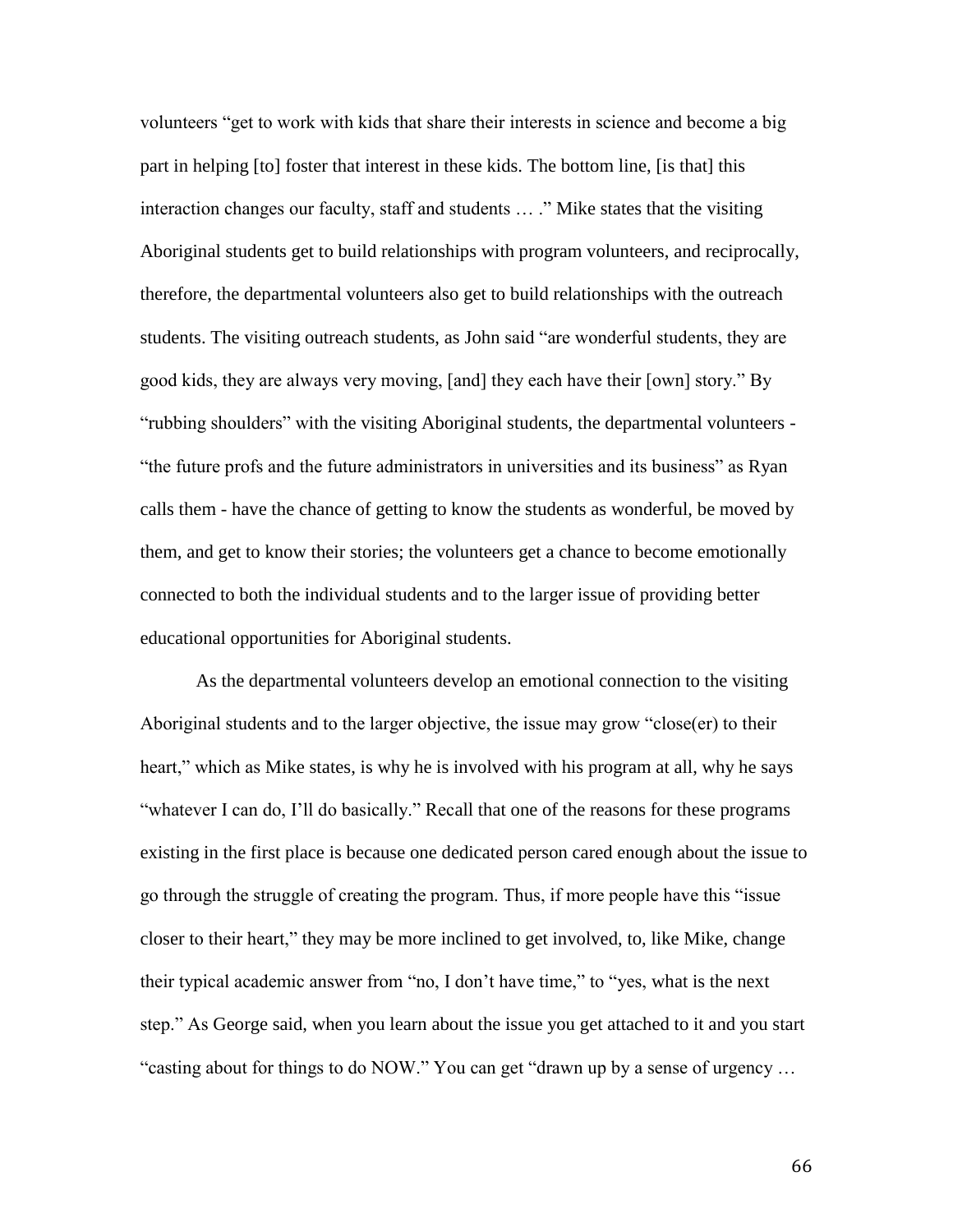volunteers "get to work with kids that share their interests in science and become a big part in helping [to] foster that interest in these kids. The bottom line, [is that] this interaction changes our faculty, staff and students … ." Mike states that the visiting Aboriginal students get to build relationships with program volunteers, and reciprocally, therefore, the departmental volunteers also get to build relationships with the outreach students. The visiting outreach students, as John said "are wonderful students, they are good kids, they are always very moving, [and] they each have their [own] story." By "rubbing shoulders" with the visiting Aboriginal students, the departmental volunteers - "the future profs and the future administrators in universities and its business" as Ryan calls them - have the chance of getting to know the students as wonderful, be moved by them, and get to know their stories; the volunteers get a chance to become emotionally connected to both the individual students and to the larger issue of providing better educational opportunities for Aboriginal students.

As the departmental volunteers develop an emotional connection to the visiting Aboriginal students and to the larger objective, the issue may grow "close(er) to their heart," which as Mike states, is why he is involved with his program at all, why he says "whatever I can do, I'll do basically." Recall that one of the reasons for these programs existing in the first place is because one dedicated person cared enough about the issue to go through the struggle of creating the program. Thus, if more people have this "issue closer to their heart," they may be more inclined to get involved, to, like Mike, change their typical academic answer from "no, I don't have time," to "yes, what is the next step." As George said, when you learn about the issue you get attached to it and you start "casting about for things to do NOW." You can get "drawn up by a sense of urgency …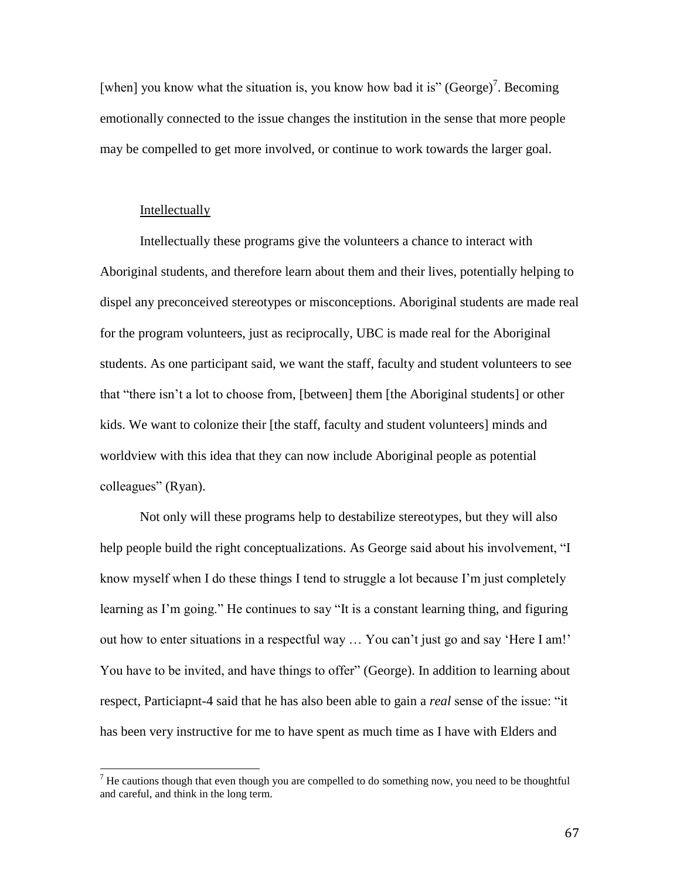[when] you know what the situation is, you know how bad it is" (George)[7]. Becoming emotionally connected to the issue changes the institution in the sense that more people may be compelled to get more involved, or continue to work towards the larger goal.

### Intellectually

Intellectually these programs give the volunteers a chance to interact with Aboriginal students, and therefore learn about them and their lives, potentially helping to dispel any preconceived stereotypes or misconceptions. Aboriginal students are made real for the program volunteers, just as reciprocally, UBC is made real for the Aboriginal students. As one participant said, we want the staff, faculty and student volunteers to see that "there isn't a lot to choose from, [between] them [the Aboriginal students] or other kids. We want to colonize their [the staff, faculty and student volunteers] minds and worldview with this idea that they can now include Aboriginal people as potential colleagues" (Ryan).

Not only will these programs help to destabilize stereotypes, but they will also help people build the right conceptualizations. As George said about his involvement, "I know myself when I do these things I tend to struggle a lot because I'm just completely learning as I'm going." He continues to say "It is a constant learning thing, and figuring out how to enter situations in a respectful way … You can't just go and say 'Here I am!' You have to be invited, and have things to offer" (George). In addition to learning about respect, Particiapnt-4 said that he has also been able to gain a *real* sense of the issue: "it has been very instructive for me to have spent as much time as I have with Elders and

---

[7] He cautions though that even though you are compelled to do something now, you need to be thoughtful and careful, and think in the long term.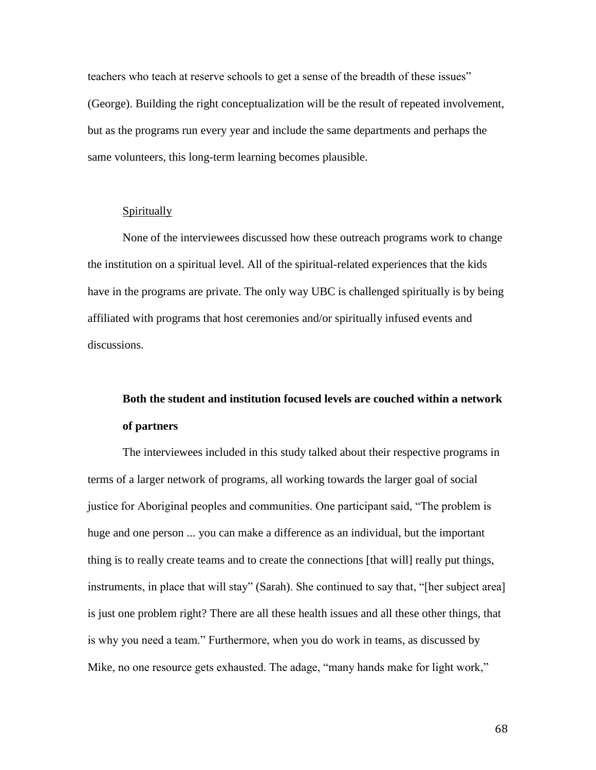teachers who teach at reserve schools to get a sense of the breadth of these issues" (George). Building the right conceptualization will be the result of repeated involvement, but as the programs run every year and include the same departments and perhaps the same volunteers, this long-term learning becomes plausible.

#### Spiritually

None of the interviewees discussed how these outreach programs work to change the institution on a spiritual level. All of the spiritual-related experiences that the kids have in the programs are private. The only way UBC is challenged spiritually is by being affiliated with programs that host ceremonies and/or spiritually infused events and discussions.

### Both the student and institution focused levels are couched within a network of partners

The interviewees included in this study talked about their respective programs in terms of a larger network of programs, all working towards the larger goal of social justice for Aboriginal peoples and communities. One participant said, "The problem is huge and one person ... you can make a difference as an individual, but the important thing is to really create teams and to create the connections [that will] really put things, instruments, in place that will stay" (Sarah). She continued to say that, "[her subject area] is just one problem right? There are all these health issues and all these other things, that is why you need a team." Furthermore, when you do work in teams, as discussed by Mike, no one resource gets exhausted. The adage, "many hands make for light work,"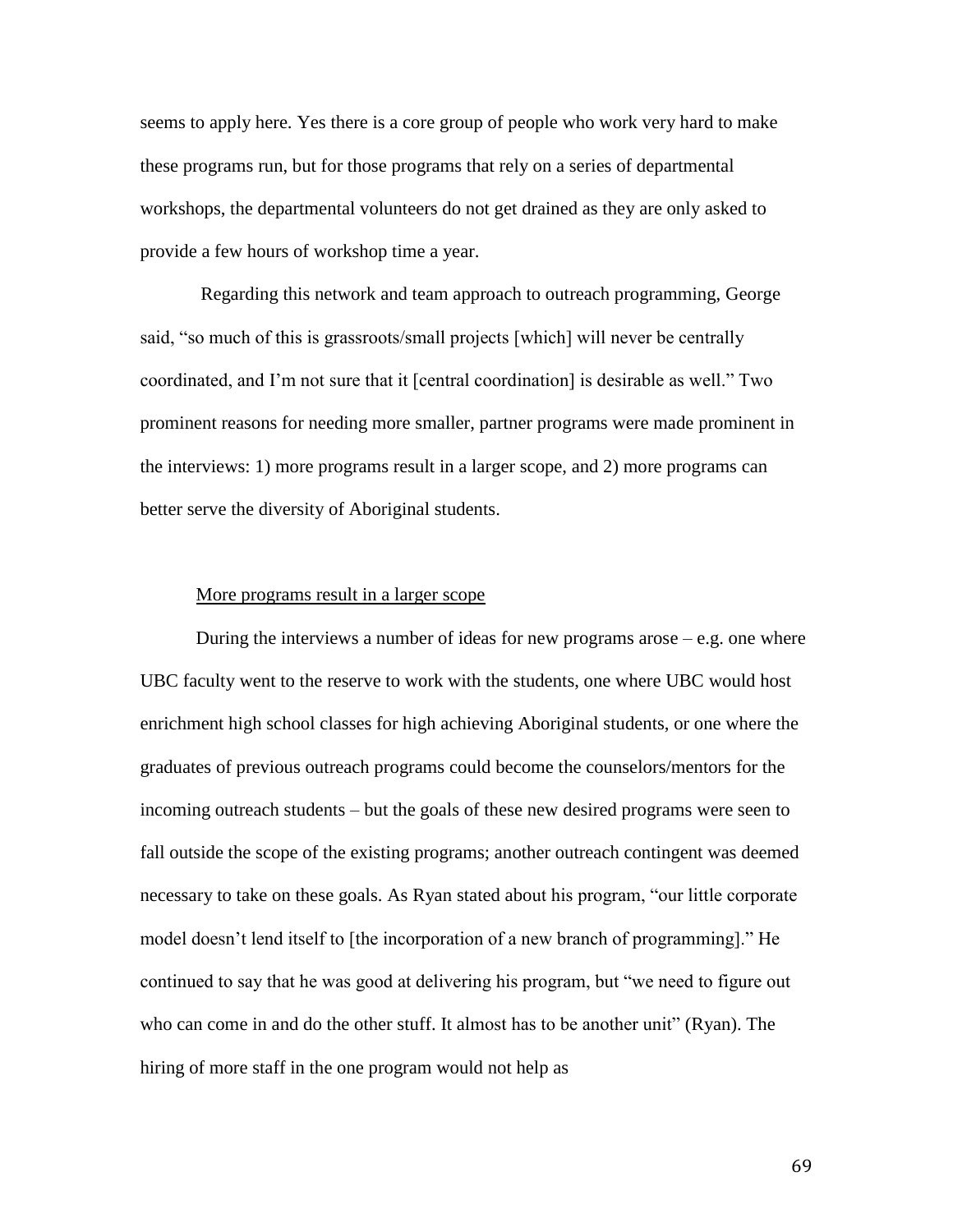seems to apply here. Yes there is a core group of people who work very hard to make these programs run, but for those programs that rely on a series of departmental workshops, the departmental volunteers do not get drained as they are only asked to provide a few hours of workshop time a year.

Regarding this network and team approach to outreach programming, George said, "so much of this is grassroots/small projects [which] will never be centrally coordinated, and I'm not sure that it [central coordination] is desirable as well." Two prominent reasons for needing more smaller, partner programs were made prominent in the interviews: 1) more programs result in a larger scope, and 2) more programs can better serve the diversity of Aboriginal students.

<u>More programs result in a larger scope</u>

During the interviews a number of ideas for new programs arose – e.g. one where UBC faculty went to the reserve to work with the students, one where UBC would host enrichment high school classes for high achieving Aboriginal students, or one where the graduates of previous outreach programs could become the counselors/mentors for the incoming outreach students – but the goals of these new desired programs were seen to fall outside the scope of the existing programs; another outreach contingent was deemed necessary to take on these goals. As Ryan stated about his program, "our little corporate model doesn't lend itself to [the incorporation of a new branch of programming]." He continued to say that he was good at delivering his program, but "we need to figure out who can come in and do the other stuff. It almost has to be another unit" (Ryan). The hiring of more staff in the one program would not help as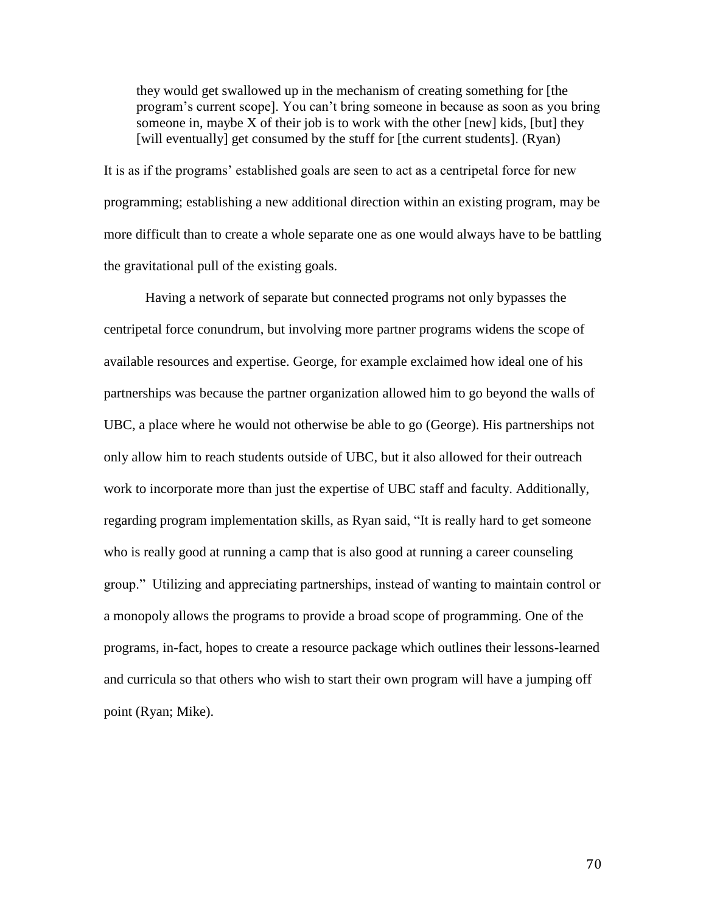> they would get swallowed up in the mechanism of creating something for [the program's current scope]. You can't bring someone in because as soon as you bring someone in, maybe X of their job is to work with the other [new] kids, [but] they [will eventually] get consumed by the stuff for [the current students]. (Ryan)

It is as if the programs' established goals are seen to act as a centripetal force for new programming; establishing a new additional direction within an existing program, may be more difficult than to create a whole separate one as one would always have to be battling the gravitational pull of the existing goals.

Having a network of separate but connected programs not only bypasses the centripetal force conundrum, but involving more partner programs widens the scope of available resources and expertise. George, for example exclaimed how ideal one of his partnerships was because the partner organization allowed him to go beyond the walls of UBC, a place where he would not otherwise be able to go (George). His partnerships not only allow him to reach students outside of UBC, but it also allowed for their outreach work to incorporate more than just the expertise of UBC staff and faculty. Additionally, regarding program implementation skills, as Ryan said, "It is really hard to get someone who is really good at running a camp that is also good at running a career counseling group." Utilizing and appreciating partnerships, instead of wanting to maintain control or a monopoly allows the programs to provide a broad scope of programming. One of the programs, in-fact, hopes to create a resource package which outlines their lessons-learned and curricula so that others who wish to start their own program will have a jumping off point (Ryan; Mike).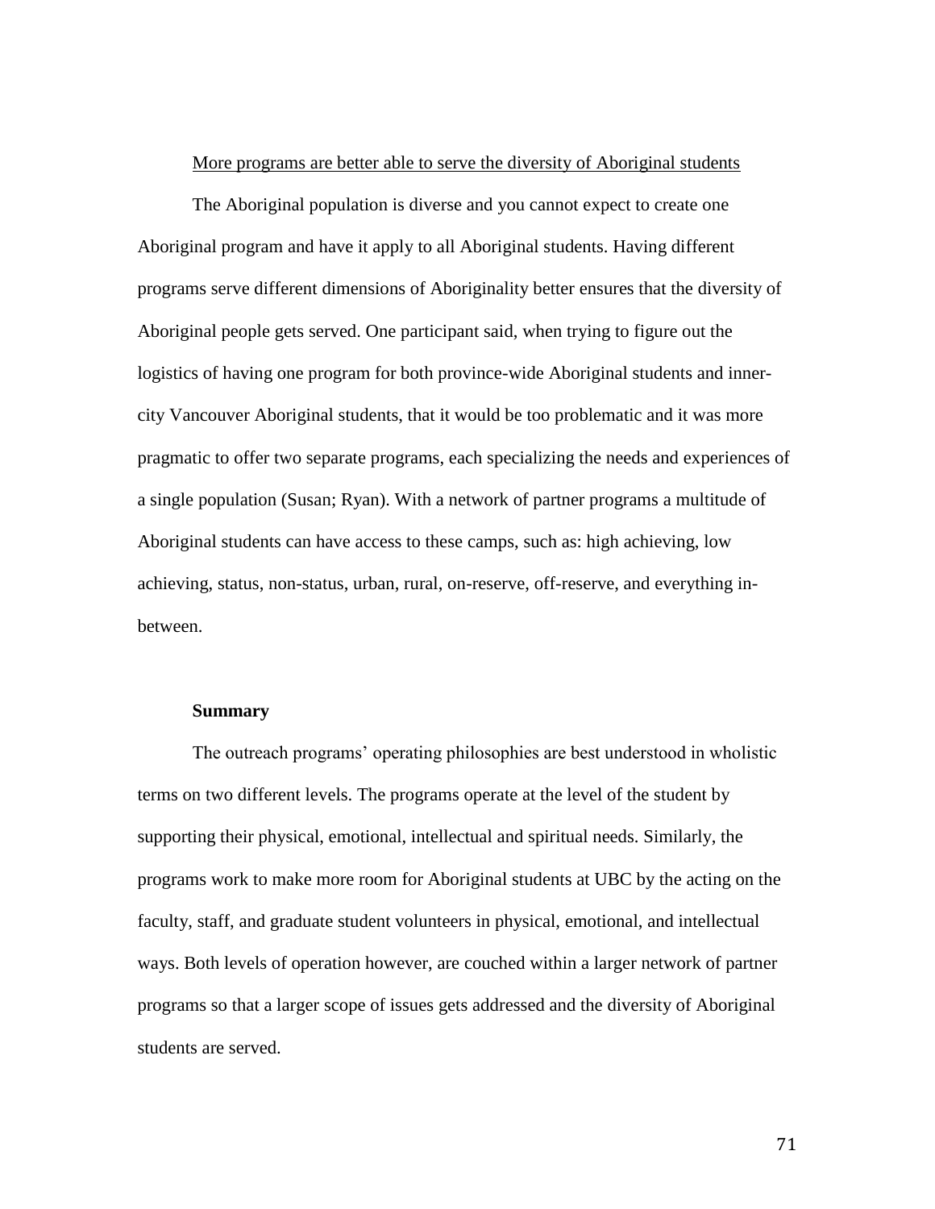More programs are better able to serve the diversity of Aboriginal students

The Aboriginal population is diverse and you cannot expect to create one Aboriginal program and have it apply to all Aboriginal students. Having different programs serve different dimensions of Aboriginality better ensures that the diversity of Aboriginal people gets served. One participant said, when trying to figure out the logistics of having one program for both province-wide Aboriginal students and inner-city Vancouver Aboriginal students, that it would be too problematic and it was more pragmatic to offer two separate programs, each specializing the needs and experiences of a single population (Susan; Ryan). With a network of partner programs a multitude of Aboriginal students can have access to these camps, such as: high achieving, low achieving, status, non-status, urban, rural, on-reserve, off-reserve, and everything in-between.

### Summary

The outreach programs' operating philosophies are best understood in wholistic terms on two different levels. The programs operate at the level of the student by supporting their physical, emotional, intellectual and spiritual needs. Similarly, the programs work to make more room for Aboriginal students at UBC by the acting on the faculty, staff, and graduate student volunteers in physical, emotional, and intellectual ways. Both levels of operation however, are couched within a larger network of partner programs so that a larger scope of issues gets addressed and the diversity of Aboriginal students are served.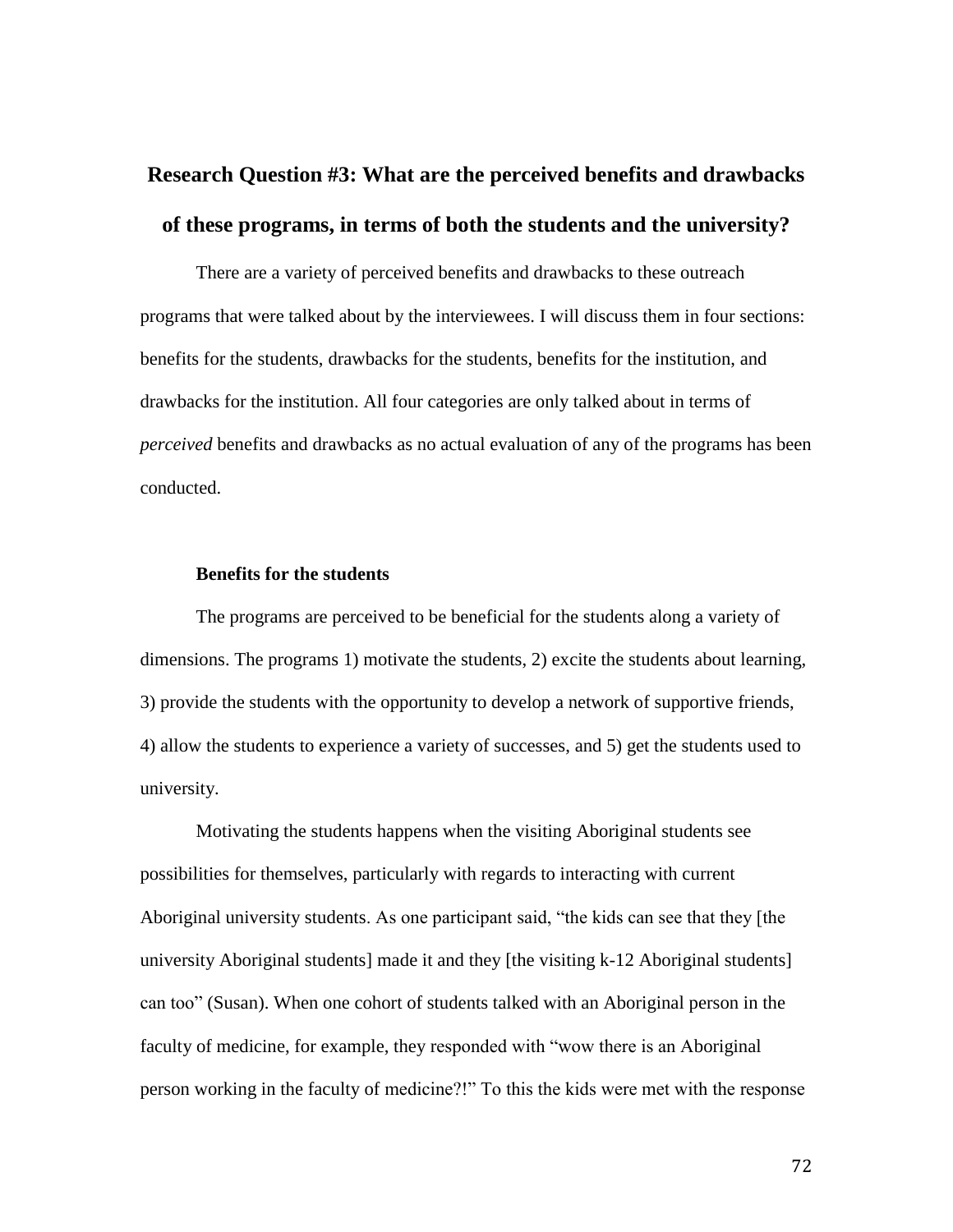## Research Question #3: What are the perceived benefits and drawbacks of these programs, in terms of both the students and the university?

There are a variety of perceived benefits and drawbacks to these outreach programs that were talked about by the interviewees. I will discuss them in four sections: benefits for the students, drawbacks for the students, benefits for the institution, and drawbacks for the institution. All four categories are only talked about in terms of *perceived* benefits and drawbacks as no actual evaluation of any of the programs has been conducted.

### Benefits for the students

The programs are perceived to be beneficial for the students along a variety of dimensions. The programs 1) motivate the students, 2) excite the students about learning, 3) provide the students with the opportunity to develop a network of supportive friends, 4) allow the students to experience a variety of successes, and 5) get the students used to university.

Motivating the students happens when the visiting Aboriginal students see possibilities for themselves, particularly with regards to interacting with current Aboriginal university students. As one participant said, "the kids can see that they [the university Aboriginal students] made it and they [the visiting k-12 Aboriginal students] can too" (Susan). When one cohort of students talked with an Aboriginal person in the faculty of medicine, for example, they responded with "wow there is an Aboriginal person working in the faculty of medicine?!" To this the kids were met with the response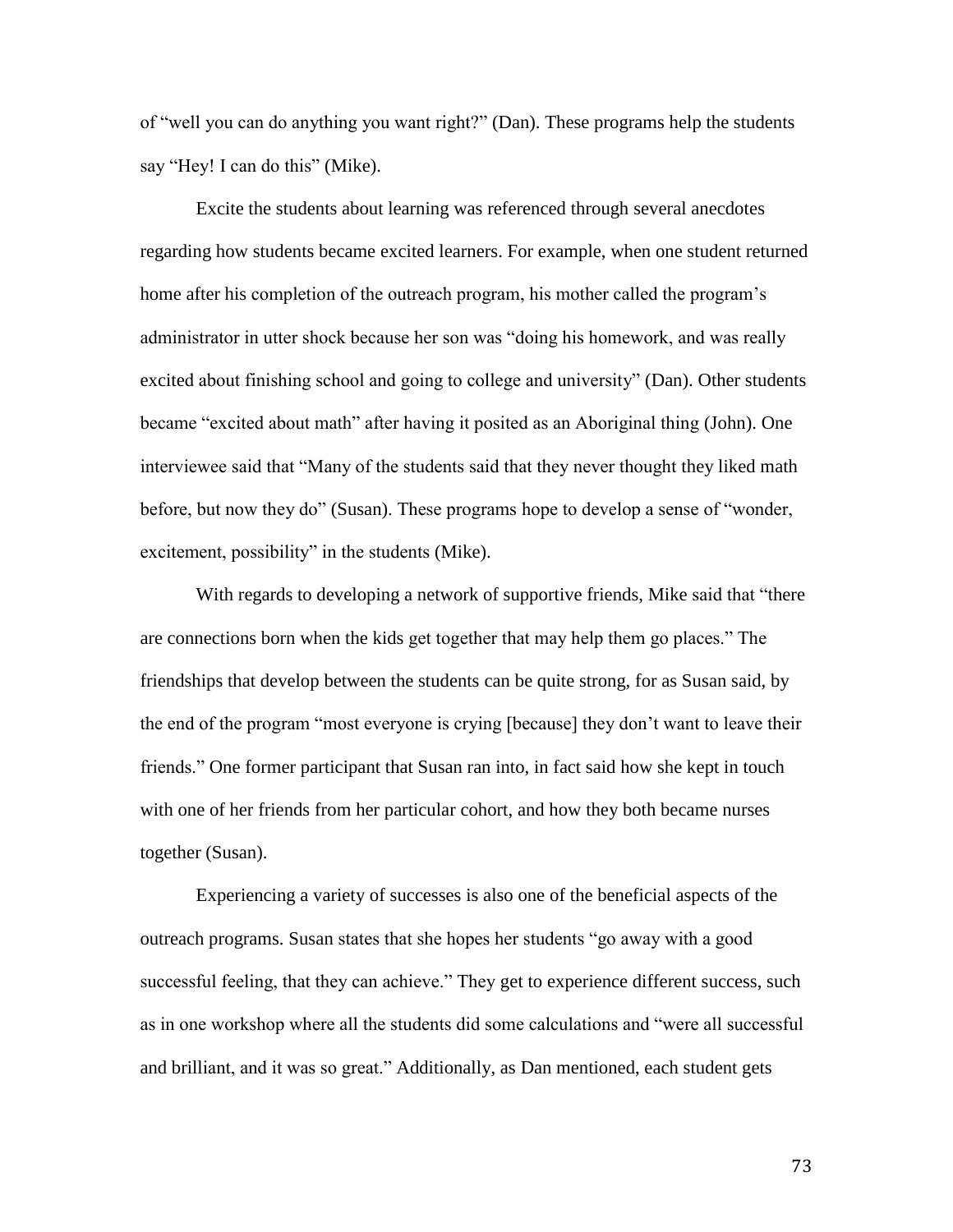of "well you can do anything you want right?" (Dan). These programs help the students say "Hey! I can do this" (Mike).

Excite the students about learning was referenced through several anecdotes regarding how students became excited learners. For example, when one student returned home after his completion of the outreach program, his mother called the program's administrator in utter shock because her son was "doing his homework, and was really excited about finishing school and going to college and university" (Dan). Other students became "excited about math" after having it posited as an Aboriginal thing (John). One interviewee said that "Many of the students said that they never thought they liked math before, but now they do" (Susan). These programs hope to develop a sense of "wonder, excitement, possibility" in the students (Mike).

With regards to developing a network of supportive friends, Mike said that "there are connections born when the kids get together that may help them go places." The friendships that develop between the students can be quite strong, for as Susan said, by the end of the program "most everyone is crying [because] they don't want to leave their friends." One former participant that Susan ran into, in fact said how she kept in touch with one of her friends from her particular cohort, and how they both became nurses together (Susan).

Experiencing a variety of successes is also one of the beneficial aspects of the outreach programs. Susan states that she hopes her students "go away with a good successful feeling, that they can achieve." They get to experience different success, such as in one workshop where all the students did some calculations and "were all successful and brilliant, and it was so great." Additionally, as Dan mentioned, each student gets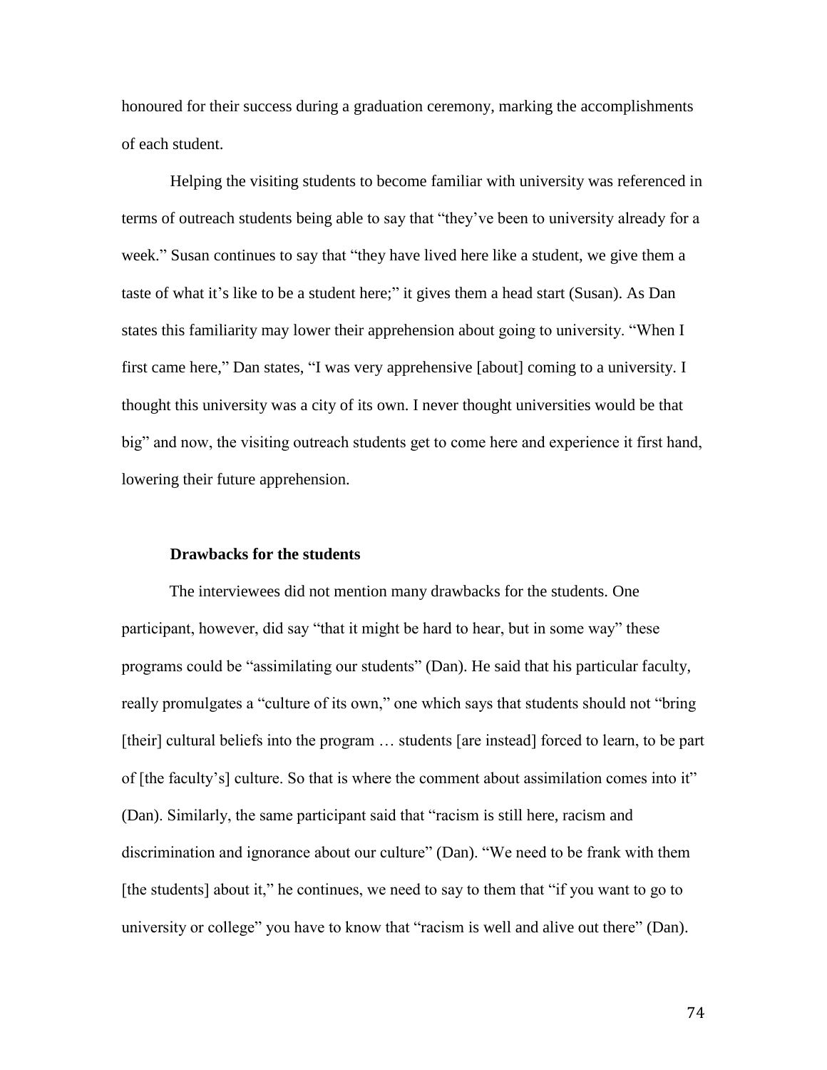honoured for their success during a graduation ceremony, marking the accomplishments of each student.

Helping the visiting students to become familiar with university was referenced in terms of outreach students being able to say that "they've been to university already for a week." Susan continues to say that "they have lived here like a student, we give them a taste of what it's like to be a student here;" it gives them a head start (Susan). As Dan states this familiarity may lower their apprehension about going to university. "When I first came here," Dan states, "I was very apprehensive [about] coming to a university. I thought this university was a city of its own. I never thought universities would be that big" and now, the visiting outreach students get to come here and experience it first hand, lowering their future apprehension.

### Drawbacks for the students

The interviewees did not mention many drawbacks for the students. One participant, however, did say "that it might be hard to hear, but in some way" these programs could be "assimilating our students" (Dan). He said that his particular faculty, really promulgates a "culture of its own," one which says that students should not "bring [their] cultural beliefs into the program … students [are instead] forced to learn, to be part of [the faculty's] culture. So that is where the comment about assimilation comes into it" (Dan). Similarly, the same participant said that "racism is still here, racism and discrimination and ignorance about our culture" (Dan). "We need to be frank with them [the students] about it," he continues, we need to say to them that "if you want to go to university or college" you have to know that "racism is well and alive out there" (Dan).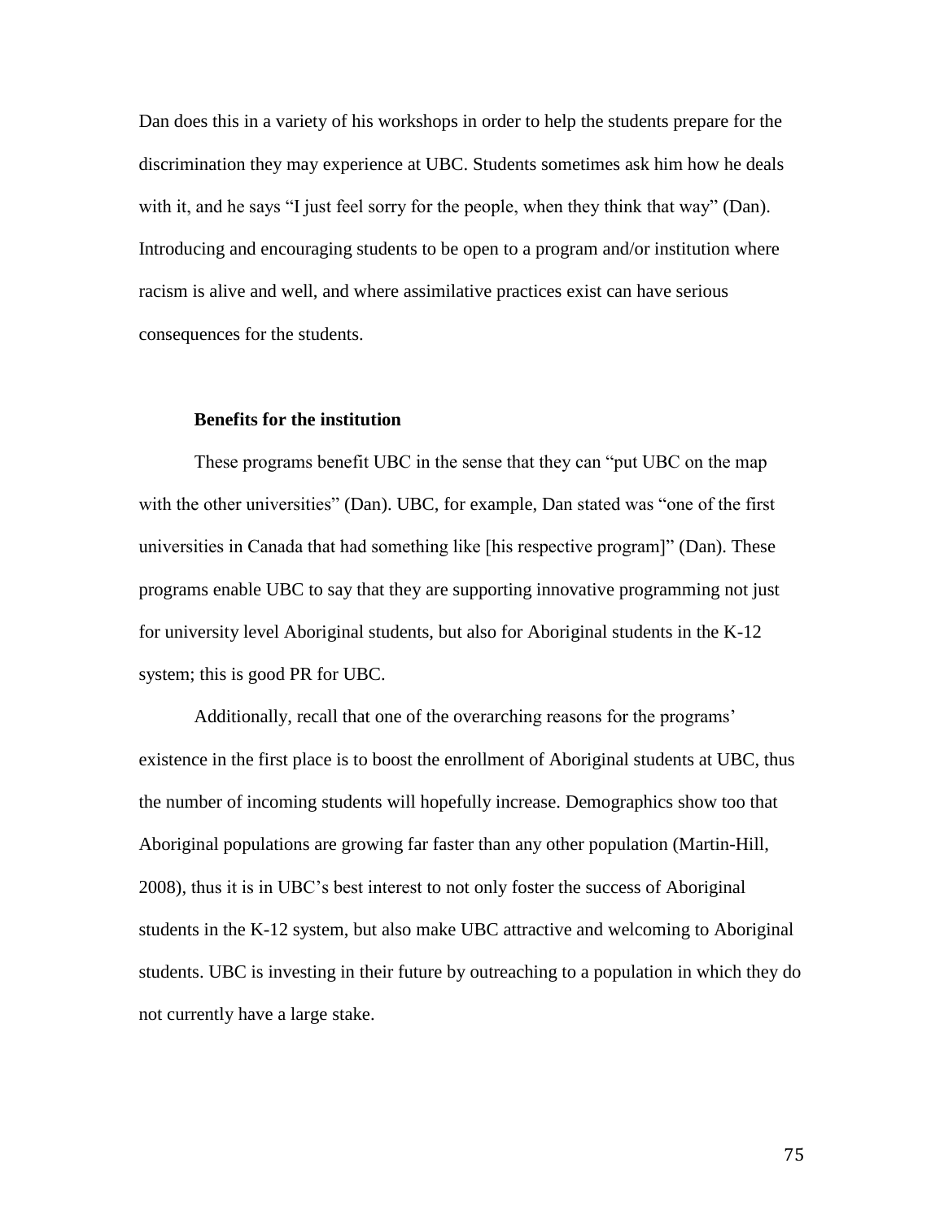Dan does this in a variety of his workshops in order to help the students prepare for the discrimination they may experience at UBC. Students sometimes ask him how he deals with it, and he says "I just feel sorry for the people, when they think that way" (Dan). Introducing and encouraging students to be open to a program and/or institution where racism is alive and well, and where assimilative practices exist can have serious consequences for the students.

**Benefits for the institution**

These programs benefit UBC in the sense that they can "put UBC on the map with the other universities" (Dan). UBC, for example, Dan stated was "one of the first universities in Canada that had something like [his respective program]" (Dan). These programs enable UBC to say that they are supporting innovative programming not just for university level Aboriginal students, but also for Aboriginal students in the K-12 system; this is good PR for UBC.

Additionally, recall that one of the overarching reasons for the programs' existence in the first place is to boost the enrollment of Aboriginal students at UBC, thus the number of incoming students will hopefully increase. Demographics show too that Aboriginal populations are growing far faster than any other population (Martin-Hill, 2008), thus it is in UBC's best interest to not only foster the success of Aboriginal students in the K-12 system, but also make UBC attractive and welcoming to Aboriginal students. UBC is investing in their future by outreaching to a population in which they do not currently have a large stake.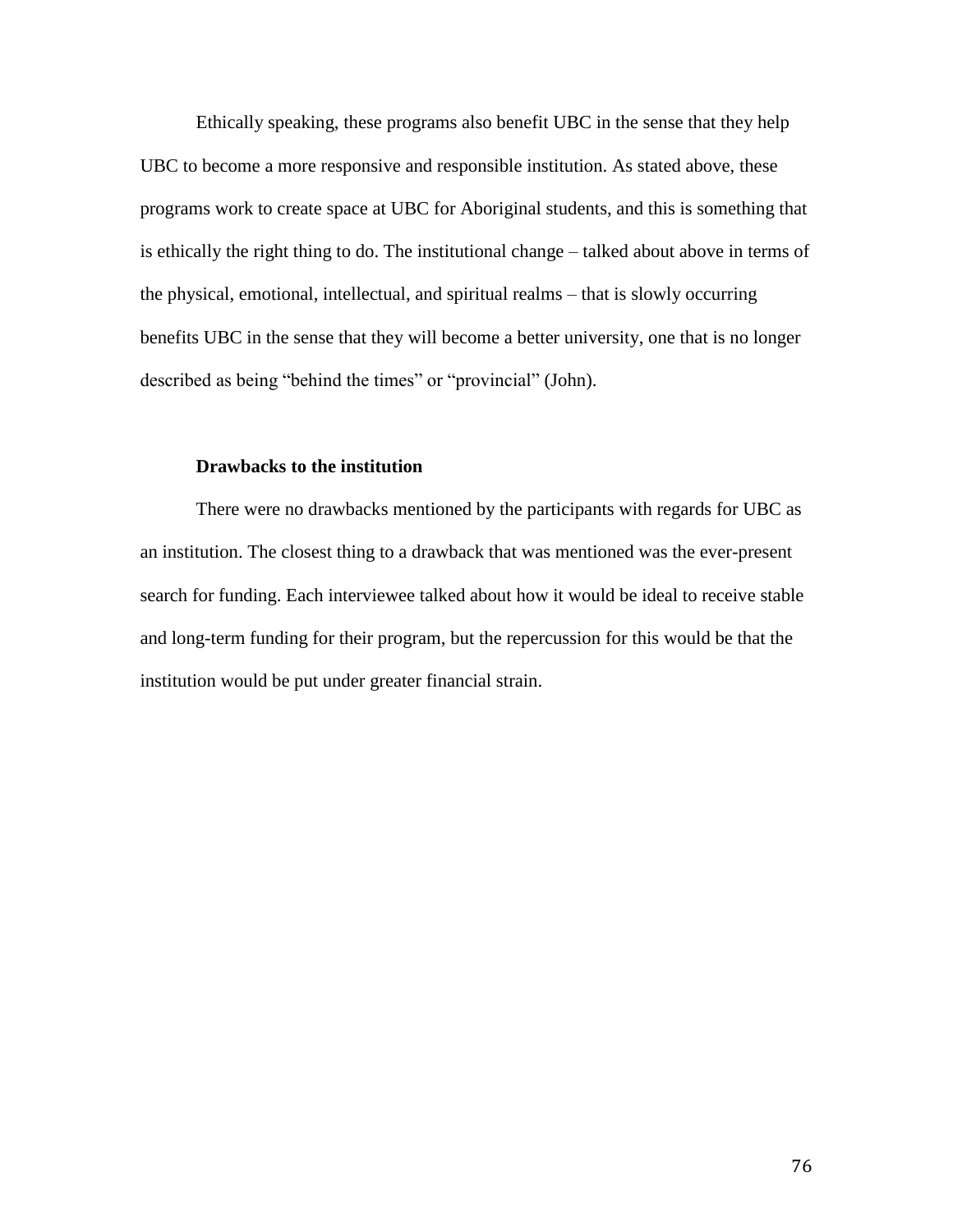Ethically speaking, these programs also benefit UBC in the sense that they help UBC to become a more responsive and responsible institution. As stated above, these programs work to create space at UBC for Aboriginal students, and this is something that is ethically the right thing to do. The institutional change – talked about above in terms of the physical, emotional, intellectual, and spiritual realms – that is slowly occurring benefits UBC in the sense that they will become a better university, one that is no longer described as being "behind the times" or "provincial" (John).

**Drawbacks to the institution**

There were no drawbacks mentioned by the participants with regards for UBC as an institution. The closest thing to a drawback that was mentioned was the ever-present search for funding. Each interviewee talked about how it would be ideal to receive stable and long-term funding for their program, but the repercussion for this would be that the institution would be put under greater financial strain.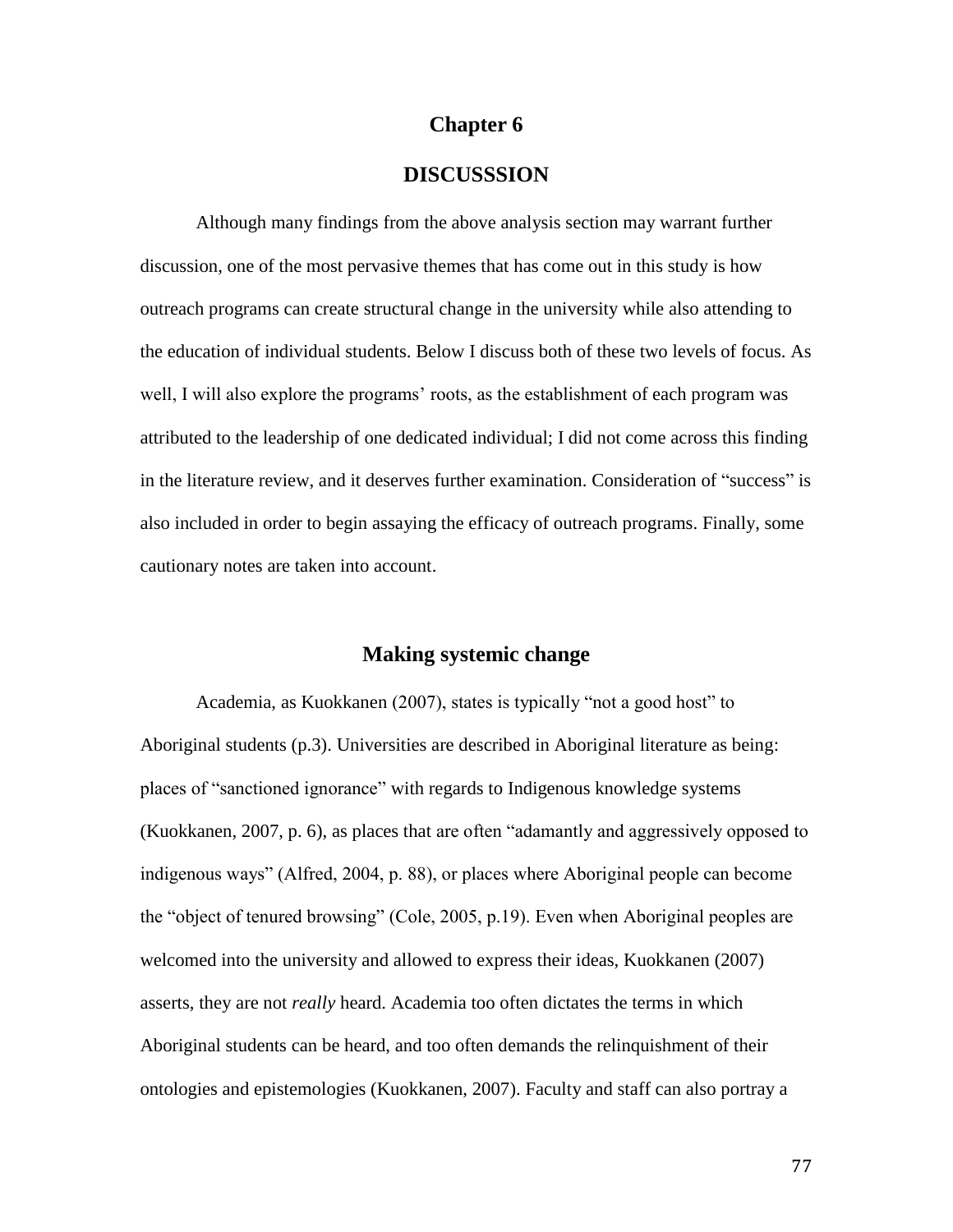# Chapter 6

# DISCUSSSION

Although many findings from the above analysis section may warrant further discussion, one of the most pervasive themes that has come out in this study is how outreach programs can create structural change in the university while also attending to the education of individual students. Below I discuss both of these two levels of focus. As well, I will also explore the programs' roots, as the establishment of each program was attributed to the leadership of one dedicated individual; I did not come across this finding in the literature review, and it deserves further examination. Consideration of "success" is also included in order to begin assaying the efficacy of outreach programs. Finally, some cautionary notes are taken into account.

## Making systemic change

Academia, as Kuokkanen (2007), states is typically "not a good host" to Aboriginal students (p.3). Universities are described in Aboriginal literature as being: places of "sanctioned ignorance" with regards to Indigenous knowledge systems (Kuokkanen, 2007, p. 6), as places that are often "adamantly and aggressively opposed to indigenous ways" (Alfred, 2004, p. 88), or places where Aboriginal people can become the "object of tenured browsing" (Cole, 2005, p.19). Even when Aboriginal peoples are welcomed into the university and allowed to express their ideas, Kuokkanen (2007) asserts, they are not *really* heard. Academia too often dictates the terms in which Aboriginal students can be heard, and too often demands the relinquishment of their ontologies and epistemologies (Kuokkanen, 2007). Faculty and staff can also portray a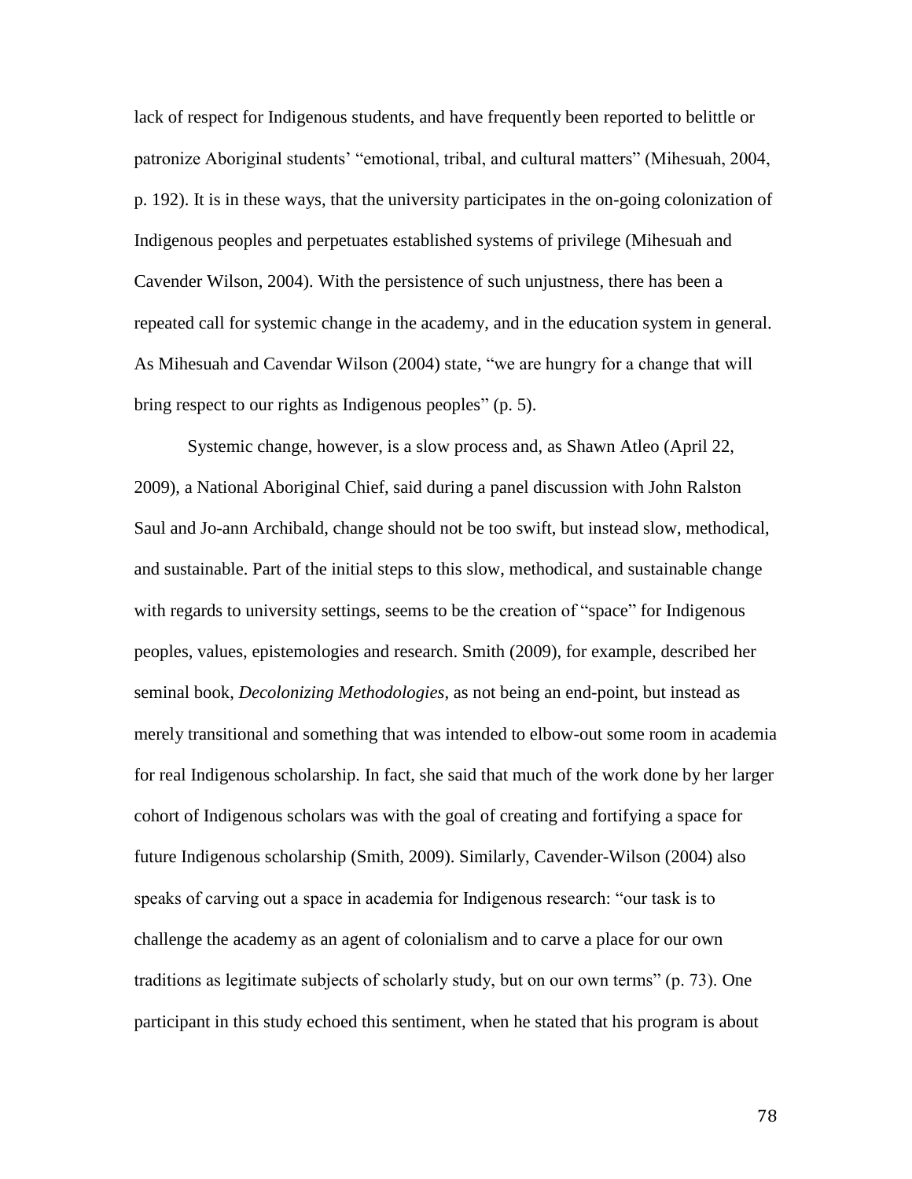lack of respect for Indigenous students, and have frequently been reported to belittle or patronize Aboriginal students' "emotional, tribal, and cultural matters" (Mihesuah, 2004, p. 192). It is in these ways, that the university participates in the on-going colonization of Indigenous peoples and perpetuates established systems of privilege (Mihesuah and Cavender Wilson, 2004). With the persistence of such unjustness, there has been a repeated call for systemic change in the academy, and in the education system in general. As Mihesuah and Cavendar Wilson (2004) state, "we are hungry for a change that will bring respect to our rights as Indigenous peoples" (p. 5).

Systemic change, however, is a slow process and, as Shawn Atleo (April 22, 2009), a National Aboriginal Chief, said during a panel discussion with John Ralston Saul and Jo-ann Archibald, change should not be too swift, but instead slow, methodical, and sustainable. Part of the initial steps to this slow, methodical, and sustainable change with regards to university settings, seems to be the creation of "space" for Indigenous peoples, values, epistemologies and research. Smith (2009), for example, described her seminal book, *Decolonizing Methodologies*, as not being an end-point, but instead as merely transitional and something that was intended to elbow-out some room in academia for real Indigenous scholarship. In fact, she said that much of the work done by her larger cohort of Indigenous scholars was with the goal of creating and fortifying a space for future Indigenous scholarship (Smith, 2009). Similarly, Cavender-Wilson (2004) also speaks of carving out a space in academia for Indigenous research: "our task is to challenge the academy as an agent of colonialism and to carve a place for our own traditions as legitimate subjects of scholarly study, but on our own terms" (p. 73). One participant in this study echoed this sentiment, when he stated that his program is about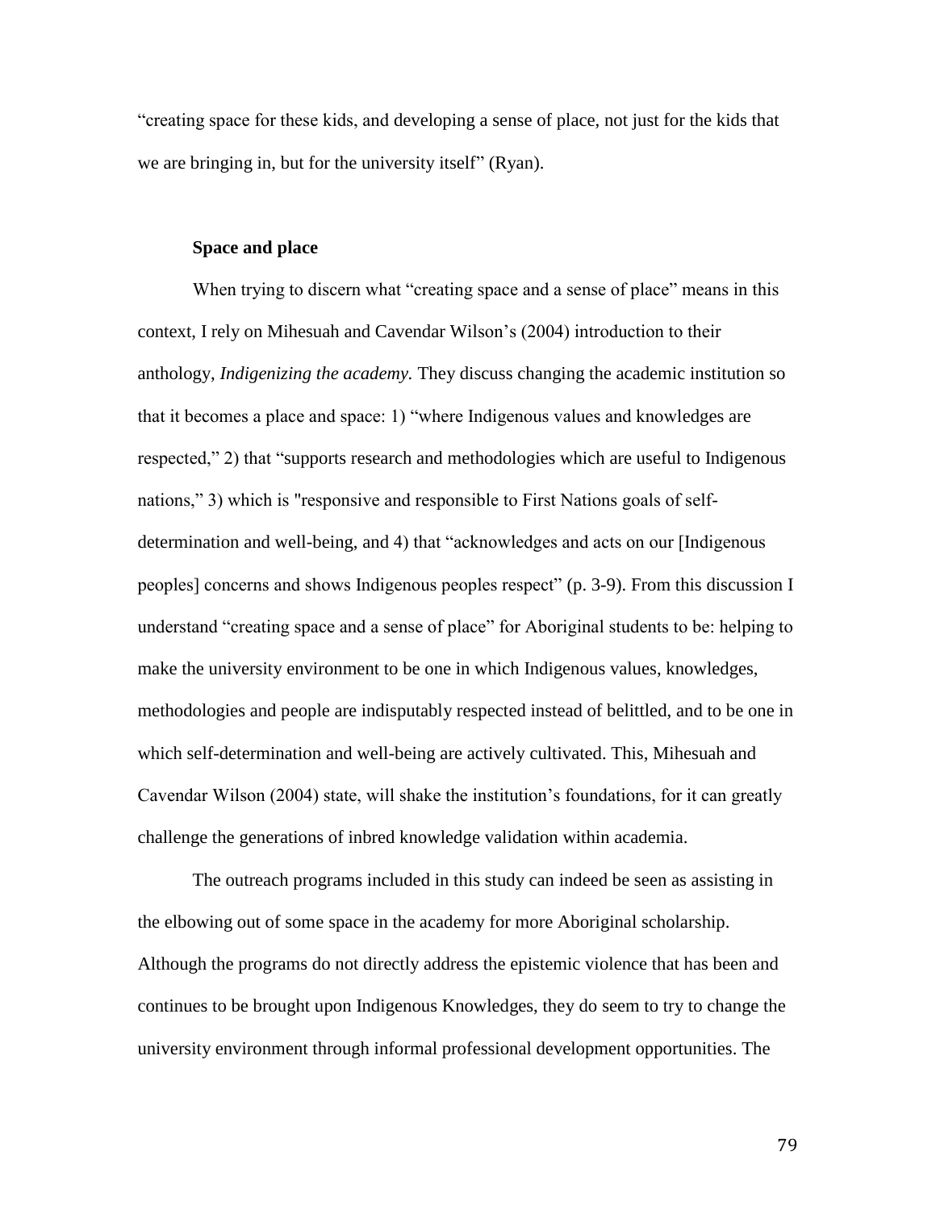"creating space for these kids, and developing a sense of place, not just for the kids that we are bringing in, but for the university itself" (Ryan).

### Space and place

When trying to discern what "creating space and a sense of place" means in this context, I rely on Mihesuah and Cavendar Wilson's (2004) introduction to their anthology, *Indigenizing the academy.* They discuss changing the academic institution so that it becomes a place and space: 1) "where Indigenous values and knowledges are respected," 2) that "supports research and methodologies which are useful to Indigenous nations," 3) which is "responsive and responsible to First Nations goals of self-determination and well-being, and 4) that "acknowledges and acts on our [Indigenous peoples] concerns and shows Indigenous peoples respect" (p. 3-9). From this discussion I understand "creating space and a sense of place" for Aboriginal students to be: helping to make the university environment to be one in which Indigenous values, knowledges, methodologies and people are indisputably respected instead of belittled, and to be one in which self-determination and well-being are actively cultivated. This, Mihesuah and Cavendar Wilson (2004) state, will shake the institution's foundations, for it can greatly challenge the generations of inbred knowledge validation within academia.

The outreach programs included in this study can indeed be seen as assisting in the elbowing out of some space in the academy for more Aboriginal scholarship. Although the programs do not directly address the epistemic violence that has been and continues to be brought upon Indigenous Knowledges, they do seem to try to change the university environment through informal professional development opportunities. The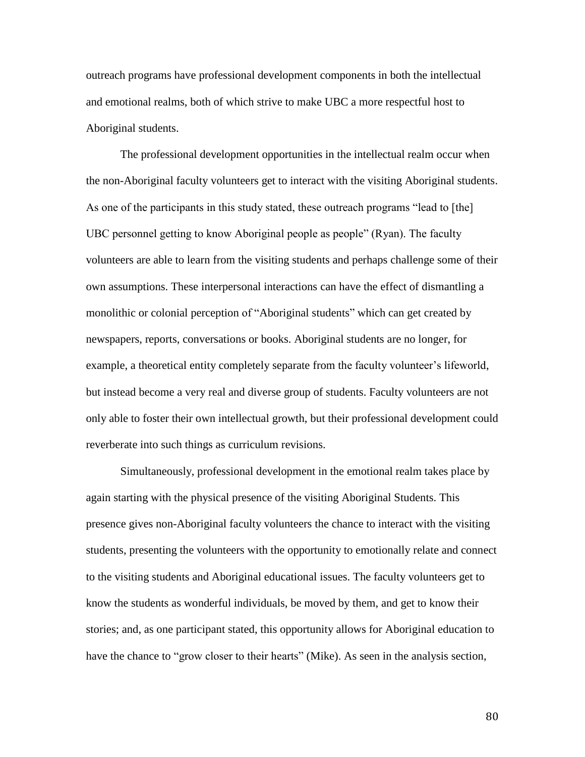outreach programs have professional development components in both the intellectual and emotional realms, both of which strive to make UBC a more respectful host to Aboriginal students.

The professional development opportunities in the intellectual realm occur when the non-Aboriginal faculty volunteers get to interact with the visiting Aboriginal students. As one of the participants in this study stated, these outreach programs "lead to [the] UBC personnel getting to know Aboriginal people as people" (Ryan). The faculty volunteers are able to learn from the visiting students and perhaps challenge some of their own assumptions. These interpersonal interactions can have the effect of dismantling a monolithic or colonial perception of "Aboriginal students" which can get created by newspapers, reports, conversations or books. Aboriginal students are no longer, for example, a theoretical entity completely separate from the faculty volunteer's lifeworld, but instead become a very real and diverse group of students. Faculty volunteers are not only able to foster their own intellectual growth, but their professional development could reverberate into such things as curriculum revisions.

Simultaneously, professional development in the emotional realm takes place by again starting with the physical presence of the visiting Aboriginal Students. This presence gives non-Aboriginal faculty volunteers the chance to interact with the visiting students, presenting the volunteers with the opportunity to emotionally relate and connect to the visiting students and Aboriginal educational issues. The faculty volunteers get to know the students as wonderful individuals, be moved by them, and get to know their stories; and, as one participant stated, this opportunity allows for Aboriginal education to have the chance to "grow closer to their hearts" (Mike). As seen in the analysis section,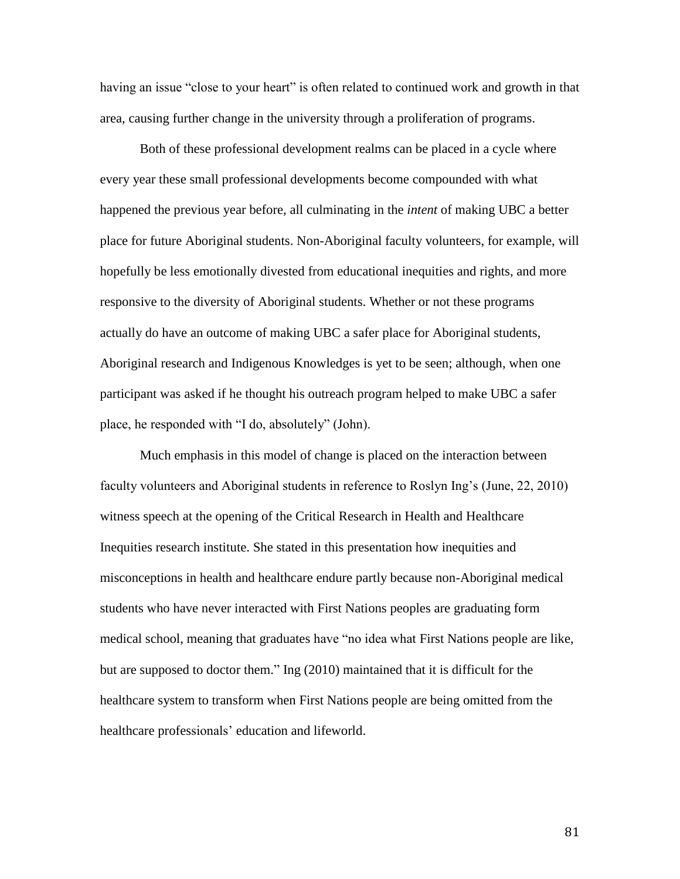having an issue “close to your heart” is often related to continued work and growth in that area, causing further change in the university through a proliferation of programs.

Both of these professional development realms can be placed in a cycle where every year these small professional developments become compounded with what happened the previous year before, all culminating in the *intent* of making UBC a better place for future Aboriginal students. Non-Aboriginal faculty volunteers, for example, will hopefully be less emotionally divested from educational inequities and rights, and more responsive to the diversity of Aboriginal students. Whether or not these programs actually do have an outcome of making UBC a safer place for Aboriginal students, Aboriginal research and Indigenous Knowledges is yet to be seen; although, when one participant was asked if he thought his outreach program helped to make UBC a safer place, he responded with “I do, absolutely” (John).

Much emphasis in this model of change is placed on the interaction between faculty volunteers and Aboriginal students in reference to Roslyn Ing’s (June, 22, 2010) witness speech at the opening of the Critical Research in Health and Healthcare Inequities research institute. She stated in this presentation how inequities and misconceptions in health and healthcare endure partly because non-Aboriginal medical students who have never interacted with First Nations peoples are graduating form medical school, meaning that graduates have “no idea what First Nations people are like, but are supposed to doctor them.” Ing (2010) maintained that it is difficult for the healthcare system to transform when First Nations people are being omitted from the healthcare professionals’ education and lifeworld.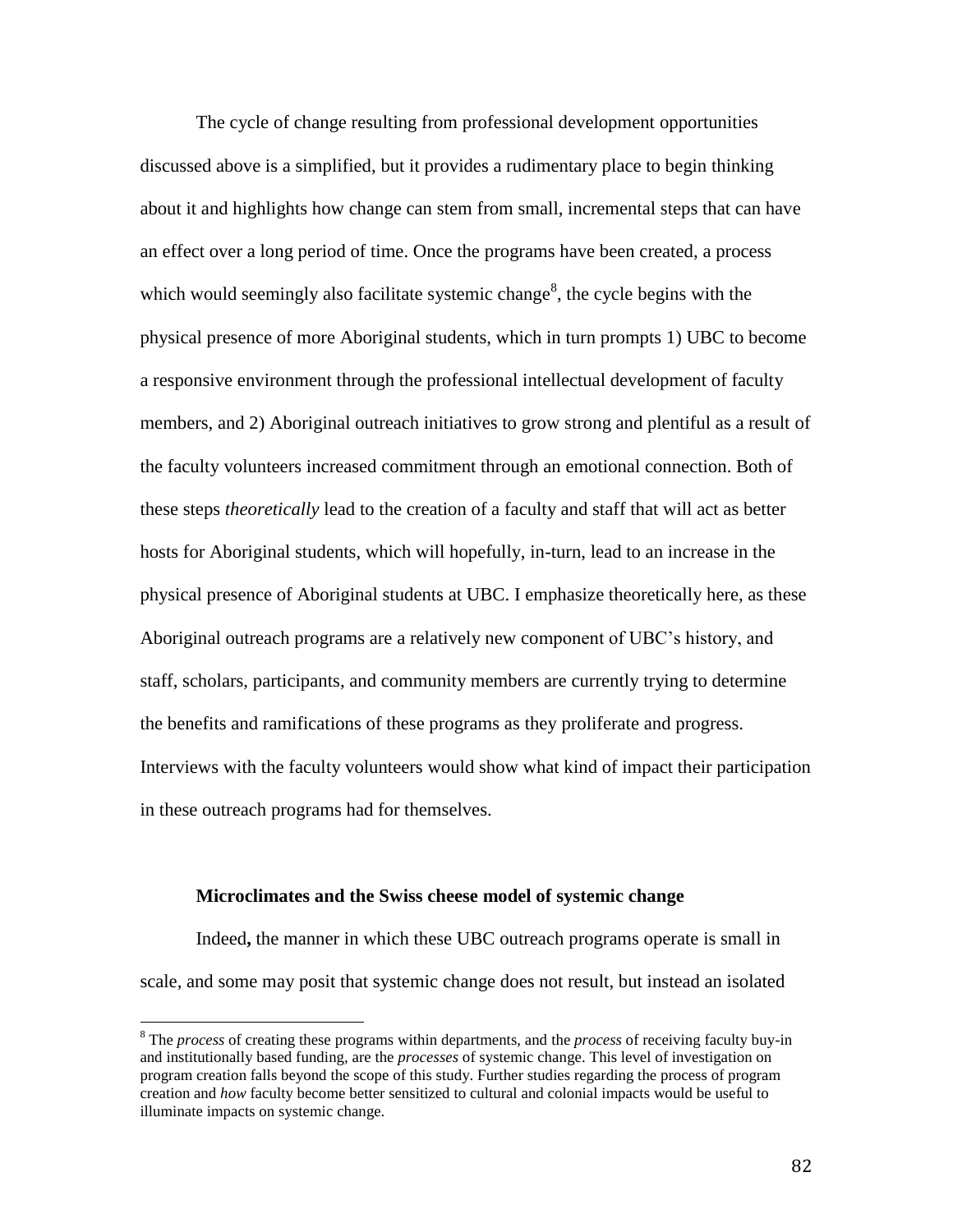The cycle of change resulting from professional development opportunities discussed above is a simplified, but it provides a rudimentary place to begin thinking about it and highlights how change can stem from small, incremental steps that can have an effect over a long period of time. Once the programs have been created, a process which would seemingly also facilitate systemic change[8], the cycle begins with the physical presence of more Aboriginal students, which in turn prompts 1) UBC to become a responsive environment through the professional intellectual development of faculty members, and 2) Aboriginal outreach initiatives to grow strong and plentiful as a result of the faculty volunteers increased commitment through an emotional connection. Both of these steps *theoretically* lead to the creation of a faculty and staff that will act as better hosts for Aboriginal students, which will hopefully, in-turn, lead to an increase in the physical presence of Aboriginal students at UBC. I emphasize theoretically here, as these Aboriginal outreach programs are a relatively new component of UBC's history, and staff, scholars, participants, and community members are currently trying to determine the benefits and ramifications of these programs as they proliferate and progress. Interviews with the faculty volunteers would show what kind of impact their participation in these outreach programs had for themselves.

### Microclimates and the Swiss cheese model of systemic change

Indeed**,** the manner in which these UBC outreach programs operate is small in scale, and some may posit that systemic change does not result, but instead an isolated

[8] The *process* of creating these programs within departments, and the *process* of receiving faculty buy-in and institutionally based funding, are the *processes* of systemic change. This level of investigation on program creation falls beyond the scope of this study. Further studies regarding the process of program creation and *how* faculty become better sensitized to cultural and colonial impacts would be useful to illuminate impacts on systemic change.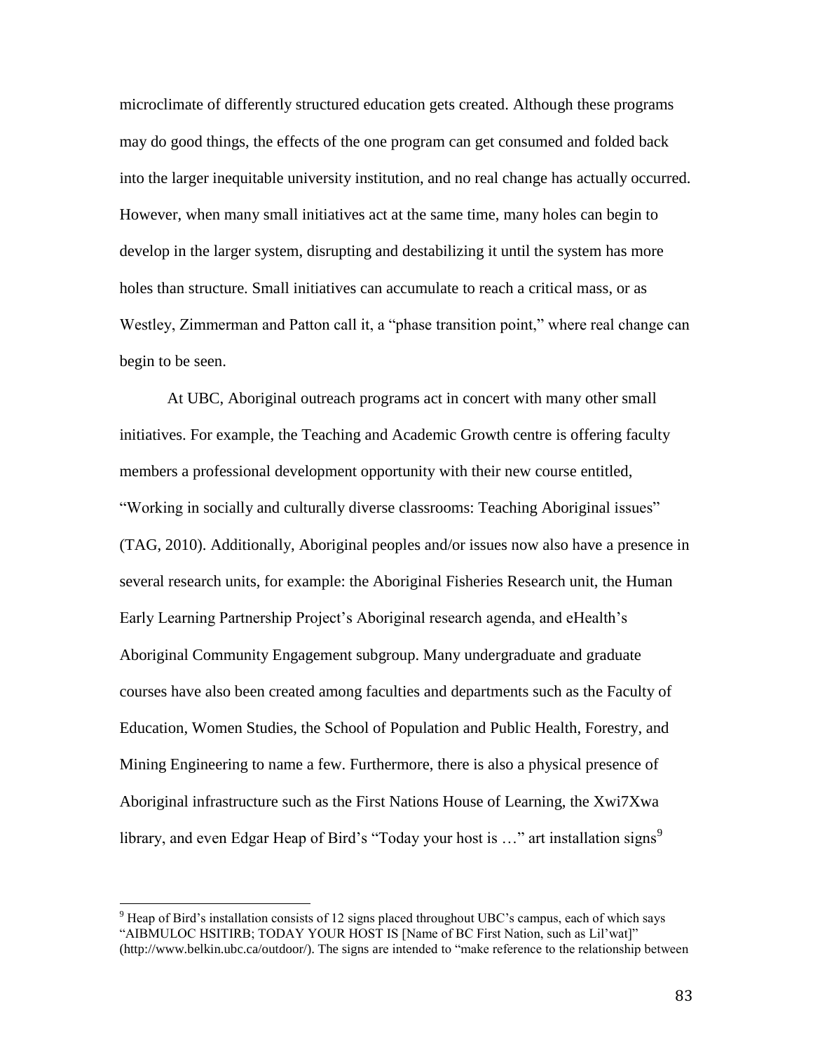microclimate of differently structured education gets created. Although these programs may do good things, the effects of the one program can get consumed and folded back into the larger inequitable university institution, and no real change has actually occurred. However, when many small initiatives act at the same time, many holes can begin to develop in the larger system, disrupting and destabilizing it until the system has more holes than structure. Small initiatives can accumulate to reach a critical mass, or as Westley, Zimmerman and Patton call it, a "phase transition point," where real change can begin to be seen.

At UBC, Aboriginal outreach programs act in concert with many other small initiatives. For example, the Teaching and Academic Growth centre is offering faculty members a professional development opportunity with their new course entitled, "Working in socially and culturally diverse classrooms: Teaching Aboriginal issues" (TAG, 2010). Additionally, Aboriginal peoples and/or issues now also have a presence in several research units, for example: the Aboriginal Fisheries Research unit, the Human Early Learning Partnership Project's Aboriginal research agenda, and eHealth's Aboriginal Community Engagement subgroup. Many undergraduate and graduate courses have also been created among faculties and departments such as the Faculty of Education, Women Studies, the School of Population and Public Health, Forestry, and Mining Engineering to name a few. Furthermore, there is also a physical presence of Aboriginal infrastructure such as the First Nations House of Learning, the Xwi7Xwa library, and even Edgar Heap of Bird's "Today your host is …" art installation signs[9]

[9] Heap of Bird's installation consists of 12 signs placed throughout UBC's campus, each of which says "AIBMULOC HSITIRB; TODAY YOUR HOST IS [Name of BC First Nation, such as Lil'wat]" (http://www.belkin.ubc.ca/outdoor/). The signs are intended to "make reference to the relationship between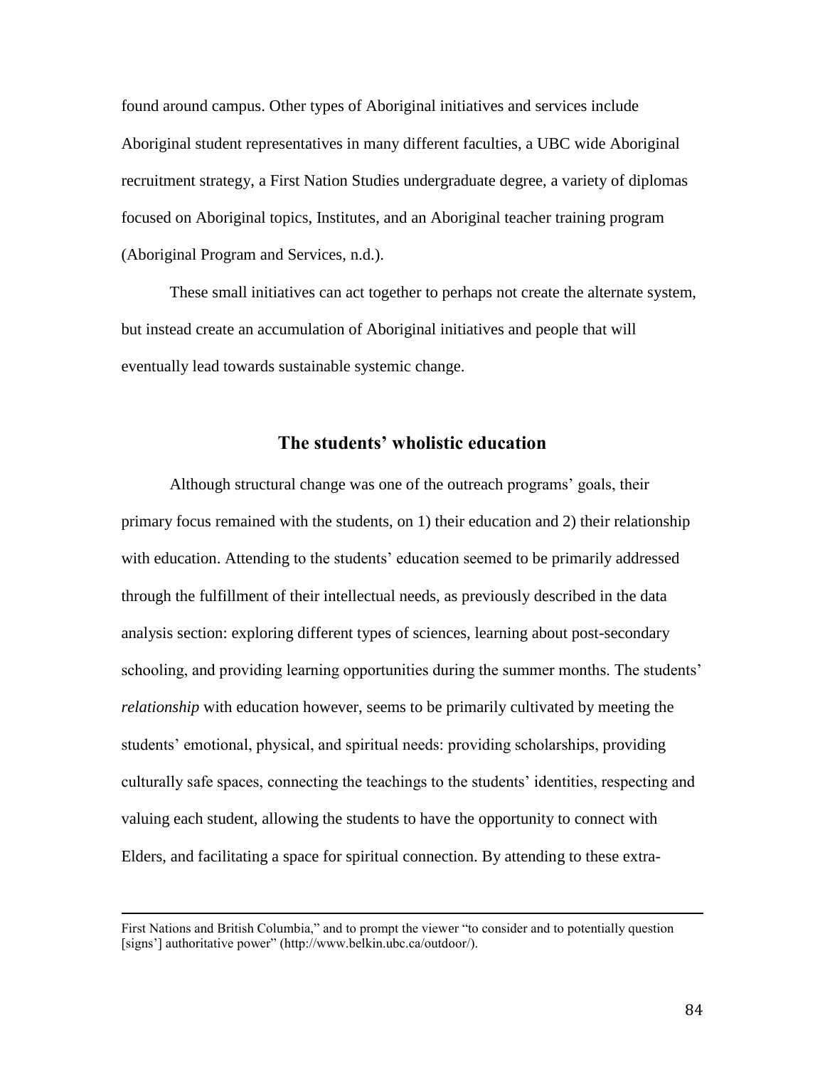found around campus. Other types of Aboriginal initiatives and services include Aboriginal student representatives in many different faculties, a UBC wide Aboriginal recruitment strategy, a First Nation Studies undergraduate degree, a variety of diplomas focused on Aboriginal topics, Institutes, and an Aboriginal teacher training program (Aboriginal Program and Services, n.d.).

These small initiatives can act together to perhaps not create the alternate system, but instead create an accumulation of Aboriginal initiatives and people that will eventually lead towards sustainable systemic change.

## The students' wholistic education

Although structural change was one of the outreach programs' goals, their primary focus remained with the students, on 1) their education and 2) their relationship with education. Attending to the students' education seemed to be primarily addressed through the fulfillment of their intellectual needs, as previously described in the data analysis section: exploring different types of sciences, learning about post-secondary schooling, and providing learning opportunities during the summer months. The students' *relationship* with education however, seems to be primarily cultivated by meeting the students' emotional, physical, and spiritual needs: providing scholarships, providing culturally safe spaces, connecting the teachings to the students' identities, respecting and valuing each student, allowing the students to have the opportunity to connect with Elders, and facilitating a space for spiritual connection. By attending to these extra-

---

First Nations and British Columbia," and to prompt the viewer "to consider and to potentially question [signs'] authoritative power" (http://www.belkin.ubc.ca/outdoor/).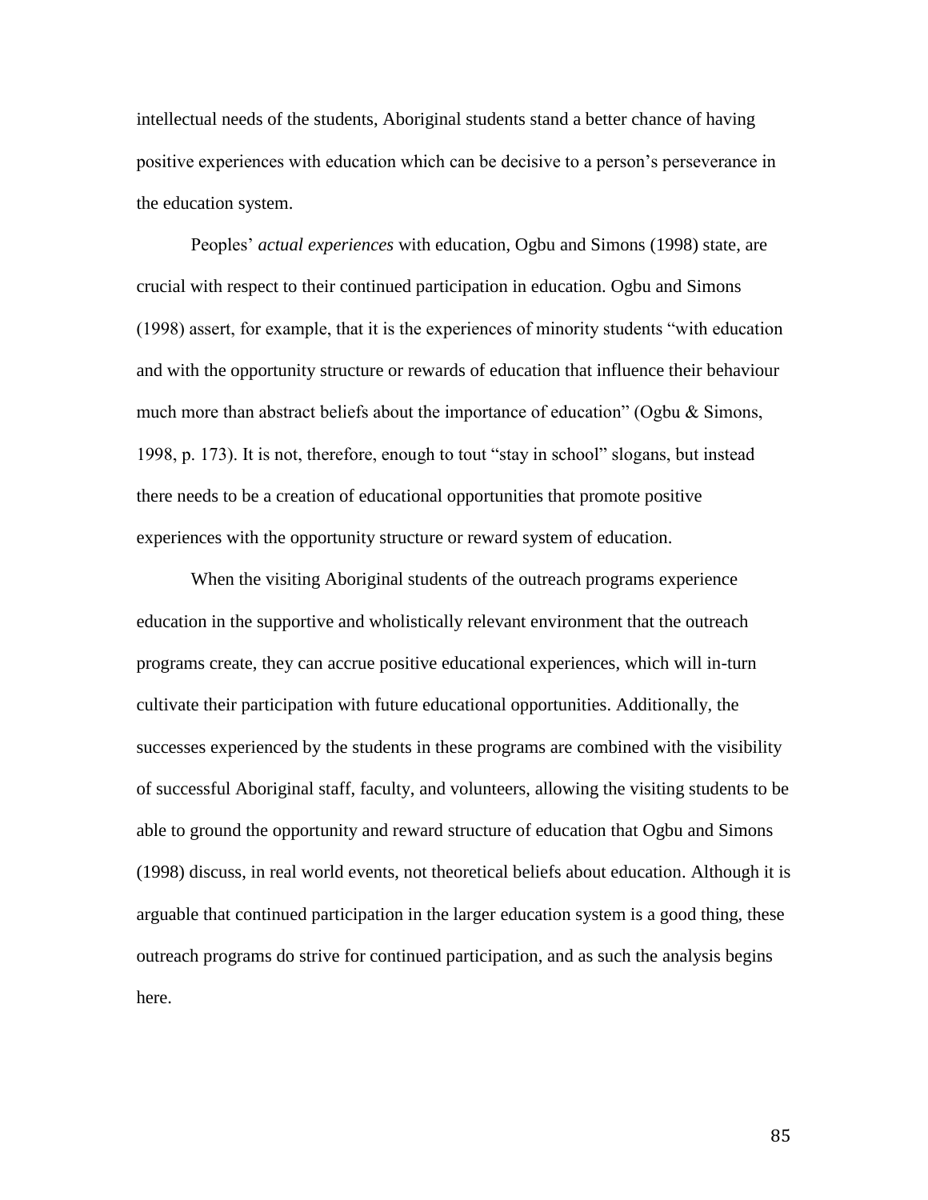intellectual needs of the students, Aboriginal students stand a better chance of having positive experiences with education which can be decisive to a person's perseverance in the education system.

Peoples' *actual experiences* with education, Ogbu and Simons (1998) state, are crucial with respect to their continued participation in education. Ogbu and Simons (1998) assert, for example, that it is the experiences of minority students "with education and with the opportunity structure or rewards of education that influence their behaviour much more than abstract beliefs about the importance of education" (Ogbu & Simons, 1998, p. 173). It is not, therefore, enough to tout "stay in school" slogans, but instead there needs to be a creation of educational opportunities that promote positive experiences with the opportunity structure or reward system of education.

When the visiting Aboriginal students of the outreach programs experience education in the supportive and wholistically relevant environment that the outreach programs create, they can accrue positive educational experiences, which will in-turn cultivate their participation with future educational opportunities. Additionally, the successes experienced by the students in these programs are combined with the visibility of successful Aboriginal staff, faculty, and volunteers, allowing the visiting students to be able to ground the opportunity and reward structure of education that Ogbu and Simons (1998) discuss, in real world events, not theoretical beliefs about education. Although it is arguable that continued participation in the larger education system is a good thing, these outreach programs do strive for continued participation, and as such the analysis begins here.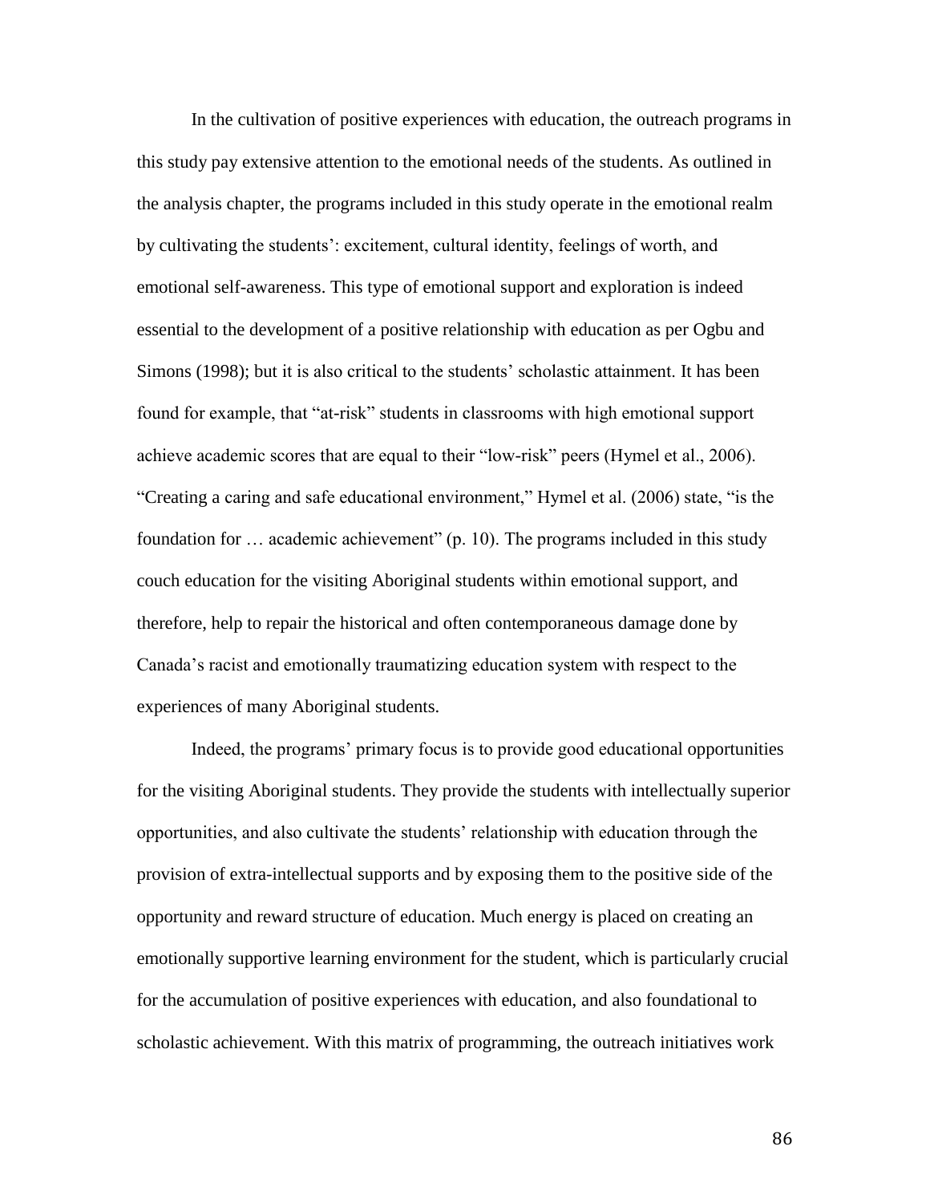In the cultivation of positive experiences with education, the outreach programs in this study pay extensive attention to the emotional needs of the students. As outlined in the analysis chapter, the programs included in this study operate in the emotional realm by cultivating the students': excitement, cultural identity, feelings of worth, and emotional self-awareness. This type of emotional support and exploration is indeed essential to the development of a positive relationship with education as per Ogbu and Simons (1998); but it is also critical to the students' scholastic attainment. It has been found for example, that "at-risk" students in classrooms with high emotional support achieve academic scores that are equal to their "low-risk" peers (Hymel et al., 2006). "Creating a caring and safe educational environment," Hymel et al. (2006) state, "is the foundation for … academic achievement" (p. 10). The programs included in this study couch education for the visiting Aboriginal students within emotional support, and therefore, help to repair the historical and often contemporaneous damage done by Canada's racist and emotionally traumatizing education system with respect to the experiences of many Aboriginal students.

Indeed, the programs' primary focus is to provide good educational opportunities for the visiting Aboriginal students. They provide the students with intellectually superior opportunities, and also cultivate the students' relationship with education through the provision of extra-intellectual supports and by exposing them to the positive side of the opportunity and reward structure of education. Much energy is placed on creating an emotionally supportive learning environment for the student, which is particularly crucial for the accumulation of positive experiences with education, and also foundational to scholastic achievement. With this matrix of programming, the outreach initiatives work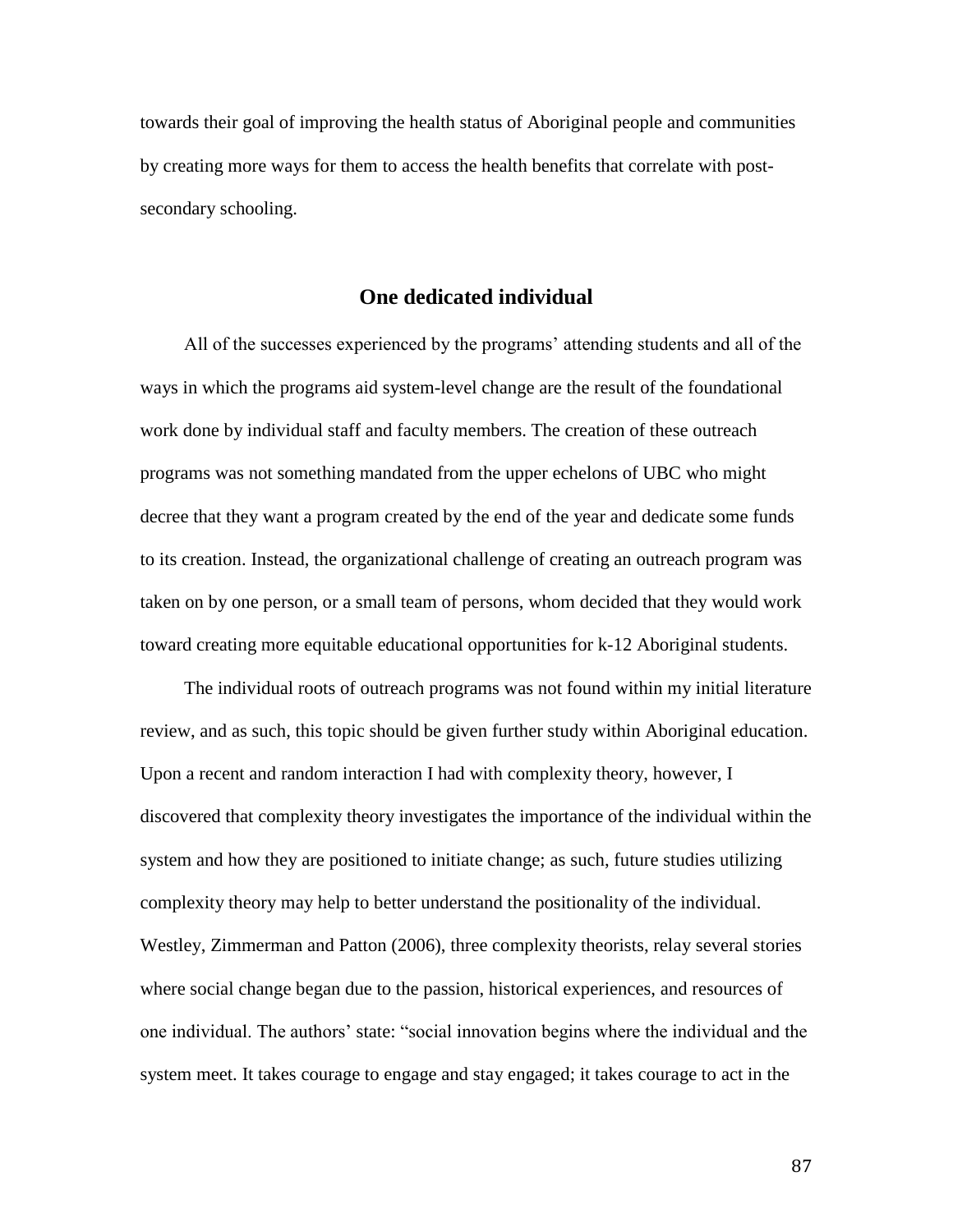towards their goal of improving the health status of Aboriginal people and communities by creating more ways for them to access the health benefits that correlate with post-secondary schooling.

## One dedicated individual

All of the successes experienced by the programs' attending students and all of the ways in which the programs aid system-level change are the result of the foundational work done by individual staff and faculty members. The creation of these outreach programs was not something mandated from the upper echelons of UBC who might decree that they want a program created by the end of the year and dedicate some funds to its creation. Instead, the organizational challenge of creating an outreach program was taken on by one person, or a small team of persons, whom decided that they would work toward creating more equitable educational opportunities for k-12 Aboriginal students.

The individual roots of outreach programs was not found within my initial literature review, and as such, this topic should be given further study within Aboriginal education. Upon a recent and random interaction I had with complexity theory, however, I discovered that complexity theory investigates the importance of the individual within the system and how they are positioned to initiate change; as such, future studies utilizing complexity theory may help to better understand the positionality of the individual. Westley, Zimmerman and Patton (2006), three complexity theorists, relay several stories where social change began due to the passion, historical experiences, and resources of one individual. The authors' state: "social innovation begins where the individual and the system meet. It takes courage to engage and stay engaged; it takes courage to act in the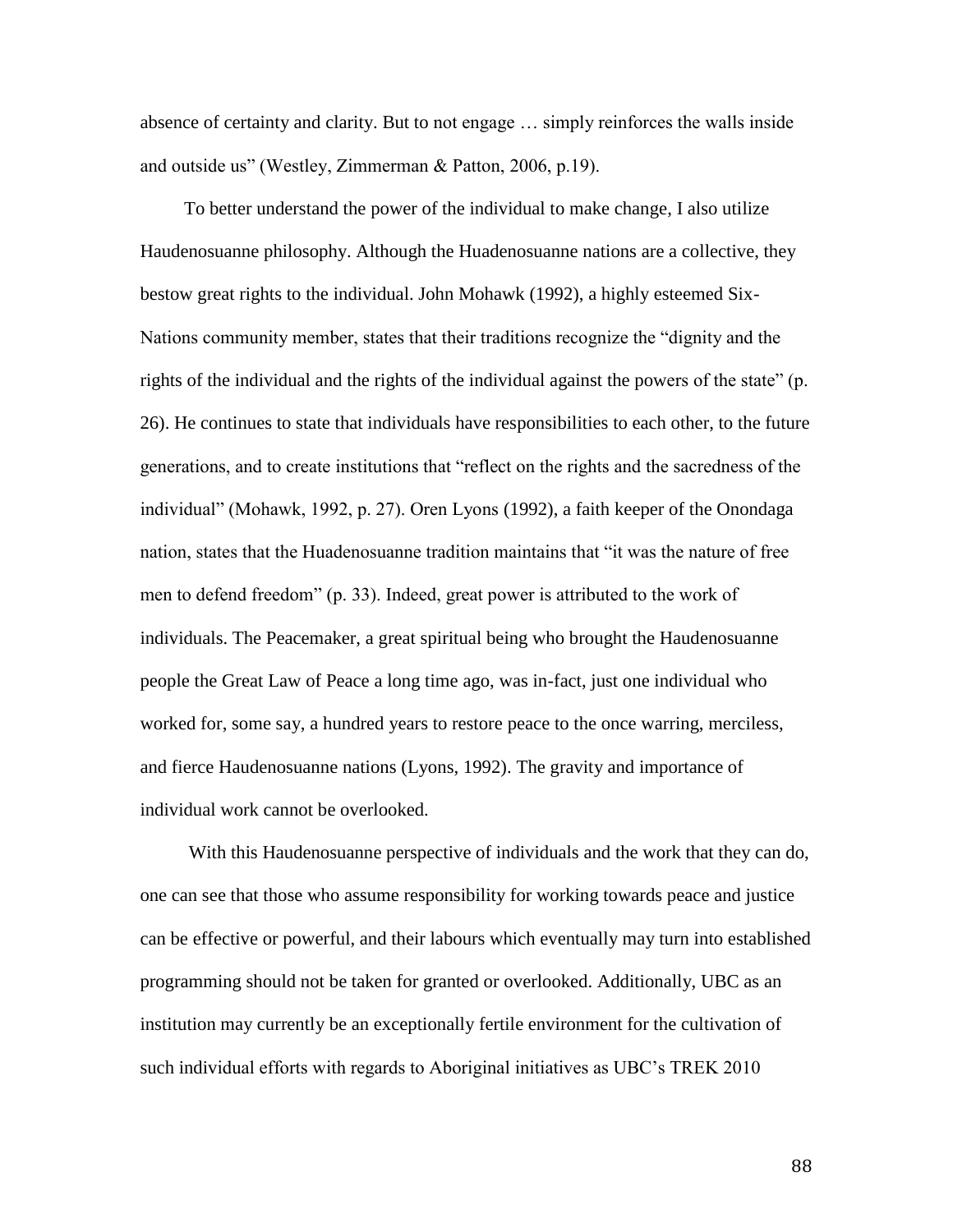absence of certainty and clarity. But to not engage … simply reinforces the walls inside and outside us" (Westley, Zimmerman & Patton, 2006, p.19).

To better understand the power of the individual to make change, I also utilize Haudenosuanne philosophy. Although the Huadenosuanne nations are a collective, they bestow great rights to the individual. John Mohawk (1992), a highly esteemed Six-Nations community member, states that their traditions recognize the "dignity and the rights of the individual and the rights of the individual against the powers of the state" (p. 26). He continues to state that individuals have responsibilities to each other, to the future generations, and to create institutions that "reflect on the rights and the sacredness of the individual" (Mohawk, 1992, p. 27). Oren Lyons (1992), a faith keeper of the Onondaga nation, states that the Huadenosuanne tradition maintains that "it was the nature of free men to defend freedom" (p. 33). Indeed, great power is attributed to the work of individuals. The Peacemaker, a great spiritual being who brought the Haudenosuanne people the Great Law of Peace a long time ago, was in-fact, just one individual who worked for, some say, a hundred years to restore peace to the once warring, merciless, and fierce Haudenosuanne nations (Lyons, 1992). The gravity and importance of individual work cannot be overlooked.

With this Haudenosuanne perspective of individuals and the work that they can do, one can see that those who assume responsibility for working towards peace and justice can be effective or powerful, and their labours which eventually may turn into established programming should not be taken for granted or overlooked. Additionally, UBC as an institution may currently be an exceptionally fertile environment for the cultivation of such individual efforts with regards to Aboriginal initiatives as UBC's TREK 2010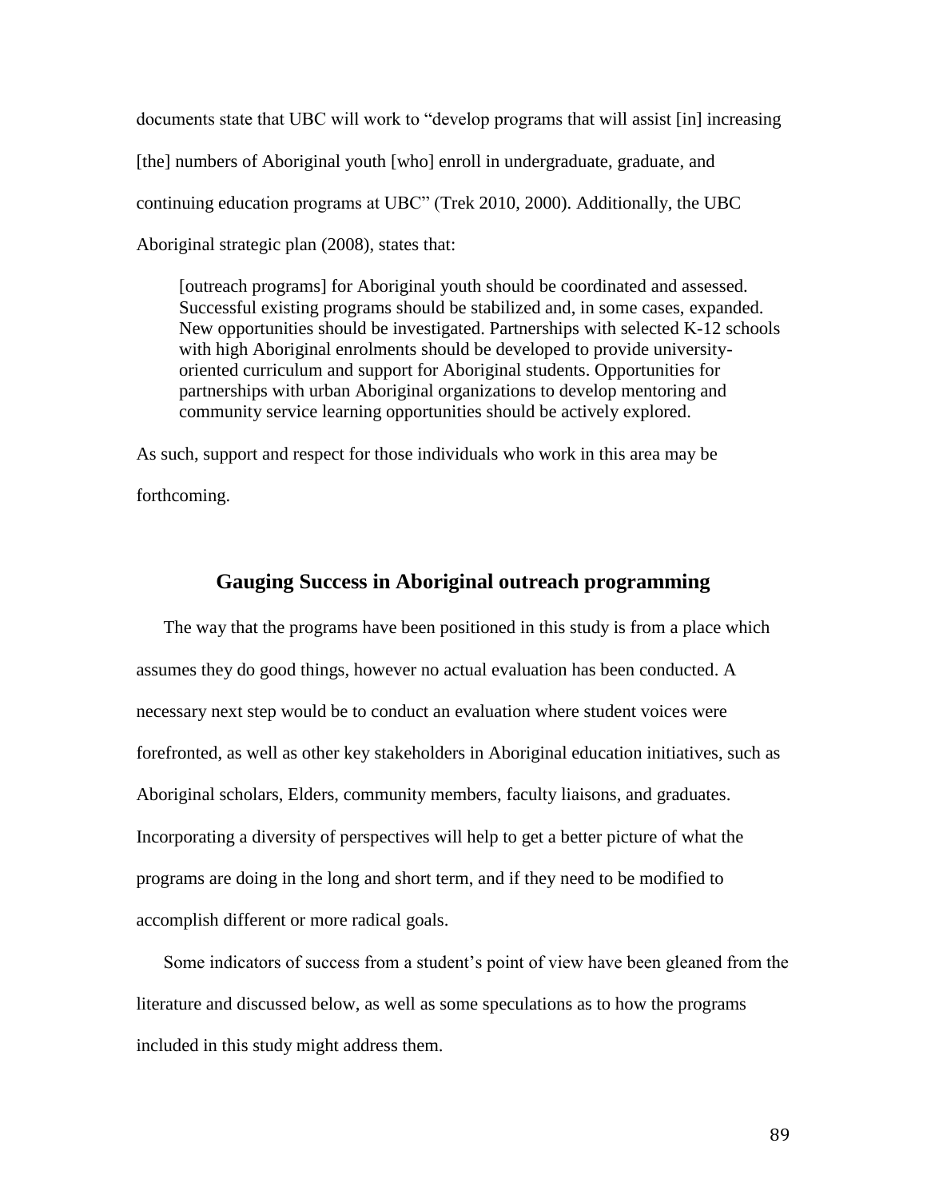documents state that UBC will work to "develop programs that will assist [in] increasing [the] numbers of Aboriginal youth [who] enroll in undergraduate, graduate, and continuing education programs at UBC" (Trek 2010, 2000). Additionally, the UBC Aboriginal strategic plan (2008), states that:

> [outreach programs] for Aboriginal youth should be coordinated and assessed. Successful existing programs should be stabilized and, in some cases, expanded. New opportunities should be investigated. Partnerships with selected K-12 schools with high Aboriginal enrolments should be developed to provide university-oriented curriculum and support for Aboriginal students. Opportunities for partnerships with urban Aboriginal organizations to develop mentoring and community service learning opportunities should be actively explored.

As such, support and respect for those individuals who work in this area may be forthcoming.

## Gauging Success in Aboriginal outreach programming

The way that the programs have been positioned in this study is from a place which assumes they do good things, however no actual evaluation has been conducted. A necessary next step would be to conduct an evaluation where student voices were forefronted, as well as other key stakeholders in Aboriginal education initiatives, such as Aboriginal scholars, Elders, community members, faculty liaisons, and graduates. Incorporating a diversity of perspectives will help to get a better picture of what the programs are doing in the long and short term, and if they need to be modified to accomplish different or more radical goals.

Some indicators of success from a student's point of view have been gleaned from the literature and discussed below, as well as some speculations as to how the programs included in this study might address them.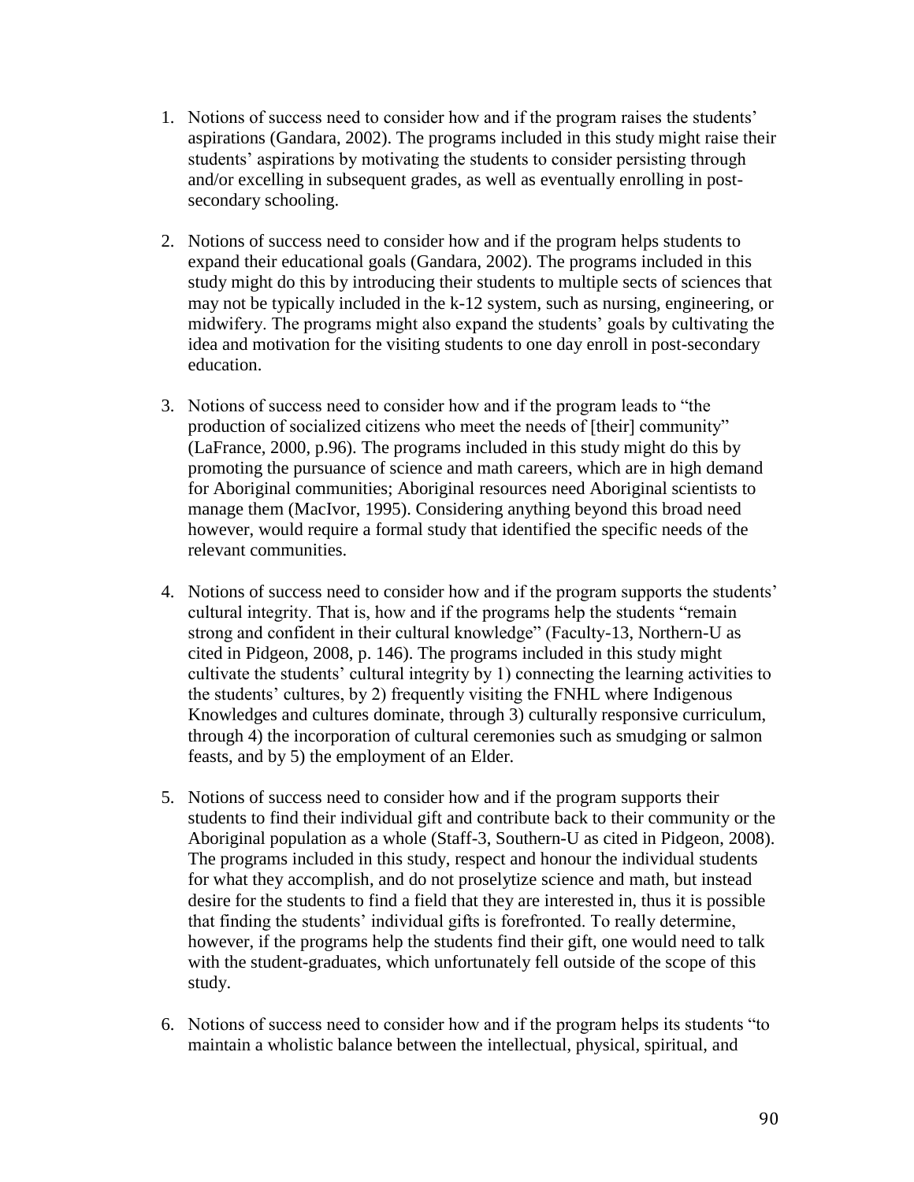1. Notions of success need to consider how and if the program raises the students' aspirations (Gandara, 2002). The programs included in this study might raise their students' aspirations by motivating the students to consider persisting through and/or excelling in subsequent grades, as well as eventually enrolling in post-secondary schooling.

2. Notions of success need to consider how and if the program helps students to expand their educational goals (Gandara, 2002). The programs included in this study might do this by introducing their students to multiple sects of sciences that may not be typically included in the k-12 system, such as nursing, engineering, or midwifery. The programs might also expand the students' goals by cultivating the idea and motivation for the visiting students to one day enroll in post-secondary education.

3. Notions of success need to consider how and if the program leads to "the production of socialized citizens who meet the needs of [their] community" (LaFrance, 2000, p.96). The programs included in this study might do this by promoting the pursuance of science and math careers, which are in high demand for Aboriginal communities; Aboriginal resources need Aboriginal scientists to manage them (MacIvor, 1995). Considering anything beyond this broad need however, would require a formal study that identified the specific needs of the relevant communities.

4. Notions of success need to consider how and if the program supports the students' cultural integrity. That is, how and if the programs help the students "remain strong and confident in their cultural knowledge" (Faculty-13, Northern-U as cited in Pidgeon, 2008, p. 146). The programs included in this study might cultivate the students' cultural integrity by 1) connecting the learning activities to the students' cultures, by 2) frequently visiting the FNHL where Indigenous Knowledges and cultures dominate, through 3) culturally responsive curriculum, through 4) the incorporation of cultural ceremonies such as smudging or salmon feasts, and by 5) the employment of an Elder.

5. Notions of success need to consider how and if the program supports their students to find their individual gift and contribute back to their community or the Aboriginal population as a whole (Staff-3, Southern-U as cited in Pidgeon, 2008). The programs included in this study, respect and honour the individual students for what they accomplish, and do not proselytize science and math, but instead desire for the students to find a field that they are interested in, thus it is possible that finding the students' individual gifts is forefronted. To really determine, however, if the programs help the students find their gift, one would need to talk with the student-graduates, which unfortunately fell outside of the scope of this study.

6. Notions of success need to consider how and if the program helps its students "to maintain a wholistic balance between the intellectual, physical, spiritual, and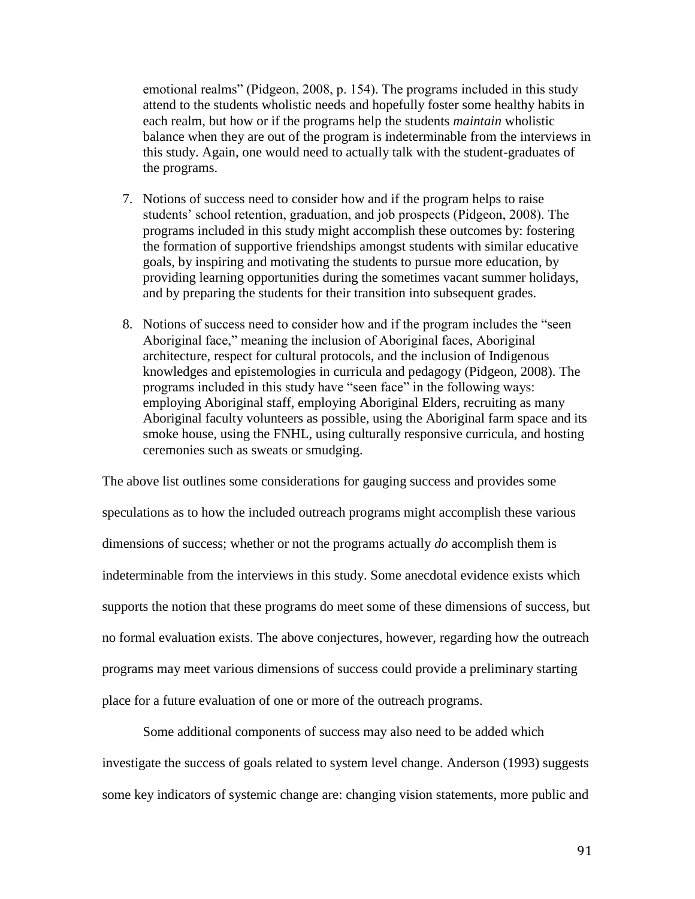emotional realms" (Pidgeon, 2008, p. 154). The programs included in this study attend to the students wholistic needs and hopefully foster some healthy habits in each realm, but how or if the programs help the students *maintain* wholistic balance when they are out of the program is indeterminable from the interviews in this study. Again, one would need to actually talk with the student-graduates of the programs.

7. Notions of success need to consider how and if the program helps to raise students' school retention, graduation, and job prospects (Pidgeon, 2008). The programs included in this study might accomplish these outcomes by: fostering the formation of supportive friendships amongst students with similar educative goals, by inspiring and motivating the students to pursue more education, by providing learning opportunities during the sometimes vacant summer holidays, and by preparing the students for their transition into subsequent grades.

8. Notions of success need to consider how and if the program includes the "seen Aboriginal face," meaning the inclusion of Aboriginal faces, Aboriginal architecture, respect for cultural protocols, and the inclusion of Indigenous knowledges and epistemologies in curricula and pedagogy (Pidgeon, 2008). The programs included in this study have "seen face" in the following ways: employing Aboriginal staff, employing Aboriginal Elders, recruiting as many Aboriginal faculty volunteers as possible, using the Aboriginal farm space and its smoke house, using the FNHL, using culturally responsive curricula, and hosting ceremonies such as sweats or smudging.

The above list outlines some considerations for gauging success and provides some speculations as to how the included outreach programs might accomplish these various dimensions of success; whether or not the programs actually *do* accomplish them is indeterminable from the interviews in this study. Some anecdotal evidence exists which supports the notion that these programs do meet some of these dimensions of success, but no formal evaluation exists. The above conjectures, however, regarding how the outreach programs may meet various dimensions of success could provide a preliminary starting place for a future evaluation of one or more of the outreach programs.

Some additional components of success may also need to be added which investigate the success of goals related to system level change. Anderson (1993) suggests some key indicators of systemic change are: changing vision statements, more public and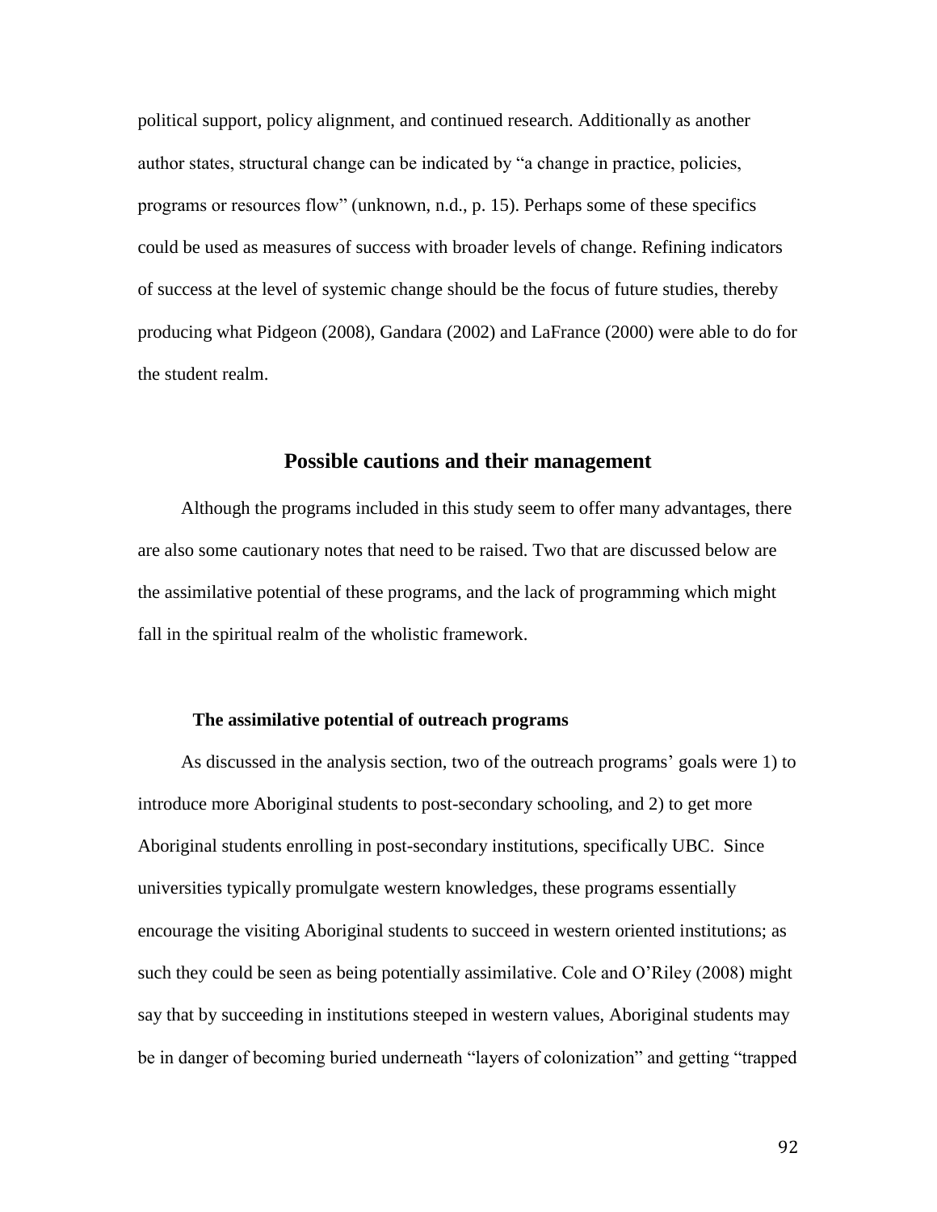political support, policy alignment, and continued research. Additionally as another author states, structural change can be indicated by "a change in practice, policies, programs or resources flow" (unknown, n.d., p. 15). Perhaps some of these specifics could be used as measures of success with broader levels of change. Refining indicators of success at the level of systemic change should be the focus of future studies, thereby producing what Pidgeon (2008), Gandara (2002) and LaFrance (2000) were able to do for the student realm.

## Possible cautions and their management

Although the programs included in this study seem to offer many advantages, there are also some cautionary notes that need to be raised. Two that are discussed below are the assimilative potential of these programs, and the lack of programming which might fall in the spiritual realm of the wholistic framework.

### The assimilative potential of outreach programs

As discussed in the analysis section, two of the outreach programs' goals were 1) to introduce more Aboriginal students to post-secondary schooling, and 2) to get more Aboriginal students enrolling in post-secondary institutions, specifically UBC. Since universities typically promulgate western knowledges, these programs essentially encourage the visiting Aboriginal students to succeed in western oriented institutions; as such they could be seen as being potentially assimilative. Cole and O'Riley (2008) might say that by succeeding in institutions steeped in western values, Aboriginal students may be in danger of becoming buried underneath "layers of colonization" and getting "trapped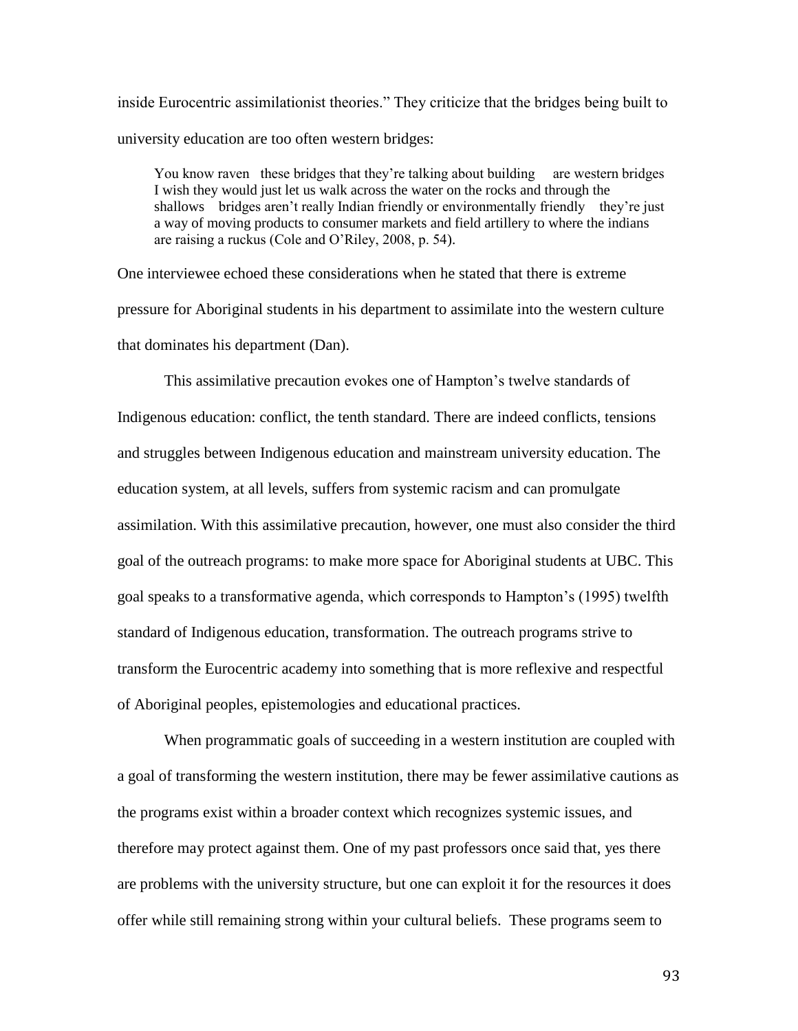inside Eurocentric assimilationist theories." They criticize that the bridges being built to university education are too often western bridges:

> You know raven   these bridges that they're talking about building     are western bridges I wish they would just let us walk across the water on the rocks and through the shallows    bridges aren't really Indian friendly or environmentally friendly    they're just a way of moving products to consumer markets and field artillery to where the indians are raising a ruckus (Cole and O'Riley, 2008, p. 54).

One interviewee echoed these considerations when he stated that there is extreme pressure for Aboriginal students in his department to assimilate into the western culture that dominates his department (Dan).

This assimilative precaution evokes one of Hampton's twelve standards of Indigenous education: conflict, the tenth standard. There are indeed conflicts, tensions and struggles between Indigenous education and mainstream university education. The education system, at all levels, suffers from systemic racism and can promulgate assimilation. With this assimilative precaution, however, one must also consider the third goal of the outreach programs: to make more space for Aboriginal students at UBC. This goal speaks to a transformative agenda, which corresponds to Hampton's (1995) twelfth standard of Indigenous education, transformation. The outreach programs strive to transform the Eurocentric academy into something that is more reflexive and respectful of Aboriginal peoples, epistemologies and educational practices.

When programmatic goals of succeeding in a western institution are coupled with a goal of transforming the western institution, there may be fewer assimilative cautions as the programs exist within a broader context which recognizes systemic issues, and therefore may protect against them. One of my past professors once said that, yes there are problems with the university structure, but one can exploit it for the resources it does offer while still remaining strong within your cultural beliefs.  These programs seem to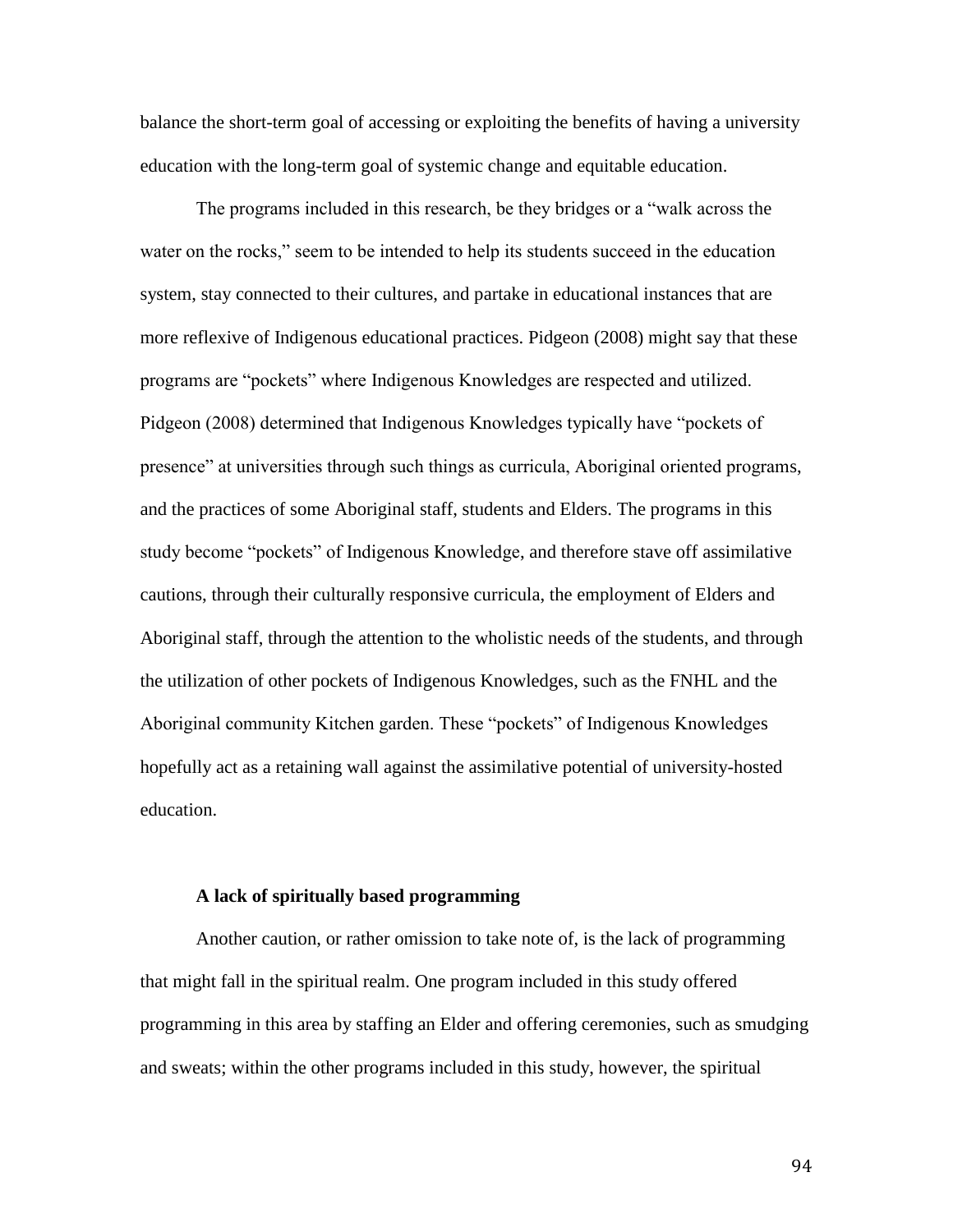balance the short-term goal of accessing or exploiting the benefits of having a university education with the long-term goal of systemic change and equitable education.

The programs included in this research, be they bridges or a "walk across the water on the rocks," seem to be intended to help its students succeed in the education system, stay connected to their cultures, and partake in educational instances that are more reflexive of Indigenous educational practices. Pidgeon (2008) might say that these programs are "pockets" where Indigenous Knowledges are respected and utilized. Pidgeon (2008) determined that Indigenous Knowledges typically have "pockets of presence" at universities through such things as curricula, Aboriginal oriented programs, and the practices of some Aboriginal staff, students and Elders. The programs in this study become "pockets" of Indigenous Knowledge, and therefore stave off assimilative cautions, through their culturally responsive curricula, the employment of Elders and Aboriginal staff, through the attention to the wholistic needs of the students, and through the utilization of other pockets of Indigenous Knowledges, such as the FNHL and the Aboriginal community Kitchen garden. These "pockets" of Indigenous Knowledges hopefully act as a retaining wall against the assimilative potential of university-hosted education.

### A lack of spiritually based programming

Another caution, or rather omission to take note of, is the lack of programming that might fall in the spiritual realm. One program included in this study offered programming in this area by staffing an Elder and offering ceremonies, such as smudging and sweats; within the other programs included in this study, however, the spiritual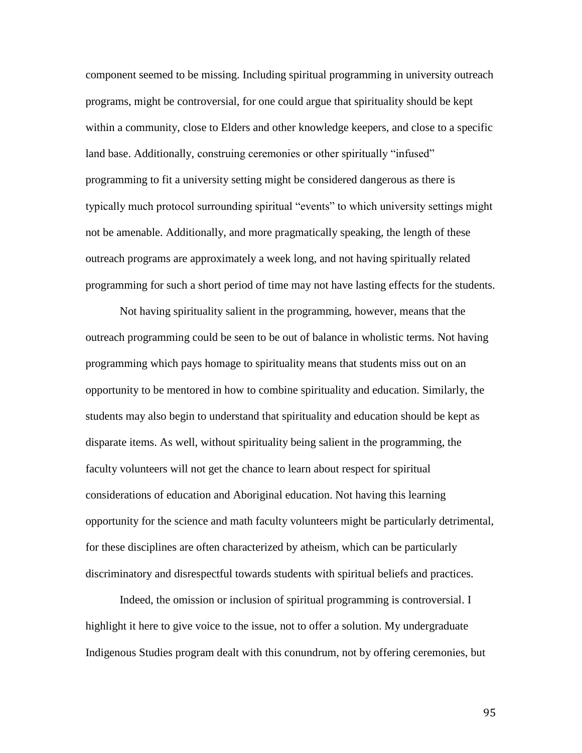component seemed to be missing. Including spiritual programming in university outreach programs, might be controversial, for one could argue that spirituality should be kept within a community, close to Elders and other knowledge keepers, and close to a specific land base. Additionally, construing ceremonies or other spiritually "infused" programming to fit a university setting might be considered dangerous as there is typically much protocol surrounding spiritual "events" to which university settings might not be amenable. Additionally, and more pragmatically speaking, the length of these outreach programs are approximately a week long, and not having spiritually related programming for such a short period of time may not have lasting effects for the students.

Not having spirituality salient in the programming, however, means that the outreach programming could be seen to be out of balance in wholistic terms. Not having programming which pays homage to spirituality means that students miss out on an opportunity to be mentored in how to combine spirituality and education. Similarly, the students may also begin to understand that spirituality and education should be kept as disparate items. As well, without spirituality being salient in the programming, the faculty volunteers will not get the chance to learn about respect for spiritual considerations of education and Aboriginal education. Not having this learning opportunity for the science and math faculty volunteers might be particularly detrimental, for these disciplines are often characterized by atheism, which can be particularly discriminatory and disrespectful towards students with spiritual beliefs and practices.

Indeed, the omission or inclusion of spiritual programming is controversial. I highlight it here to give voice to the issue, not to offer a solution. My undergraduate Indigenous Studies program dealt with this conundrum, not by offering ceremonies, but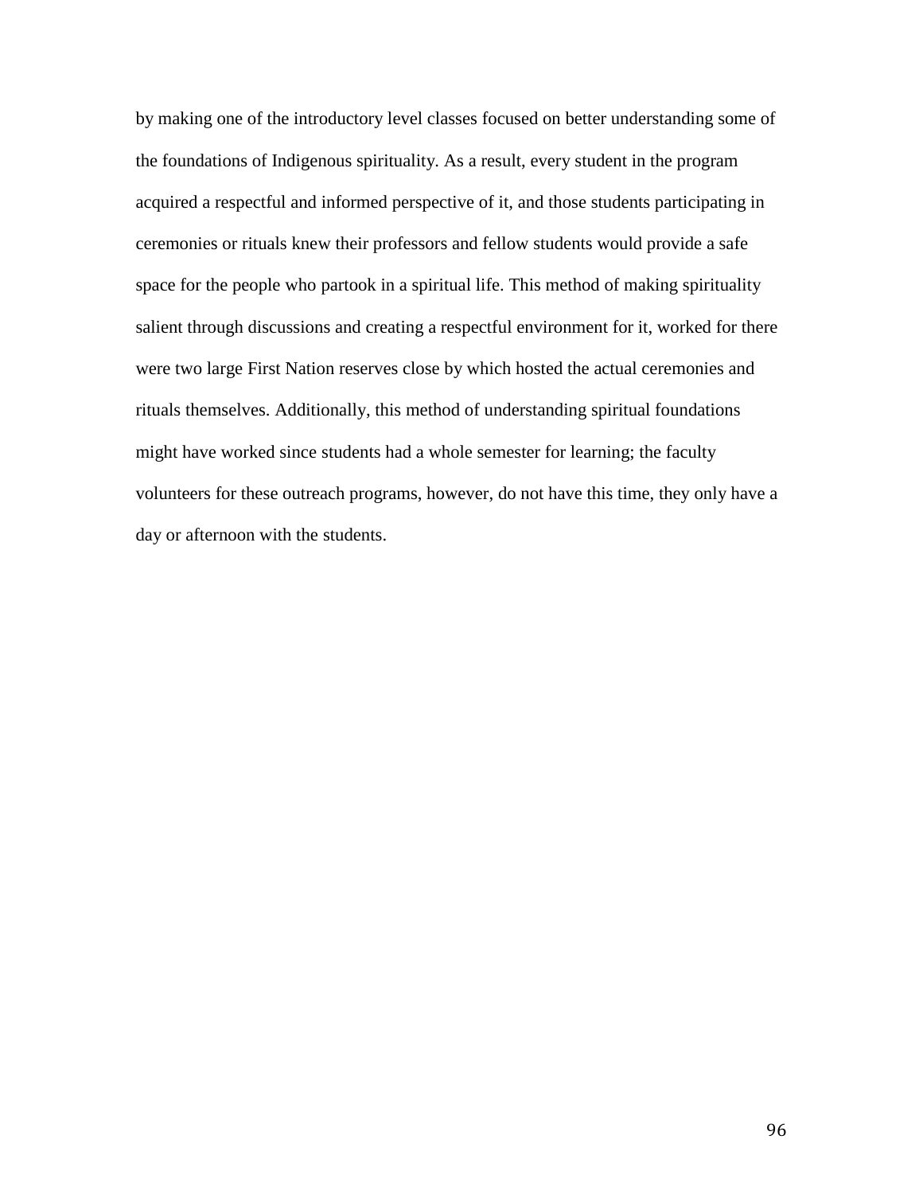by making one of the introductory level classes focused on better understanding some of the foundations of Indigenous spirituality. As a result, every student in the program acquired a respectful and informed perspective of it, and those students participating in ceremonies or rituals knew their professors and fellow students would provide a safe space for the people who partook in a spiritual life. This method of making spirituality salient through discussions and creating a respectful environment for it, worked for there were two large First Nation reserves close by which hosted the actual ceremonies and rituals themselves. Additionally, this method of understanding spiritual foundations might have worked since students had a whole semester for learning; the faculty volunteers for these outreach programs, however, do not have this time, they only have a day or afternoon with the students.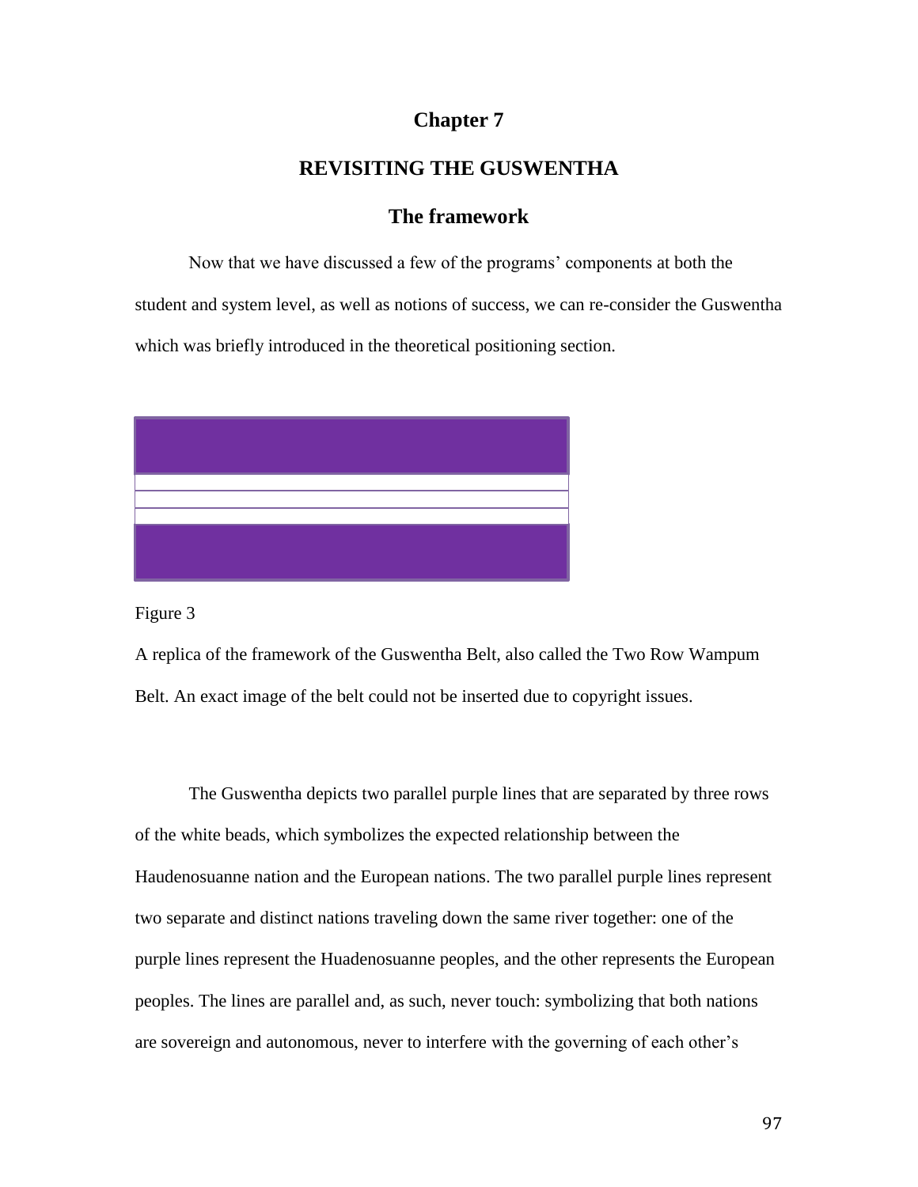# Chapter 7

## REVISITING THE GUSWENTHA

### The framework

Now that we have discussed a few of the programs' components at both the student and system level, as well as notions of success, we can re-consider the Guswentha which was briefly introduced in the theoretical positioning section.

Figure 3

A replica of the framework of the Guswentha Belt, also called the Two Row Wampum Belt. An exact image of the belt could not be inserted due to copyright issues.

The Guswentha depicts two parallel purple lines that are separated by three rows of the white beads, which symbolizes the expected relationship between the Haudenosuanne nation and the European nations. The two parallel purple lines represent two separate and distinct nations traveling down the same river together: one of the purple lines represent the Huadenosuanne peoples, and the other represents the European peoples. The lines are parallel and, as such, never touch: symbolizing that both nations are sovereign and autonomous, never to interfere with the governing of each other's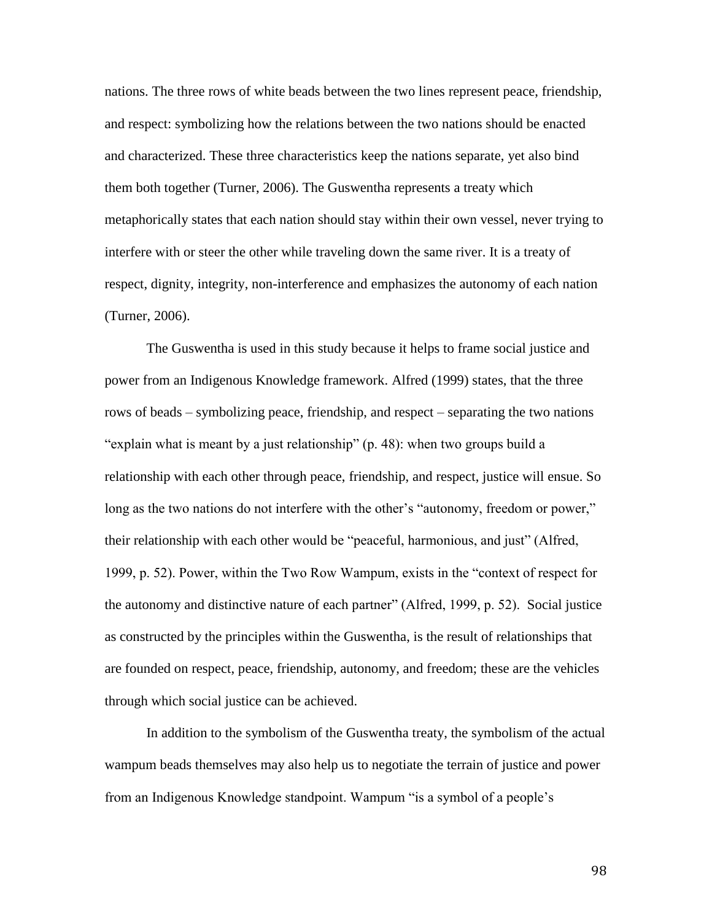nations. The three rows of white beads between the two lines represent peace, friendship, and respect: symbolizing how the relations between the two nations should be enacted and characterized. These three characteristics keep the nations separate, yet also bind them both together (Turner, 2006). The Guswentha represents a treaty which metaphorically states that each nation should stay within their own vessel, never trying to interfere with or steer the other while traveling down the same river. It is a treaty of respect, dignity, integrity, non-interference and emphasizes the autonomy of each nation (Turner, 2006).

The Guswentha is used in this study because it helps to frame social justice and power from an Indigenous Knowledge framework. Alfred (1999) states, that the three rows of beads – symbolizing peace, friendship, and respect – separating the two nations "explain what is meant by a just relationship" (p. 48): when two groups build a relationship with each other through peace, friendship, and respect, justice will ensue. So long as the two nations do not interfere with the other's "autonomy, freedom or power," their relationship with each other would be "peaceful, harmonious, and just" (Alfred, 1999, p. 52). Power, within the Two Row Wampum, exists in the "context of respect for the autonomy and distinctive nature of each partner" (Alfred, 1999, p. 52). Social justice as constructed by the principles within the Guswentha, is the result of relationships that are founded on respect, peace, friendship, autonomy, and freedom; these are the vehicles through which social justice can be achieved.

In addition to the symbolism of the Guswentha treaty, the symbolism of the actual wampum beads themselves may also help us to negotiate the terrain of justice and power from an Indigenous Knowledge standpoint. Wampum "is a symbol of a people's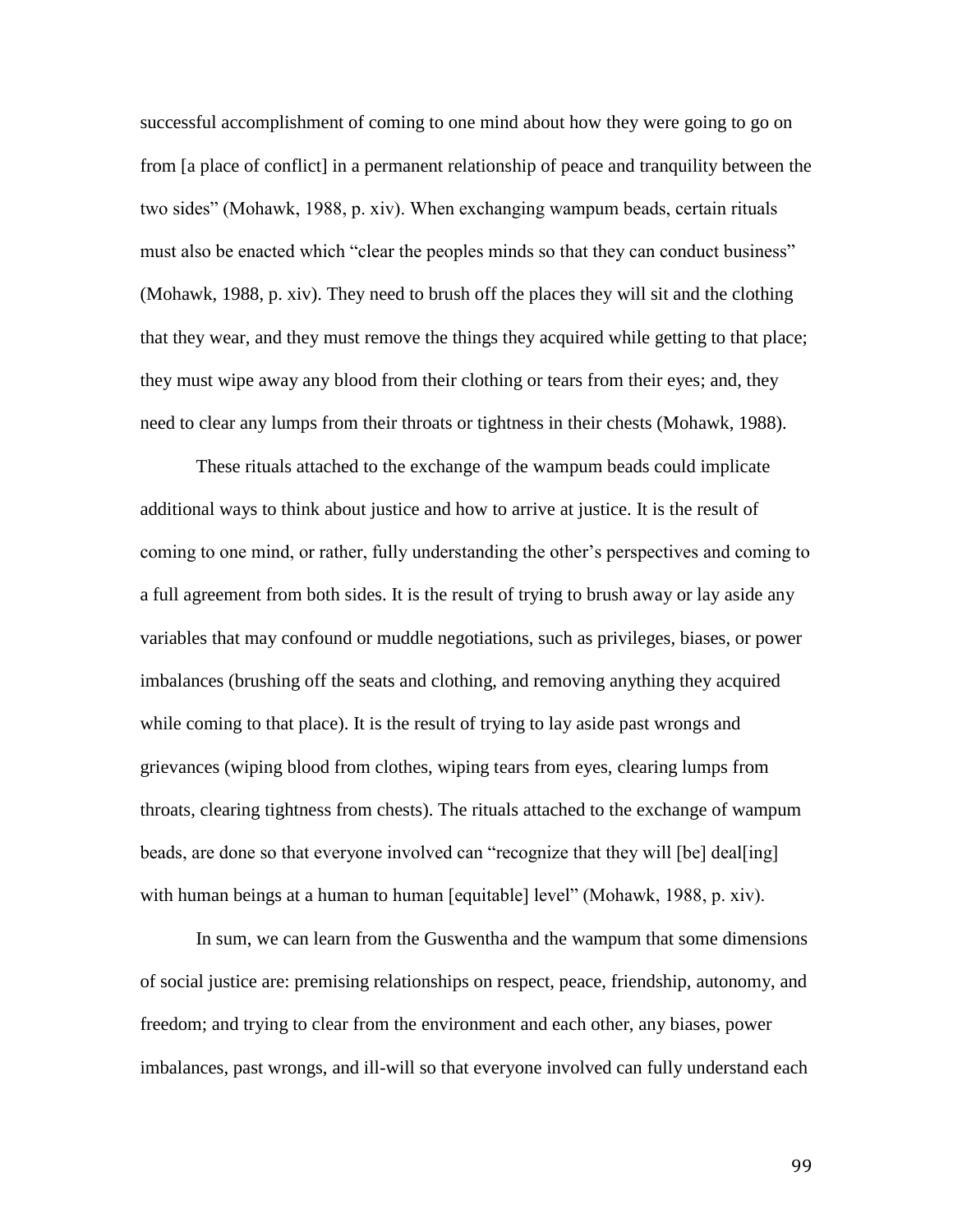successful accomplishment of coming to one mind about how they were going to go on from [a place of conflict] in a permanent relationship of peace and tranquility between the two sides" (Mohawk, 1988, p. xiv). When exchanging wampum beads, certain rituals must also be enacted which "clear the peoples minds so that they can conduct business" (Mohawk, 1988, p. xiv). They need to brush off the places they will sit and the clothing that they wear, and they must remove the things they acquired while getting to that place; they must wipe away any blood from their clothing or tears from their eyes; and, they need to clear any lumps from their throats or tightness in their chests (Mohawk, 1988).

These rituals attached to the exchange of the wampum beads could implicate additional ways to think about justice and how to arrive at justice. It is the result of coming to one mind, or rather, fully understanding the other's perspectives and coming to a full agreement from both sides. It is the result of trying to brush away or lay aside any variables that may confound or muddle negotiations, such as privileges, biases, or power imbalances (brushing off the seats and clothing, and removing anything they acquired while coming to that place). It is the result of trying to lay aside past wrongs and grievances (wiping blood from clothes, wiping tears from eyes, clearing lumps from throats, clearing tightness from chests). The rituals attached to the exchange of wampum beads, are done so that everyone involved can "recognize that they will [be] deal[ing] with human beings at a human to human [equitable] level" (Mohawk, 1988, p. xiv).

In sum, we can learn from the Guswentha and the wampum that some dimensions of social justice are: premising relationships on respect, peace, friendship, autonomy, and freedom; and trying to clear from the environment and each other, any biases, power imbalances, past wrongs, and ill-will so that everyone involved can fully understand each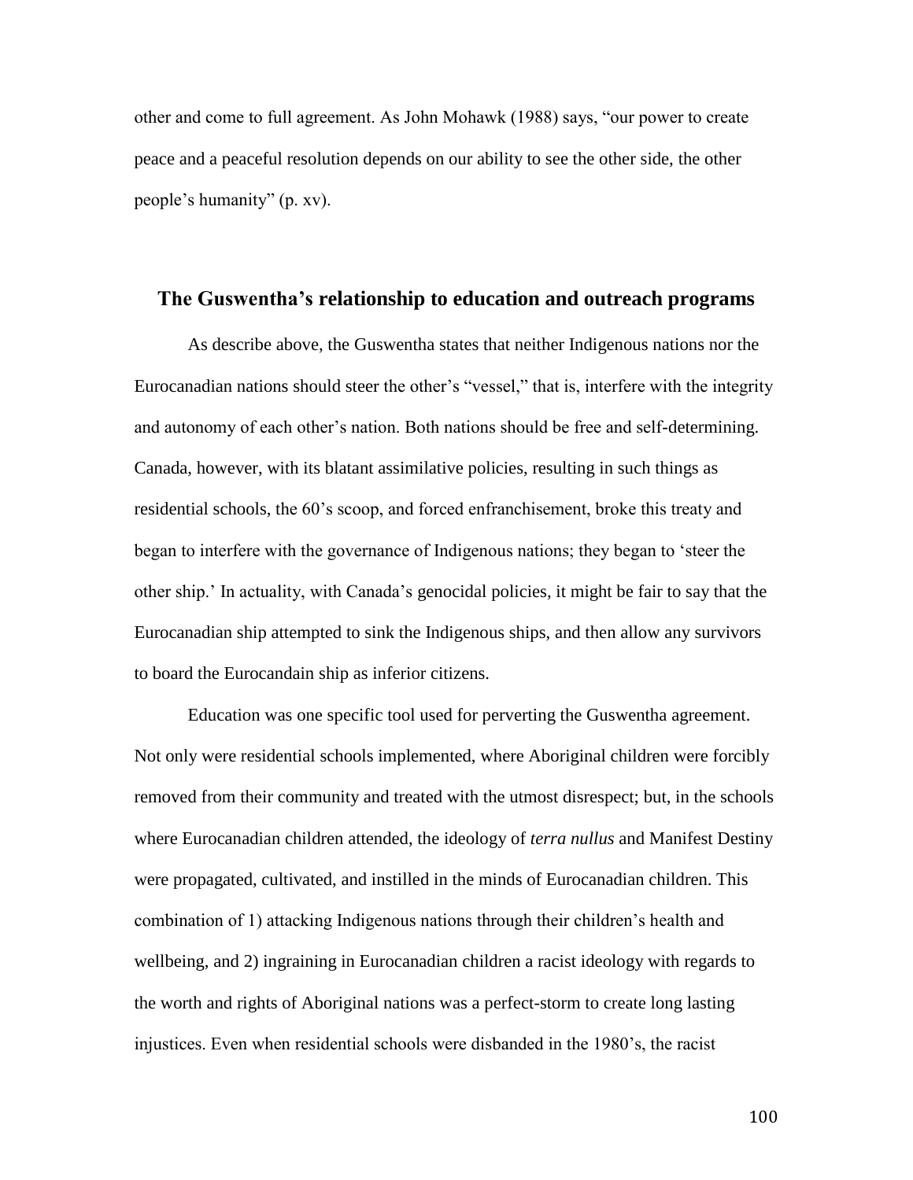other and come to full agreement. As John Mohawk (1988) says, "our power to create peace and a peaceful resolution depends on our ability to see the other side, the other people's humanity" (p. xv).

## The Guswentha's relationship to education and outreach programs

As describe above, the Guswentha states that neither Indigenous nations nor the Eurocanadian nations should steer the other's "vessel," that is, interfere with the integrity and autonomy of each other's nation. Both nations should be free and self-determining. Canada, however, with its blatant assimilative policies, resulting in such things as residential schools, the 60's scoop, and forced enfranchisement, broke this treaty and began to interfere with the governance of Indigenous nations; they began to 'steer the other ship.' In actuality, with Canada's genocidal policies, it might be fair to say that the Eurocanadian ship attempted to sink the Indigenous ships, and then allow any survivors to board the Eurocandain ship as inferior citizens.

Education was one specific tool used for perverting the Guswentha agreement. Not only were residential schools implemented, where Aboriginal children were forcibly removed from their community and treated with the utmost disrespect; but, in the schools where Eurocanadian children attended, the ideology of *terra nullus* and Manifest Destiny were propagated, cultivated, and instilled in the minds of Eurocanadian children. This combination of 1) attacking Indigenous nations through their children's health and wellbeing, and 2) ingraining in Eurocanadian children a racist ideology with regards to the worth and rights of Aboriginal nations was a perfect-storm to create long lasting injustices. Even when residential schools were disbanded in the 1980's, the racist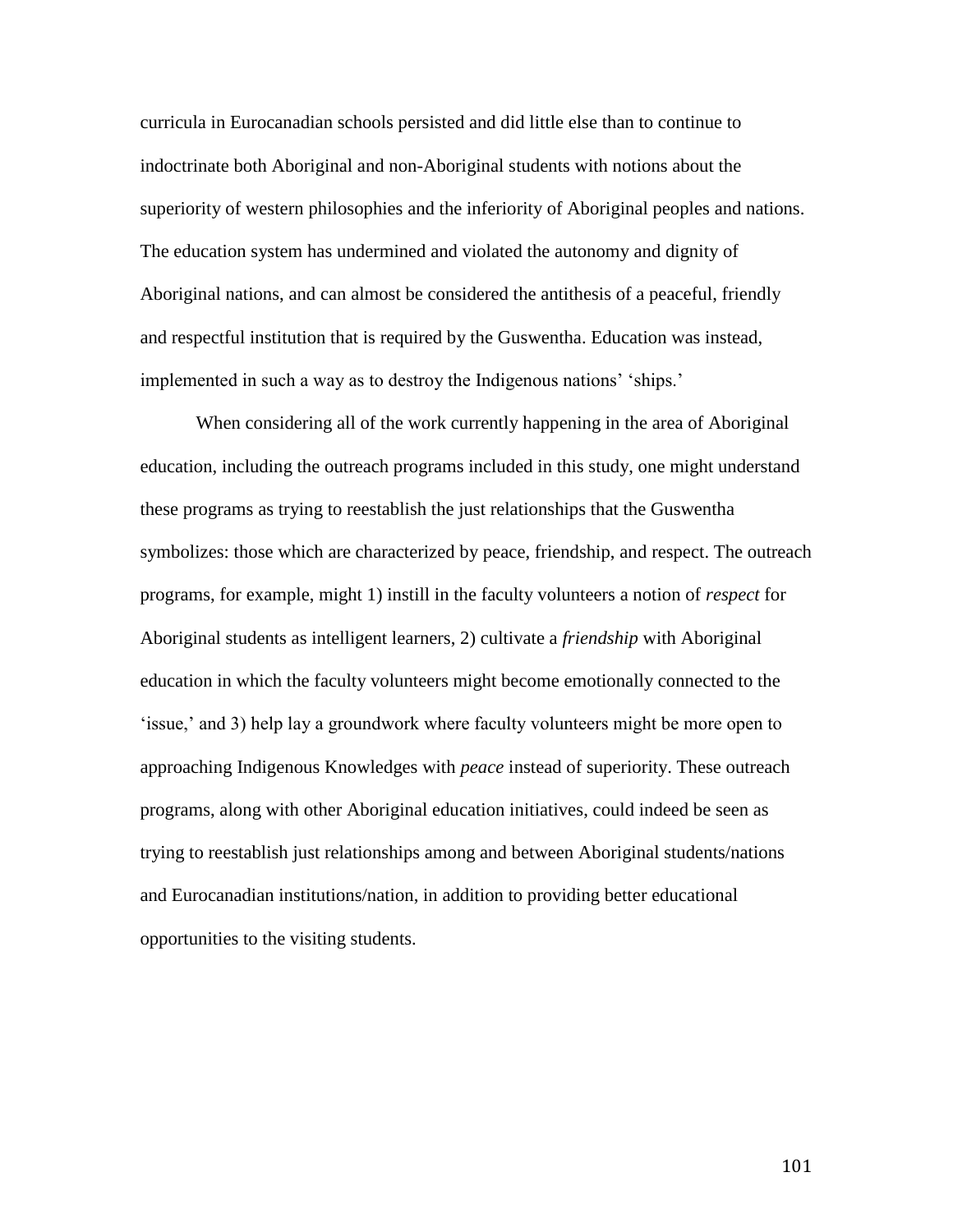curricula in Eurocanadian schools persisted and did little else than to continue to indoctrinate both Aboriginal and non-Aboriginal students with notions about the superiority of western philosophies and the inferiority of Aboriginal peoples and nations. The education system has undermined and violated the autonomy and dignity of Aboriginal nations, and can almost be considered the antithesis of a peaceful, friendly and respectful institution that is required by the Guswentha. Education was instead, implemented in such a way as to destroy the Indigenous nations' 'ships.'

When considering all of the work currently happening in the area of Aboriginal education, including the outreach programs included in this study, one might understand these programs as trying to reestablish the just relationships that the Guswentha symbolizes: those which are characterized by peace, friendship, and respect. The outreach programs, for example, might 1) instill in the faculty volunteers a notion of *respect* for Aboriginal students as intelligent learners, 2) cultivate a *friendship* with Aboriginal education in which the faculty volunteers might become emotionally connected to the 'issue,' and 3) help lay a groundwork where faculty volunteers might be more open to approaching Indigenous Knowledges with *peace* instead of superiority. These outreach programs, along with other Aboriginal education initiatives, could indeed be seen as trying to reestablish just relationships among and between Aboriginal students/nations and Eurocanadian institutions/nation, in addition to providing better educational opportunities to the visiting students.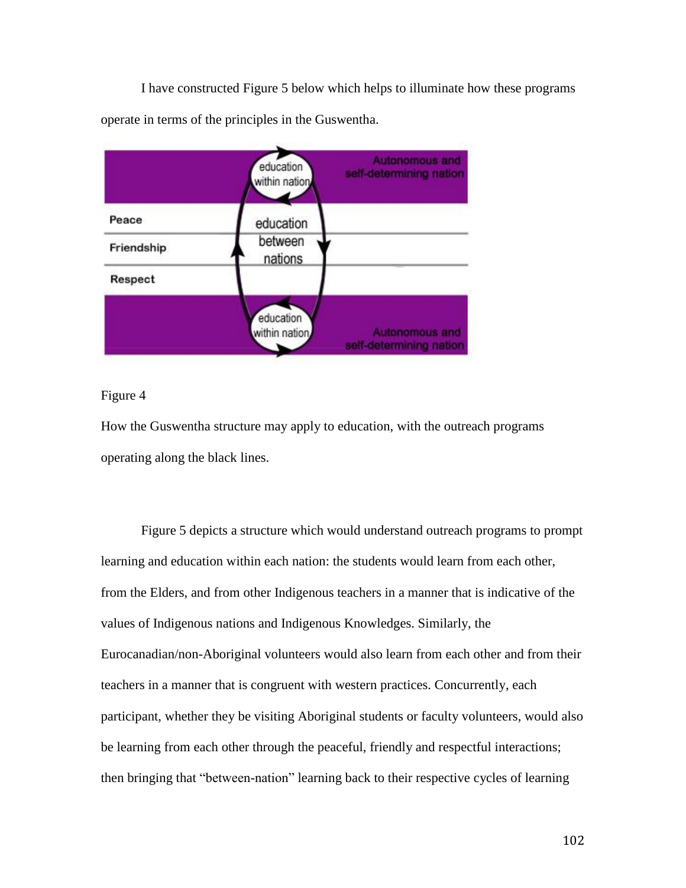I have constructed Figure 5 below which helps to illuminate how these programs operate in terms of the principles in the Guswentha.

Figure 4

How the Guswentha structure may apply to education, with the outreach programs operating along the black lines.

Figure 5 depicts a structure which would understand outreach programs to prompt learning and education within each nation: the students would learn from each other, from the Elders, and from other Indigenous teachers in a manner that is indicative of the values of Indigenous nations and Indigenous Knowledges. Similarly, the Eurocanadian/non-Aboriginal volunteers would also learn from each other and from their teachers in a manner that is congruent with western practices. Concurrently, each participant, whether they be visiting Aboriginal students or faculty volunteers, would also be learning from each other through the peaceful, friendly and respectful interactions; then bringing that "between-nation" learning back to their respective cycles of learning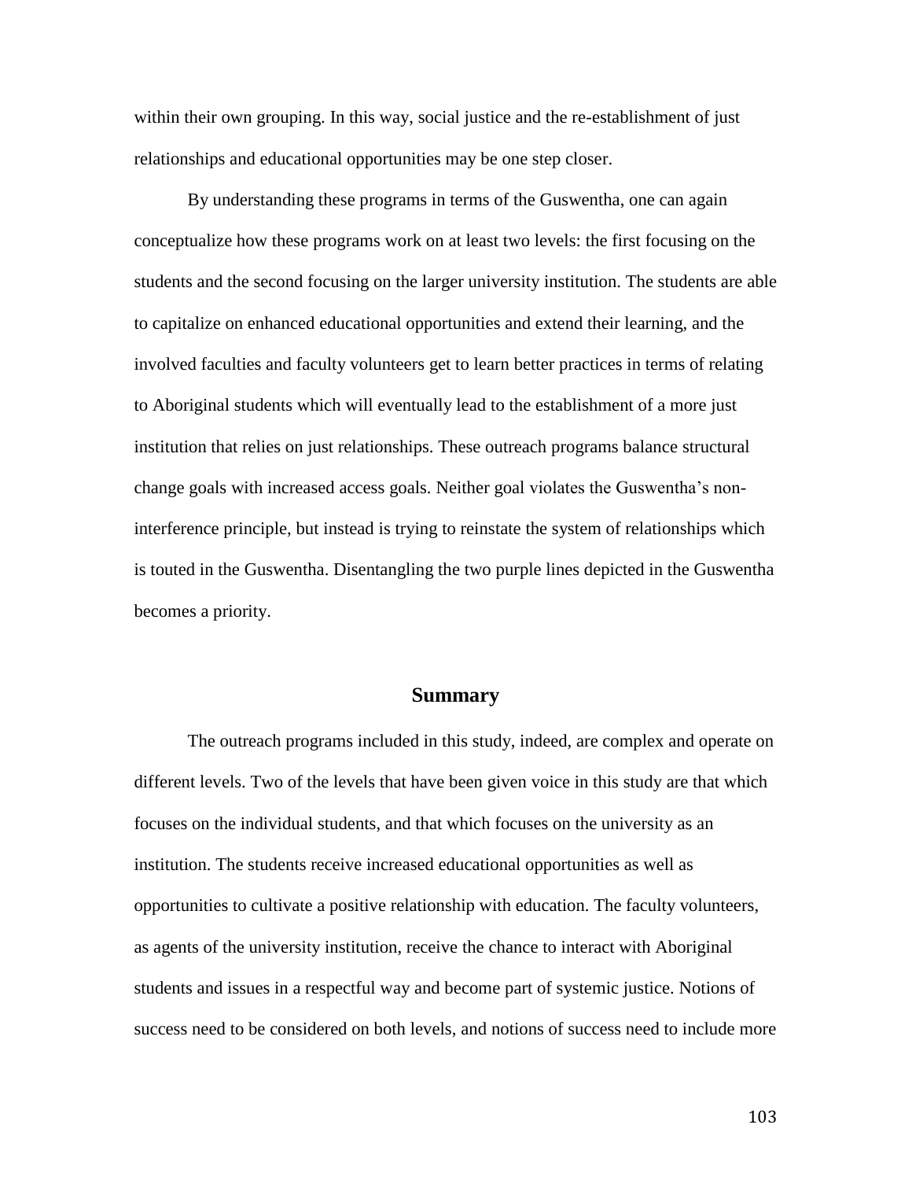within their own grouping. In this way, social justice and the re-establishment of just relationships and educational opportunities may be one step closer.

By understanding these programs in terms of the Guswentha, one can again conceptualize how these programs work on at least two levels: the first focusing on the students and the second focusing on the larger university institution. The students are able to capitalize on enhanced educational opportunities and extend their learning, and the involved faculties and faculty volunteers get to learn better practices in terms of relating to Aboriginal students which will eventually lead to the establishment of a more just institution that relies on just relationships. These outreach programs balance structural change goals with increased access goals. Neither goal violates the Guswentha's non-interference principle, but instead is trying to reinstate the system of relationships which is touted in the Guswentha. Disentangling the two purple lines depicted in the Guswentha becomes a priority.

## Summary

The outreach programs included in this study, indeed, are complex and operate on different levels. Two of the levels that have been given voice in this study are that which focuses on the individual students, and that which focuses on the university as an institution. The students receive increased educational opportunities as well as opportunities to cultivate a positive relationship with education. The faculty volunteers, as agents of the university institution, receive the chance to interact with Aboriginal students and issues in a respectful way and become part of systemic justice. Notions of success need to be considered on both levels, and notions of success need to include more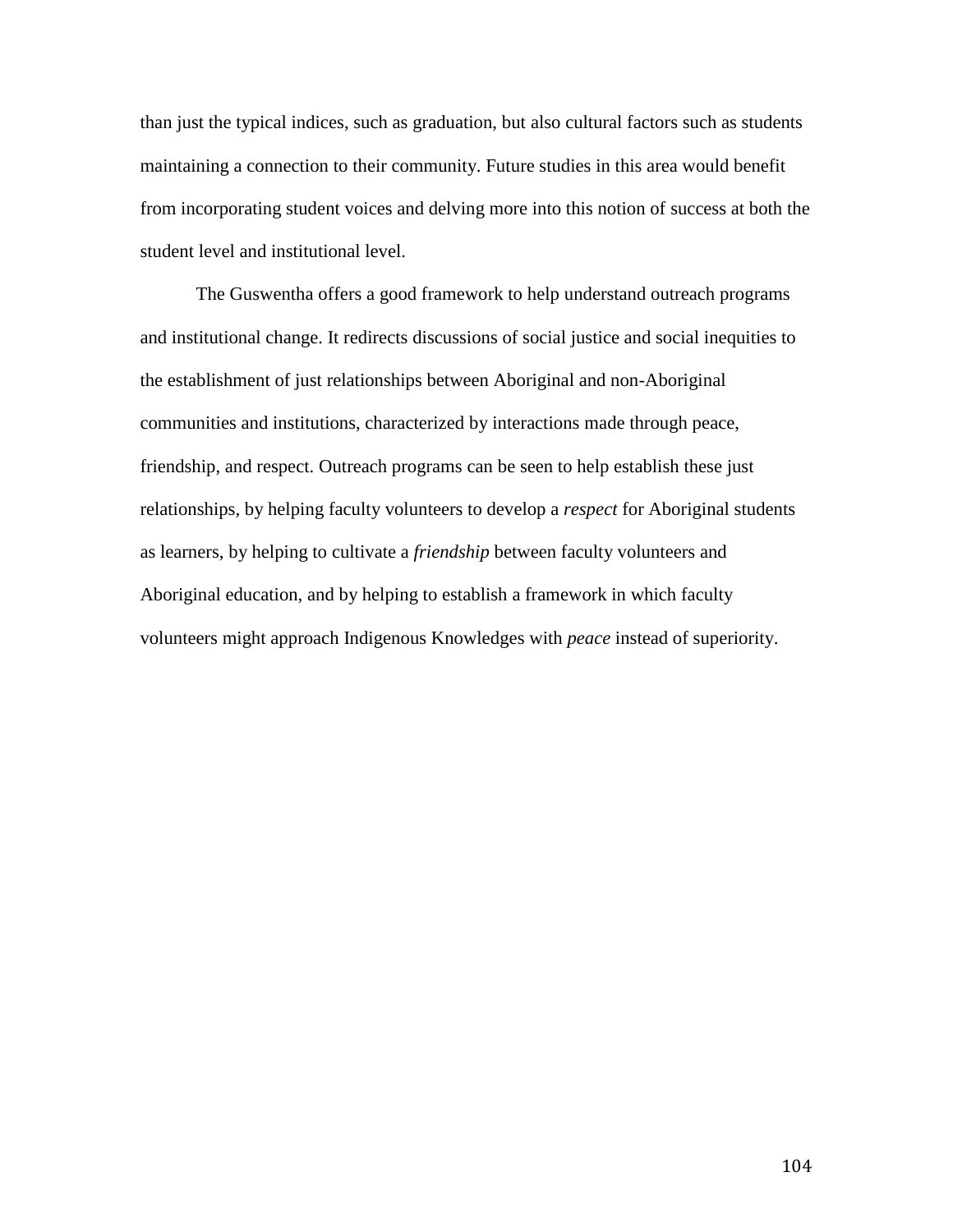than just the typical indices, such as graduation, but also cultural factors such as students maintaining a connection to their community. Future studies in this area would benefit from incorporating student voices and delving more into this notion of success at both the student level and institutional level.

The Guswentha offers a good framework to help understand outreach programs and institutional change. It redirects discussions of social justice and social inequities to the establishment of just relationships between Aboriginal and non-Aboriginal communities and institutions, characterized by interactions made through peace, friendship, and respect. Outreach programs can be seen to help establish these just relationships, by helping faculty volunteers to develop a *respect* for Aboriginal students as learners, by helping to cultivate a *friendship* between faculty volunteers and Aboriginal education, and by helping to establish a framework in which faculty volunteers might approach Indigenous Knowledges with *peace* instead of superiority.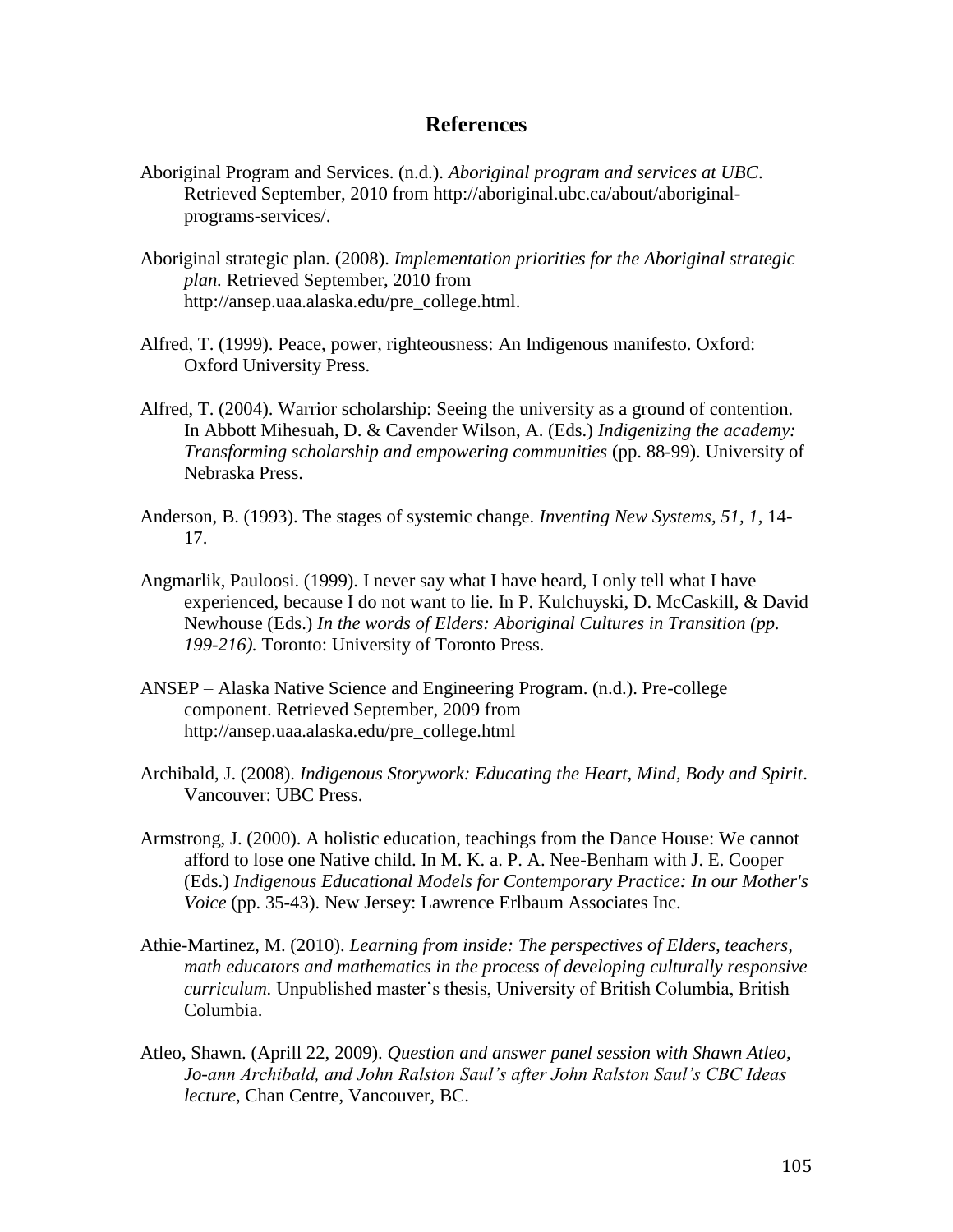# References

Aboriginal Program and Services. (n.d.). *Aboriginal program and services at UBC*. Retrieved September, 2010 from http://aboriginal.ubc.ca/about/aboriginal-programs-services/.

Aboriginal strategic plan. (2008). *Implementation priorities for the Aboriginal strategic plan.* Retrieved September, 2010 from http://ansep.uaa.alaska.edu/pre_college.html.

Alfred, T. (1999). Peace, power, righteousness: An Indigenous manifesto. Oxford: Oxford University Press.

Alfred, T. (2004). Warrior scholarship: Seeing the university as a ground of contention. In Abbott Mihesuah, D. & Cavender Wilson, A. (Eds.) *Indigenizing the academy: Transforming scholarship and empowering communities* (pp. 88-99). University of Nebraska Press.

Anderson, B. (1993). The stages of systemic change. *Inventing New Systems, 51, 1,* 14-17.

Angmarlik, Pauloosi. (1999). I never say what I have heard, I only tell what I have experienced, because I do not want to lie. In P. Kulchuyski, D. McCaskill, & David Newhouse (Eds.) *In the words of Elders: Aboriginal Cultures in Transition (pp. 199-216).* Toronto: University of Toronto Press.

ANSEP – Alaska Native Science and Engineering Program. (n.d.). Pre-college component. Retrieved September, 2009 from http://ansep.uaa.alaska.edu/pre_college.html

Archibald, J. (2008). *Indigenous Storywork: Educating the Heart, Mind, Body and Spirit*. Vancouver: UBC Press.

Armstrong, J. (2000). A holistic education, teachings from the Dance House: We cannot afford to lose one Native child. In M. K. a. P. A. Nee-Benham with J. E. Cooper (Eds.) *Indigenous Educational Models for Contemporary Practice: In our Mother's Voice* (pp. 35-43). New Jersey: Lawrence Erlbaum Associates Inc.

Athie-Martinez, M. (2010). *Learning from inside: The perspectives of Elders, teachers, math educators and mathematics in the process of developing culturally responsive curriculum.* Unpublished master's thesis, University of British Columbia, British Columbia.

Atleo, Shawn. (Aprill 22, 2009). *Question and answer panel session with Shawn Atleo, Jo-ann Archibald, and John Ralston Saul's after John Ralston Saul's CBC Ideas lecture*, Chan Centre, Vancouver, BC.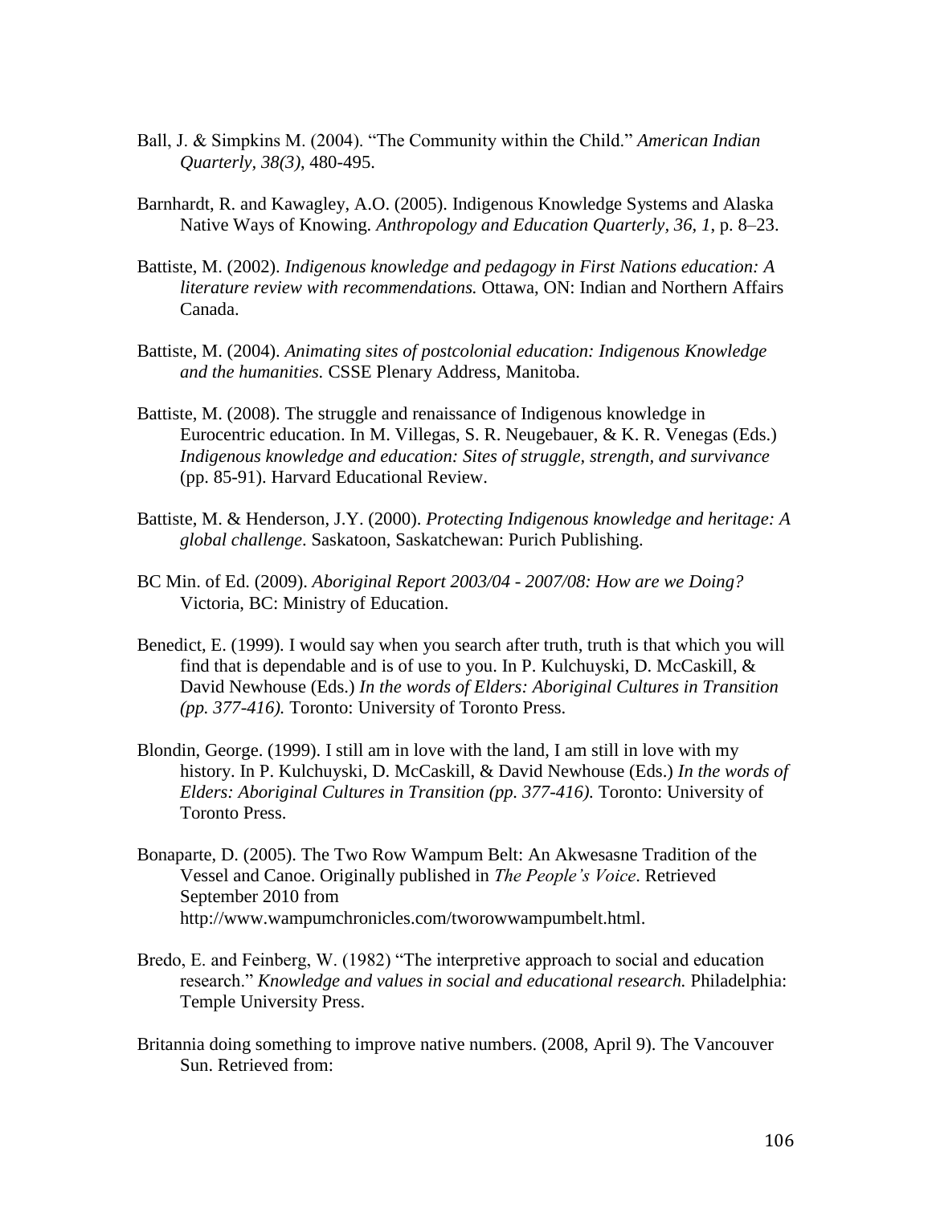Ball, J. & Simpkins M. (2004). "The Community within the Child." *American Indian Quarterly, 38(3)*, 480-495.

Barnhardt, R. and Kawagley, A.O. (2005). Indigenous Knowledge Systems and Alaska Native Ways of Knowing. *Anthropology and Education Quarterly, 36, 1*, p. 8–23.

Battiste, M. (2002). *Indigenous knowledge and pedagogy in First Nations education: A literature review with recommendations.* Ottawa, ON: Indian and Northern Affairs Canada.

Battiste, M. (2004). *Animating sites of postcolonial education: Indigenous Knowledge and the humanities.* CSSE Plenary Address, Manitoba.

Battiste, M. (2008). The struggle and renaissance of Indigenous knowledge in Eurocentric education. In M. Villegas, S. R. Neugebauer, & K. R. Venegas (Eds.) *Indigenous knowledge and education: Sites of struggle, strength, and survivance* (pp. 85-91). Harvard Educational Review.

Battiste, M. & Henderson, J.Y. (2000). *Protecting Indigenous knowledge and heritage: A global challenge*. Saskatoon, Saskatchewan: Purich Publishing.

BC Min. of Ed. (2009). *Aboriginal Report 2003/04 - 2007/08: How are we Doing?* Victoria, BC: Ministry of Education.

Benedict, E. (1999). I would say when you search after truth, truth is that which you will find that is dependable and is of use to you. In P. Kulchuyski, D. McCaskill, & David Newhouse (Eds.) *In the words of Elders: Aboriginal Cultures in Transition (pp. 377-416).* Toronto: University of Toronto Press.

Blondin, George. (1999). I still am in love with the land, I am still in love with my history. In P. Kulchuyski, D. McCaskill, & David Newhouse (Eds.) *In the words of Elders: Aboriginal Cultures in Transition (pp. 377-416).* Toronto: University of Toronto Press.

Bonaparte, D. (2005). The Two Row Wampum Belt: An Akwesasne Tradition of the Vessel and Canoe. Originally published in *The People's Voice*. Retrieved September 2010 from http://www.wampumchronicles.com/tworowwampumbelt.html.

Bredo, E. and Feinberg, W. (1982) "The interpretive approach to social and education research." *Knowledge and values in social and educational research.* Philadelphia: Temple University Press.

Britannia doing something to improve native numbers. (2008, April 9). The Vancouver Sun. Retrieved from: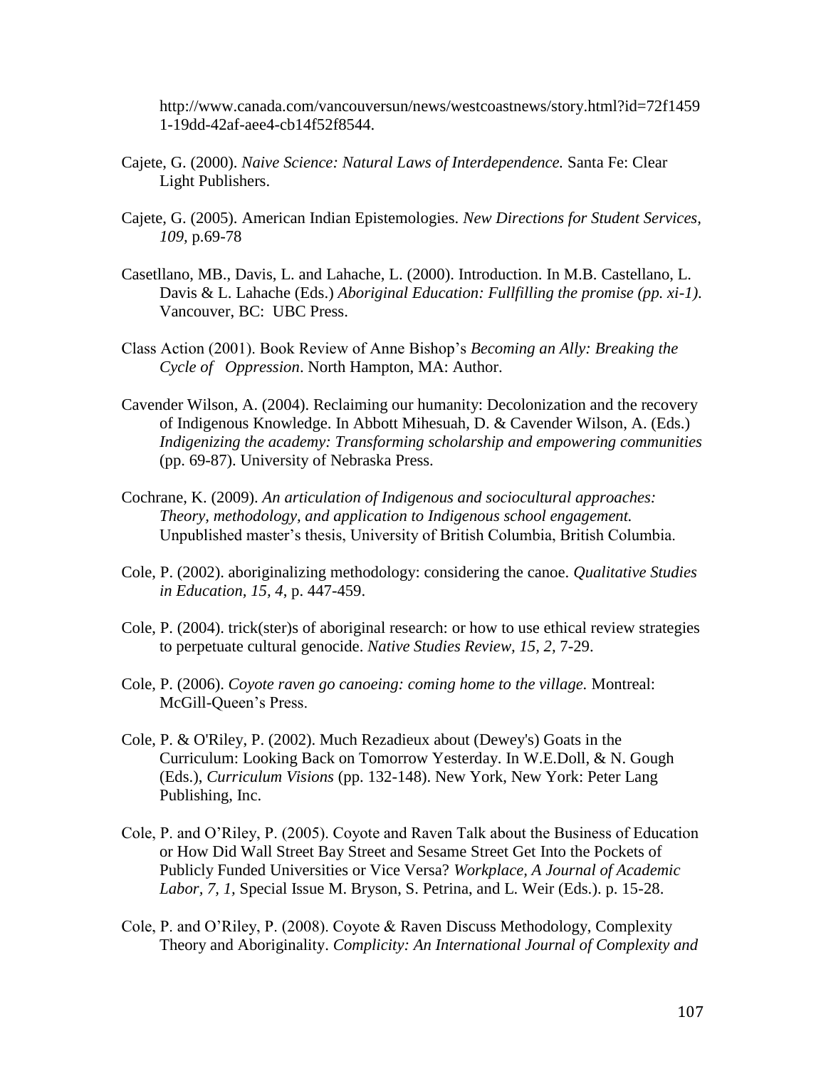http://www.canada.com/vancouversun/news/westcoastnews/story.html?id=72f14591-19dd-42af-aee4-cb14f52f8544.

Cajete, G. (2000). *Naive Science: Natural Laws of Interdependence.* Santa Fe: Clear Light Publishers.

Cajete, G. (2005). American Indian Epistemologies. *New Directions for Student Services, 109,* p.69-78

Casetllano, MB., Davis, L. and Lahache, L. (2000). Introduction. In M.B. Castellano, L. Davis & L. Lahache (Eds.) *Aboriginal Education: Fullfilling the promise (pp. xi-1).* Vancouver, BC: UBC Press.

Class Action (2001). Book Review of Anne Bishop's *Becoming an Ally: Breaking the Cycle of Oppression*. North Hampton, MA: Author.

Cavender Wilson, A. (2004). Reclaiming our humanity: Decolonization and the recovery of Indigenous Knowledge. In Abbott Mihesuah, D. & Cavender Wilson, A. (Eds.) *Indigenizing the academy: Transforming scholarship and empowering communities* (pp. 69-87). University of Nebraska Press.

Cochrane, K. (2009). *An articulation of Indigenous and sociocultural approaches: Theory, methodology, and application to Indigenous school engagement.* Unpublished master's thesis, University of British Columbia, British Columbia.

Cole, P. (2002). aboriginalizing methodology: considering the canoe. *Qualitative Studies in Education, 15, 4*, p. 447-459.

Cole, P. (2004). trick(ster)s of aboriginal research: or how to use ethical review strategies to perpetuate cultural genocide. *Native Studies Review, 15, 2,* 7-29.

Cole, P. (2006). *Coyote raven go canoeing: coming home to the village.* Montreal: McGill-Queen's Press.

Cole, P. & O'Riley, P. (2002). Much Rezadieux about (Dewey's) Goats in the Curriculum: Looking Back on Tomorrow Yesterday. In W.E.Doll, & N. Gough (Eds.), *Curriculum Visions* (pp. 132-148). New York, New York: Peter Lang Publishing, Inc.

Cole, P. and O'Riley, P. (2005). Coyote and Raven Talk about the Business of Education or How Did Wall Street Bay Street and Sesame Street Get Into the Pockets of Publicly Funded Universities or Vice Versa? *Workplace, A Journal of Academic Labor, 7, 1,* Special Issue M. Bryson, S. Petrina, and L. Weir (Eds.). p. 15-28.

Cole, P. and O'Riley, P. (2008). Coyote & Raven Discuss Methodology, Complexity Theory and Aboriginality. *Complicity: An International Journal of Complexity and*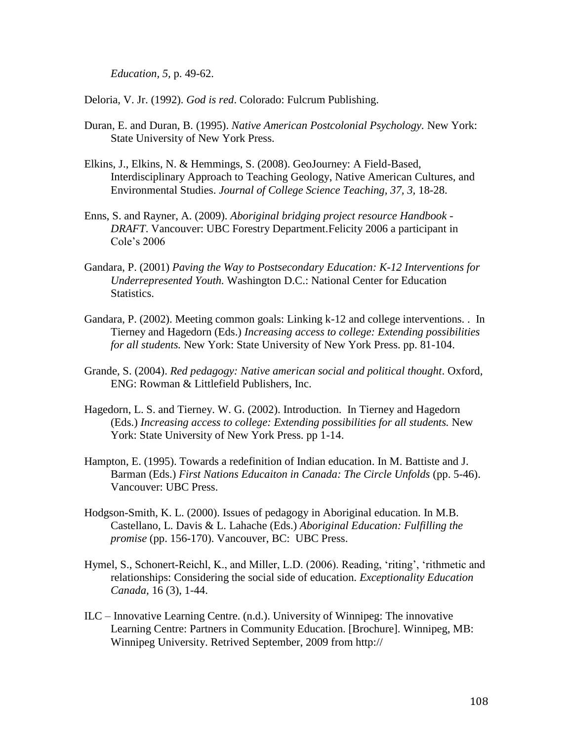*Education, 5,* p. 49-62.

Deloria, V. Jr. (1992). *God is red*. Colorado: Fulcrum Publishing.

Duran, E. and Duran, B. (1995). *Native American Postcolonial Psychology.* New York: State University of New York Press.

Elkins, J., Elkins, N. & Hemmings, S. (2008). GeoJourney: A Field-Based, Interdisciplinary Approach to Teaching Geology, Native American Cultures, and Environmental Studies. *Journal of College Science Teaching, 37, 3,* 18-28.

Enns, S. and Rayner, A. (2009). *Aboriginal bridging project resource Handbook - DRAFT*. Vancouver: UBC Forestry Department.Felicity 2006 a participant in Cole's 2006

Gandara, P. (2001) *Paving the Way to Postsecondary Education: K-12 Interventions for Underrepresented Youth.* Washington D.C.: National Center for Education Statistics.

Gandara, P. (2002). Meeting common goals: Linking k-12 and college interventions. . In Tierney and Hagedorn (Eds.) *Increasing access to college: Extending possibilities for all students.* New York: State University of New York Press. pp. 81-104.

Grande, S. (2004). *Red pedagogy: Native american social and political thought*. Oxford, ENG: Rowman & Littlefield Publishers, Inc.

Hagedorn, L. S. and Tierney. W. G. (2002). Introduction. In Tierney and Hagedorn (Eds.) *Increasing access to college: Extending possibilities for all students.* New York: State University of New York Press. pp 1-14.

Hampton, E. (1995). Towards a redefinition of Indian education. In M. Battiste and J. Barman (Eds.) *First Nations Educaiton in Canada: The Circle Unfolds* (pp. 5-46). Vancouver: UBC Press.

Hodgson-Smith, K. L. (2000). Issues of pedagogy in Aboriginal education. In M.B. Castellano, L. Davis & L. Lahache (Eds.) *Aboriginal Education: Fulfilling the promise* (pp. 156-170). Vancouver, BC: UBC Press.

Hymel, S., Schonert-Reichl, K., and Miller, L.D. (2006). Reading, 'riting', 'rithmetic and relationships: Considering the social side of education. *Exceptionality Education Canada*, 16 (3), 1-44.

ILC – Innovative Learning Centre. (n.d.). University of Winnipeg: The innovative Learning Centre: Partners in Community Education. [Brochure]. Winnipeg, MB: Winnipeg University. Retrived September, 2009 from http://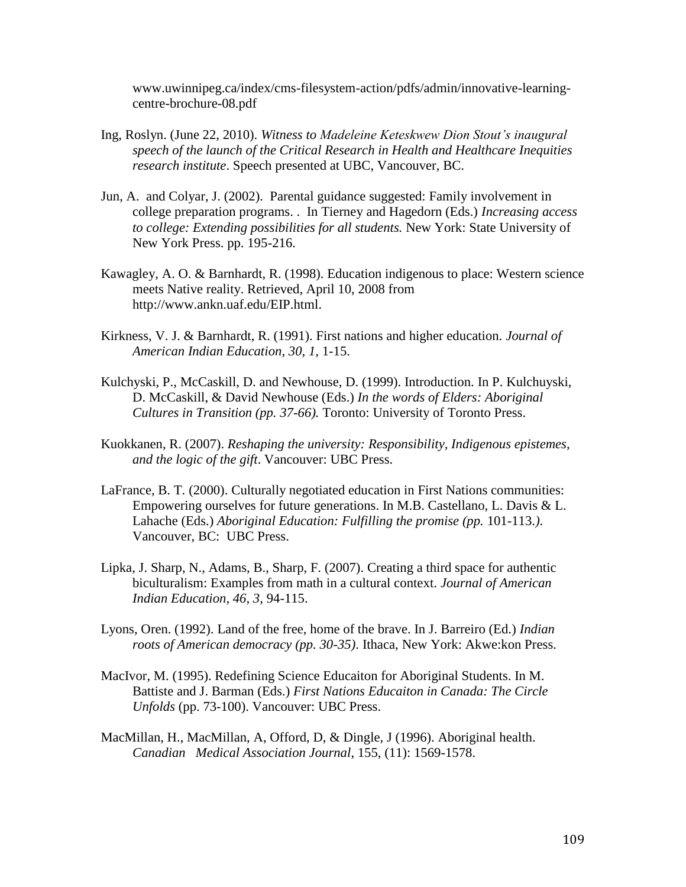www.uwinnipeg.ca/index/cms-filesystem-action/pdfs/admin/innovative-learning-centre-brochure-08.pdf

Ing, Roslyn. (June 22, 2010). *Witness to Madeleine Keteskwew Dion Stout's inaugural speech of the launch of the Critical Research in Health and Healthcare Inequities research institute*. Speech presented at UBC, Vancouver, BC.

Jun, A. and Colyar, J. (2002). Parental guidance suggested: Family involvement in college preparation programs. . In Tierney and Hagedorn (Eds.) *Increasing access to college: Extending possibilities for all students.* New York: State University of New York Press. pp. 195-216.

Kawagley, A. O. & Barnhardt, R. (1998). Education indigenous to place: Western science meets Native reality. Retrieved, April 10, 2008 from http://www.ankn.uaf.edu/EIP.html.

Kirkness, V. J. & Barnhardt, R. (1991). First nations and higher education. *Journal of American Indian Education, 30, 1*, 1-15.

Kulchyski, P., McCaskill, D. and Newhouse, D. (1999). Introduction. In P. Kulchuyski, D. McCaskill, & David Newhouse (Eds.) *In the words of Elders: Aboriginal Cultures in Transition (pp. 37-66).* Toronto: University of Toronto Press.

Kuokkanen, R. (2007). *Reshaping the university: Responsibility, Indigenous epistemes, and the logic of the gift*. Vancouver: UBC Press.

LaFrance, B. T. (2000). Culturally negotiated education in First Nations communities: Empowering ourselves for future generations. In M.B. Castellano, L. Davis & L. Lahache (Eds.) *Aboriginal Education: Fulfilling the promise (pp.* 101-113.*).* Vancouver, BC: UBC Press.

Lipka, J. Sharp, N., Adams, B., Sharp, F. (2007). Creating a third space for authentic biculturalism: Examples from math in a cultural context. *Journal of American Indian Education, 46, 3,* 94-115.

Lyons, Oren. (1992). Land of the free, home of the brave. In J. Barreiro (Ed.) *Indian roots of American democracy (pp. 30-35)*. Ithaca, New York: Akwe:kon Press.

MacIvor, M. (1995). Redefining Science Educaiton for Aboriginal Students. In M. Battiste and J. Barman (Eds.) *First Nations Educaiton in Canada: The Circle Unfolds* (pp. 73-100). Vancouver: UBC Press.

MacMillan, H., MacMillan, A, Offord, D, & Dingle, J (1996). Aboriginal health. *Canadian Medical Association Journal*, 155, (11): 1569-1578.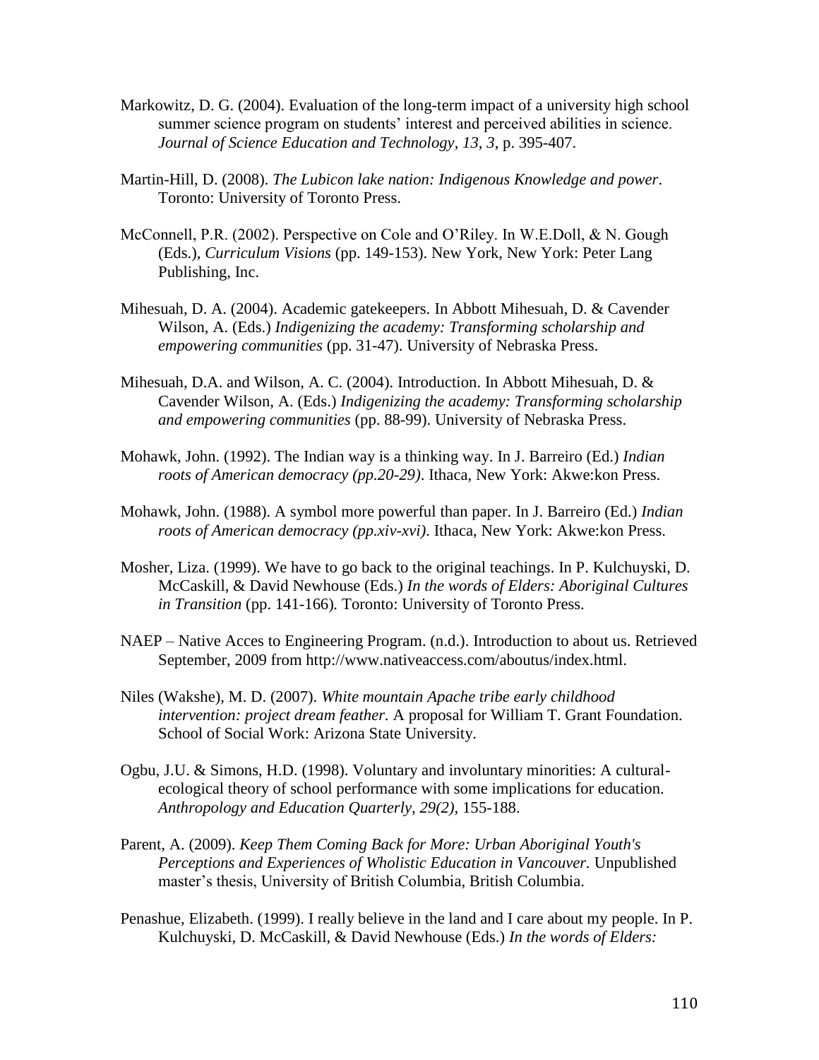Markowitz, D. G. (2004). Evaluation of the long-term impact of a university high school summer science program on students' interest and perceived abilities in science. *Journal of Science Education and Technology, 13, 3*, p. 395-407.

Martin-Hill, D. (2008). *The Lubicon lake nation: Indigenous Knowledge and power*. Toronto: University of Toronto Press.

McConnell, P.R. (2002). Perspective on Cole and O'Riley. In W.E.Doll, & N. Gough (Eds.), *Curriculum Visions* (pp. 149-153). New York, New York: Peter Lang Publishing, Inc.

Mihesuah, D. A. (2004). Academic gatekeepers. In Abbott Mihesuah, D. & Cavender Wilson, A. (Eds.) *Indigenizing the academy: Transforming scholarship and empowering communities* (pp. 31-47). University of Nebraska Press.

Mihesuah, D.A. and Wilson, A. C. (2004). Introduction. In Abbott Mihesuah, D. & Cavender Wilson, A. (Eds.) *Indigenizing the academy: Transforming scholarship and empowering communities* (pp. 88-99). University of Nebraska Press.

Mohawk, John. (1992). The Indian way is a thinking way. In J. Barreiro (Ed.) *Indian roots of American democracy (pp.20-29)*. Ithaca, New York: Akwe:kon Press.

Mohawk, John. (1988). A symbol more powerful than paper. In J. Barreiro (Ed.) *Indian roots of American democracy (pp.xiv-xvi)*. Ithaca, New York: Akwe:kon Press.

Mosher, Liza. (1999). We have to go back to the original teachings. In P. Kulchuyski, D. McCaskill, & David Newhouse (Eds.) *In the words of Elders: Aboriginal Cultures in Transition* (pp. 141-166)*.* Toronto: University of Toronto Press.

NAEP – Native Acces to Engineering Program. (n.d.). Introduction to about us. Retrieved September, 2009 from http://www.nativeaccess.com/aboutus/index.html.

Niles (Wakshe), M. D. (2007). *White mountain Apache tribe early childhood intervention: project dream feather.* A proposal for William T. Grant Foundation. School of Social Work: Arizona State University.

Ogbu, J.U. & Simons, H.D. (1998). Voluntary and involuntary minorities: A cultural-ecological theory of school performance with some implications for education. *Anthropology and Education Quarterly, 29(2),* 155-188.

Parent, A. (2009). *Keep Them Coming Back for More: Urban Aboriginal Youth's Perceptions and Experiences of Wholistic Education in Vancouver.* Unpublished master's thesis, University of British Columbia, British Columbia.

Penashue, Elizabeth. (1999). I really believe in the land and I care about my people. In P. Kulchuyski, D. McCaskill, & David Newhouse (Eds.) *In the words of Elders:*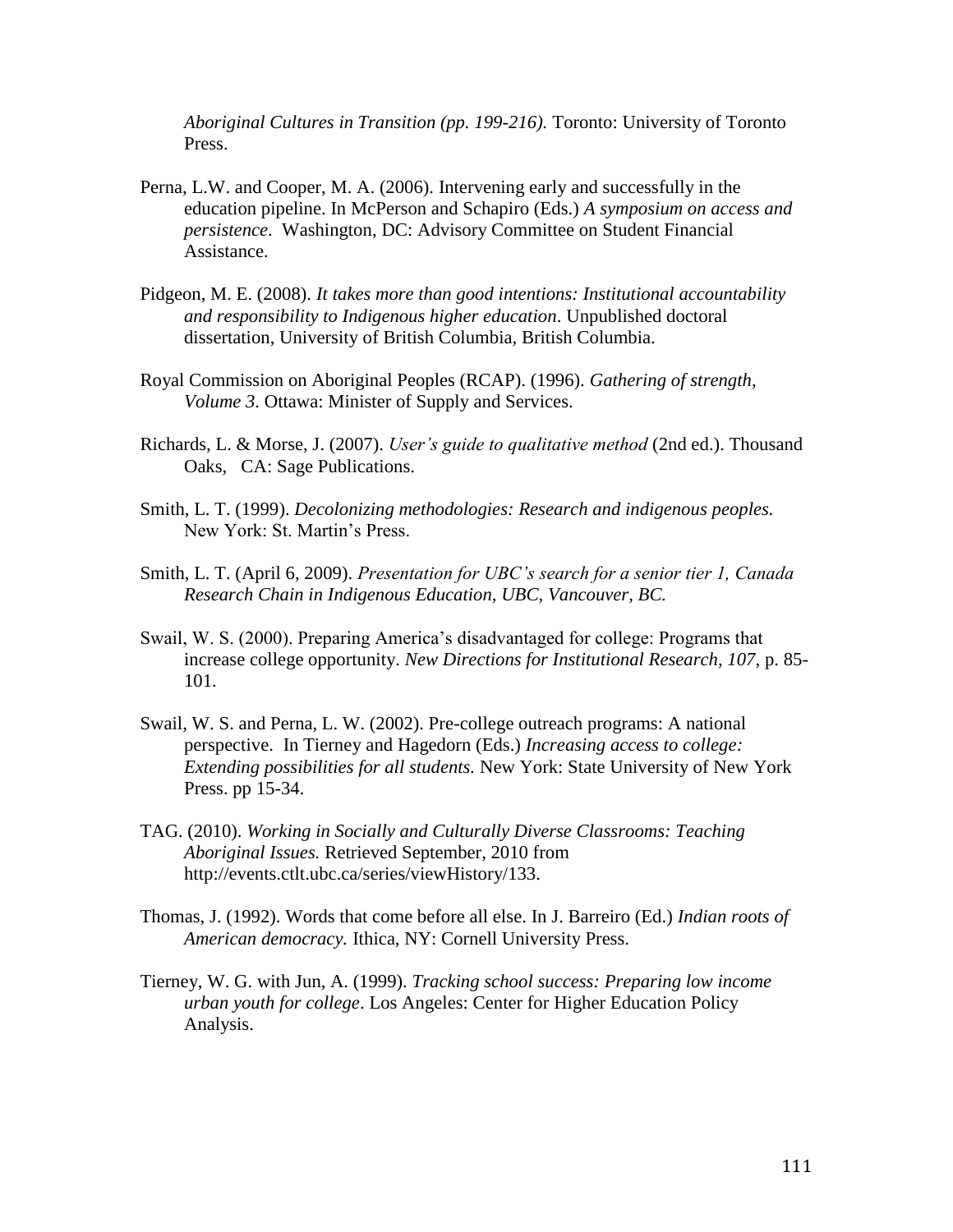*Aboriginal Cultures in Transition (pp. 199-216).* Toronto: University of Toronto Press.

Perna, L.W. and Cooper, M. A. (2006). Intervening early and successfully in the education pipeline. In McPerson and Schapiro (Eds.) *A symposium on access and persistence*. Washington, DC: Advisory Committee on Student Financial Assistance.

Pidgeon, M. E. (2008). *It takes more than good intentions: Institutional accountability and responsibility to Indigenous higher education*. Unpublished doctoral dissertation, University of British Columbia, British Columbia.

Royal Commission on Aboriginal Peoples (RCAP). (1996). *Gathering of strength, Volume 3*. Ottawa: Minister of Supply and Services.

Richards, L. & Morse, J. (2007). *User's guide to qualitative method* (2nd ed.). Thousand Oaks, CA: Sage Publications.

Smith, L. T. (1999). *Decolonizing methodologies: Research and indigenous peoples.* New York: St. Martin's Press.

Smith, L. T. (April 6, 2009). *Presentation for UBC's search for a senior tier 1, Canada Research Chain in Indigenous Education, UBC, Vancouver, BC.*

Swail, W. S. (2000). Preparing America's disadvantaged for college: Programs that increase college opportunity. *New Directions for Institutional Research, 107*, p. 85-101.

Swail, W. S. and Perna, L. W. (2002). Pre-college outreach programs: A national perspective. In Tierney and Hagedorn (Eds.) *Increasing access to college: Extending possibilities for all students.* New York: State University of New York Press. pp 15-34.

TAG. (2010). *Working in Socially and Culturally Diverse Classrooms: Teaching Aboriginal Issues.* Retrieved September, 2010 from http://events.ctlt.ubc.ca/series/viewHistory/133.

Thomas, J. (1992). Words that come before all else. In J. Barreiro (Ed.) *Indian roots of American democracy.* Ithica, NY: Cornell University Press.

Tierney, W. G. with Jun, A. (1999). *Tracking school success: Preparing low income urban youth for college*. Los Angeles: Center for Higher Education Policy Analysis.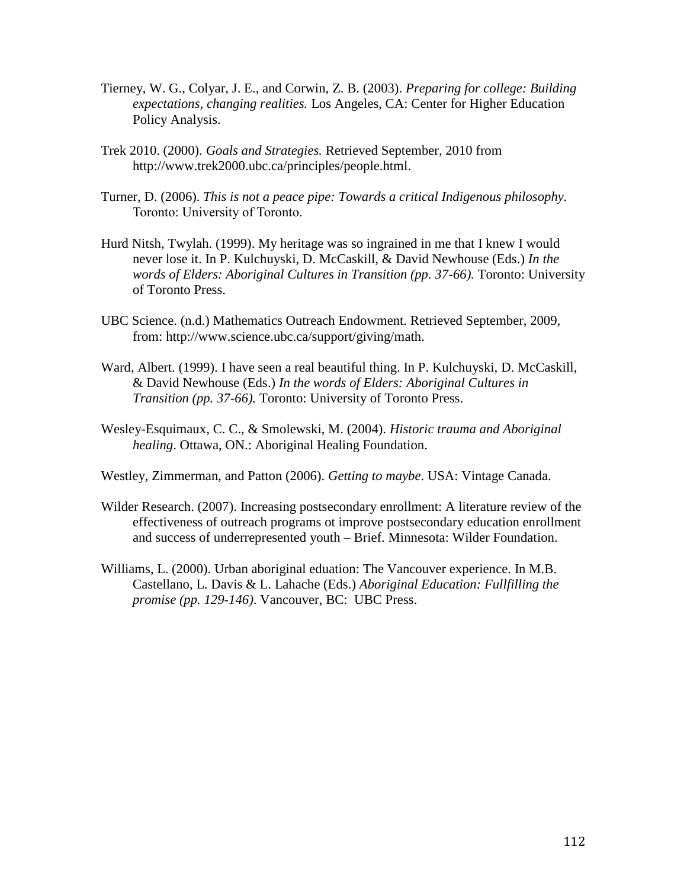Tierney, W. G., Colyar, J. E., and Corwin, Z. B. (2003). *Preparing for college: Building expectations, changing realities.* Los Angeles, CA: Center for Higher Education Policy Analysis.

Trek 2010. (2000). *Goals and Strategies.* Retrieved September, 2010 from http://www.trek2000.ubc.ca/principles/people.html.

Turner, D. (2006). *This is not a peace pipe: Towards a critical Indigenous philosophy.* Toronto: University of Toronto.

Hurd Nitsh, Twylah. (1999). My heritage was so ingrained in me that I knew I would never lose it. In P. Kulchuyski, D. McCaskill, & David Newhouse (Eds.) *In the words of Elders: Aboriginal Cultures in Transition (pp. 37-66).* Toronto: University of Toronto Press.

UBC Science. (n.d.) Mathematics Outreach Endowment. Retrieved September, 2009, from: http://www.science.ubc.ca/support/giving/math.

Ward, Albert. (1999). I have seen a real beautiful thing. In P. Kulchuyski, D. McCaskill, & David Newhouse (Eds.) *In the words of Elders: Aboriginal Cultures in Transition (pp. 37-66).* Toronto: University of Toronto Press.

Wesley-Esquimaux, C. C., & Smolewski, M. (2004). *Historic trauma and Aboriginal healing*. Ottawa, ON.: Aboriginal Healing Foundation.

Westley, Zimmerman, and Patton (2006). *Getting to maybe*. USA: Vintage Canada.

Wilder Research. (2007). Increasing postsecondary enrollment: A literature review of the effectiveness of outreach programs ot improve postsecondary education enrollment and success of underrepresented youth – Brief. Minnesota: Wilder Foundation.

Williams, L. (2000). Urban aboriginal eduation: The Vancouver experience. In M.B. Castellano, L. Davis & L. Lahache (Eds.) *Aboriginal Education: Fullfilling the promise (pp. 129-146)*. Vancouver, BC: UBC Press.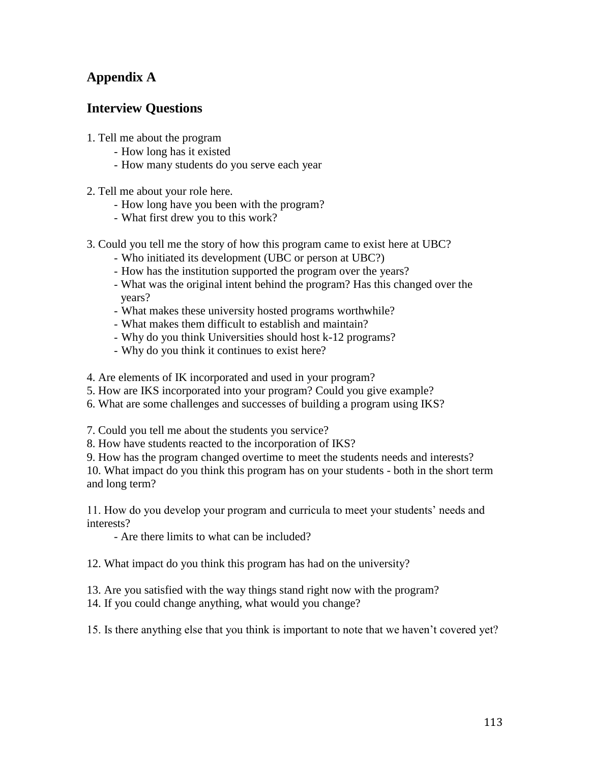## Appendix A

## Interview Questions

1. Tell me about the program
   - How long has it existed
   - How many students do you serve each year

2. Tell me about your role here.
   - How long have you been with the program?
   - What first drew you to this work?

3. Could you tell me the story of how this program came to exist here at UBC?
   - Who initiated its development (UBC or person at UBC?)
   - How has the institution supported the program over the years?
   - What was the original intent behind the program? Has this changed over the years?
   - What makes these university hosted programs worthwhile?
   - What makes them difficult to establish and maintain?
   - Why do you think Universities should host k-12 programs?
   - Why do you think it continues to exist here?

4. Are elements of IK incorporated and used in your program?
5. How are IKS incorporated into your program? Could you give example?
6. What are some challenges and successes of building a program using IKS?

7. Could you tell me about the students you service?
8. How have students reacted to the incorporation of IKS?
9. How has the program changed overtime to meet the students needs and interests?
10. What impact do you think this program has on your students - both in the short term and long term?

11. How do you develop your program and curricula to meet your students' needs and interests?
    - Are there limits to what can be included?

12. What impact do you think this program has had on the university?

13. Are you satisfied with the way things stand right now with the program?
14. If you could change anything, what would you change?

15. Is there anything else that you think is important to note that we haven't covered yet?